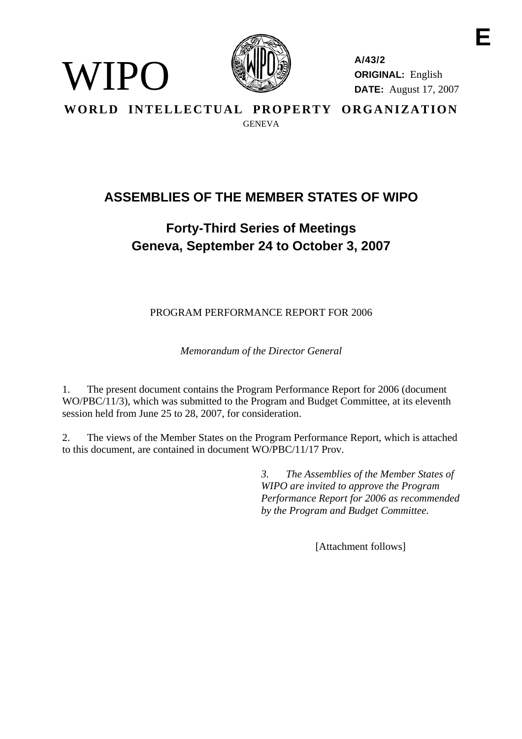E

WIPO

A/43/2
**ORIGINAL:** English
**DATE:** August 17, 2007

**WORLD INTELLECTUAL PROPERTY ORGANIZATION**
GENEVA

# ASSEMBLIES OF THE MEMBER STATES OF WIPO

## Forty-Third Series of Meetings
## Geneva, September 24 to October 3, 2007

PROGRAM PERFORMANCE REPORT FOR 2006

*Memorandum of the Director General*

1. The present document contains the Program Performance Report for 2006 (document WO/PBC/11/3), which was submitted to the Program and Budget Committee, at its eleventh session held from June 25 to 28, 2007, for consideration.

2. The views of the Member States on the Program Performance Report, which is attached to this document, are contained in document WO/PBC/11/17 Prov.

*3. The Assemblies of the Member States of WIPO are invited to approve the Program Performance Report for 2006 as recommended by the Program and Budget Committee.*

[Attachment follows]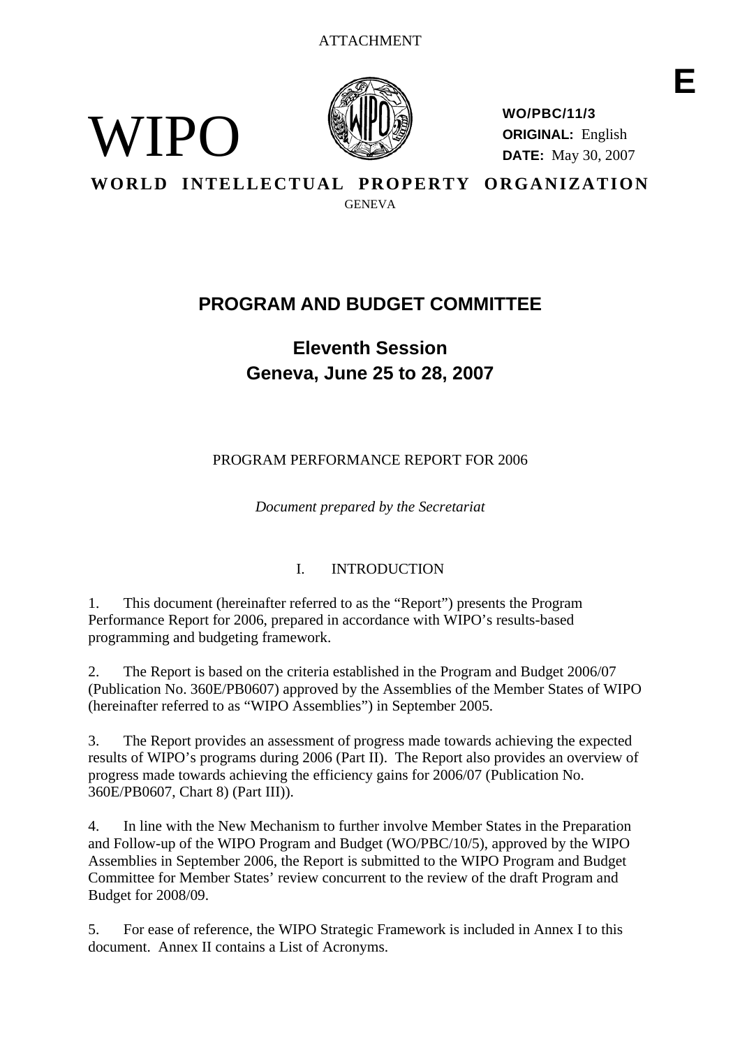ATTACHMENT

**E**

WIPO

**WO/PBC/11/3**
**ORIGINAL:** English
**DATE:** May 30, 2007

**WORLD INTELLECTUAL PROPERTY ORGANIZATION**

GENEVA

# PROGRAM AND BUDGET COMMITTEE

## Eleventh Session
## Geneva, June 25 to 28, 2007

PROGRAM PERFORMANCE REPORT FOR 2006

*Document prepared by the Secretariat*

## I. INTRODUCTION

1. This document (hereinafter referred to as the "Report") presents the Program Performance Report for 2006, prepared in accordance with WIPO's results-based programming and budgeting framework.

2. The Report is based on the criteria established in the Program and Budget 2006/07 (Publication No. 360E/PB0607) approved by the Assemblies of the Member States of WIPO (hereinafter referred to as "WIPO Assemblies") in September 2005.

3. The Report provides an assessment of progress made towards achieving the expected results of WIPO's programs during 2006 (Part II). The Report also provides an overview of progress made towards achieving the efficiency gains for 2006/07 (Publication No. 360E/PB0607, Chart 8) (Part III)).

4. In line with the New Mechanism to further involve Member States in the Preparation and Follow-up of the WIPO Program and Budget (WO/PBC/10/5), approved by the WIPO Assemblies in September 2006, the Report is submitted to the WIPO Program and Budget Committee for Member States' review concurrent to the review of the draft Program and Budget for 2008/09.

5. For ease of reference, the WIPO Strategic Framework is included in Annex I to this document. Annex II contains a List of Acronyms.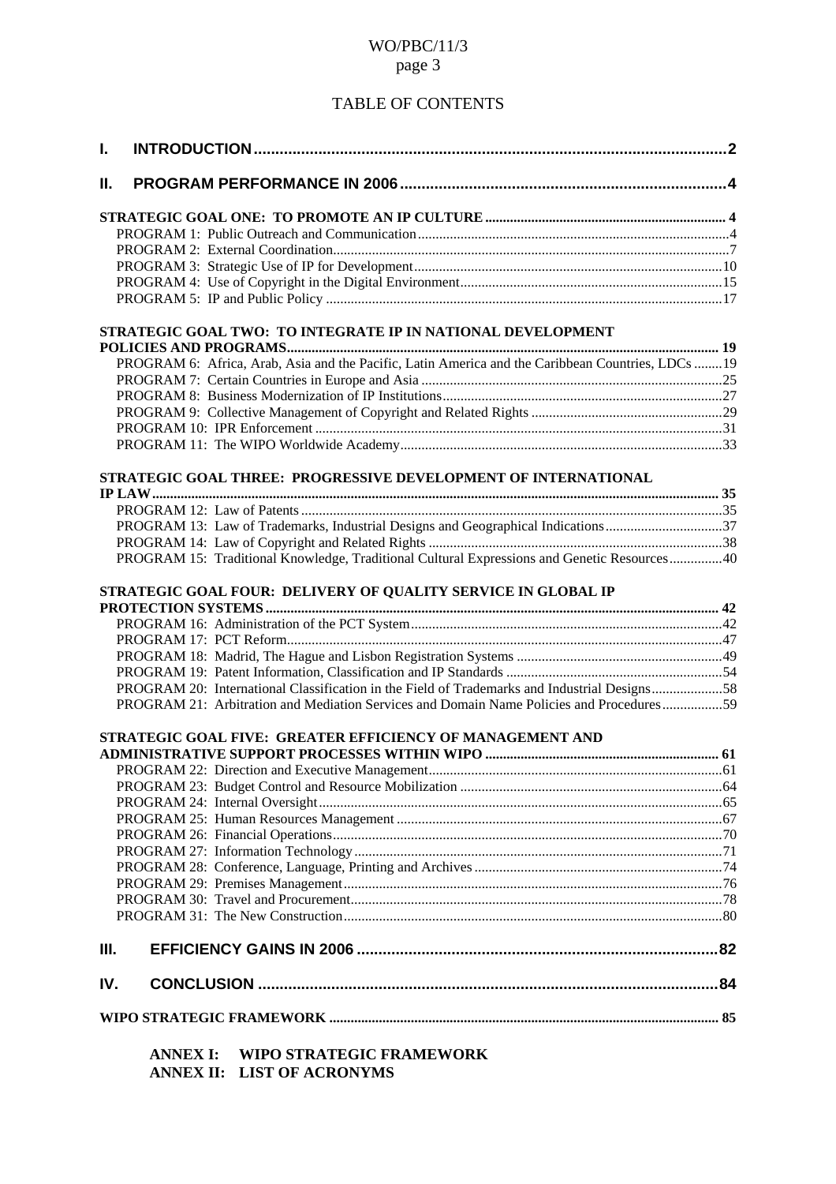# TABLE OF CONTENTS

**I. INTRODUCTION** ..... 2

**II. PROGRAM PERFORMANCE IN 2006** ..... 4

**STRATEGIC GOAL ONE: TO PROMOTE AN IP CULTURE** ..... 4

- PROGRAM 1: Public Outreach and Communication ..... 4
- PROGRAM 2: External Coordination ..... 7
- PROGRAM 3: Strategic Use of IP for Development ..... 10
- PROGRAM 4: Use of Copyright in the Digital Environment ..... 15
- PROGRAM 5: IP and Public Policy ..... 17

**STRATEGIC GOAL TWO: TO INTEGRATE IP IN NATIONAL DEVELOPMENT POLICIES AND PROGRAMS** ..... 19

- PROGRAM 6: Africa, Arab, Asia and the Pacific, Latin America and the Caribbean Countries, LDCs ..... 19
- PROGRAM 7: Certain Countries in Europe and Asia ..... 25
- PROGRAM 8: Business Modernization of IP Institutions ..... 27
- PROGRAM 9: Collective Management of Copyright and Related Rights ..... 29
- PROGRAM 10: IPR Enforcement ..... 31
- PROGRAM 11: The WIPO Worldwide Academy ..... 33

**STRATEGIC GOAL THREE: PROGRESSIVE DEVELOPMENT OF INTERNATIONAL IP LAW** ..... 35

- PROGRAM 12: Law of Patents ..... 35
- PROGRAM 13: Law of Trademarks, Industrial Designs and Geographical Indications ..... 37
- PROGRAM 14: Law of Copyright and Related Rights ..... 38
- PROGRAM 15: Traditional Knowledge, Traditional Cultural Expressions and Genetic Resources ..... 40

**STRATEGIC GOAL FOUR: DELIVERY OF QUALITY SERVICE IN GLOBAL IP PROTECTION SYSTEMS** ..... 42

- PROGRAM 16: Administration of the PCT System ..... 42
- PROGRAM 17: PCT Reform ..... 47
- PROGRAM 18: Madrid, The Hague and Lisbon Registration Systems ..... 49
- PROGRAM 19: Patent Information, Classification and IP Standards ..... 54
- PROGRAM 20: International Classification in the Field of Trademarks and Industrial Designs ..... 58
- PROGRAM 21: Arbitration and Mediation Services and Domain Name Policies and Procedures ..... 59

**STRATEGIC GOAL FIVE: GREATER EFFICIENCY OF MANAGEMENT AND ADMINISTRATIVE SUPPORT PROCESSES WITHIN WIPO** ..... 61

- PROGRAM 22: Direction and Executive Management ..... 61
- PROGRAM 23: Budget Control and Resource Mobilization ..... 64
- PROGRAM 24: Internal Oversight ..... 65
- PROGRAM 25: Human Resources Management ..... 67
- PROGRAM 26: Financial Operations ..... 70
- PROGRAM 27: Information Technology ..... 71
- PROGRAM 28: Conference, Language, Printing and Archives ..... 74
- PROGRAM 29: Premises Management ..... 76
- PROGRAM 30: Travel and Procurement ..... 78
- PROGRAM 31: The New Construction ..... 80

**III. EFFICIENCY GAINS IN 2006** ..... 82

**IV. CONCLUSION** ..... 84

**WIPO STRATEGIC FRAMEWORK** ..... 85

**ANNEX I: WIPO STRATEGIC FRAMEWORK**
**ANNEX II: LIST OF ACRONYMS**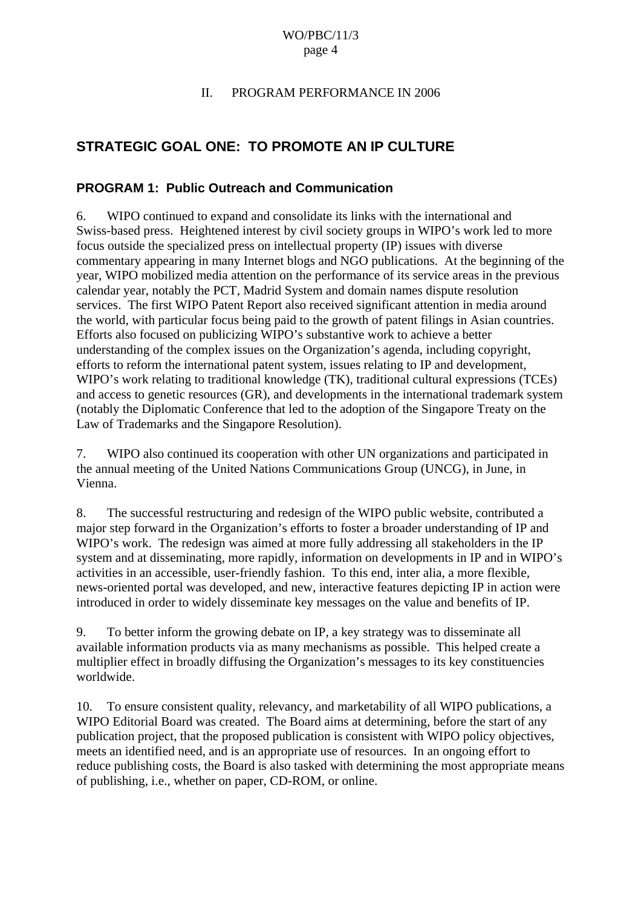## II. PROGRAM PERFORMANCE IN 2006

## STRATEGIC GOAL ONE: TO PROMOTE AN IP CULTURE

### PROGRAM 1: Public Outreach and Communication

6. WIPO continued to expand and consolidate its links with the international and Swiss-based press. Heightened interest by civil society groups in WIPO's work led to more focus outside the specialized press on intellectual property (IP) issues with diverse commentary appearing in many Internet blogs and NGO publications. At the beginning of the year, WIPO mobilized media attention on the performance of its service areas in the previous calendar year, notably the PCT, Madrid System and domain names dispute resolution services. The first WIPO Patent Report also received significant attention in media around the world, with particular focus being paid to the growth of patent filings in Asian countries. Efforts also focused on publicizing WIPO's substantive work to achieve a better understanding of the complex issues on the Organization's agenda, including copyright, efforts to reform the international patent system, issues relating to IP and development, WIPO's work relating to traditional knowledge (TK), traditional cultural expressions (TCEs) and access to genetic resources (GR), and developments in the international trademark system (notably the Diplomatic Conference that led to the adoption of the Singapore Treaty on the Law of Trademarks and the Singapore Resolution).

7. WIPO also continued its cooperation with other UN organizations and participated in the annual meeting of the United Nations Communications Group (UNCG), in June, in Vienna.

8. The successful restructuring and redesign of the WIPO public website, contributed a major step forward in the Organization's efforts to foster a broader understanding of IP and WIPO's work. The redesign was aimed at more fully addressing all stakeholders in the IP system and at disseminating, more rapidly, information on developments in IP and in WIPO's activities in an accessible, user-friendly fashion. To this end, inter alia, a more flexible, news-oriented portal was developed, and new, interactive features depicting IP in action were introduced in order to widely disseminate key messages on the value and benefits of IP.

9. To better inform the growing debate on IP, a key strategy was to disseminate all available information products via as many mechanisms as possible. This helped create a multiplier effect in broadly diffusing the Organization's messages to its key constituencies worldwide.

10. To ensure consistent quality, relevancy, and marketability of all WIPO publications, a WIPO Editorial Board was created. The Board aims at determining, before the start of any publication project, that the proposed publication is consistent with WIPO policy objectives, meets an identified need, and is an appropriate use of resources. In an ongoing effort to reduce publishing costs, the Board is also tasked with determining the most appropriate means of publishing, i.e., whether on paper, CD-ROM, or online.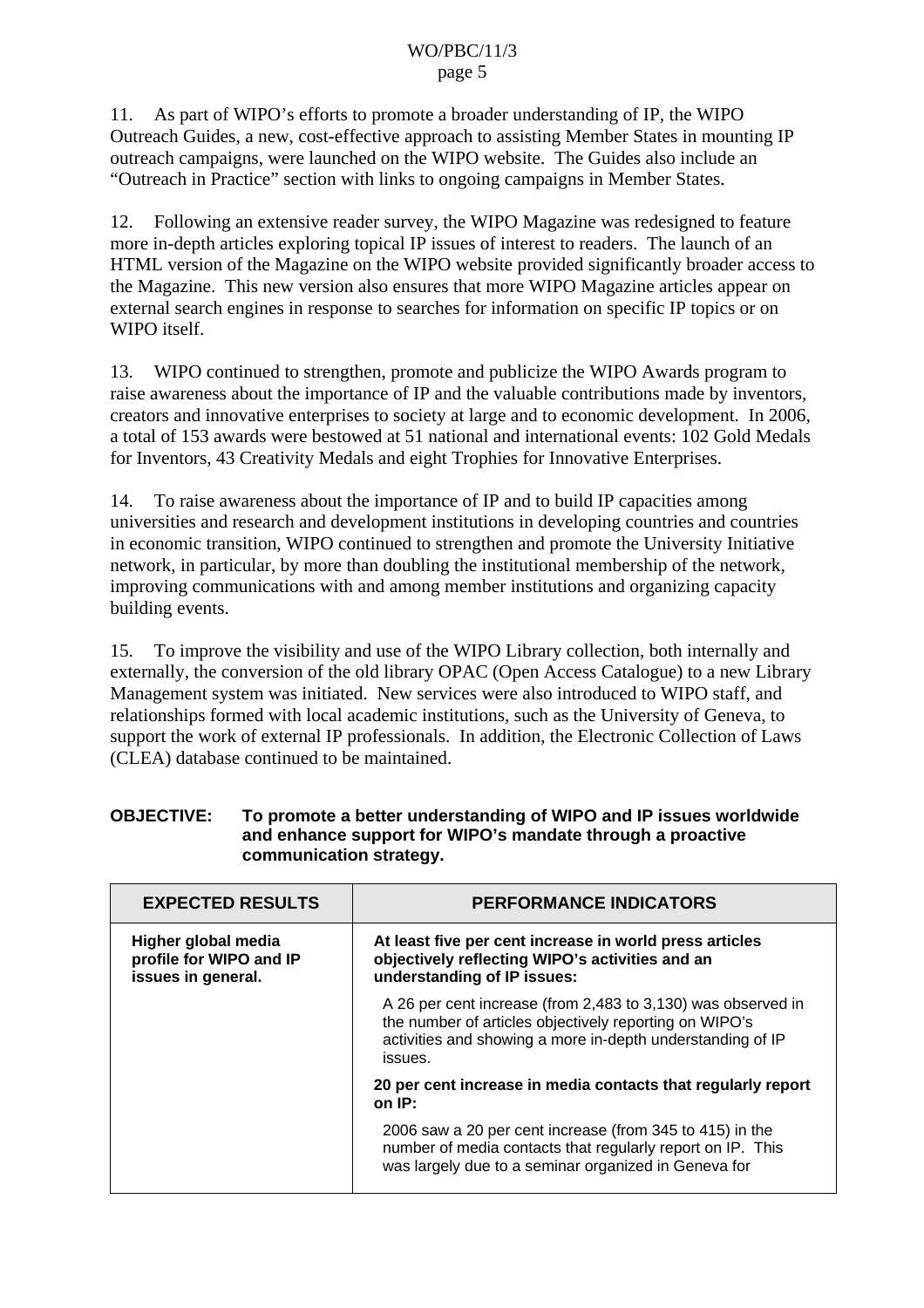11. As part of WIPO's efforts to promote a broader understanding of IP, the WIPO Outreach Guides, a new, cost-effective approach to assisting Member States in mounting IP outreach campaigns, were launched on the WIPO website. The Guides also include an "Outreach in Practice" section with links to ongoing campaigns in Member States.

12. Following an extensive reader survey, the WIPO Magazine was redesigned to feature more in-depth articles exploring topical IP issues of interest to readers. The launch of an HTML version of the Magazine on the WIPO website provided significantly broader access to the Magazine. This new version also ensures that more WIPO Magazine articles appear on external search engines in response to searches for information on specific IP topics or on WIPO itself.

13. WIPO continued to strengthen, promote and publicize the WIPO Awards program to raise awareness about the importance of IP and the valuable contributions made by inventors, creators and innovative enterprises to society at large and to economic development. In 2006, a total of 153 awards were bestowed at 51 national and international events: 102 Gold Medals for Inventors, 43 Creativity Medals and eight Trophies for Innovative Enterprises.

14. To raise awareness about the importance of IP and to build IP capacities among universities and research and development institutions in developing countries and countries in economic transition, WIPO continued to strengthen and promote the University Initiative network, in particular, by more than doubling the institutional membership of the network, improving communications with and among member institutions and organizing capacity building events.

15. To improve the visibility and use of the WIPO Library collection, both internally and externally, the conversion of the old library OPAC (Open Access Catalogue) to a new Library Management system was initiated. New services were also introduced to WIPO staff, and relationships formed with local academic institutions, such as the University of Geneva, to support the work of external IP professionals. In addition, the Electronic Collection of Laws (CLEA) database continued to be maintained.

**OBJECTIVE: To promote a better understanding of WIPO and IP issues worldwide and enhance support for WIPO's mandate through a proactive communication strategy.**

| EXPECTED RESULTS | PERFORMANCE INDICATORS |
|---|---|
| **Higher global media profile for WIPO and IP issues in general.** | **At least five per cent increase in world press articles objectively reflecting WIPO's activities and an understanding of IP issues:** |
| | A 26 per cent increase (from 2,483 to 3,130) was observed in the number of articles objectively reporting on WIPO's activities and showing a more in-depth understanding of IP issues. |
| | **20 per cent increase in media contacts that regularly report on IP:** |
| | 2006 saw a 20 per cent increase (from 345 to 415) in the number of media contacts that regularly report on IP. This was largely due to a seminar organized in Geneva for |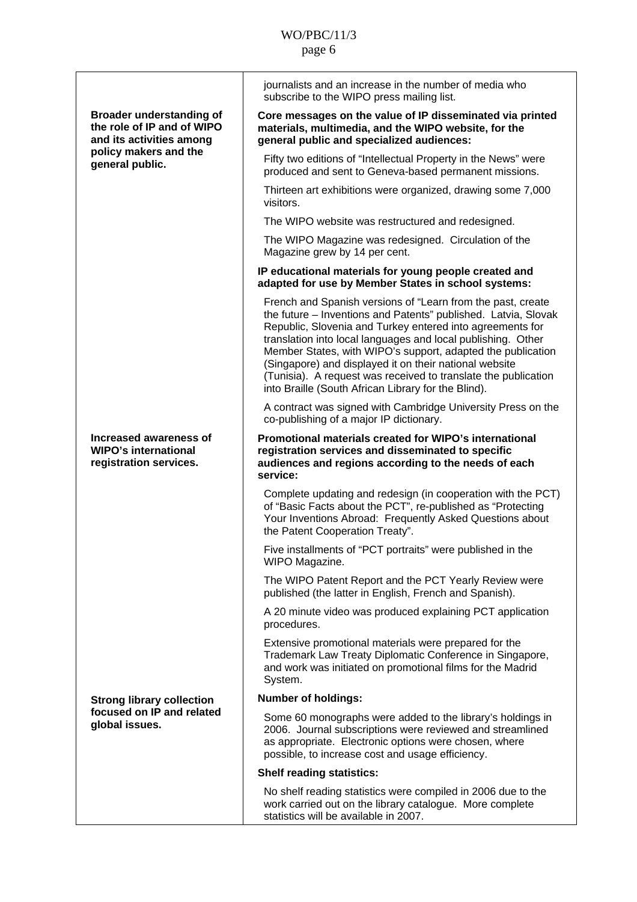| | |
|---|---|
| | journalists and an increase in the number of media who subscribe to the WIPO press mailing list. |
| **Broader understanding of the role of IP and of WIPO and its activities among policy makers and the general public.** | **Core messages on the value of IP disseminated via printed materials, multimedia, and the WIPO website, for the general public and specialized audiences:** |
| | Fifty two editions of "Intellectual Property in the News" were produced and sent to Geneva-based permanent missions. |
| | Thirteen art exhibitions were organized, drawing some 7,000 visitors. |
| | The WIPO website was restructured and redesigned. |
| | The WIPO Magazine was redesigned. Circulation of the Magazine grew by 14 per cent. |
| | **IP educational materials for young people created and adapted for use by Member States in school systems:** |
| | French and Spanish versions of "Learn from the past, create the future – Inventions and Patents" published. Latvia, Slovak Republic, Slovenia and Turkey entered into agreements for translation into local languages and local publishing. Other Member States, with WIPO's support, adapted the publication (Singapore) and displayed it on their national website (Tunisia). A request was received to translate the publication into Braille (South African Library for the Blind). |
| | A contract was signed with Cambridge University Press on the co-publishing of a major IP dictionary. |
| **Increased awareness of WIPO's international registration services.** | **Promotional materials created for WIPO's international registration services and disseminated to specific audiences and regions according to the needs of each service:** |
| | Complete updating and redesign (in cooperation with the PCT) of "Basic Facts about the PCT", re-published as "Protecting Your Inventions Abroad: Frequently Asked Questions about the Patent Cooperation Treaty". |
| | Five installments of "PCT portraits" were published in the WIPO Magazine. |
| | The WIPO Patent Report and the PCT Yearly Review were published (the latter in English, French and Spanish). |
| | A 20 minute video was produced explaining PCT application procedures. |
| | Extensive promotional materials were prepared for the Trademark Law Treaty Diplomatic Conference in Singapore, and work was initiated on promotional films for the Madrid System. |
| **Strong library collection focused on IP and related global issues.** | **Number of holdings:** |
| | Some 60 monographs were added to the library's holdings in 2006. Journal subscriptions were reviewed and streamlined as appropriate. Electronic options were chosen, where possible, to increase cost and usage efficiency. |
| | **Shelf reading statistics:** |
| | No shelf reading statistics were compiled in 2006 due to the work carried out on the library catalogue. More complete statistics will be available in 2007. |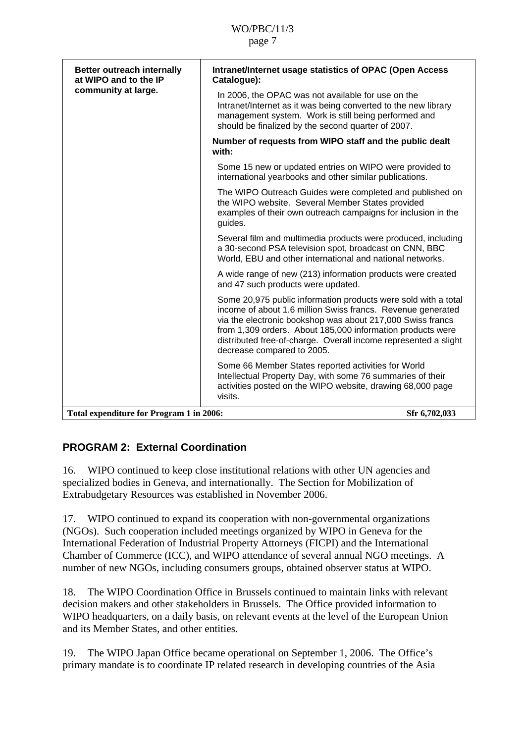| Better outreach internally at WIPO and to the IP community at large. | **Intranet/Internet usage statistics of OPAC (Open Access Catalogue):** |
|---|---|
| | In 2006, the OPAC was not available for use on the Intranet/Internet as it was being converted to the new library management system. Work is still being performed and should be finalized by the second quarter of 2007. |
| | **Number of requests from WIPO staff and the public dealt with:** |
| | Some 15 new or updated entries on WIPO were provided to international yearbooks and other similar publications. |
| | The WIPO Outreach Guides were completed and published on the WIPO website. Several Member States provided examples of their own outreach campaigns for inclusion in the guides. |
| | Several film and multimedia products were produced, including a 30-second PSA television spot, broadcast on CNN, BBC World, EBU and other international and national networks. |
| | A wide range of new (213) information products were created and 47 such products were updated. |
| | Some 20,975 public information products were sold with a total income of about 1.6 million Swiss francs. Revenue generated via the electronic bookshop was about 217,000 Swiss francs from 1,309 orders. About 185,000 information products were distributed free-of-charge. Overall income represented a slight decrease compared to 2005. |
| | Some 66 Member States reported activities for World Intellectual Property Day, with some 76 summaries of their activities posted on the WIPO website, drawing 68,000 page visits. |
| **Total expenditure for Program 1 in 2006:** | **Sfr 6,702,033** |

## PROGRAM 2: External Coordination

16. WIPO continued to keep close institutional relations with other UN agencies and specialized bodies in Geneva, and internationally. The Section for Mobilization of Extrabudgetary Resources was established in November 2006.

17. WIPO continued to expand its cooperation with non-governmental organizations (NGOs). Such cooperation included meetings organized by WIPO in Geneva for the International Federation of Industrial Property Attorneys (FICPI) and the International Chamber of Commerce (ICC), and WIPO attendance of several annual NGO meetings. A number of new NGOs, including consumers groups, obtained observer status at WIPO.

18. The WIPO Coordination Office in Brussels continued to maintain links with relevant decision makers and other stakeholders in Brussels. The Office provided information to WIPO headquarters, on a daily basis, on relevant events at the level of the European Union and its Member States, and other entities.

19. The WIPO Japan Office became operational on September 1, 2006. The Office's primary mandate is to coordinate IP related research in developing countries of the Asia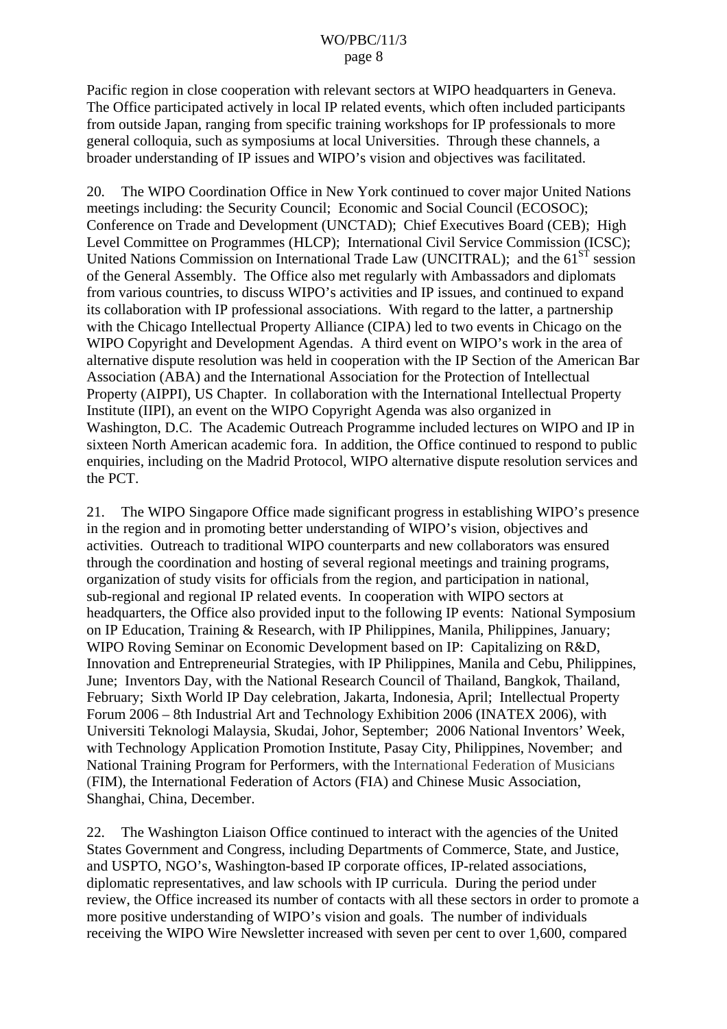Pacific region in close cooperation with relevant sectors at WIPO headquarters in Geneva. The Office participated actively in local IP related events, which often included participants from outside Japan, ranging from specific training workshops for IP professionals to more general colloquia, such as symposiums at local Universities. Through these channels, a broader understanding of IP issues and WIPO's vision and objectives was facilitated.

20. The WIPO Coordination Office in New York continued to cover major United Nations meetings including: the Security Council; Economic and Social Council (ECOSOC); Conference on Trade and Development (UNCTAD); Chief Executives Board (CEB); High Level Committee on Programmes (HLCP); International Civil Service Commission (ICSC); United Nations Commission on International Trade Law (UNCITRAL); and the 61[ST] session of the General Assembly. The Office also met regularly with Ambassadors and diplomats from various countries, to discuss WIPO's activities and IP issues, and continued to expand its collaboration with IP professional associations. With regard to the latter, a partnership with the Chicago Intellectual Property Alliance (CIPA) led to two events in Chicago on the WIPO Copyright and Development Agendas. A third event on WIPO's work in the area of alternative dispute resolution was held in cooperation with the IP Section of the American Bar Association (ABA) and the International Association for the Protection of Intellectual Property (AIPPI), US Chapter. In collaboration with the International Intellectual Property Institute (IIPI), an event on the WIPO Copyright Agenda was also organized in Washington, D.C. The Academic Outreach Programme included lectures on WIPO and IP in sixteen North American academic fora. In addition, the Office continued to respond to public enquiries, including on the Madrid Protocol, WIPO alternative dispute resolution services and the PCT.

21. The WIPO Singapore Office made significant progress in establishing WIPO's presence in the region and in promoting better understanding of WIPO's vision, objectives and activities. Outreach to traditional WIPO counterparts and new collaborators was ensured through the coordination and hosting of several regional meetings and training programs, organization of study visits for officials from the region, and participation in national, sub-regional and regional IP related events. In cooperation with WIPO sectors at headquarters, the Office also provided input to the following IP events: National Symposium on IP Education, Training & Research, with IP Philippines, Manila, Philippines, January; WIPO Roving Seminar on Economic Development based on IP: Capitalizing on R&D, Innovation and Entrepreneurial Strategies, with IP Philippines, Manila and Cebu, Philippines, June; Inventors Day, with the National Research Council of Thailand, Bangkok, Thailand, February; Sixth World IP Day celebration, Jakarta, Indonesia, April; Intellectual Property Forum 2006 – 8th Industrial Art and Technology Exhibition 2006 (INATEX 2006), with Universiti Teknologi Malaysia, Skudai, Johor, September; 2006 National Inventors' Week, with Technology Application Promotion Institute, Pasay City, Philippines, November; and National Training Program for Performers, with the International Federation of Musicians (FIM), the International Federation of Actors (FIA) and Chinese Music Association, Shanghai, China, December.

22. The Washington Liaison Office continued to interact with the agencies of the United States Government and Congress, including Departments of Commerce, State, and Justice, and USPTO, NGO's, Washington-based IP corporate offices, IP-related associations, diplomatic representatives, and law schools with IP curricula. During the period under review, the Office increased its number of contacts with all these sectors in order to promote a more positive understanding of WIPO's vision and goals. The number of individuals receiving the WIPO Wire Newsletter increased with seven per cent to over 1,600, compared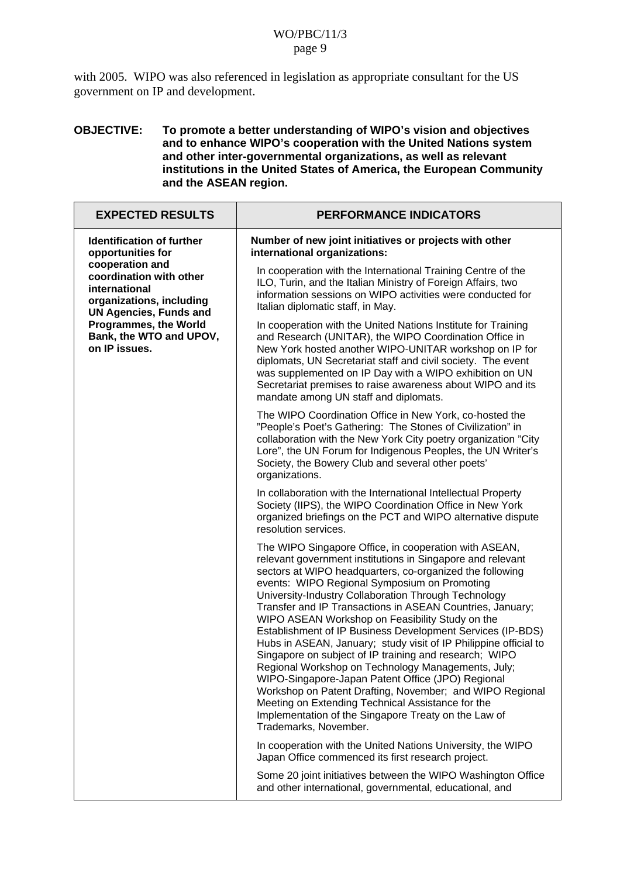with 2005. WIPO was also referenced in legislation as appropriate consultant for the US government on IP and development.

**OBJECTIVE: To promote a better understanding of WIPO's vision and objectives and to enhance WIPO's cooperation with the United Nations system and other inter-governmental organizations, as well as relevant institutions in the United States of America, the European Community and the ASEAN region.**

| EXPECTED RESULTS | PERFORMANCE INDICATORS |
|---|---|
| **Identification of further opportunities for cooperation and coordination with other international organizations, including UN Agencies, Funds and Programmes, the World Bank, the WTO and UPOV, on IP issues.** | **Number of new joint initiatives or projects with other international organizations:**<br><br>In cooperation with the International Training Centre of the ILO, Turin, and the Italian Ministry of Foreign Affairs, two information sessions on WIPO activities were conducted for Italian diplomatic staff, in May.<br><br>In cooperation with the United Nations Institute for Training and Research (UNITAR), the WIPO Coordination Office in New York hosted another WIPO-UNITAR workshop on IP for diplomats, UN Secretariat staff and civil society. The event was supplemented on IP Day with a WIPO exhibition on UN Secretariat premises to raise awareness about WIPO and its mandate among UN staff and diplomats.<br><br>The WIPO Coordination Office in New York, co-hosted the "People's Poet's Gathering: The Stones of Civilization" in collaboration with the New York City poetry organization "City Lore", the UN Forum for Indigenous Peoples, the UN Writer's Society, the Bowery Club and several other poets' organizations.<br><br>In collaboration with the International Intellectual Property Society (IIPS), the WIPO Coordination Office in New York organized briefings on the PCT and WIPO alternative dispute resolution services.<br><br>The WIPO Singapore Office, in cooperation with ASEAN, relevant government institutions in Singapore and relevant sectors at WIPO headquarters, co-organized the following events: WIPO Regional Symposium on Promoting University-Industry Collaboration Through Technology Transfer and IP Transactions in ASEAN Countries, January; WIPO ASEAN Workshop on Feasibility Study on the Establishment of IP Business Development Services (IP-BDS) Hubs in ASEAN, January; study visit of IP Philippine official to Singapore on subject of IP training and research; WIPO Regional Workshop on Technology Managements, July; WIPO-Singapore-Japan Patent Office (JPO) Regional Workshop on Patent Drafting, November; and WIPO Regional Meeting on Extending Technical Assistance for the Implementation of the Singapore Treaty on the Law of Trademarks, November.<br><br>In cooperation with the United Nations University, the WIPO Japan Office commenced its first research project.<br><br>Some 20 joint initiatives between the WIPO Washington Office and other international, governmental, educational, and |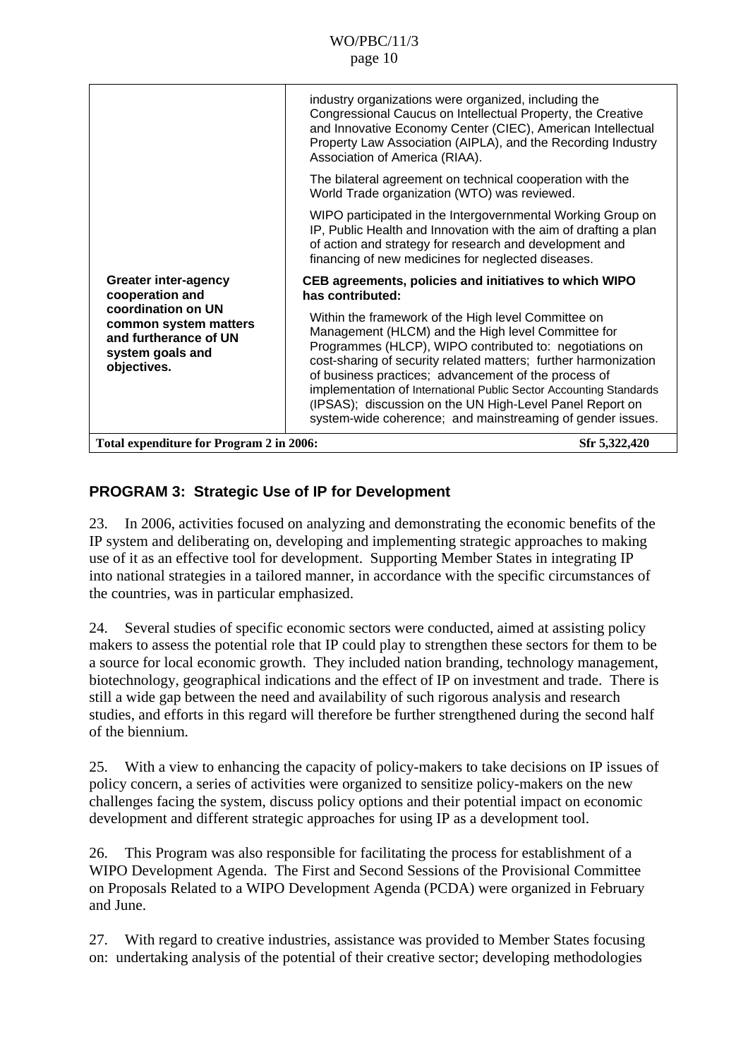| | |
|---|---|
| | industry organizations were organized, including the Congressional Caucus on Intellectual Property, the Creative and Innovative Economy Center (CIEC), American Intellectual Property Law Association (AIPLA), and the Recording Industry Association of America (RIAA).<br><br>The bilateral agreement on technical cooperation with the World Trade organization (WTO) was reviewed.<br><br>WIPO participated in the Intergovernmental Working Group on IP, Public Health and Innovation with the aim of drafting a plan of action and strategy for research and development and financing of new medicines for neglected diseases. |
| **Greater inter-agency cooperation and coordination on UN common system matters and furtherance of UN system goals and objectives.** | **CEB agreements, policies and initiatives to which WIPO has contributed:**<br><br>Within the framework of the High level Committee on Management (HLCM) and the High level Committee for Programmes (HLCP), WIPO contributed to: negotiations on cost-sharing of security related matters; further harmonization of business practices; advancement of the process of implementation of International Public Sector Accounting Standards (IPSAS); discussion on the UN High-Level Panel Report on system-wide coherence; and mainstreaming of gender issues. |
| **Total expenditure for Program 2 in 2006:** | **Sfr 5,322,420** |

## PROGRAM 3: Strategic Use of IP for Development

23. In 2006, activities focused on analyzing and demonstrating the economic benefits of the IP system and deliberating on, developing and implementing strategic approaches to making use of it as an effective tool for development. Supporting Member States in integrating IP into national strategies in a tailored manner, in accordance with the specific circumstances of the countries, was in particular emphasized.

24. Several studies of specific economic sectors were conducted, aimed at assisting policy makers to assess the potential role that IP could play to strengthen these sectors for them to be a source for local economic growth. They included nation branding, technology management, biotechnology, geographical indications and the effect of IP on investment and trade. There is still a wide gap between the need and availability of such rigorous analysis and research studies, and efforts in this regard will therefore be further strengthened during the second half of the biennium.

25. With a view to enhancing the capacity of policy-makers to take decisions on IP issues of policy concern, a series of activities were organized to sensitize policy-makers on the new challenges facing the system, discuss policy options and their potential impact on economic development and different strategic approaches for using IP as a development tool.

26. This Program was also responsible for facilitating the process for establishment of a WIPO Development Agenda. The First and Second Sessions of the Provisional Committee on Proposals Related to a WIPO Development Agenda (PCDA) were organized in February and June.

27. With regard to creative industries, assistance was provided to Member States focusing on: undertaking analysis of the potential of their creative sector; developing methodologies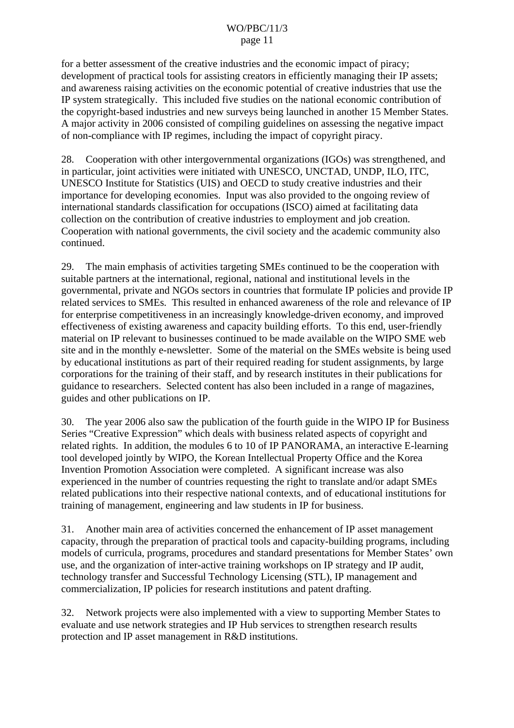for a better assessment of the creative industries and the economic impact of piracy; development of practical tools for assisting creators in efficiently managing their IP assets; and awareness raising activities on the economic potential of creative industries that use the IP system strategically. This included five studies on the national economic contribution of the copyright-based industries and new surveys being launched in another 15 Member States. A major activity in 2006 consisted of compiling guidelines on assessing the negative impact of non-compliance with IP regimes, including the impact of copyright piracy.

28. Cooperation with other intergovernmental organizations (IGOs) was strengthened, and in particular, joint activities were initiated with UNESCO, UNCTAD, UNDP, ILO, ITC, UNESCO Institute for Statistics (UIS) and OECD to study creative industries and their importance for developing economies. Input was also provided to the ongoing review of international standards classification for occupations (ISCO) aimed at facilitating data collection on the contribution of creative industries to employment and job creation. Cooperation with national governments, the civil society and the academic community also continued.

29. The main emphasis of activities targeting SMEs continued to be the cooperation with suitable partners at the international, regional, national and institutional levels in the governmental, private and NGOs sectors in countries that formulate IP policies and provide IP related services to SMEs. This resulted in enhanced awareness of the role and relevance of IP for enterprise competitiveness in an increasingly knowledge-driven economy, and improved effectiveness of existing awareness and capacity building efforts. To this end, user-friendly material on IP relevant to businesses continued to be made available on the WIPO SME web site and in the monthly e-newsletter. Some of the material on the SMEs website is being used by educational institutions as part of their required reading for student assignments, by large corporations for the training of their staff, and by research institutes in their publications for guidance to researchers. Selected content has also been included in a range of magazines, guides and other publications on IP.

30. The year 2006 also saw the publication of the fourth guide in the WIPO IP for Business Series "Creative Expression" which deals with business related aspects of copyright and related rights. In addition, the modules 6 to 10 of IP PANORAMA, an interactive E-learning tool developed jointly by WIPO, the Korean Intellectual Property Office and the Korea Invention Promotion Association were completed. A significant increase was also experienced in the number of countries requesting the right to translate and/or adapt SMEs related publications into their respective national contexts, and of educational institutions for training of management, engineering and law students in IP for business.

31. Another main area of activities concerned the enhancement of IP asset management capacity, through the preparation of practical tools and capacity-building programs, including models of curricula, programs, procedures and standard presentations for Member States' own use, and the organization of inter-active training workshops on IP strategy and IP audit, technology transfer and Successful Technology Licensing (STL), IP management and commercialization, IP policies for research institutions and patent drafting.

32. Network projects were also implemented with a view to supporting Member States to evaluate and use network strategies and IP Hub services to strengthen research results protection and IP asset management in R&D institutions.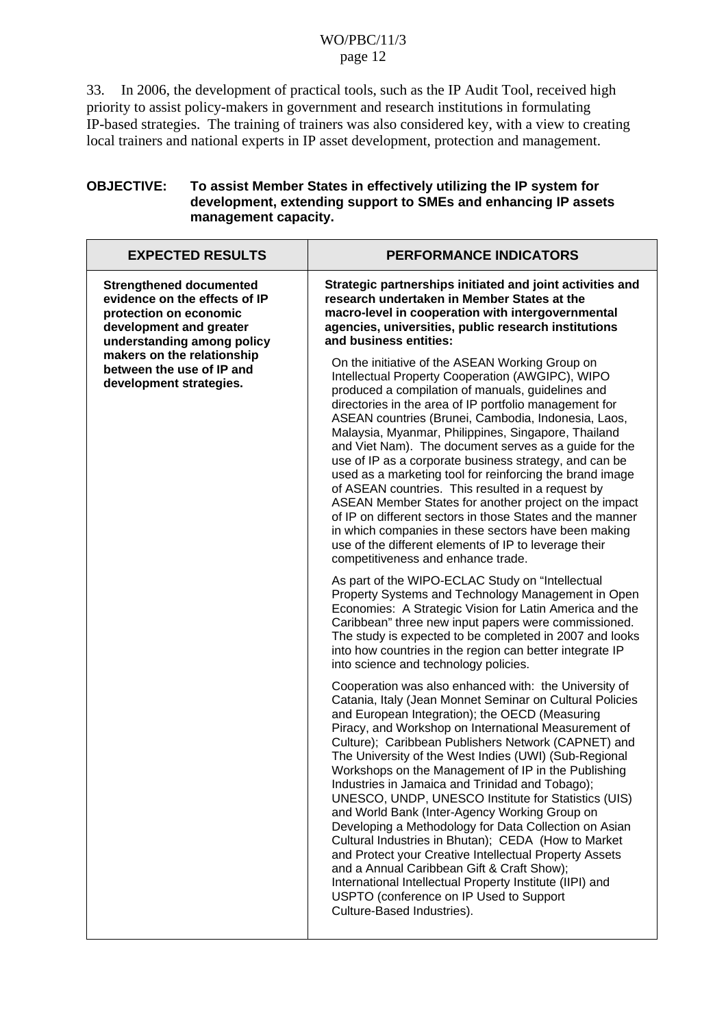33. In 2006, the development of practical tools, such as the IP Audit Tool, received high priority to assist policy-makers in government and research institutions in formulating IP-based strategies. The training of trainers was also considered key, with a view to creating local trainers and national experts in IP asset development, protection and management.

**OBJECTIVE: To assist Member States in effectively utilizing the IP system for development, extending support to SMEs and enhancing IP assets management capacity.**

| EXPECTED RESULTS | PERFORMANCE INDICATORS |
|---|---|
| **Strengthened documented evidence on the effects of IP protection on economic development and greater understanding among policy makers on the relationship between the use of IP and development strategies.** | **Strategic partnerships initiated and joint activities and research undertaken in Member States at the macro-level in cooperation with intergovernmental agencies, universities, public research institutions and business entities:**<br><br>On the initiative of the ASEAN Working Group on Intellectual Property Cooperation (AWGIPC), WIPO produced a compilation of manuals, guidelines and directories in the area of IP portfolio management for ASEAN countries (Brunei, Cambodia, Indonesia, Laos, Malaysia, Myanmar, Philippines, Singapore, Thailand and Viet Nam). The document serves as a guide for the use of IP as a corporate business strategy, and can be used as a marketing tool for reinforcing the brand image of ASEAN countries. This resulted in a request by ASEAN Member States for another project on the impact of IP on different sectors in those States and the manner in which companies in these sectors have been making use of the different elements of IP to leverage their competitiveness and enhance trade.<br><br>As part of the WIPO-ECLAC Study on "Intellectual Property Systems and Technology Management in Open Economies: A Strategic Vision for Latin America and the Caribbean" three new input papers were commissioned. The study is expected to be completed in 2007 and looks into how countries in the region can better integrate IP into science and technology policies.<br><br>Cooperation was also enhanced with: the University of Catania, Italy (Jean Monnet Seminar on Cultural Policies and European Integration); the OECD (Measuring Piracy, and Workshop on International Measurement of Culture); Caribbean Publishers Network (CAPNET) and The University of the West Indies (UWI) (Sub-Regional Workshops on the Management of IP in the Publishing Industries in Jamaica and Trinidad and Tobago); UNESCO, UNDP, UNESCO Institute for Statistics (UIS) and World Bank (Inter-Agency Working Group on Developing a Methodology for Data Collection on Asian Cultural Industries in Bhutan); CEDA (How to Market and Protect your Creative Intellectual Property Assets and a Annual Caribbean Gift & Craft Show); International Intellectual Property Institute (IIPI) and USPTO (conference on IP Used to Support Culture-Based Industries). |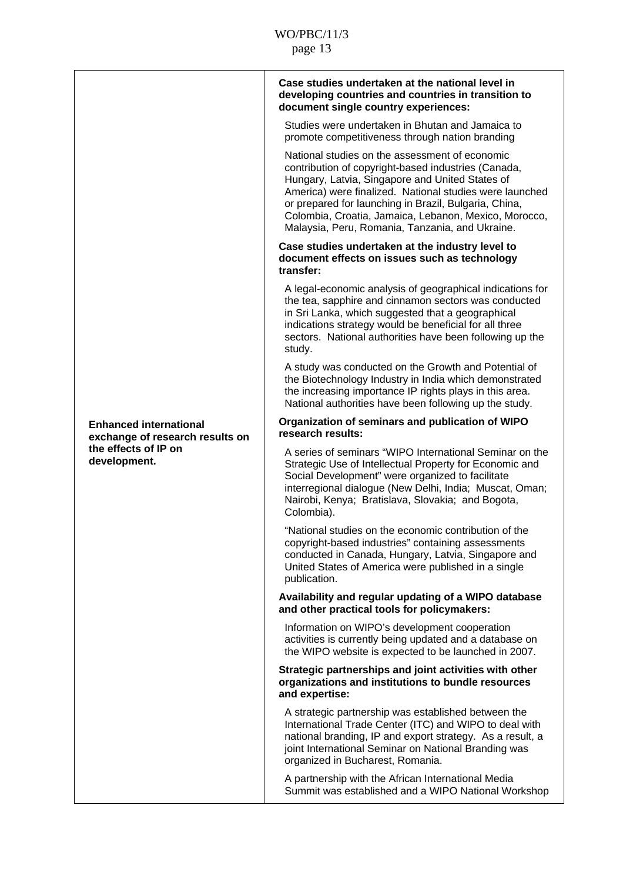| | |
|---|---|
| **Enhanced international exchange of research results on the effects of IP on development.** | **Case studies undertaken at the national level in developing countries and countries in transition to document single country experiences:**<br><br>Studies were undertaken in Bhutan and Jamaica to promote competitiveness through nation branding<br><br>National studies on the assessment of economic contribution of copyright-based industries (Canada, Hungary, Latvia, Singapore and United States of America) were finalized. National studies were launched or prepared for launching in Brazil, Bulgaria, China, Colombia, Croatia, Jamaica, Lebanon, Mexico, Morocco, Malaysia, Peru, Romania, Tanzania, and Ukraine.<br><br>**Case studies undertaken at the industry level to document effects on issues such as technology transfer:**<br><br>A legal-economic analysis of geographical indications for the tea, sapphire and cinnamon sectors was conducted in Sri Lanka, which suggested that a geographical indications strategy would be beneficial for all three sectors. National authorities have been following up the study.<br><br>A study was conducted on the Growth and Potential of the Biotechnology Industry in India which demonstrated the increasing importance IP rights plays in this area. National authorities have been following up the study.<br><br>**Organization of seminars and publication of WIPO research results:**<br><br>A series of seminars "WIPO International Seminar on the Strategic Use of Intellectual Property for Economic and Social Development" were organized to facilitate interregional dialogue (New Delhi, India; Muscat, Oman; Nairobi, Kenya; Bratislava, Slovakia; and Bogota, Colombia).<br><br>"National studies on the economic contribution of the copyright-based industries" containing assessments conducted in Canada, Hungary, Latvia, Singapore and United States of America were published in a single publication.<br><br>**Availability and regular updating of a WIPO database and other practical tools for policymakers:**<br><br>Information on WIPO's development cooperation activities is currently being updated and a database on the WIPO website is expected to be launched in 2007.<br><br>**Strategic partnerships and joint activities with other organizations and institutions to bundle resources and expertise:**<br><br>A strategic partnership was established between the International Trade Center (ITC) and WIPO to deal with national branding, IP and export strategy. As a result, a joint International Seminar on National Branding was organized in Bucharest, Romania.<br><br>A partnership with the African International Media Summit was established and a WIPO National Workshop |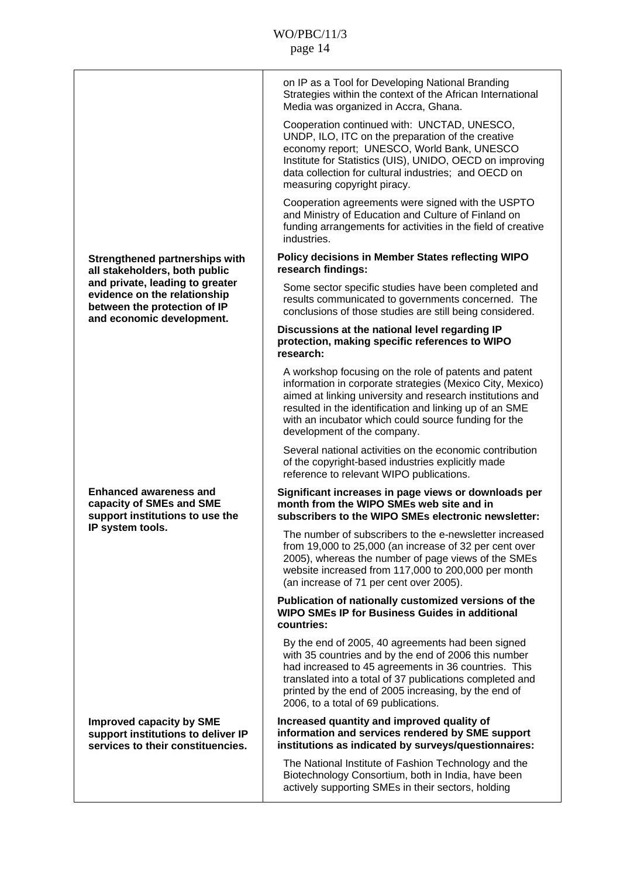| | |
|---|---|
| | on IP as a Tool for Developing National Branding Strategies within the context of the African International Media was organized in Accra, Ghana.<br><br>Cooperation continued with: UNCTAD, UNESCO, UNDP, ILO, ITC on the preparation of the creative economy report; UNESCO, World Bank, UNESCO Institute for Statistics (UIS), UNIDO, OECD on improving data collection for cultural industries; and OECD on measuring copyright piracy.<br><br>Cooperation agreements were signed with the USPTO and Ministry of Education and Culture of Finland on funding arrangements for activities in the field of creative industries. |
| **Strengthened partnerships with all stakeholders, both public and private, leading to greater evidence on the relationship between the protection of IP and economic development.** | **Policy decisions in Member States reflecting WIPO research findings:**<br><br>Some sector specific studies have been completed and results communicated to governments concerned. The conclusions of those studies are still being considered.<br><br>**Discussions at the national level regarding IP protection, making specific references to WIPO research:**<br><br>A workshop focusing on the role of patents and patent information in corporate strategies (Mexico City, Mexico) aimed at linking university and research institutions and resulted in the identification and linking up of an SME with an incubator which could source funding for the development of the company.<br><br>Several national activities on the economic contribution of the copyright-based industries explicitly made reference to relevant WIPO publications. |
| **Enhanced awareness and capacity of SMEs and SME support institutions to use the IP system tools.** | **Significant increases in page views or downloads per month from the WIPO SMEs web site and in subscribers to the WIPO SMEs electronic newsletter:**<br><br>The number of subscribers to the e-newsletter increased from 19,000 to 25,000 (an increase of 32 per cent over 2005), whereas the number of page views of the SMEs website increased from 117,000 to 200,000 per month (an increase of 71 per cent over 2005).<br><br>**Publication of nationally customized versions of the WIPO SMEs IP for Business Guides in additional countries:**<br><br>By the end of 2005, 40 agreements had been signed with 35 countries and by the end of 2006 this number had increased to 45 agreements in 36 countries. This translated into a total of 37 publications completed and printed by the end of 2005 increasing, by the end of 2006, to a total of 69 publications. |
| **Improved capacity by SME support institutions to deliver IP services to their constituencies.** | **Increased quantity and improved quality of information and services rendered by SME support institutions as indicated by surveys/questionnaires:**<br><br>The National Institute of Fashion Technology and the Biotechnology Consortium, both in India, have been actively supporting SMEs in their sectors, holding |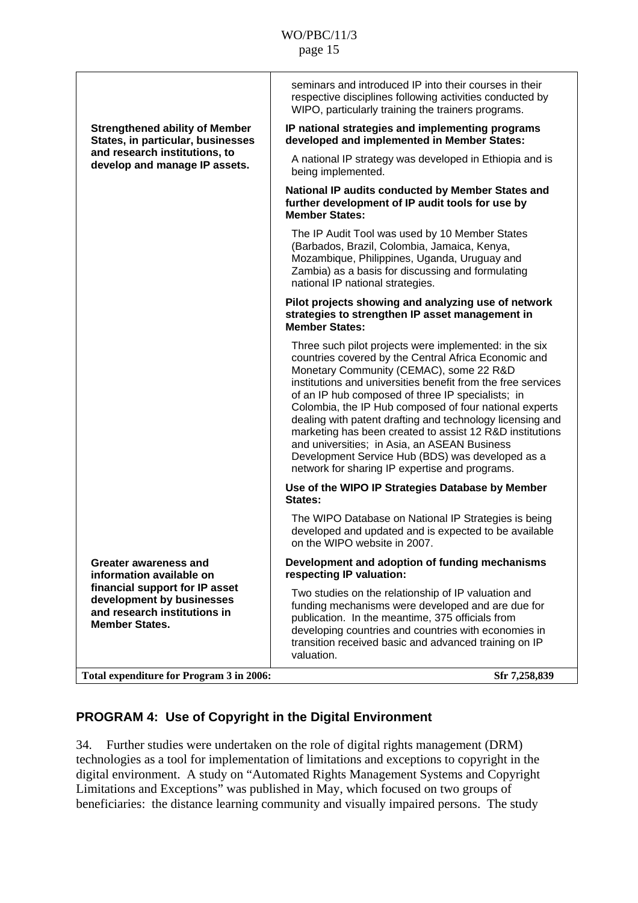| | |
|---|---|
| | seminars and introduced IP into their courses in their respective disciplines following activities conducted by WIPO, particularly training the trainers programs. |
| **Strengthened ability of Member States, in particular, businesses and research institutions, to develop and manage IP assets.** | **IP national strategies and implementing programs developed and implemented in Member States:** A national IP strategy was developed in Ethiopia and is being implemented. |
| | **National IP audits conducted by Member States and further development of IP audit tools for use by Member States:** The IP Audit Tool was used by 10 Member States (Barbados, Brazil, Colombia, Jamaica, Kenya, Mozambique, Philippines, Uganda, Uruguay and Zambia) as a basis for discussing and formulating national IP national strategies. |
| | **Pilot projects showing and analyzing use of network strategies to strengthen IP asset management in Member States:** Three such pilot projects were implemented: in the six countries covered by the Central Africa Economic and Monetary Community (CEMAC), some 22 R&D institutions and universities benefit from the free services of an IP hub composed of three IP specialists; in Colombia, the IP Hub composed of four national experts dealing with patent drafting and technology licensing and marketing has been created to assist 12 R&D institutions and universities; in Asia, an ASEAN Business Development Service Hub (BDS) was developed as a network for sharing IP expertise and programs. |
| | **Use of the WIPO IP Strategies Database by Member States:** The WIPO Database on National IP Strategies is being developed and updated and is expected to be available on the WIPO website in 2007. |
| **Greater awareness and information available on financial support for IP asset development by businesses and research institutions in Member States.** | **Development and adoption of funding mechanisms respecting IP valuation:** Two studies on the relationship of IP valuation and funding mechanisms were developed and are due for publication. In the meantime, 375 officials from developing countries and countries with economies in transition received basic and advanced training on IP valuation. |
| **Total expenditure for Program 3 in 2006:** | **Sfr 7,258,839** |

## PROGRAM 4: Use of Copyright in the Digital Environment

34. Further studies were undertaken on the role of digital rights management (DRM) technologies as a tool for implementation of limitations and exceptions to copyright in the digital environment. A study on "Automated Rights Management Systems and Copyright Limitations and Exceptions" was published in May, which focused on two groups of beneficiaries: the distance learning community and visually impaired persons. The study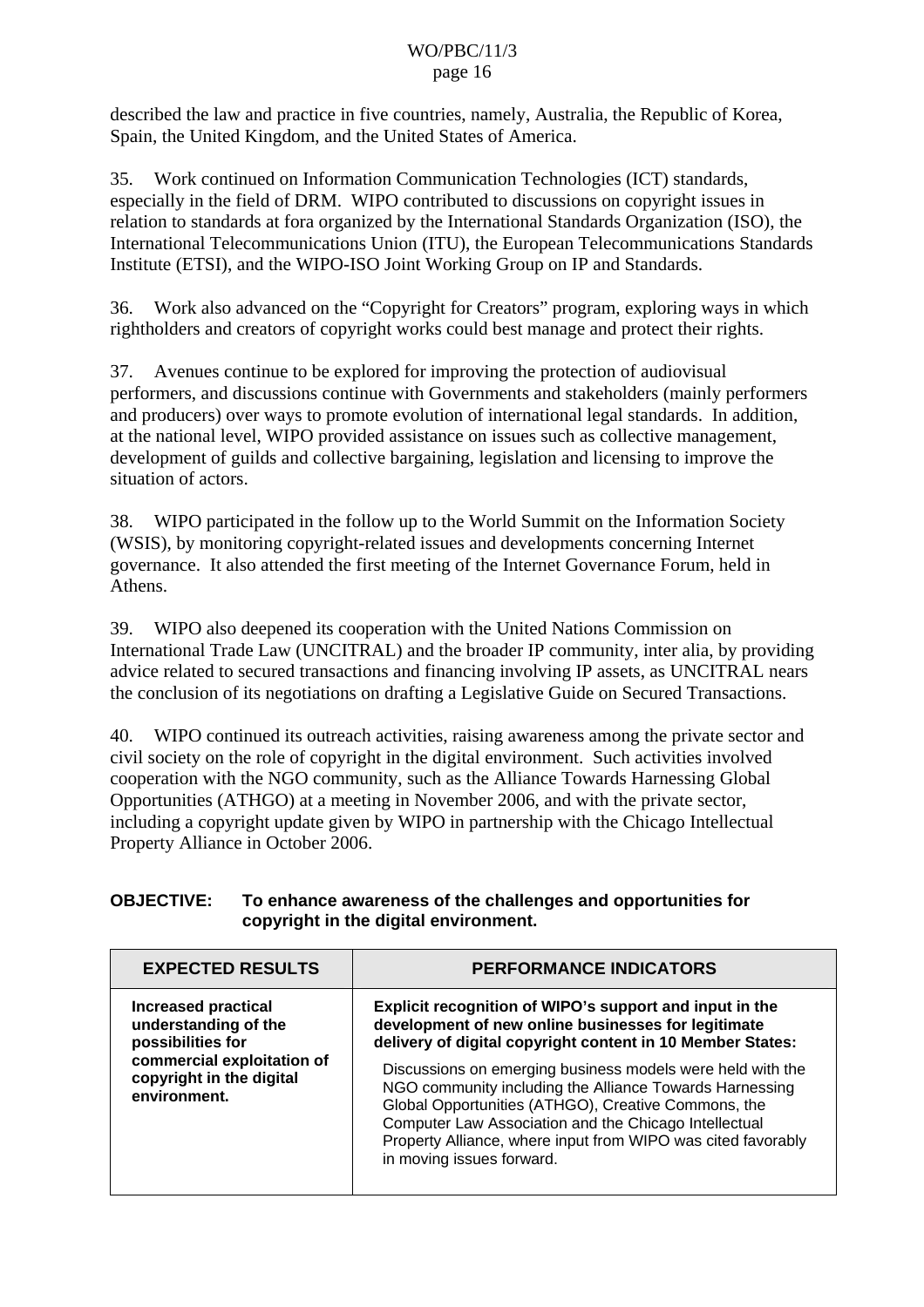described the law and practice in five countries, namely, Australia, the Republic of Korea, Spain, the United Kingdom, and the United States of America.

35. Work continued on Information Communication Technologies (ICT) standards, especially in the field of DRM. WIPO contributed to discussions on copyright issues in relation to standards at fora organized by the International Standards Organization (ISO), the International Telecommunications Union (ITU), the European Telecommunications Standards Institute (ETSI), and the WIPO-ISO Joint Working Group on IP and Standards.

36. Work also advanced on the "Copyright for Creators" program, exploring ways in which rightholders and creators of copyright works could best manage and protect their rights.

37. Avenues continue to be explored for improving the protection of audiovisual performers, and discussions continue with Governments and stakeholders (mainly performers and producers) over ways to promote evolution of international legal standards. In addition, at the national level, WIPO provided assistance on issues such as collective management, development of guilds and collective bargaining, legislation and licensing to improve the situation of actors.

38. WIPO participated in the follow up to the World Summit on the Information Society (WSIS), by monitoring copyright-related issues and developments concerning Internet governance. It also attended the first meeting of the Internet Governance Forum, held in Athens.

39. WIPO also deepened its cooperation with the United Nations Commission on International Trade Law (UNCITRAL) and the broader IP community, inter alia, by providing advice related to secured transactions and financing involving IP assets, as UNCITRAL nears the conclusion of its negotiations on drafting a Legislative Guide on Secured Transactions.

40. WIPO continued its outreach activities, raising awareness among the private sector and civil society on the role of copyright in the digital environment. Such activities involved cooperation with the NGO community, such as the Alliance Towards Harnessing Global Opportunities (ATHGO) at a meeting in November 2006, and with the private sector, including a copyright update given by WIPO in partnership with the Chicago Intellectual Property Alliance in October 2006.

**OBJECTIVE: To enhance awareness of the challenges and opportunities for copyright in the digital environment.**

| EXPECTED RESULTS | PERFORMANCE INDICATORS |
|---|---|
| **Increased practical understanding of the possibilities for commercial exploitation of copyright in the digital environment.** | **Explicit recognition of WIPO's support and input in the development of new online businesses for legitimate delivery of digital copyright content in 10 Member States:**<br>Discussions on emerging business models were held with the NGO community including the Alliance Towards Harnessing Global Opportunities (ATHGO), Creative Commons, the Computer Law Association and the Chicago Intellectual Property Alliance, where input from WIPO was cited favorably in moving issues forward. |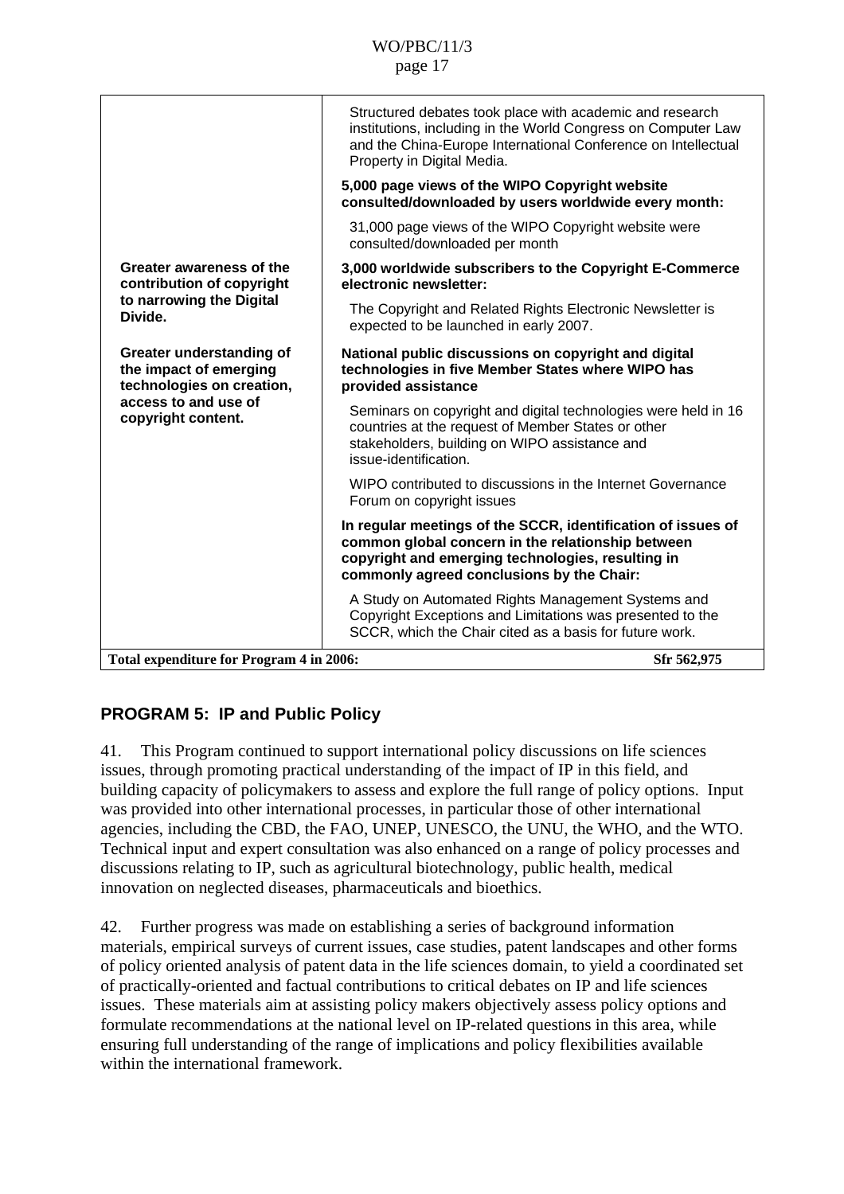| | |
|---|---|
| | Structured debates took place with academic and research institutions, including in the World Congress on Computer Law and the China-Europe International Conference on Intellectual Property in Digital Media. |
| | **5,000 page views of the WIPO Copyright website consulted/downloaded by users worldwide every month:** |
| | 31,000 page views of the WIPO Copyright website were consulted/downloaded per month |
| **Greater awareness of the contribution of copyright to narrowing the Digital Divide.** | **3,000 worldwide subscribers to the Copyright E-Commerce electronic newsletter:** |
| | The Copyright and Related Rights Electronic Newsletter is expected to be launched in early 2007. |
| **Greater understanding of the impact of emerging technologies on creation, access to and use of copyright content.** | **National public discussions on copyright and digital technologies in five Member States where WIPO has provided assistance** |
| | Seminars on copyright and digital technologies were held in 16 countries at the request of Member States or other stakeholders, building on WIPO assistance and issue-identification. |
| | WIPO contributed to discussions in the Internet Governance Forum on copyright issues |
| | **In regular meetings of the SCCR, identification of issues of common global concern in the relationship between copyright and emerging technologies, resulting in commonly agreed conclusions by the Chair:** |
| | A Study on Automated Rights Management Systems and Copyright Exceptions and Limitations was presented to the SCCR, which the Chair cited as a basis for future work. |
| **Total expenditure for Program 4 in 2006:** | **Sfr 562,975** |

## PROGRAM 5: IP and Public Policy

41. This Program continued to support international policy discussions on life sciences issues, through promoting practical understanding of the impact of IP in this field, and building capacity of policymakers to assess and explore the full range of policy options. Input was provided into other international processes, in particular those of other international agencies, including the CBD, the FAO, UNEP, UNESCO, the UNU, the WHO, and the WTO. Technical input and expert consultation was also enhanced on a range of policy processes and discussions relating to IP, such as agricultural biotechnology, public health, medical innovation on neglected diseases, pharmaceuticals and bioethics.

42. Further progress was made on establishing a series of background information materials, empirical surveys of current issues, case studies, patent landscapes and other forms of policy oriented analysis of patent data in the life sciences domain, to yield a coordinated set of practically-oriented and factual contributions to critical debates on IP and life sciences issues. These materials aim at assisting policy makers objectively assess policy options and formulate recommendations at the national level on IP-related questions in this area, while ensuring full understanding of the range of implications and policy flexibilities available within the international framework.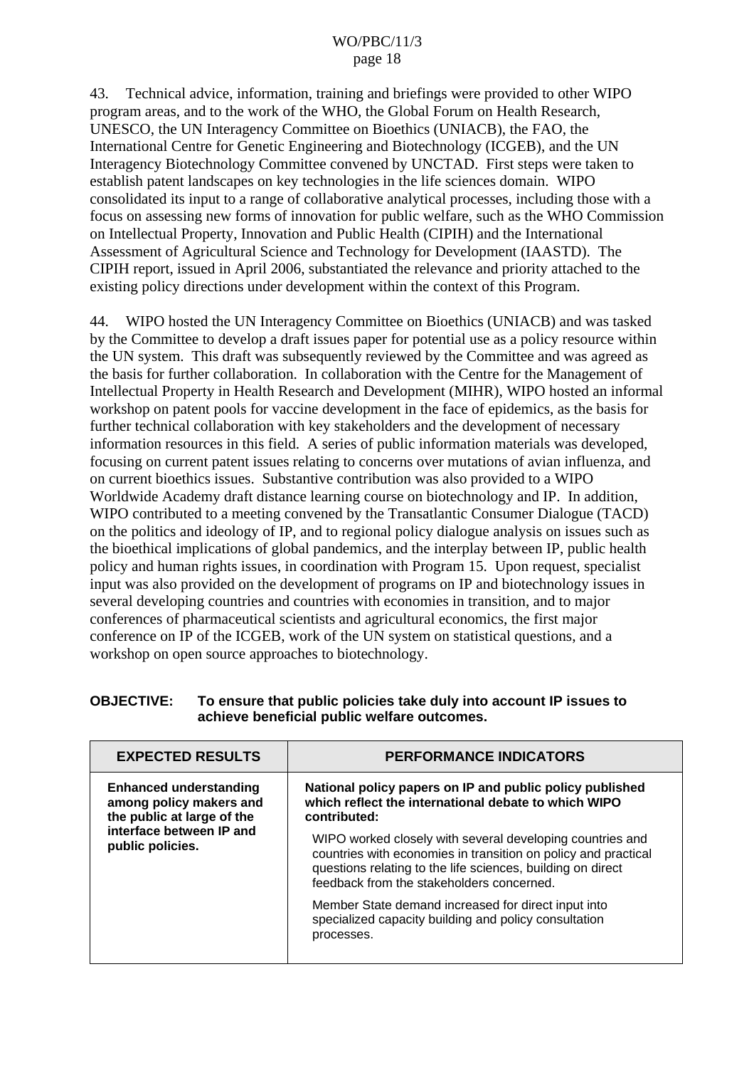43. Technical advice, information, training and briefings were provided to other WIPO program areas, and to the work of the WHO, the Global Forum on Health Research, UNESCO, the UN Interagency Committee on Bioethics (UNIACB), the FAO, the International Centre for Genetic Engineering and Biotechnology (ICGEB), and the UN Interagency Biotechnology Committee convened by UNCTAD. First steps were taken to establish patent landscapes on key technologies in the life sciences domain. WIPO consolidated its input to a range of collaborative analytical processes, including those with a focus on assessing new forms of innovation for public welfare, such as the WHO Commission on Intellectual Property, Innovation and Public Health (CIPIH) and the International Assessment of Agricultural Science and Technology for Development (IAASTD). The CIPIH report, issued in April 2006, substantiated the relevance and priority attached to the existing policy directions under development within the context of this Program.

44. WIPO hosted the UN Interagency Committee on Bioethics (UNIACB) and was tasked by the Committee to develop a draft issues paper for potential use as a policy resource within the UN system. This draft was subsequently reviewed by the Committee and was agreed as the basis for further collaboration. In collaboration with the Centre for the Management of Intellectual Property in Health Research and Development (MIHR), WIPO hosted an informal workshop on patent pools for vaccine development in the face of epidemics, as the basis for further technical collaboration with key stakeholders and the development of necessary information resources in this field. A series of public information materials was developed, focusing on current patent issues relating to concerns over mutations of avian influenza, and on current bioethics issues. Substantive contribution was also provided to a WIPO Worldwide Academy draft distance learning course on biotechnology and IP. In addition, WIPO contributed to a meeting convened by the Transatlantic Consumer Dialogue (TACD) on the politics and ideology of IP, and to regional policy dialogue analysis on issues such as the bioethical implications of global pandemics, and the interplay between IP, public health policy and human rights issues, in coordination with Program 15. Upon request, specialist input was also provided on the development of programs on IP and biotechnology issues in several developing countries and countries with economies in transition, and to major conferences of pharmaceutical scientists and agricultural economics, the first major conference on IP of the ICGEB, work of the UN system on statistical questions, and a workshop on open source approaches to biotechnology.

**OBJECTIVE: To ensure that public policies take duly into account IP issues to achieve beneficial public welfare outcomes.**

| EXPECTED RESULTS | PERFORMANCE INDICATORS |
|---|---|
| **Enhanced understanding among policy makers and the public at large of the interface between IP and public policies.** | **National policy papers on IP and public policy published which reflect the international debate to which WIPO contributed:**<br><br>WIPO worked closely with several developing countries and countries with economies in transition on policy and practical questions relating to the life sciences, building on direct feedback from the stakeholders concerned.<br><br>Member State demand increased for direct input into specialized capacity building and policy consultation processes. |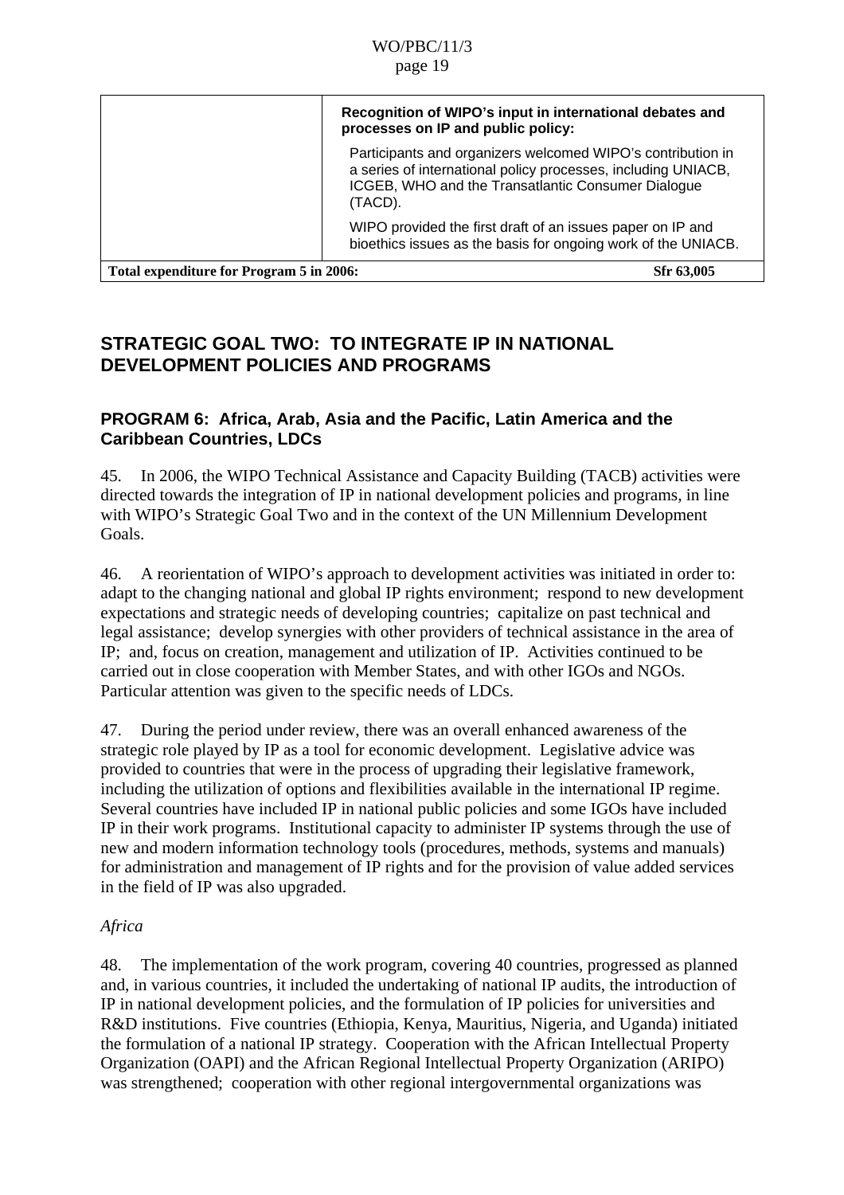| | |
|---|---|
| | **Recognition of WIPO's input in international debates and processes on IP and public policy:**<br>Participants and organizers welcomed WIPO's contribution in a series of international policy processes, including UNIACB, ICGEB, WHO and the Transatlantic Consumer Dialogue (TACD).<br>WIPO provided the first draft of an issues paper on IP and bioethics issues as the basis for ongoing work of the UNIACB. |
| **Total expenditure for Program 5 in 2006:** | **Sfr 63,005** |

## STRATEGIC GOAL TWO: TO INTEGRATE IP IN NATIONAL DEVELOPMENT POLICIES AND PROGRAMS

### PROGRAM 6: Africa, Arab, Asia and the Pacific, Latin America and the Caribbean Countries, LDCs

45. In 2006, the WIPO Technical Assistance and Capacity Building (TACB) activities were directed towards the integration of IP in national development policies and programs, in line with WIPO's Strategic Goal Two and in the context of the UN Millennium Development Goals.

46. A reorientation of WIPO's approach to development activities was initiated in order to: adapt to the changing national and global IP rights environment; respond to new development expectations and strategic needs of developing countries; capitalize on past technical and legal assistance; develop synergies with other providers of technical assistance in the area of IP; and, focus on creation, management and utilization of IP. Activities continued to be carried out in close cooperation with Member States, and with other IGOs and NGOs. Particular attention was given to the specific needs of LDCs.

47. During the period under review, there was an overall enhanced awareness of the strategic role played by IP as a tool for economic development. Legislative advice was provided to countries that were in the process of upgrading their legislative framework, including the utilization of options and flexibilities available in the international IP regime. Several countries have included IP in national public policies and some IGOs have included IP in their work programs. Institutional capacity to administer IP systems through the use of new and modern information technology tools (procedures, methods, systems and manuals) for administration and management of IP rights and for the provision of value added services in the field of IP was also upgraded.

*Africa*

48. The implementation of the work program, covering 40 countries, progressed as planned and, in various countries, it included the undertaking of national IP audits, the introduction of IP in national development policies, and the formulation of IP policies for universities and R&D institutions. Five countries (Ethiopia, Kenya, Mauritius, Nigeria, and Uganda) initiated the formulation of a national IP strategy. Cooperation with the African Intellectual Property Organization (OAPI) and the African Regional Intellectual Property Organization (ARIPO) was strengthened; cooperation with other regional intergovernmental organizations was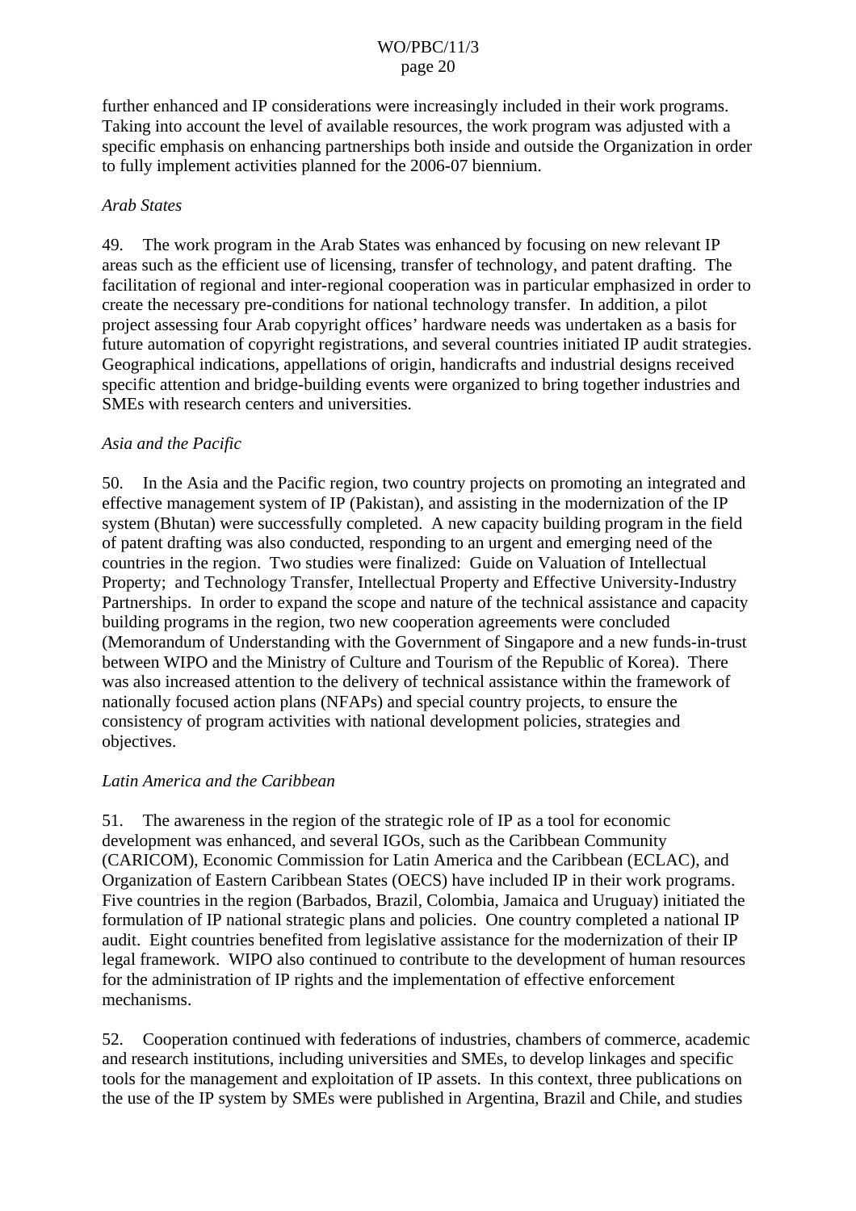further enhanced and IP considerations were increasingly included in their work programs. Taking into account the level of available resources, the work program was adjusted with a specific emphasis on enhancing partnerships both inside and outside the Organization in order to fully implement activities planned for the 2006-07 biennium.

*Arab States*

49. The work program in the Arab States was enhanced by focusing on new relevant IP areas such as the efficient use of licensing, transfer of technology, and patent drafting. The facilitation of regional and inter-regional cooperation was in particular emphasized in order to create the necessary pre-conditions for national technology transfer. In addition, a pilot project assessing four Arab copyright offices' hardware needs was undertaken as a basis for future automation of copyright registrations, and several countries initiated IP audit strategies. Geographical indications, appellations of origin, handicrafts and industrial designs received specific attention and bridge-building events were organized to bring together industries and SMEs with research centers and universities.

*Asia and the Pacific*

50. In the Asia and the Pacific region, two country projects on promoting an integrated and effective management system of IP (Pakistan), and assisting in the modernization of the IP system (Bhutan) were successfully completed. A new capacity building program in the field of patent drafting was also conducted, responding to an urgent and emerging need of the countries in the region. Two studies were finalized: Guide on Valuation of Intellectual Property; and Technology Transfer, Intellectual Property and Effective University-Industry Partnerships. In order to expand the scope and nature of the technical assistance and capacity building programs in the region, two new cooperation agreements were concluded (Memorandum of Understanding with the Government of Singapore and a new funds-in-trust between WIPO and the Ministry of Culture and Tourism of the Republic of Korea). There was also increased attention to the delivery of technical assistance within the framework of nationally focused action plans (NFAPs) and special country projects, to ensure the consistency of program activities with national development policies, strategies and objectives.

*Latin America and the Caribbean*

51. The awareness in the region of the strategic role of IP as a tool for economic development was enhanced, and several IGOs, such as the Caribbean Community (CARICOM), Economic Commission for Latin America and the Caribbean (ECLAC), and Organization of Eastern Caribbean States (OECS) have included IP in their work programs. Five countries in the region (Barbados, Brazil, Colombia, Jamaica and Uruguay) initiated the formulation of IP national strategic plans and policies. One country completed a national IP audit. Eight countries benefited from legislative assistance for the modernization of their IP legal framework. WIPO also continued to contribute to the development of human resources for the administration of IP rights and the implementation of effective enforcement mechanisms.

52. Cooperation continued with federations of industries, chambers of commerce, academic and research institutions, including universities and SMEs, to develop linkages and specific tools for the management and exploitation of IP assets. In this context, three publications on the use of the IP system by SMEs were published in Argentina, Brazil and Chile, and studies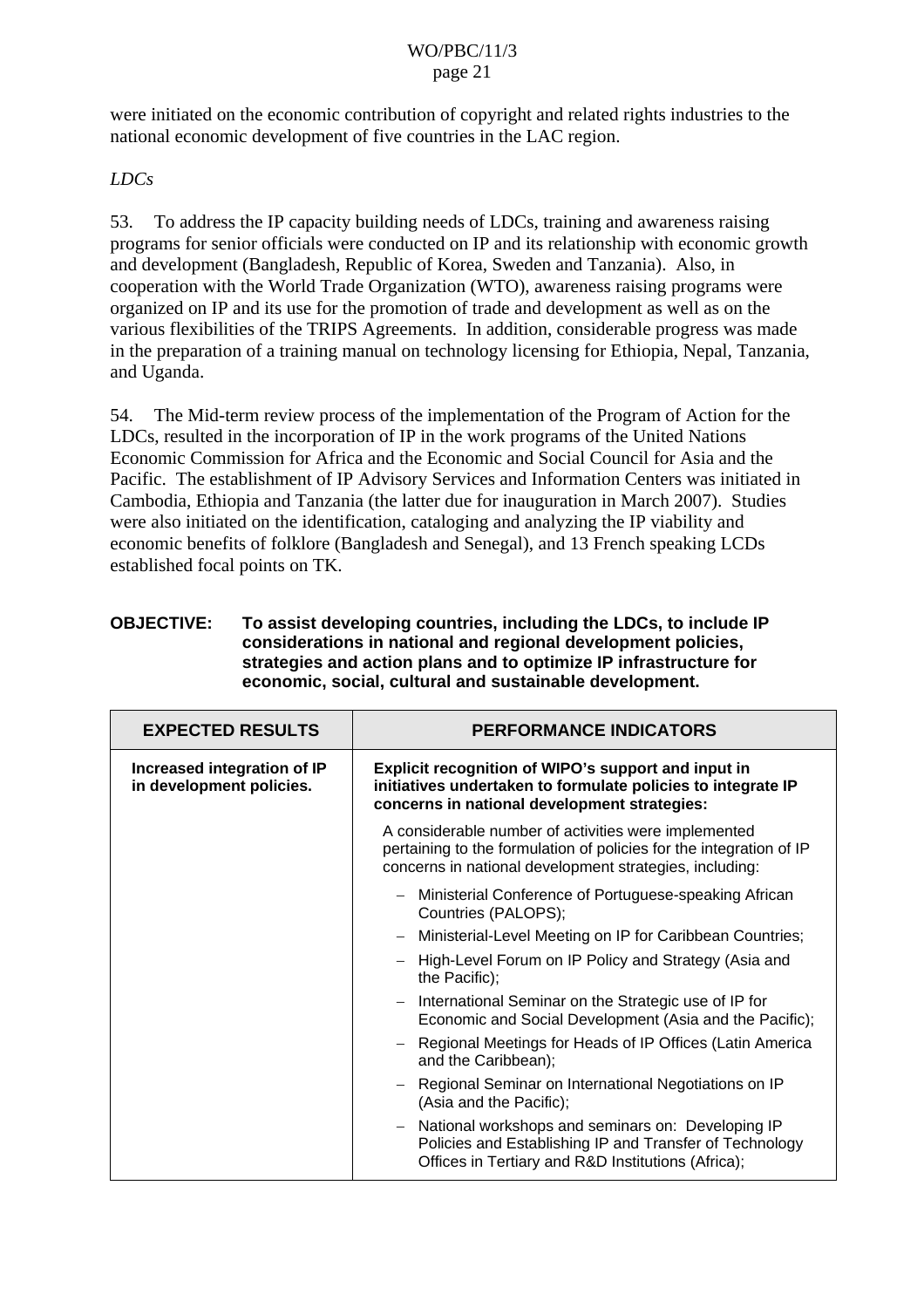were initiated on the economic contribution of copyright and related rights industries to the national economic development of five countries in the LAC region.

*LDCs*

53. To address the IP capacity building needs of LDCs, training and awareness raising programs for senior officials were conducted on IP and its relationship with economic growth and development (Bangladesh, Republic of Korea, Sweden and Tanzania). Also, in cooperation with the World Trade Organization (WTO), awareness raising programs were organized on IP and its use for the promotion of trade and development as well as on the various flexibilities of the TRIPS Agreements. In addition, considerable progress was made in the preparation of a training manual on technology licensing for Ethiopia, Nepal, Tanzania, and Uganda.

54. The Mid-term review process of the implementation of the Program of Action for the LDCs, resulted in the incorporation of IP in the work programs of the United Nations Economic Commission for Africa and the Economic and Social Council for Asia and the Pacific. The establishment of IP Advisory Services and Information Centers was initiated in Cambodia, Ethiopia and Tanzania (the latter due for inauguration in March 2007). Studies were also initiated on the identification, cataloging and analyzing the IP viability and economic benefits of folklore (Bangladesh and Senegal), and 13 French speaking LCDs established focal points on TK.

**OBJECTIVE: To assist developing countries, including the LDCs, to include IP considerations in national and regional development policies, strategies and action plans and to optimize IP infrastructure for economic, social, cultural and sustainable development.**

| EXPECTED RESULTS | PERFORMANCE INDICATORS |
|---|---|
| **Increased integration of IP in development policies.** | **Explicit recognition of WIPO's support and input in initiatives undertaken to formulate policies to integrate IP concerns in national development strategies:**<br><br>A considerable number of activities were implemented pertaining to the formulation of policies for the integration of IP concerns in national development strategies, including:<br><br>– Ministerial Conference of Portuguese-speaking African Countries (PALOPS);<br>– Ministerial-Level Meeting on IP for Caribbean Countries;<br>– High-Level Forum on IP Policy and Strategy (Asia and the Pacific);<br>– International Seminar on the Strategic use of IP for Economic and Social Development (Asia and the Pacific);<br>– Regional Meetings for Heads of IP Offices (Latin America and the Caribbean);<br>– Regional Seminar on International Negotiations on IP (Asia and the Pacific);<br>– National workshops and seminars on: Developing IP Policies and Establishing IP and Transfer of Technology Offices in Tertiary and R&D Institutions (Africa); |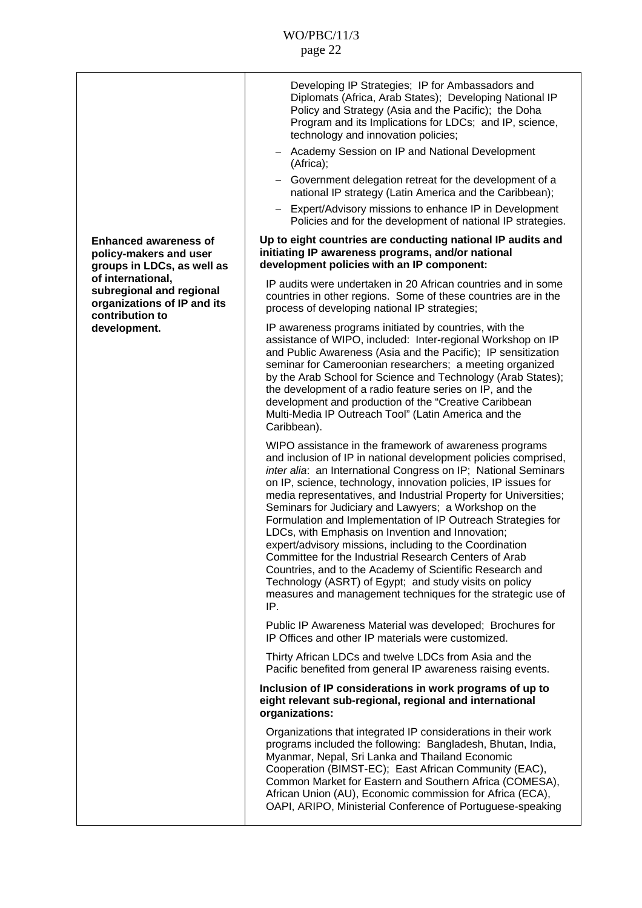| | |
|---|---|
| | Developing IP Strategies; IP for Ambassadors and Diplomats (Africa, Arab States); Developing National IP Policy and Strategy (Asia and the Pacific); the Doha Program and its Implications for LDCs; and IP, science, technology and innovation policies;<br>– Academy Session on IP and National Development (Africa);<br>– Government delegation retreat for the development of a national IP strategy (Latin America and the Caribbean);<br>– Expert/Advisory missions to enhance IP in Development Policies and for the development of national IP strategies. |
| **Enhanced awareness of policy-makers and user groups in LDCs, as well as of international, subregional and regional organizations of IP and its contribution to development.** | **Up to eight countries are conducting national IP audits and initiating IP awareness programs, and/or national development policies with an IP component:**<br><br>IP audits were undertaken in 20 African countries and in some countries in other regions. Some of these countries are in the process of developing national IP strategies;<br><br>IP awareness programs initiated by countries, with the assistance of WIPO, included: Inter-regional Workshop on IP and Public Awareness (Asia and the Pacific); IP sensitization seminar for Cameroonian researchers; a meeting organized by the Arab School for Science and Technology (Arab States); the development of a radio feature series on IP, and the development and production of the "Creative Caribbean Multi-Media IP Outreach Tool" (Latin America and the Caribbean).<br><br>WIPO assistance in the framework of awareness programs and inclusion of IP in national development policies comprised, *inter alia*: an International Congress on IP; National Seminars on IP, science, technology, innovation policies, IP issues for media representatives, and Industrial Property for Universities; Seminars for Judiciary and Lawyers; a Workshop on the Formulation and Implementation of IP Outreach Strategies for LDCs, with Emphasis on Invention and Innovation; expert/advisory missions, including to the Coordination Committee for the Industrial Research Centers of Arab Countries, and to the Academy of Scientific Research and Technology (ASRT) of Egypt; and study visits on policy measures and management techniques for the strategic use of IP.<br><br>Public IP Awareness Material was developed; Brochures for IP Offices and other IP materials were customized.<br><br>Thirty African LDCs and twelve LDCs from Asia and the Pacific benefited from general IP awareness raising events.<br><br>**Inclusion of IP considerations in work programs of up to eight relevant sub-regional, regional and international organizations:**<br><br>Organizations that integrated IP considerations in their work programs included the following: Bangladesh, Bhutan, India, Myanmar, Nepal, Sri Lanka and Thailand Economic Cooperation (BIMST-EC); East African Community (EAC), Common Market for Eastern and Southern Africa (COMESA), African Union (AU), Economic commission for Africa (ECA), OAPI, ARIPO, Ministerial Conference of Portuguese-speaking |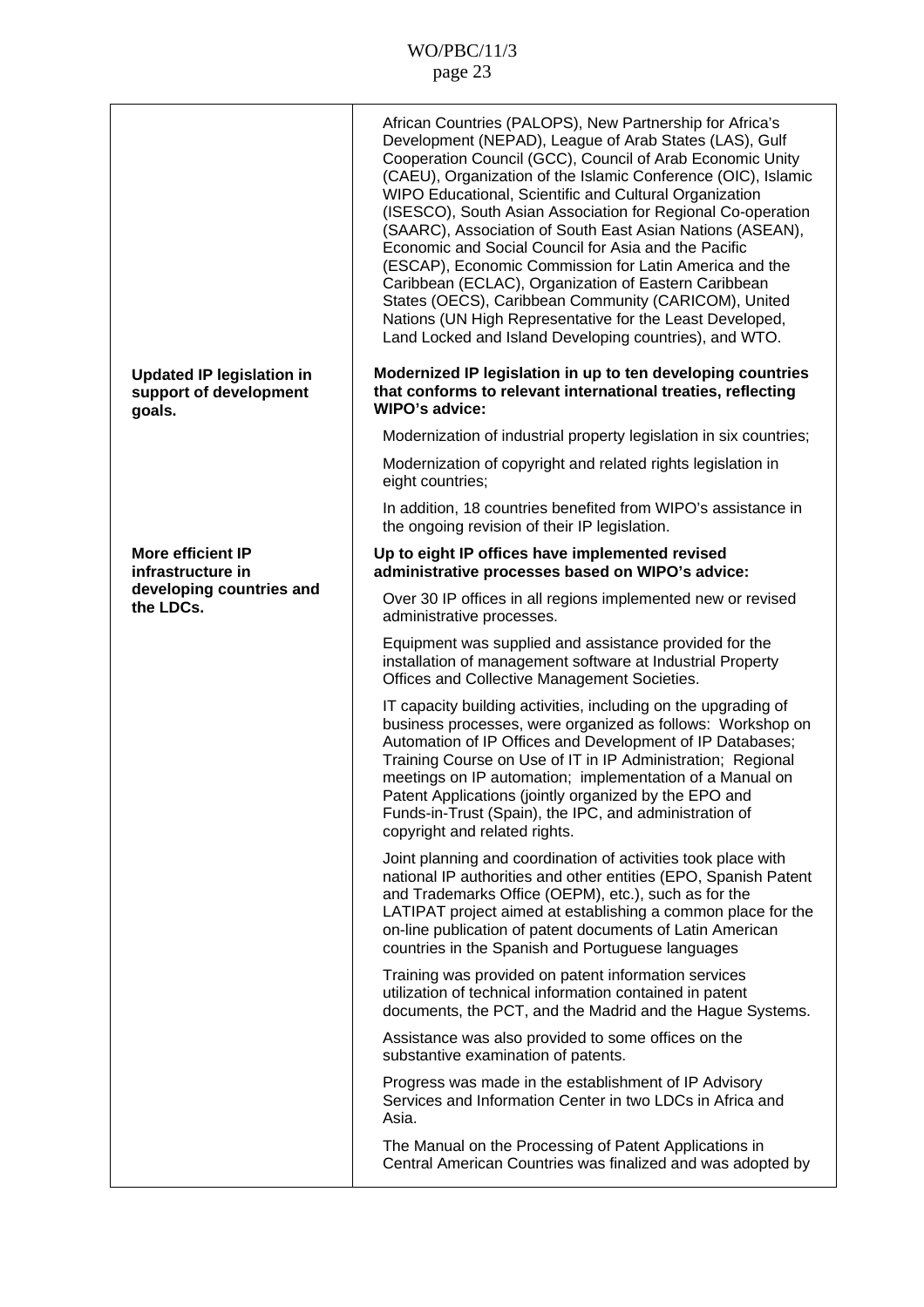| | |
|---|---|
| | African Countries (PALOPS), New Partnership for Africa's Development (NEPAD), League of Arab States (LAS), Gulf Cooperation Council (GCC), Council of Arab Economic Unity (CAEU), Organization of the Islamic Conference (OIC), Islamic WIPO Educational, Scientific and Cultural Organization (ISESCO), South Asian Association for Regional Co-operation (SAARC), Association of South East Asian Nations (ASEAN), Economic and Social Council for Asia and the Pacific (ESCAP), Economic Commission for Latin America and the Caribbean (ECLAC), Organization of Eastern Caribbean States (OECS), Caribbean Community (CARICOM), United Nations (UN High Representative for the Least Developed, Land Locked and Island Developing countries), and WTO. |
| **Updated IP legislation in support of development goals.** | **Modernized IP legislation in up to ten developing countries that conforms to relevant international treaties, reflecting WIPO's advice:**<br><br>Modernization of industrial property legislation in six countries;<br><br>Modernization of copyright and related rights legislation in eight countries;<br><br>In addition, 18 countries benefited from WIPO's assistance in the ongoing revision of their IP legislation. |
| **More efficient IP infrastructure in developing countries and the LDCs.** | **Up to eight IP offices have implemented revised administrative processes based on WIPO's advice:**<br><br>Over 30 IP offices in all regions implemented new or revised administrative processes.<br><br>Equipment was supplied and assistance provided for the installation of management software at Industrial Property Offices and Collective Management Societies.<br><br>IT capacity building activities, including on the upgrading of business processes, were organized as follows: Workshop on Automation of IP Offices and Development of IP Databases; Training Course on Use of IT in IP Administration; Regional meetings on IP automation; implementation of a Manual on Patent Applications (jointly organized by the EPO and Funds-in-Trust (Spain), the IPC, and administration of copyright and related rights.<br><br>Joint planning and coordination of activities took place with national IP authorities and other entities (EPO, Spanish Patent and Trademarks Office (OEPM), etc.), such as for the LATIPAT project aimed at establishing a common place for the on-line publication of patent documents of Latin American countries in the Spanish and Portuguese languages<br><br>Training was provided on patent information services utilization of technical information contained in patent documents, the PCT, and the Madrid and the Hague Systems.<br><br>Assistance was also provided to some offices on the substantive examination of patents.<br><br>Progress was made in the establishment of IP Advisory Services and Information Center in two LDCs in Africa and Asia.<br><br>The Manual on the Processing of Patent Applications in Central American Countries was finalized and was adopted by |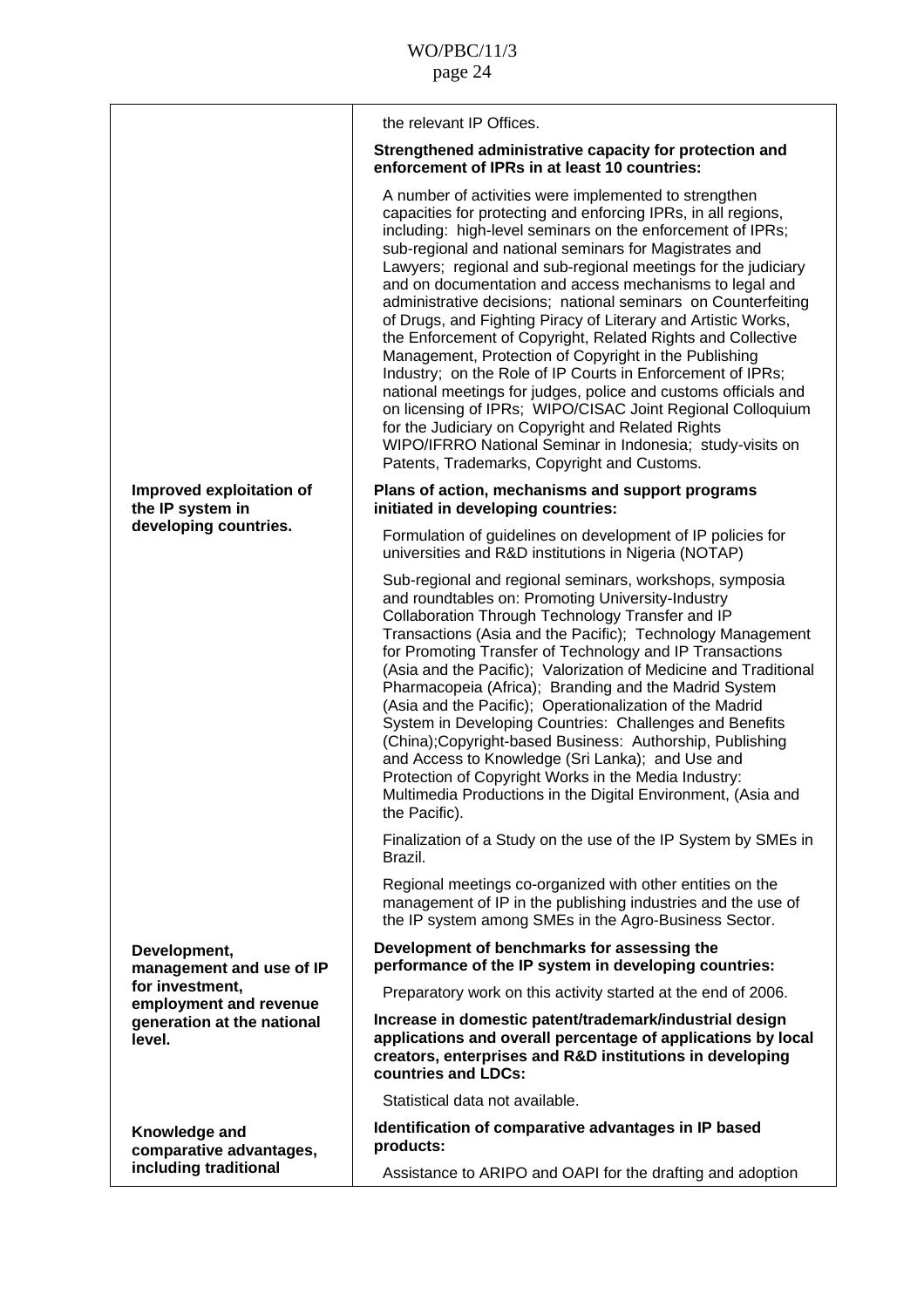| | |
|---|---|
| | the relevant IP Offices.<br><br>**Strengthened administrative capacity for protection and enforcement of IPRs in at least 10 countries:**<br><br>A number of activities were implemented to strengthen capacities for protecting and enforcing IPRs, in all regions, including: high-level seminars on the enforcement of IPRs; sub-regional and national seminars for Magistrates and Lawyers; regional and sub-regional meetings for the judiciary and on documentation and access mechanisms to legal and administrative decisions; national seminars on Counterfeiting of Drugs, and Fighting Piracy of Literary and Artistic Works, the Enforcement of Copyright, Related Rights and Collective Management, Protection of Copyright in the Publishing Industry; on the Role of IP Courts in Enforcement of IPRs; national meetings for judges, police and customs officials and on licensing of IPRs; WIPO/CISAC Joint Regional Colloquium for the Judiciary on Copyright and Related Rights WIPO/IFRRO National Seminar in Indonesia; study-visits on Patents, Trademarks, Copyright and Customs. |
| **Improved exploitation of the IP system in developing countries.** | **Plans of action, mechanisms and support programs initiated in developing countries:**<br><br>Formulation of guidelines on development of IP policies for universities and R&D institutions in Nigeria (NOTAP)<br><br>Sub-regional and regional seminars, workshops, symposia and roundtables on: Promoting University-Industry Collaboration Through Technology Transfer and IP Transactions (Asia and the Pacific); Technology Management for Promoting Transfer of Technology and IP Transactions (Asia and the Pacific); Valorization of Medicine and Traditional Pharmacopeia (Africa); Branding and the Madrid System (Asia and the Pacific); Operationalization of the Madrid System in Developing Countries: Challenges and Benefits (China);Copyright-based Business: Authorship, Publishing and Access to Knowledge (Sri Lanka); and Use and Protection of Copyright Works in the Media Industry: Multimedia Productions in the Digital Environment, (Asia and the Pacific).<br><br>Finalization of a Study on the use of the IP System by SMEs in Brazil.<br><br>Regional meetings co-organized with other entities on the management of IP in the publishing industries and the use of the IP system among SMEs in the Agro-Business Sector. |
| **Development, management and use of IP for investment, employment and revenue generation at the national level.** | **Development of benchmarks for assessing the performance of the IP system in developing countries:**<br><br>Preparatory work on this activity started at the end of 2006.<br><br>**Increase in domestic patent/trademark/industrial design applications and overall percentage of applications by local creators, enterprises and R&D institutions in developing countries and LDCs:**<br><br>Statistical data not available. |
| **Knowledge and comparative advantages, including traditional** | **Identification of comparative advantages in IP based products:**<br><br>Assistance to ARIPO and OAPI for the drafting and adoption |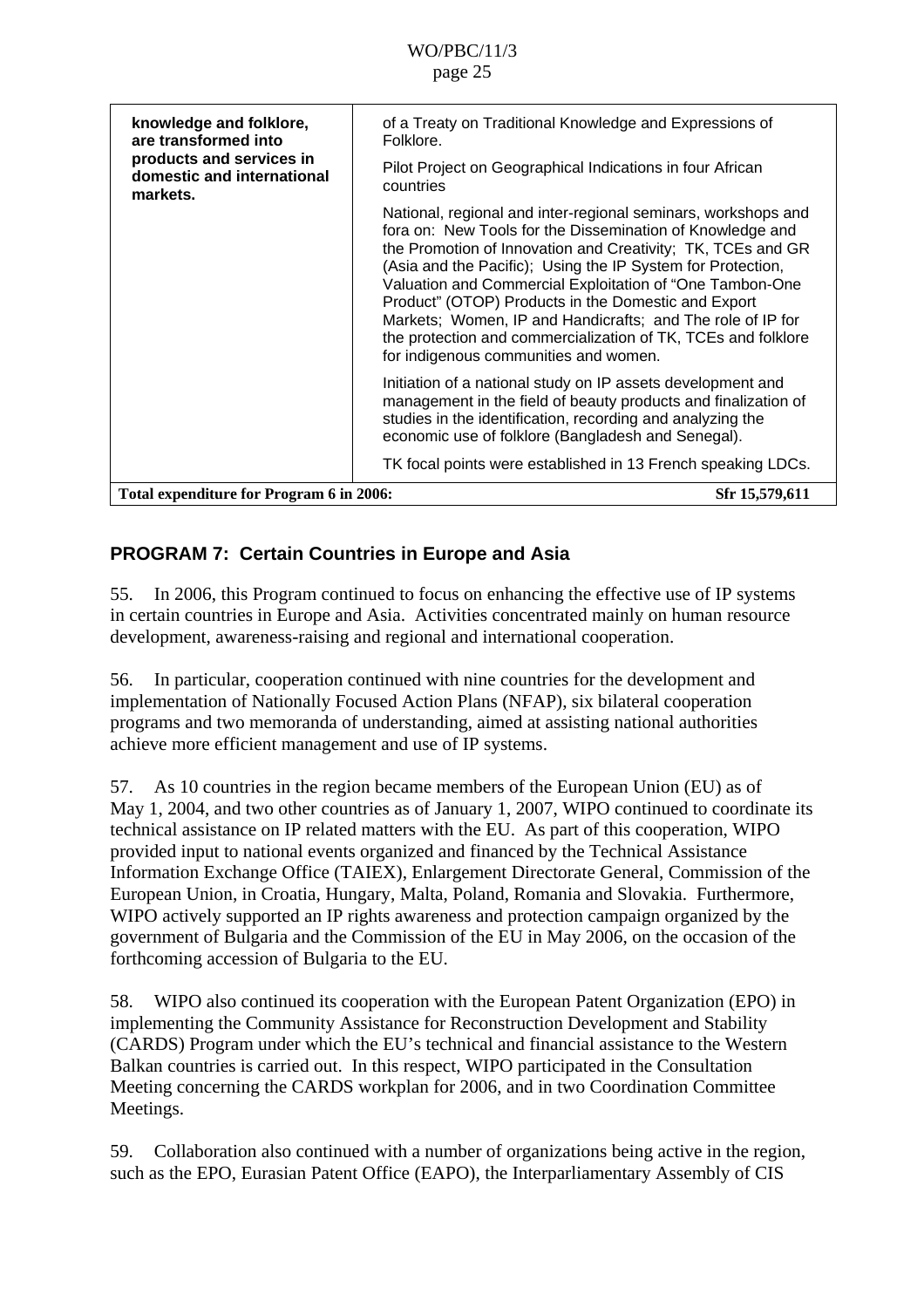| knowledge and folklore, are transformed into products and services in domestic and international markets. | of a Treaty on Traditional Knowledge and Expressions of Folklore.<br><br>Pilot Project on Geographical Indications in four African countries<br><br>National, regional and inter-regional seminars, workshops and fora on: New Tools for the Dissemination of Knowledge and the Promotion of Innovation and Creativity; TK, TCEs and GR (Asia and the Pacific); Using the IP System for Protection, Valuation and Commercial Exploitation of "One Tambon-One Product" (OTOP) Products in the Domestic and Export Markets; Women, IP and Handicrafts; and The role of IP for the protection and commercialization of TK, TCEs and folklore for indigenous communities and women.<br><br>Initiation of a national study on IP assets development and management in the field of beauty products and finalization of studies in the identification, recording and analyzing the economic use of folklore (Bangladesh and Senegal).<br><br>TK focal points were established in 13 French speaking LDCs. |
|---|---|
| **Total expenditure for Program 6 in 2006:** | **Sfr 15,579,611** |

## PROGRAM 7: Certain Countries in Europe and Asia

55. In 2006, this Program continued to focus on enhancing the effective use of IP systems in certain countries in Europe and Asia. Activities concentrated mainly on human resource development, awareness-raising and regional and international cooperation.

56. In particular, cooperation continued with nine countries for the development and implementation of Nationally Focused Action Plans (NFAP), six bilateral cooperation programs and two memoranda of understanding, aimed at assisting national authorities achieve more efficient management and use of IP systems.

57. As 10 countries in the region became members of the European Union (EU) as of May 1, 2004, and two other countries as of January 1, 2007, WIPO continued to coordinate its technical assistance on IP related matters with the EU. As part of this cooperation, WIPO provided input to national events organized and financed by the Technical Assistance Information Exchange Office (TAIEX), Enlargement Directorate General, Commission of the European Union, in Croatia, Hungary, Malta, Poland, Romania and Slovakia. Furthermore, WIPO actively supported an IP rights awareness and protection campaign organized by the government of Bulgaria and the Commission of the EU in May 2006, on the occasion of the forthcoming accession of Bulgaria to the EU.

58. WIPO also continued its cooperation with the European Patent Organization (EPO) in implementing the Community Assistance for Reconstruction Development and Stability (CARDS) Program under which the EU's technical and financial assistance to the Western Balkan countries is carried out. In this respect, WIPO participated in the Consultation Meeting concerning the CARDS workplan for 2006, and in two Coordination Committee Meetings.

59. Collaboration also continued with a number of organizations being active in the region, such as the EPO, Eurasian Patent Office (EAPO), the Interparliamentary Assembly of CIS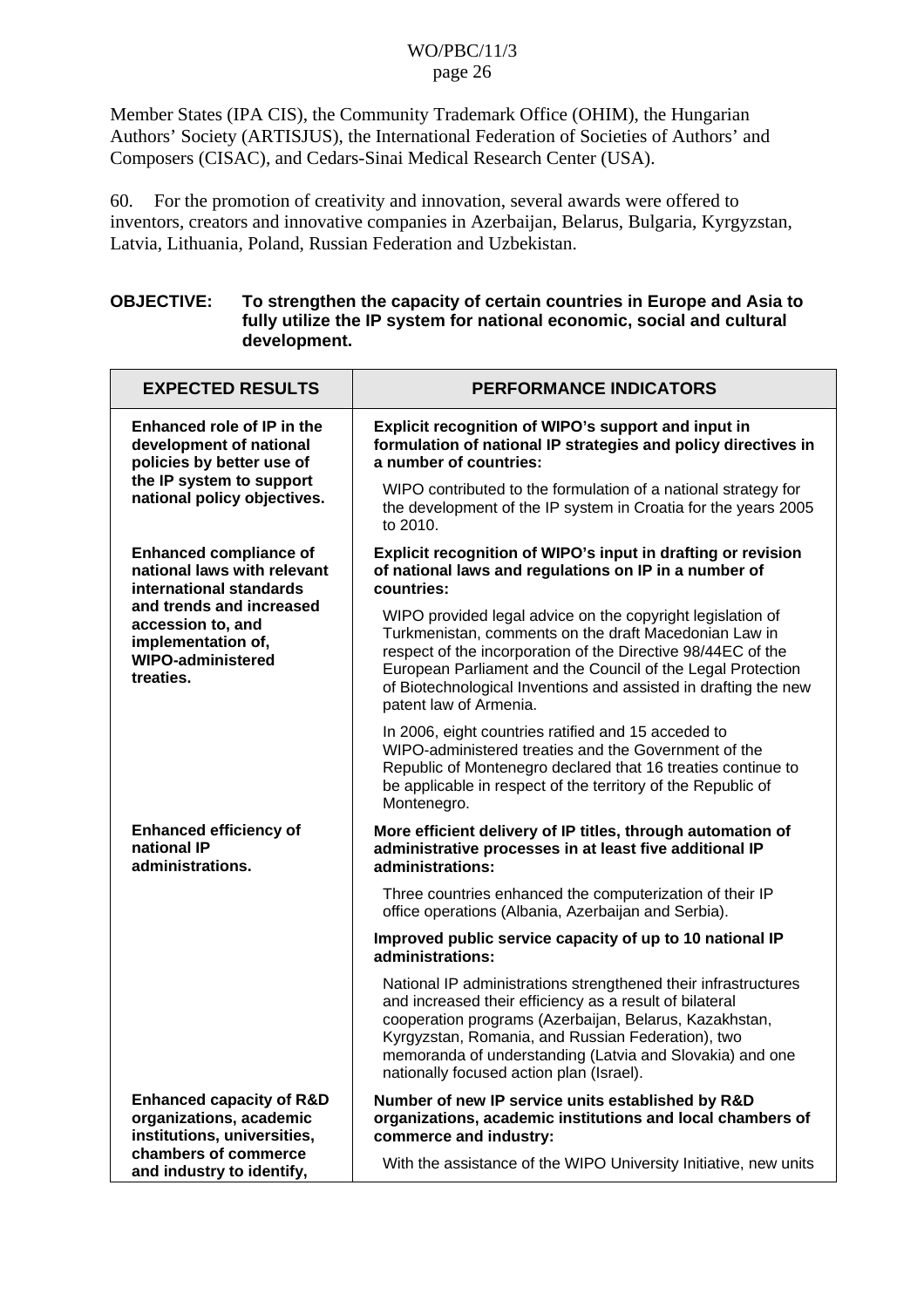Member States (IPA CIS), the Community Trademark Office (OHIM), the Hungarian Authors' Society (ARTISJUS), the International Federation of Societies of Authors' and Composers (CISAC), and Cedars-Sinai Medical Research Center (USA).

60. For the promotion of creativity and innovation, several awards were offered to inventors, creators and innovative companies in Azerbaijan, Belarus, Bulgaria, Kyrgyzstan, Latvia, Lithuania, Poland, Russian Federation and Uzbekistan.

**OBJECTIVE: To strengthen the capacity of certain countries in Europe and Asia to fully utilize the IP system for national economic, social and cultural development.**

| EXPECTED RESULTS | PERFORMANCE INDICATORS |
|---|---|
| **Enhanced role of IP in the development of national policies by better use of the IP system to support national policy objectives.** | **Explicit recognition of WIPO's support and input in formulation of national IP strategies and policy directives in a number of countries:**<br><br>WIPO contributed to the formulation of a national strategy for the development of the IP system in Croatia for the years 2005 to 2010. |
| **Enhanced compliance of national laws with relevant international standards and trends and increased accession to, and implementation of, WIPO-administered treaties.** | **Explicit recognition of WIPO's input in drafting or revision of national laws and regulations on IP in a number of countries:**<br><br>WIPO provided legal advice on the copyright legislation of Turkmenistan, comments on the draft Macedonian Law in respect of the incorporation of the Directive 98/44EC of the European Parliament and the Council of the Legal Protection of Biotechnological Inventions and assisted in drafting the new patent law of Armenia.<br><br>In 2006, eight countries ratified and 15 acceded to WIPO-administered treaties and the Government of the Republic of Montenegro declared that 16 treaties continue to be applicable in respect of the territory of the Republic of Montenegro. |
| **Enhanced efficiency of national IP administrations.** | **More efficient delivery of IP titles, through automation of administrative processes in at least five additional IP administrations:**<br><br>Three countries enhanced the computerization of their IP office operations (Albania, Azerbaijan and Serbia).<br><br>**Improved public service capacity of up to 10 national IP administrations:**<br><br>National IP administrations strengthened their infrastructures and increased their efficiency as a result of bilateral cooperation programs (Azerbaijan, Belarus, Kazakhstan, Kyrgyzstan, Romania, and Russian Federation), two memoranda of understanding (Latvia and Slovakia) and one nationally focused action plan (Israel). |
| **Enhanced capacity of R&D organizations, academic institutions, universities, chambers of commerce and industry to identify,** | **Number of new IP service units established by R&D organizations, academic institutions and local chambers of commerce and industry:**<br><br>With the assistance of the WIPO University Initiative, new units |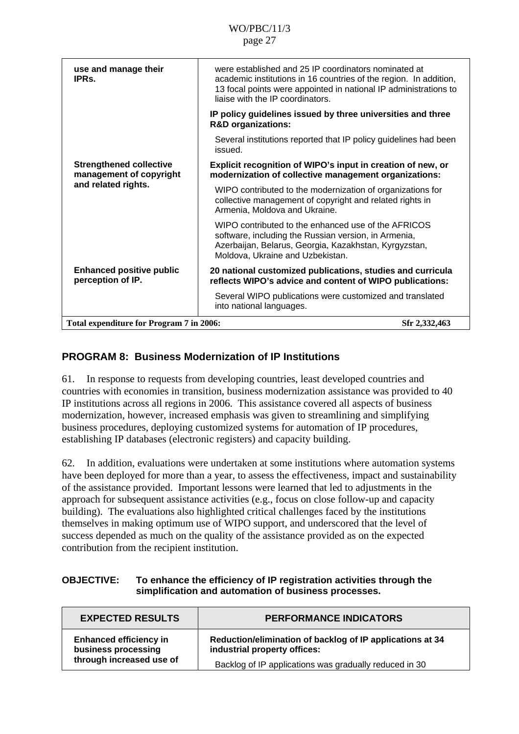| | |
|---|---|
| **use and manage their IPRs.** | were established and 25 IP coordinators nominated at academic institutions in 16 countries of the region. In addition, 13 focal points were appointed in national IP administrations to liaise with the IP coordinators. |
| | **IP policy guidelines issued by three universities and three R&D organizations:** |
| | Several institutions reported that IP policy guidelines had been issued. |
| **Strengthened collective management of copyright and related rights.** | **Explicit recognition of WIPO's input in creation of new, or modernization of collective management organizations:** |
| | WIPO contributed to the modernization of organizations for collective management of copyright and related rights in Armenia, Moldova and Ukraine. |
| | WIPO contributed to the enhanced use of the AFRICOS software, including the Russian version, in Armenia, Azerbaijan, Belarus, Georgia, Kazakhstan, Kyrgyzstan, Moldova, Ukraine and Uzbekistan. |
| **Enhanced positive public perception of IP.** | **20 national customized publications, studies and curricula reflects WIPO's advice and content of WIPO publications:** |
| | Several WIPO publications were customized and translated into national languages. |
| **Total expenditure for Program 7 in 2006:** | **Sfr 2,332,463** |

## PROGRAM 8: Business Modernization of IP Institutions

61. In response to requests from developing countries, least developed countries and countries with economies in transition, business modernization assistance was provided to 40 IP institutions across all regions in 2006. This assistance covered all aspects of business modernization, however, increased emphasis was given to streamlining and simplifying business procedures, deploying customized systems for automation of IP procedures, establishing IP databases (electronic registers) and capacity building.

62. In addition, evaluations were undertaken at some institutions where automation systems have been deployed for more than a year, to assess the effectiveness, impact and sustainability of the assistance provided. Important lessons were learned that led to adjustments in the approach for subsequent assistance activities (e.g., focus on close follow-up and capacity building). The evaluations also highlighted critical challenges faced by the institutions themselves in making optimum use of WIPO support, and underscored that the level of success depended as much on the quality of the assistance provided as on the expected contribution from the recipient institution.

**OBJECTIVE: To enhance the efficiency of IP registration activities through the simplification and automation of business processes.**

| EXPECTED RESULTS | PERFORMANCE INDICATORS |
|---|---|
| **Enhanced efficiency in business processing through increased use of** | **Reduction/elimination of backlog of IP applications at 34 industrial property offices:** |
| | Backlog of IP applications was gradually reduced in 30 |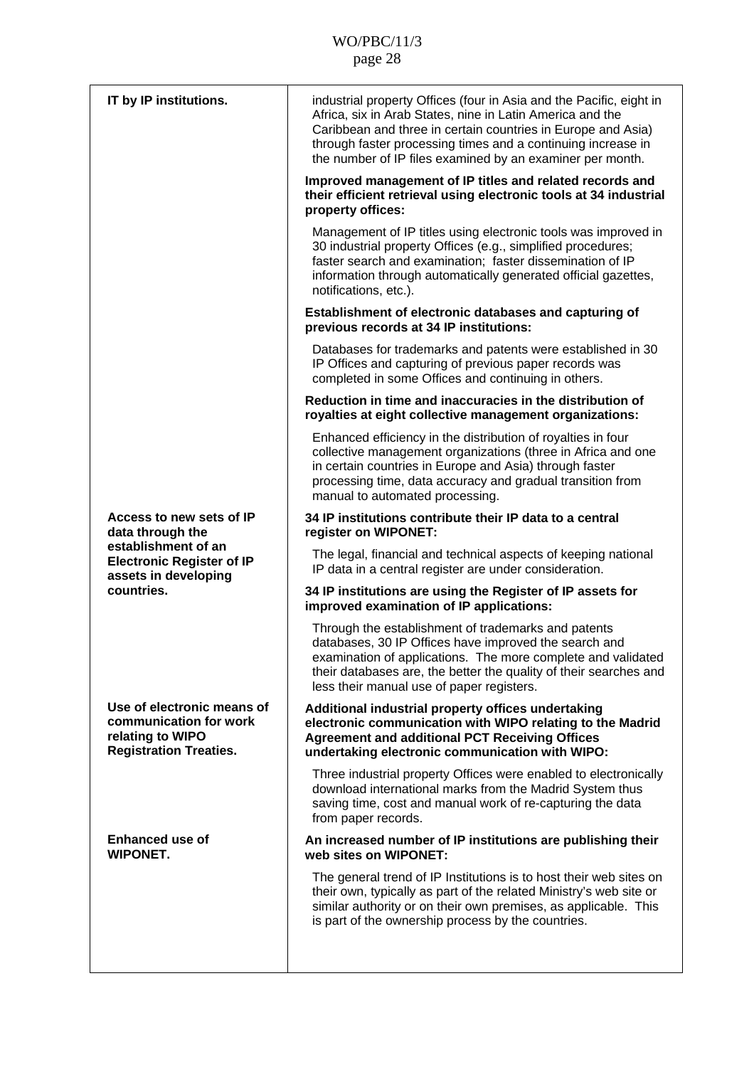| | |
|---|---|
| **IT by IP institutions.** | industrial property Offices (four in Asia and the Pacific, eight in Africa, six in Arab States, nine in Latin America and the Caribbean and three in certain countries in Europe and Asia) through faster processing times and a continuing increase in the number of IP files examined by an examiner per month. |
| | **Improved management of IP titles and related records and their efficient retrieval using electronic tools at 34 industrial property offices:** |
| | Management of IP titles using electronic tools was improved in 30 industrial property Offices (e.g., simplified procedures; faster search and examination; faster dissemination of IP information through automatically generated official gazettes, notifications, etc.). |
| | **Establishment of electronic databases and capturing of previous records at 34 IP institutions:** |
| | Databases for trademarks and patents were established in 30 IP Offices and capturing of previous paper records was completed in some Offices and continuing in others. |
| | **Reduction in time and inaccuracies in the distribution of royalties at eight collective management organizations:** |
| | Enhanced efficiency in the distribution of royalties in four collective management organizations (three in Africa and one in certain countries in Europe and Asia) through faster processing time, data accuracy and gradual transition from manual to automated processing. |
| **Access to new sets of IP data through the establishment of an Electronic Register of IP assets in developing countries.** | **34 IP institutions contribute their IP data to a central register on WIPONET:** |
| | The legal, financial and technical aspects of keeping national IP data in a central register are under consideration. |
| | **34 IP institutions are using the Register of IP assets for improved examination of IP applications:** |
| | Through the establishment of trademarks and patents databases, 30 IP Offices have improved the search and examination of applications. The more complete and validated their databases are, the better the quality of their searches and less their manual use of paper registers. |
| **Use of electronic means of communication for work relating to WIPO Registration Treaties.** | **Additional industrial property offices undertaking electronic communication with WIPO relating to the Madrid Agreement and additional PCT Receiving Offices undertaking electronic communication with WIPO:** |
| | Three industrial property Offices were enabled to electronically download international marks from the Madrid System thus saving time, cost and manual work of re-capturing the data from paper records. |
| **Enhanced use of WIPONET.** | **An increased number of IP institutions are publishing their web sites on WIPONET:** |
| | The general trend of IP Institutions is to host their web sites on their own, typically as part of the related Ministry's web site or similar authority or on their own premises, as applicable. This is part of the ownership process by the countries. |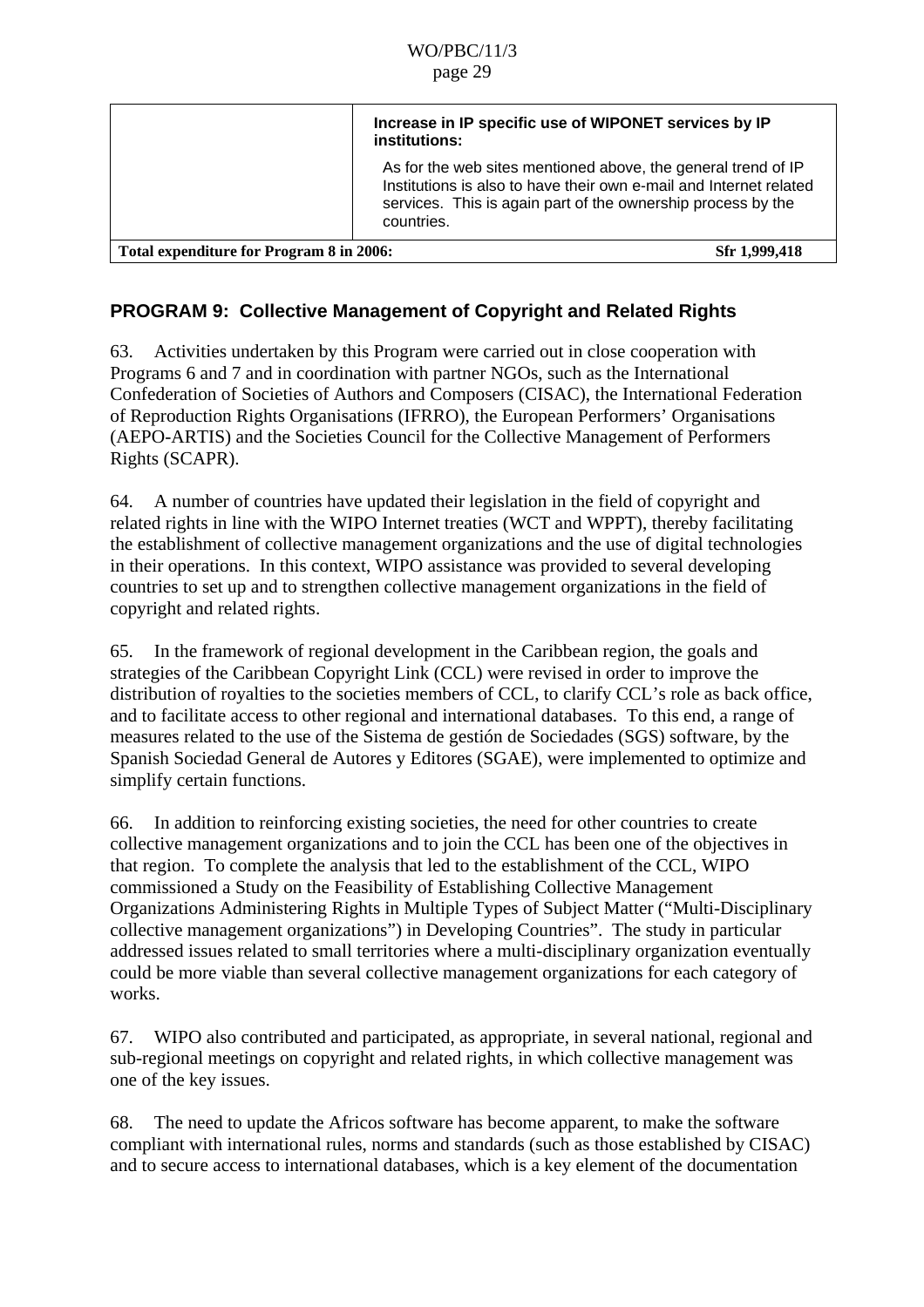| | **Increase in IP specific use of WIPONET services by IP institutions:**<br><br>As for the web sites mentioned above, the general trend of IP Institutions is also to have their own e-mail and Internet related services. This is again part of the ownership process by the countries. |
|---|---|
| **Total expenditure for Program 8 in 2006:** | **Sfr 1,999,418** |

## PROGRAM 9: Collective Management of Copyright and Related Rights

63. Activities undertaken by this Program were carried out in close cooperation with Programs 6 and 7 and in coordination with partner NGOs, such as the International Confederation of Societies of Authors and Composers (CISAC), the International Federation of Reproduction Rights Organisations (IFRRO), the European Performers' Organisations (AEPO-ARTIS) and the Societies Council for the Collective Management of Performers Rights (SCAPR).

64. A number of countries have updated their legislation in the field of copyright and related rights in line with the WIPO Internet treaties (WCT and WPPT), thereby facilitating the establishment of collective management organizations and the use of digital technologies in their operations. In this context, WIPO assistance was provided to several developing countries to set up and to strengthen collective management organizations in the field of copyright and related rights.

65. In the framework of regional development in the Caribbean region, the goals and strategies of the Caribbean Copyright Link (CCL) were revised in order to improve the distribution of royalties to the societies members of CCL, to clarify CCL's role as back office, and to facilitate access to other regional and international databases. To this end, a range of measures related to the use of the Sistema de gestión de Sociedades (SGS) software, by the Spanish Sociedad General de Autores y Editores (SGAE), were implemented to optimize and simplify certain functions.

66. In addition to reinforcing existing societies, the need for other countries to create collective management organizations and to join the CCL has been one of the objectives in that region. To complete the analysis that led to the establishment of the CCL, WIPO commissioned a Study on the Feasibility of Establishing Collective Management Organizations Administering Rights in Multiple Types of Subject Matter ("Multi-Disciplinary collective management organizations") in Developing Countries". The study in particular addressed issues related to small territories where a multi-disciplinary organization eventually could be more viable than several collective management organizations for each category of works.

67. WIPO also contributed and participated, as appropriate, in several national, regional and sub-regional meetings on copyright and related rights, in which collective management was one of the key issues.

68. The need to update the Africos software has become apparent, to make the software compliant with international rules, norms and standards (such as those established by CISAC) and to secure access to international databases, which is a key element of the documentation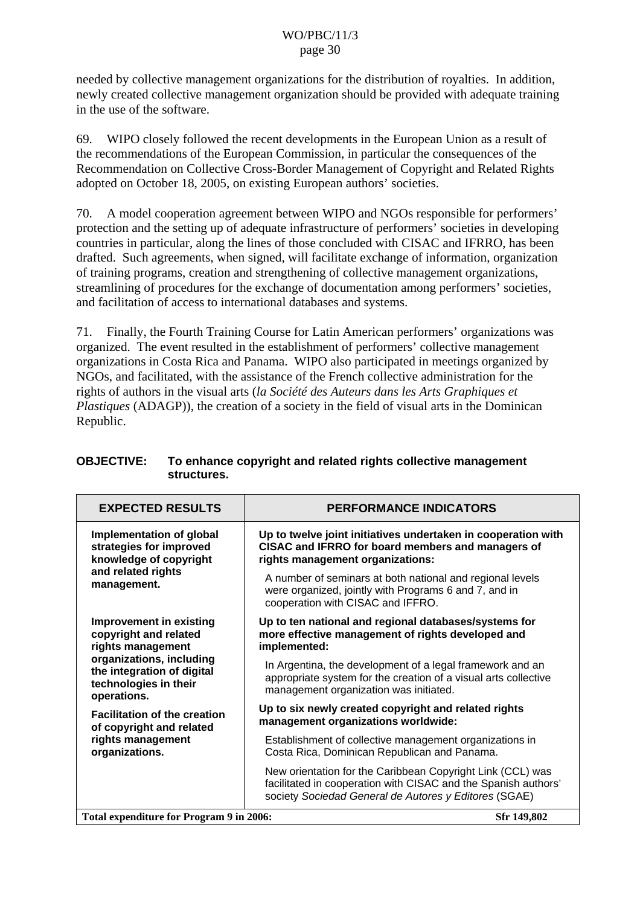needed by collective management organizations for the distribution of royalties. In addition, newly created collective management organization should be provided with adequate training in the use of the software.

69. WIPO closely followed the recent developments in the European Union as a result of the recommendations of the European Commission, in particular the consequences of the Recommendation on Collective Cross-Border Management of Copyright and Related Rights adopted on October 18, 2005, on existing European authors' societies.

70. A model cooperation agreement between WIPO and NGOs responsible for performers' protection and the setting up of adequate infrastructure of performers' societies in developing countries in particular, along the lines of those concluded with CISAC and IFRRO, has been drafted. Such agreements, when signed, will facilitate exchange of information, organization of training programs, creation and strengthening of collective management organizations, streamlining of procedures for the exchange of documentation among performers' societies, and facilitation of access to international databases and systems.

71. Finally, the Fourth Training Course for Latin American performers' organizations was organized. The event resulted in the establishment of performers' collective management organizations in Costa Rica and Panama. WIPO also participated in meetings organized by NGOs, and facilitated, with the assistance of the French collective administration for the rights of authors in the visual arts (*la Société des Auteurs dans les Arts Graphiques et Plastiques* (ADAGP)), the creation of a society in the field of visual arts in the Dominican Republic.

**OBJECTIVE: To enhance copyright and related rights collective management structures.**

| EXPECTED RESULTS | PERFORMANCE INDICATORS |
|---|---|
| **Implementation of global strategies for improved knowledge of copyright and related rights management.** | **Up to twelve joint initiatives undertaken in cooperation with CISAC and IFRRO for board members and managers of rights management organizations:**<br>A number of seminars at both national and regional levels were organized, jointly with Programs 6 and 7, and in cooperation with CISAC and IFFRO. |
| **Improvement in existing copyright and related rights management organizations, including the integration of digital technologies in their operations.** | **Up to ten national and regional databases/systems for more effective management of rights developed and implemented:**<br>In Argentina, the development of a legal framework and an appropriate system for the creation of a visual arts collective management organization was initiated. |
| **Facilitation of the creation of copyright and related rights management organizations.** | **Up to six newly created copyright and related rights management organizations worldwide:**<br>Establishment of collective management organizations in Costa Rica, Dominican Republican and Panama.<br>New orientation for the Caribbean Copyright Link (CCL) was facilitated in cooperation with CISAC and the Spanish authors' society *Sociedad General de Autores y Editores* (SGAE) |
| **Total expenditure for Program 9 in 2006:** | **Sfr 149,802** |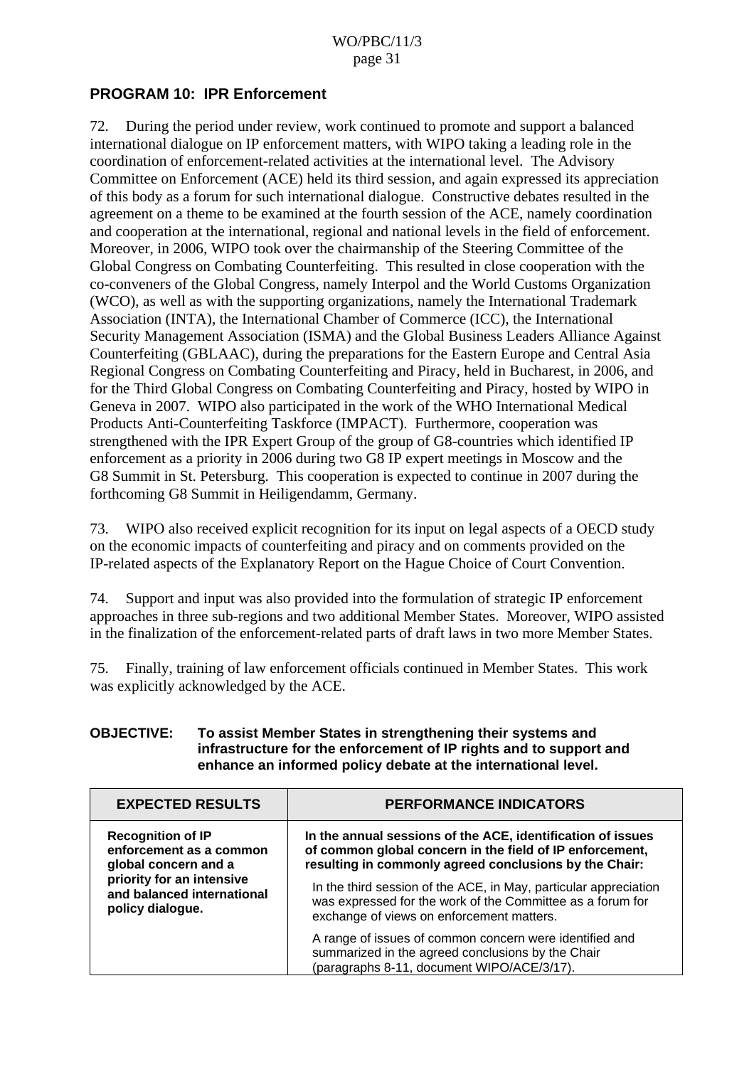## PROGRAM 10: IPR Enforcement

72. During the period under review, work continued to promote and support a balanced international dialogue on IP enforcement matters, with WIPO taking a leading role in the coordination of enforcement-related activities at the international level. The Advisory Committee on Enforcement (ACE) held its third session, and again expressed its appreciation of this body as a forum for such international dialogue. Constructive debates resulted in the agreement on a theme to be examined at the fourth session of the ACE, namely coordination and cooperation at the international, regional and national levels in the field of enforcement. Moreover, in 2006, WIPO took over the chairmanship of the Steering Committee of the Global Congress on Combating Counterfeiting. This resulted in close cooperation with the co-conveners of the Global Congress, namely Interpol and the World Customs Organization (WCO), as well as with the supporting organizations, namely the International Trademark Association (INTA), the International Chamber of Commerce (ICC), the International Security Management Association (ISMA) and the Global Business Leaders Alliance Against Counterfeiting (GBLAAC), during the preparations for the Eastern Europe and Central Asia Regional Congress on Combating Counterfeiting and Piracy, held in Bucharest, in 2006, and for the Third Global Congress on Combating Counterfeiting and Piracy, hosted by WIPO in Geneva in 2007. WIPO also participated in the work of the WHO International Medical Products Anti-Counterfeiting Taskforce (IMPACT). Furthermore, cooperation was strengthened with the IPR Expert Group of the group of G8-countries which identified IP enforcement as a priority in 2006 during two G8 IP expert meetings in Moscow and the G8 Summit in St. Petersburg. This cooperation is expected to continue in 2007 during the forthcoming G8 Summit in Heiligendamm, Germany.

73. WIPO also received explicit recognition for its input on legal aspects of a OECD study on the economic impacts of counterfeiting and piracy and on comments provided on the IP-related aspects of the Explanatory Report on the Hague Choice of Court Convention.

74. Support and input was also provided into the formulation of strategic IP enforcement approaches in three sub-regions and two additional Member States. Moreover, WIPO assisted in the finalization of the enforcement-related parts of draft laws in two more Member States.

75. Finally, training of law enforcement officials continued in Member States. This work was explicitly acknowledged by the ACE.

**OBJECTIVE: To assist Member States in strengthening their systems and infrastructure for the enforcement of IP rights and to support and enhance an informed policy debate at the international level.**

| EXPECTED RESULTS | PERFORMANCE INDICATORS |
|---|---|
| **Recognition of IP enforcement as a common global concern and a priority for an intensive and balanced international policy dialogue.** | **In the annual sessions of the ACE, identification of issues of common global concern in the field of IP enforcement, resulting in commonly agreed conclusions by the Chair:**<br><br>In the third session of the ACE, in May, particular appreciation was expressed for the work of the Committee as a forum for exchange of views on enforcement matters.<br><br>A range of issues of common concern were identified and summarized in the agreed conclusions by the Chair (paragraphs 8-11, document WIPO/ACE/3/17). |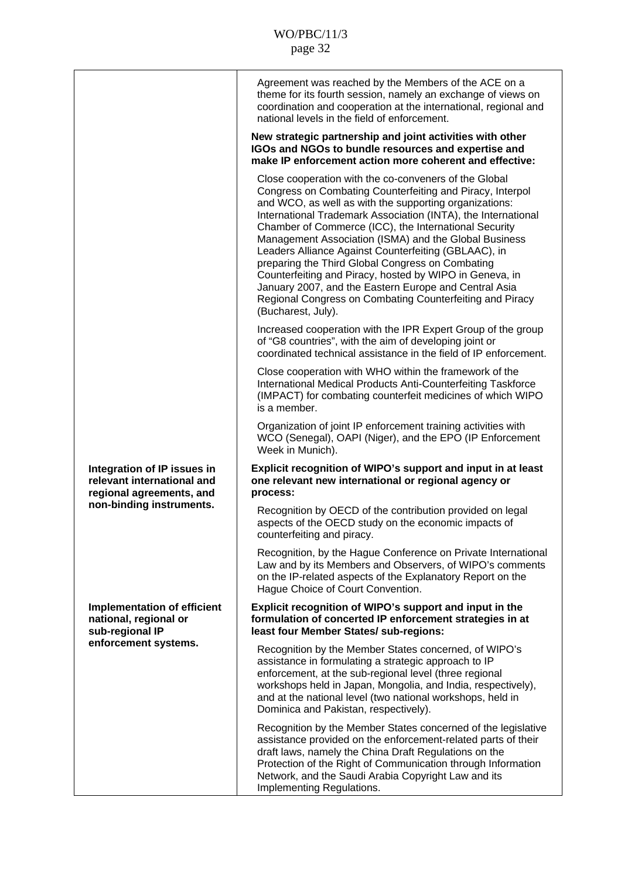| | |
|---|---|
| | Agreement was reached by the Members of the ACE on a theme for its fourth session, namely an exchange of views on coordination and cooperation at the international, regional and national levels in the field of enforcement.<br><br>**New strategic partnership and joint activities with other IGOs and NGOs to bundle resources and expertise and make IP enforcement action more coherent and effective:**<br><br>Close cooperation with the co-conveners of the Global Congress on Combating Counterfeiting and Piracy, Interpol and WCO, as well as with the supporting organizations: International Trademark Association (INTA), the International Chamber of Commerce (ICC), the International Security Management Association (ISMA) and the Global Business Leaders Alliance Against Counterfeiting (GBLAAC), in preparing the Third Global Congress on Combating Counterfeiting and Piracy, hosted by WIPO in Geneva, in January 2007, and the Eastern Europe and Central Asia Regional Congress on Combating Counterfeiting and Piracy (Bucharest, July).<br><br>Increased cooperation with the IPR Expert Group of the group of "G8 countries", with the aim of developing joint or coordinated technical assistance in the field of IP enforcement.<br><br>Close cooperation with WHO within the framework of the International Medical Products Anti-Counterfeiting Taskforce (IMPACT) for combating counterfeit medicines of which WIPO is a member.<br><br>Organization of joint IP enforcement training activities with WCO (Senegal), OAPI (Niger), and the EPO (IP Enforcement Week in Munich). |
| **Integration of IP issues in relevant international and regional agreements, and non-binding instruments.** | **Explicit recognition of WIPO's support and input in at least one relevant new international or regional agency or process:**<br><br>Recognition by OECD of the contribution provided on legal aspects of the OECD study on the economic impacts of counterfeiting and piracy.<br><br>Recognition, by the Hague Conference on Private International Law and by its Members and Observers, of WIPO's comments on the IP-related aspects of the Explanatory Report on the Hague Choice of Court Convention. |
| **Implementation of efficient national, regional or sub-regional IP enforcement systems.** | **Explicit recognition of WIPO's support and input in the formulation of concerted IP enforcement strategies in at least four Member States/ sub-regions:**<br><br>Recognition by the Member States concerned, of WIPO's assistance in formulating a strategic approach to IP enforcement, at the sub-regional level (three regional workshops held in Japan, Mongolia, and India, respectively), and at the national level (two national workshops, held in Dominica and Pakistan, respectively).<br><br>Recognition by the Member States concerned of the legislative assistance provided on the enforcement-related parts of their draft laws, namely the China Draft Regulations on the Protection of the Right of Communication through Information Network, and the Saudi Arabia Copyright Law and its Implementing Regulations. |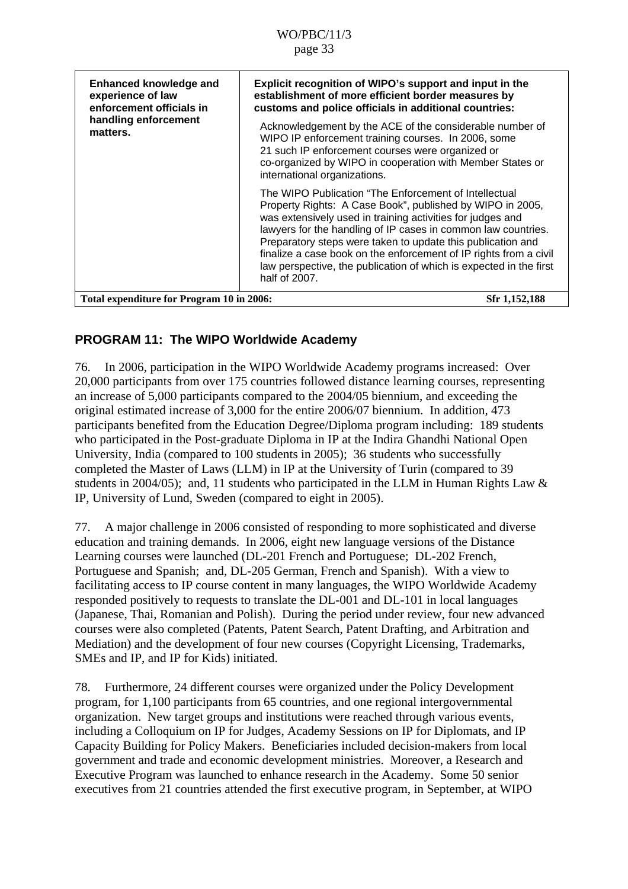| **Enhanced knowledge and experience of law enforcement officials in handling enforcement matters.** | **Explicit recognition of WIPO's support and input in the establishment of more efficient border measures by customs and police officials in additional countries:** Acknowledgement by the ACE of the considerable number of WIPO IP enforcement training courses. In 2006, some 21 such IP enforcement courses were organized or co-organized by WIPO in cooperation with Member States or international organizations. The WIPO Publication "The Enforcement of Intellectual Property Rights: A Case Book", published by WIPO in 2005, was extensively used in training activities for judges and lawyers for the handling of IP cases in common law countries. Preparatory steps were taken to update this publication and finalize a case book on the enforcement of IP rights from a civil law perspective, the publication of which is expected in the first half of 2007. |
|---|---|
| **Total expenditure for Program 10 in 2006:** | **Sfr 1,152,188** |

## PROGRAM 11: The WIPO Worldwide Academy

76. In 2006, participation in the WIPO Worldwide Academy programs increased: Over 20,000 participants from over 175 countries followed distance learning courses, representing an increase of 5,000 participants compared to the 2004/05 biennium, and exceeding the original estimated increase of 3,000 for the entire 2006/07 biennium. In addition, 473 participants benefited from the Education Degree/Diploma program including: 189 students who participated in the Post-graduate Diploma in IP at the Indira Ghandhi National Open University, India (compared to 100 students in 2005); 36 students who successfully completed the Master of Laws (LLM) in IP at the University of Turin (compared to 39 students in 2004/05); and, 11 students who participated in the LLM in Human Rights Law & IP, University of Lund, Sweden (compared to eight in 2005).

77. A major challenge in 2006 consisted of responding to more sophisticated and diverse education and training demands. In 2006, eight new language versions of the Distance Learning courses were launched (DL-201 French and Portuguese; DL-202 French, Portuguese and Spanish; and, DL-205 German, French and Spanish). With a view to facilitating access to IP course content in many languages, the WIPO Worldwide Academy responded positively to requests to translate the DL-001 and DL-101 in local languages (Japanese, Thai, Romanian and Polish). During the period under review, four new advanced courses were also completed (Patents, Patent Search, Patent Drafting, and Arbitration and Mediation) and the development of four new courses (Copyright Licensing, Trademarks, SMEs and IP, and IP for Kids) initiated.

78. Furthermore, 24 different courses were organized under the Policy Development program, for 1,100 participants from 65 countries, and one regional intergovernmental organization. New target groups and institutions were reached through various events, including a Colloquium on IP for Judges, Academy Sessions on IP for Diplomats, and IP Capacity Building for Policy Makers. Beneficiaries included decision-makers from local government and trade and economic development ministries. Moreover, a Research and Executive Program was launched to enhance research in the Academy. Some 50 senior executives from 21 countries attended the first executive program, in September, at WIPO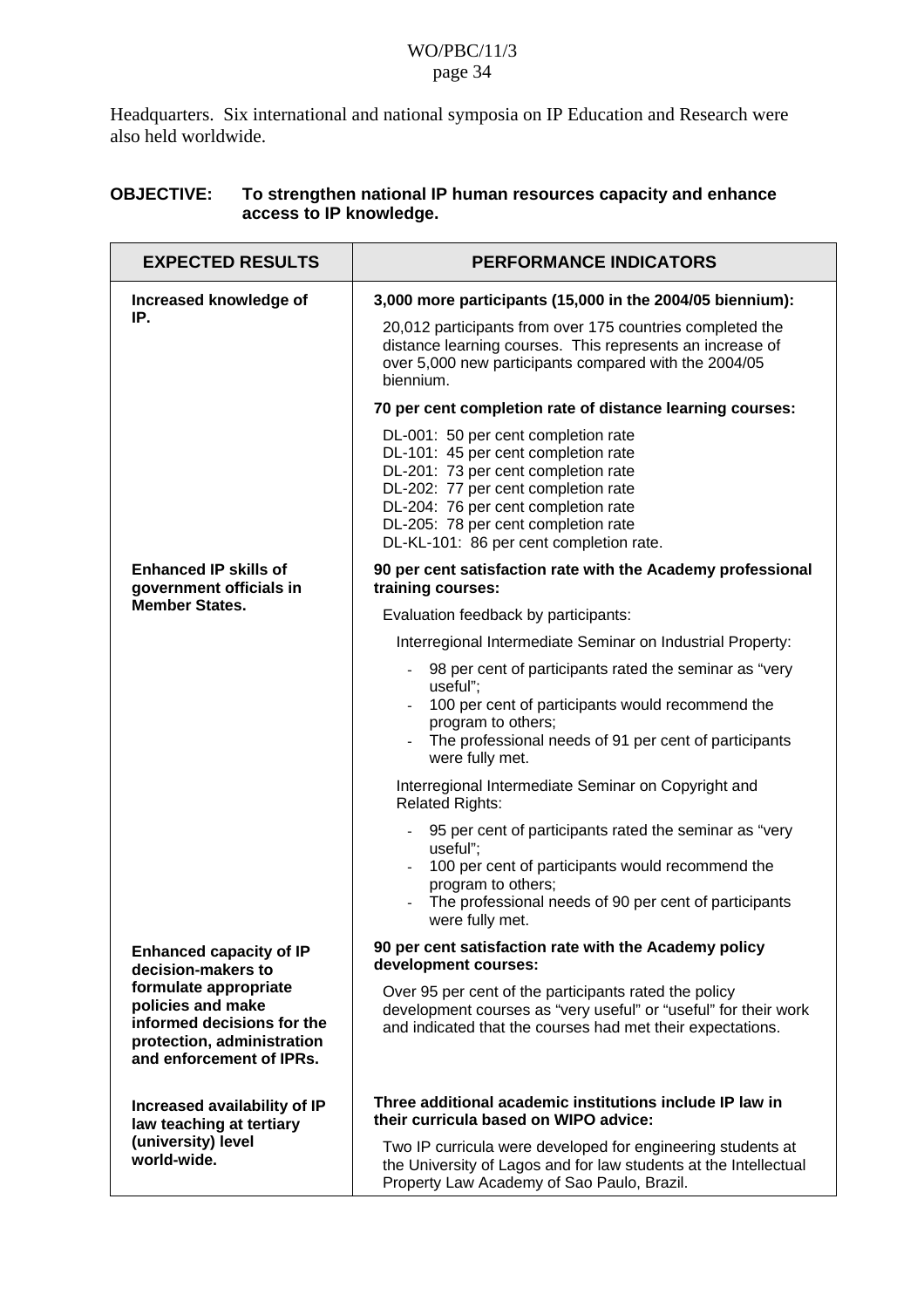Headquarters. Six international and national symposia on IP Education and Research were also held worldwide.

**OBJECTIVE: To strengthen national IP human resources capacity and enhance access to IP knowledge.**

| EXPECTED RESULTS | PERFORMANCE INDICATORS |
|---|---|
| **Increased knowledge of IP.** | **3,000 more participants (15,000 in the 2004/05 biennium):**<br>20,012 participants from over 175 countries completed the distance learning courses. This represents an increase of over 5,000 new participants compared with the 2004/05 biennium.<br>**70 per cent completion rate of distance learning courses:**<br>DL-001: 50 per cent completion rate<br>DL-101: 45 per cent completion rate<br>DL-201: 73 per cent completion rate<br>DL-202: 77 per cent completion rate<br>DL-204: 76 per cent completion rate<br>DL-205: 78 per cent completion rate<br>DL-KL-101: 86 per cent completion rate. |
| **Enhanced IP skills of government officials in Member States.** | **90 per cent satisfaction rate with the Academy professional training courses:**<br>Evaluation feedback by participants:<br>Interregional Intermediate Seminar on Industrial Property:<br>- 98 per cent of participants rated the seminar as "very useful";<br>- 100 per cent of participants would recommend the program to others;<br>- The professional needs of 91 per cent of participants were fully met.<br>Interregional Intermediate Seminar on Copyright and Related Rights:<br>- 95 per cent of participants rated the seminar as "very useful";<br>- 100 per cent of participants would recommend the program to others;<br>- The professional needs of 90 per cent of participants were fully met. |
| **Enhanced capacity of IP decision-makers to formulate appropriate policies and make informed decisions for the protection, administration and enforcement of IPRs.** | **90 per cent satisfaction rate with the Academy policy development courses:**<br>Over 95 per cent of the participants rated the policy development courses as "very useful" or "useful" for their work and indicated that the courses had met their expectations. |
| **Increased availability of IP law teaching at tertiary (university) level world-wide.** | **Three additional academic institutions include IP law in their curricula based on WIPO advice:**<br>Two IP curricula were developed for engineering students at the University of Lagos and for law students at the Intellectual Property Law Academy of Sao Paulo, Brazil. |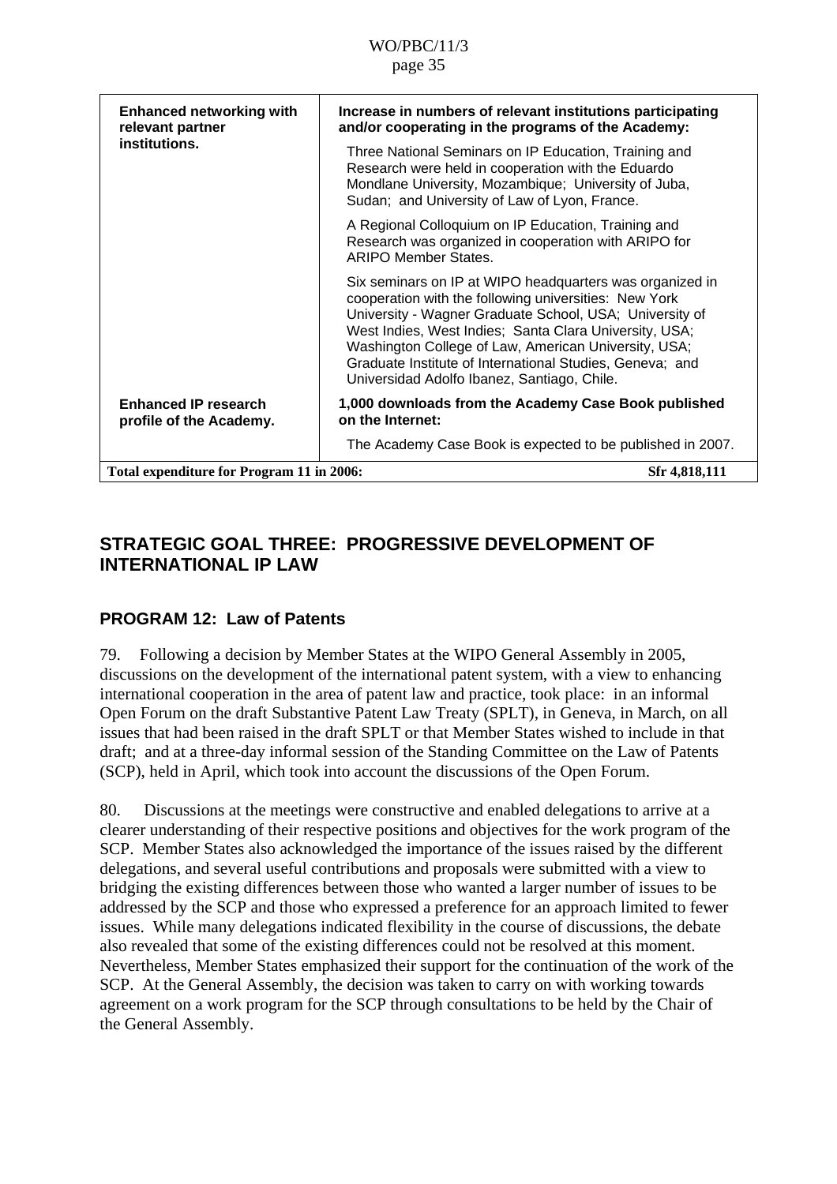| | |
|---|---|
| **Enhanced networking with relevant partner institutions.** | **Increase in numbers of relevant institutions participating and/or cooperating in the programs of the Academy:**<br><br>Three National Seminars on IP Education, Training and Research were held in cooperation with the Eduardo Mondlane University, Mozambique; University of Juba, Sudan; and University of Law of Lyon, France.<br><br>A Regional Colloquium on IP Education, Training and Research was organized in cooperation with ARIPO for ARIPO Member States.<br><br>Six seminars on IP at WIPO headquarters was organized in cooperation with the following universities: New York University - Wagner Graduate School, USA; University of West Indies, West Indies; Santa Clara University, USA; Washington College of Law, American University, USA; Graduate Institute of International Studies, Geneva; and Universidad Adolfo Ibanez, Santiago, Chile. |
| **Enhanced IP research profile of the Academy.** | **1,000 downloads from the Academy Case Book published on the Internet:**<br><br>The Academy Case Book is expected to be published in 2007. |
| **Total expenditure for Program 11 in 2006:** | **Sfr 4,818,111** |

## STRATEGIC GOAL THREE: PROGRESSIVE DEVELOPMENT OF INTERNATIONAL IP LAW

### PROGRAM 12: Law of Patents

79. Following a decision by Member States at the WIPO General Assembly in 2005, discussions on the development of the international patent system, with a view to enhancing international cooperation in the area of patent law and practice, took place: in an informal Open Forum on the draft Substantive Patent Law Treaty (SPLT), in Geneva, in March, on all issues that had been raised in the draft SPLT or that Member States wished to include in that draft; and at a three-day informal session of the Standing Committee on the Law of Patents (SCP), held in April, which took into account the discussions of the Open Forum.

80. Discussions at the meetings were constructive and enabled delegations to arrive at a clearer understanding of their respective positions and objectives for the work program of the SCP. Member States also acknowledged the importance of the issues raised by the different delegations, and several useful contributions and proposals were submitted with a view to bridging the existing differences between those who wanted a larger number of issues to be addressed by the SCP and those who expressed a preference for an approach limited to fewer issues. While many delegations indicated flexibility in the course of discussions, the debate also revealed that some of the existing differences could not be resolved at this moment. Nevertheless, Member States emphasized their support for the continuation of the work of the SCP. At the General Assembly, the decision was taken to carry on with working towards agreement on a work program for the SCP through consultations to be held by the Chair of the General Assembly.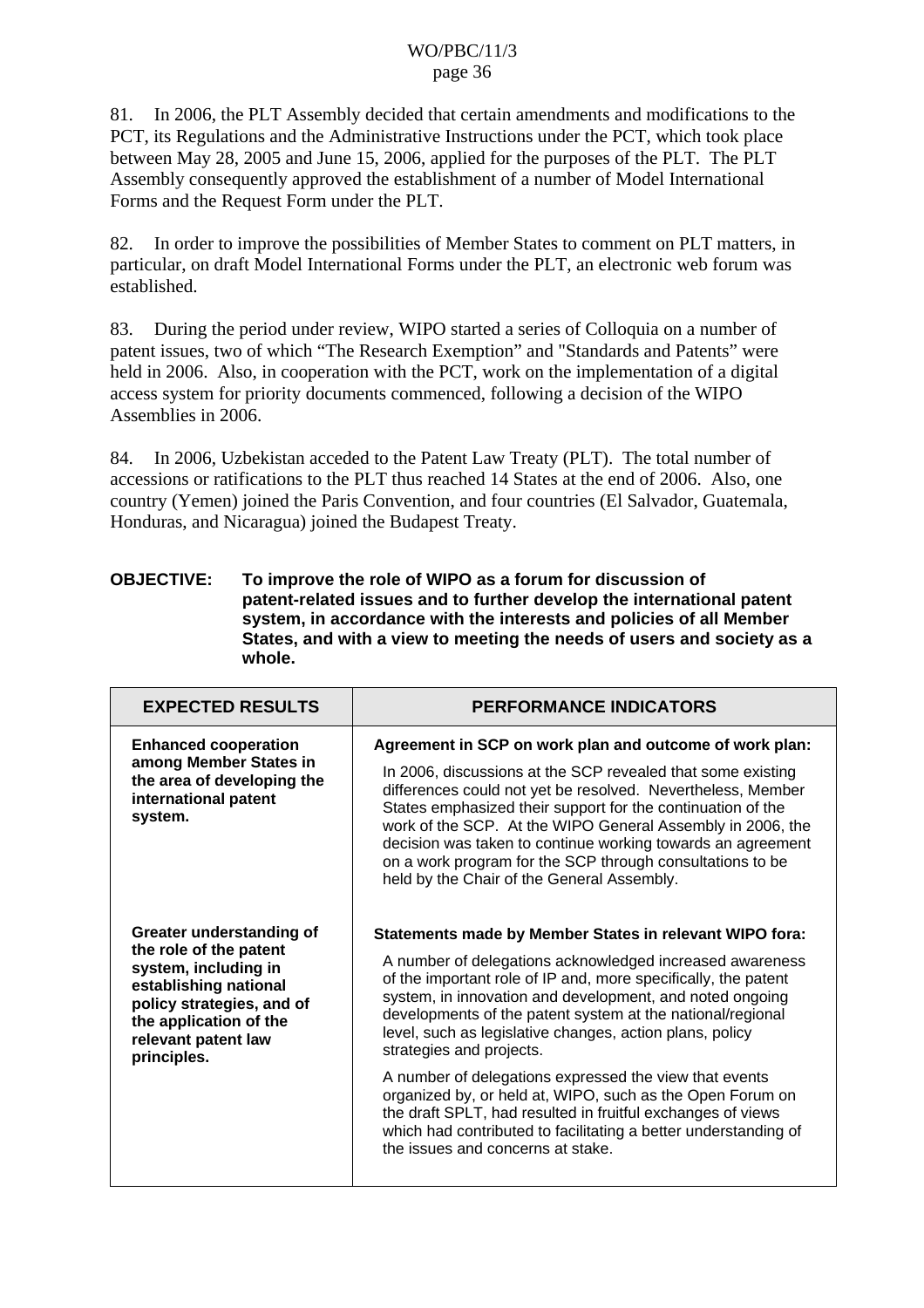81. In 2006, the PLT Assembly decided that certain amendments and modifications to the PCT, its Regulations and the Administrative Instructions under the PCT, which took place between May 28, 2005 and June 15, 2006, applied for the purposes of the PLT. The PLT Assembly consequently approved the establishment of a number of Model International Forms and the Request Form under the PLT.

82. In order to improve the possibilities of Member States to comment on PLT matters, in particular, on draft Model International Forms under the PLT, an electronic web forum was established.

83. During the period under review, WIPO started a series of Colloquia on a number of patent issues, two of which "The Research Exemption" and "Standards and Patents" were held in 2006. Also, in cooperation with the PCT, work on the implementation of a digital access system for priority documents commenced, following a decision of the WIPO Assemblies in 2006.

84. In 2006, Uzbekistan acceded to the Patent Law Treaty (PLT). The total number of accessions or ratifications to the PLT thus reached 14 States at the end of 2006. Also, one country (Yemen) joined the Paris Convention, and four countries (El Salvador, Guatemala, Honduras, and Nicaragua) joined the Budapest Treaty.

**OBJECTIVE: To improve the role of WIPO as a forum for discussion of patent-related issues and to further develop the international patent system, in accordance with the interests and policies of all Member States, and with a view to meeting the needs of users and society as a whole.**

| EXPECTED RESULTS | PERFORMANCE INDICATORS |
|---|---|
| **Enhanced cooperation among Member States in the area of developing the international patent system.** | **Agreement in SCP on work plan and outcome of work plan:** In 2006, discussions at the SCP revealed that some existing differences could not yet be resolved. Nevertheless, Member States emphasized their support for the continuation of the work of the SCP. At the WIPO General Assembly in 2006, the decision was taken to continue working towards an agreement on a work program for the SCP through consultations to be held by the Chair of the General Assembly. |
| **Greater understanding of the role of the patent system, including in establishing national policy strategies, and of the application of the relevant patent law principles.** | **Statements made by Member States in relevant WIPO fora:** A number of delegations acknowledged increased awareness of the important role of IP and, more specifically, the patent system, in innovation and development, and noted ongoing developments of the patent system at the national/regional level, such as legislative changes, action plans, policy strategies and projects. A number of delegations expressed the view that events organized by, or held at, WIPO, such as the Open Forum on the draft SPLT, had resulted in fruitful exchanges of views which had contributed to facilitating a better understanding of the issues and concerns at stake. |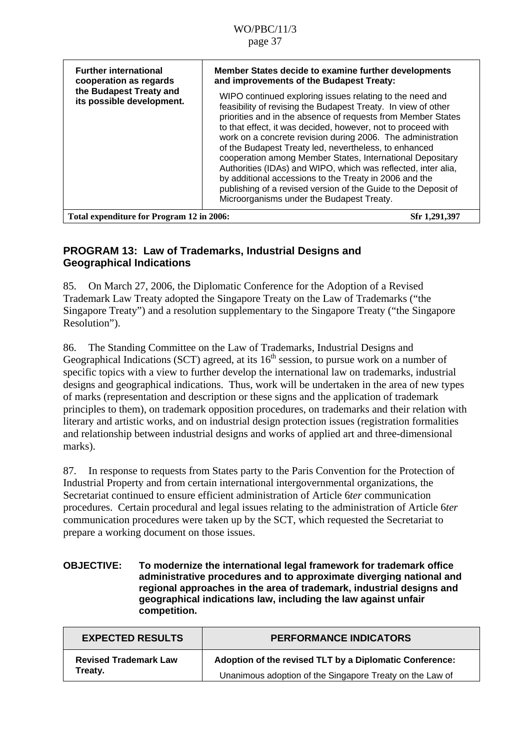| | |
|---|---|
| **Further international cooperation as regards the Budapest Treaty and its possible development.** | **Member States decide to examine further developments and improvements of the Budapest Treaty:** WIPO continued exploring issues relating to the need and feasibility of revising the Budapest Treaty. In view of other priorities and in the absence of requests from Member States to that effect, it was decided, however, not to proceed with work on a concrete revision during 2006. The administration of the Budapest Treaty led, nevertheless, to enhanced cooperation among Member States, International Depositary Authorities (IDAs) and WIPO, which was reflected, inter alia, by additional accessions to the Treaty in 2006 and the publishing of a revised version of the Guide to the Deposit of Microorganisms under the Budapest Treaty. |
| **Total expenditure for Program 12 in 2006:** | **Sfr 1,291,397** |

## PROGRAM 13: Law of Trademarks, Industrial Designs and Geographical Indications

85. On March 27, 2006, the Diplomatic Conference for the Adoption of a Revised Trademark Law Treaty adopted the Singapore Treaty on the Law of Trademarks ("the Singapore Treaty") and a resolution supplementary to the Singapore Treaty ("the Singapore Resolution").

86. The Standing Committee on the Law of Trademarks, Industrial Designs and Geographical Indications (SCT) agreed, at its 16th session, to pursue work on a number of specific topics with a view to further develop the international law on trademarks, industrial designs and geographical indications. Thus, work will be undertaken in the area of new types of marks (representation and description or these signs and the application of trademark principles to them), on trademark opposition procedures, on trademarks and their relation with literary and artistic works, and on industrial design protection issues (registration formalities and relationship between industrial designs and works of applied art and three-dimensional marks).

87. In response to requests from States party to the Paris Convention for the Protection of Industrial Property and from certain international intergovernmental organizations, the Secretariat continued to ensure efficient administration of Article 6*ter* communication procedures. Certain procedural and legal issues relating to the administration of Article 6*ter* communication procedures were taken up by the SCT, which requested the Secretariat to prepare a working document on those issues.

**OBJECTIVE: To modernize the international legal framework for trademark office administrative procedures and to approximate diverging national and regional approaches in the area of trademark, industrial designs and geographical indications law, including the law against unfair competition.**

| EXPECTED RESULTS | PERFORMANCE INDICATORS |
|---|---|
| **Revised Trademark Law Treaty.** | **Adoption of the revised TLT by a Diplomatic Conference:** Unanimous adoption of the Singapore Treaty on the Law of |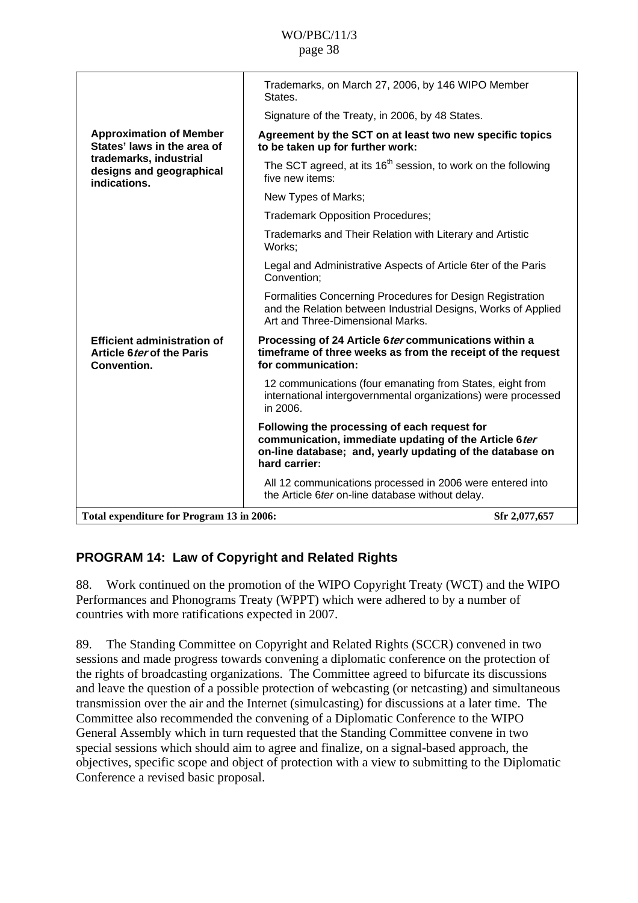| | |
|---|---|
| | Trademarks, on March 27, 2006, by 146 WIPO Member States. |
| | Signature of the Treaty, in 2006, by 48 States. |
| **Approximation of Member States' laws in the area of trademarks, industrial designs and geographical indications.** | **Agreement by the SCT on at least two new specific topics to be taken up for further work:** |
| | The SCT agreed, at its 16th session, to work on the following five new items: |
| | New Types of Marks; |
| | Trademark Opposition Procedures; |
| | Trademarks and Their Relation with Literary and Artistic Works; |
| | Legal and Administrative Aspects of Article 6ter of the Paris Convention; |
| | Formalities Concerning Procedures for Design Registration and the Relation between Industrial Designs, Works of Applied Art and Three-Dimensional Marks. |
| **Efficient administration of Article 6*ter* of the Paris Convention.** | **Processing of 24 Article 6*ter* communications within a timeframe of three weeks as from the receipt of the request for communication:** |
| | 12 communications (four emanating from States, eight from international intergovernmental organizations) were processed in 2006. |
| | **Following the processing of each request for communication, immediate updating of the Article 6*ter* on-line database; and, yearly updating of the database on hard carrier:** |
| | All 12 communications processed in 2006 were entered into the Article 6*ter* on-line database without delay. |
| **Total expenditure for Program 13 in 2006:** | **Sfr 2,077,657** |

## PROGRAM 14: Law of Copyright and Related Rights

88. Work continued on the promotion of the WIPO Copyright Treaty (WCT) and the WIPO Performances and Phonograms Treaty (WPPT) which were adhered to by a number of countries with more ratifications expected in 2007.

89. The Standing Committee on Copyright and Related Rights (SCCR) convened in two sessions and made progress towards convening a diplomatic conference on the protection of the rights of broadcasting organizations. The Committee agreed to bifurcate its discussions and leave the question of a possible protection of webcasting (or netcasting) and simultaneous transmission over the air and the Internet (simulcasting) for discussions at a later time. The Committee also recommended the convening of a Diplomatic Conference to the WIPO General Assembly which in turn requested that the Standing Committee convene in two special sessions which should aim to agree and finalize, on a signal-based approach, the objectives, specific scope and object of protection with a view to submitting to the Diplomatic Conference a revised basic proposal.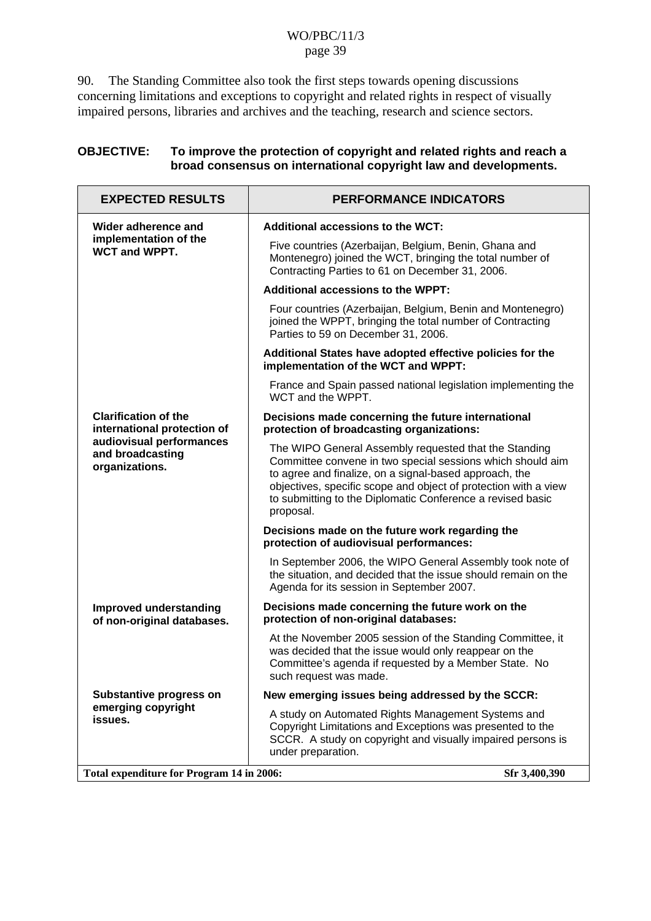90. The Standing Committee also took the first steps towards opening discussions concerning limitations and exceptions to copyright and related rights in respect of visually impaired persons, libraries and archives and the teaching, research and science sectors.

**OBJECTIVE: To improve the protection of copyright and related rights and reach a broad consensus on international copyright law and developments.**

| EXPECTED RESULTS | PERFORMANCE INDICATORS |
|---|---|
| **Wider adherence and implementation of the WCT and WPPT.** | **Additional accessions to the WCT:** |
| | Five countries (Azerbaijan, Belgium, Benin, Ghana and Montenegro) joined the WCT, bringing the total number of Contracting Parties to 61 on December 31, 2006. |
| | **Additional accessions to the WPPT:** |
| | Four countries (Azerbaijan, Belgium, Benin and Montenegro) joined the WPPT, bringing the total number of Contracting Parties to 59 on December 31, 2006. |
| | **Additional States have adopted effective policies for the implementation of the WCT and WPPT:** |
| | France and Spain passed national legislation implementing the WCT and the WPPT. |
| **Clarification of the international protection of audiovisual performances and broadcasting organizations.** | **Decisions made concerning the future international protection of broadcasting organizations:** |
| | The WIPO General Assembly requested that the Standing Committee convene in two special sessions which should aim to agree and finalize, on a signal-based approach, the objectives, specific scope and object of protection with a view to submitting to the Diplomatic Conference a revised basic proposal. |
| | **Decisions made on the future work regarding the protection of audiovisual performances:** |
| | In September 2006, the WIPO General Assembly took note of the situation, and decided that the issue should remain on the Agenda for its session in September 2007. |
| **Improved understanding of non-original databases.** | **Decisions made concerning the future work on the protection of non-original databases:** |
| | At the November 2005 session of the Standing Committee, it was decided that the issue would only reappear on the Committee's agenda if requested by a Member State. No such request was made. |
| **Substantive progress on emerging copyright issues.** | **New emerging issues being addressed by the SCCR:** |
| | A study on Automated Rights Management Systems and Copyright Limitations and Exceptions was presented to the SCCR. A study on copyright and visually impaired persons is under preparation. |
| **Total expenditure for Program 14 in 2006:** | **Sfr 3,400,390** |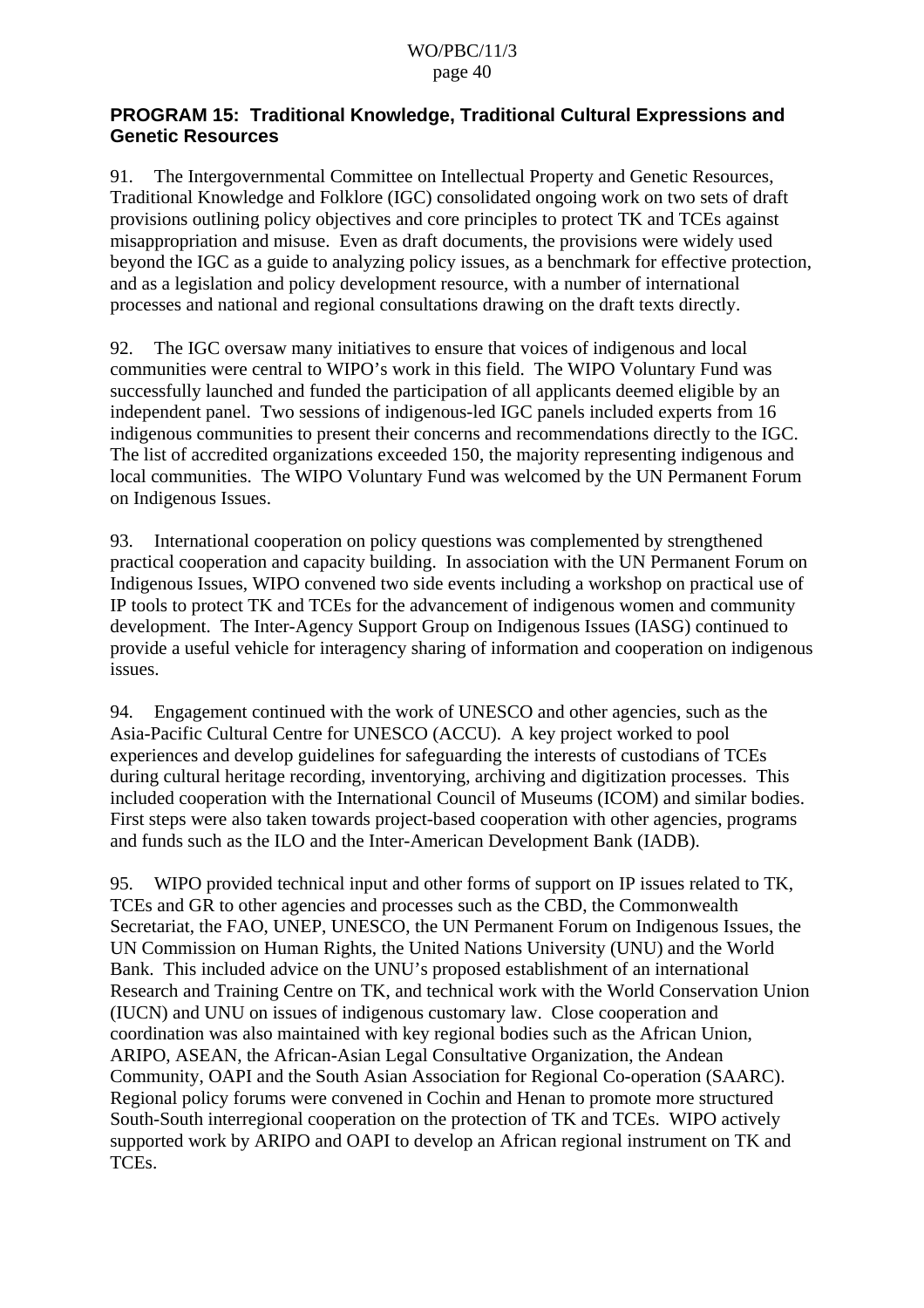### PROGRAM 15: Traditional Knowledge, Traditional Cultural Expressions and Genetic Resources

91. The Intergovernmental Committee on Intellectual Property and Genetic Resources, Traditional Knowledge and Folklore (IGC) consolidated ongoing work on two sets of draft provisions outlining policy objectives and core principles to protect TK and TCEs against misappropriation and misuse. Even as draft documents, the provisions were widely used beyond the IGC as a guide to analyzing policy issues, as a benchmark for effective protection, and as a legislation and policy development resource, with a number of international processes and national and regional consultations drawing on the draft texts directly.

92. The IGC oversaw many initiatives to ensure that voices of indigenous and local communities were central to WIPO's work in this field. The WIPO Voluntary Fund was successfully launched and funded the participation of all applicants deemed eligible by an independent panel. Two sessions of indigenous-led IGC panels included experts from 16 indigenous communities to present their concerns and recommendations directly to the IGC. The list of accredited organizations exceeded 150, the majority representing indigenous and local communities. The WIPO Voluntary Fund was welcomed by the UN Permanent Forum on Indigenous Issues.

93. International cooperation on policy questions was complemented by strengthened practical cooperation and capacity building. In association with the UN Permanent Forum on Indigenous Issues, WIPO convened two side events including a workshop on practical use of IP tools to protect TK and TCEs for the advancement of indigenous women and community development. The Inter-Agency Support Group on Indigenous Issues (IASG) continued to provide a useful vehicle for interagency sharing of information and cooperation on indigenous issues.

94. Engagement continued with the work of UNESCO and other agencies, such as the Asia-Pacific Cultural Centre for UNESCO (ACCU). A key project worked to pool experiences and develop guidelines for safeguarding the interests of custodians of TCEs during cultural heritage recording, inventorying, archiving and digitization processes. This included cooperation with the International Council of Museums (ICOM) and similar bodies. First steps were also taken towards project-based cooperation with other agencies, programs and funds such as the ILO and the Inter-American Development Bank (IADB).

95. WIPO provided technical input and other forms of support on IP issues related to TK, TCEs and GR to other agencies and processes such as the CBD, the Commonwealth Secretariat, the FAO, UNEP, UNESCO, the UN Permanent Forum on Indigenous Issues, the UN Commission on Human Rights, the United Nations University (UNU) and the World Bank. This included advice on the UNU's proposed establishment of an international Research and Training Centre on TK, and technical work with the World Conservation Union (IUCN) and UNU on issues of indigenous customary law. Close cooperation and coordination was also maintained with key regional bodies such as the African Union, ARIPO, ASEAN, the African-Asian Legal Consultative Organization, the Andean Community, OAPI and the South Asian Association for Regional Co-operation (SAARC). Regional policy forums were convened in Cochin and Henan to promote more structured South-South interregional cooperation on the protection of TK and TCEs. WIPO actively supported work by ARIPO and OAPI to develop an African regional instrument on TK and TCEs.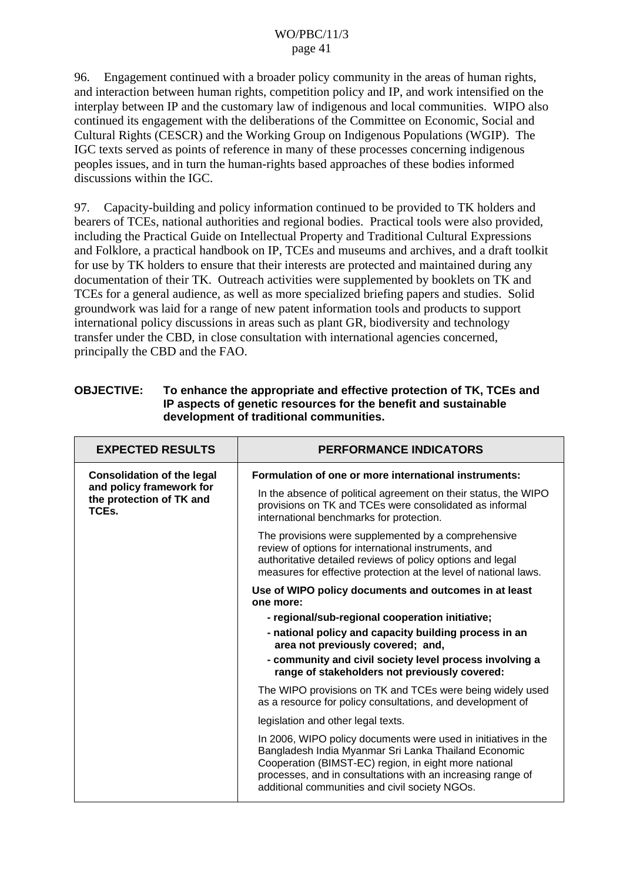96. Engagement continued with a broader policy community in the areas of human rights, and interaction between human rights, competition policy and IP, and work intensified on the interplay between IP and the customary law of indigenous and local communities. WIPO also continued its engagement with the deliberations of the Committee on Economic, Social and Cultural Rights (CESCR) and the Working Group on Indigenous Populations (WGIP). The IGC texts served as points of reference in many of these processes concerning indigenous peoples issues, and in turn the human-rights based approaches of these bodies informed discussions within the IGC.

97. Capacity-building and policy information continued to be provided to TK holders and bearers of TCEs, national authorities and regional bodies. Practical tools were also provided, including the Practical Guide on Intellectual Property and Traditional Cultural Expressions and Folklore, a practical handbook on IP, TCEs and museums and archives, and a draft toolkit for use by TK holders to ensure that their interests are protected and maintained during any documentation of their TK. Outreach activities were supplemented by booklets on TK and TCEs for a general audience, as well as more specialized briefing papers and studies. Solid groundwork was laid for a range of new patent information tools and products to support international policy discussions in areas such as plant GR, biodiversity and technology transfer under the CBD, in close consultation with international agencies concerned, principally the CBD and the FAO.

**OBJECTIVE: To enhance the appropriate and effective protection of TK, TCEs and IP aspects of genetic resources for the benefit and sustainable development of traditional communities.**

| EXPECTED RESULTS | PERFORMANCE INDICATORS |
|---|---|
| **Consolidation of the legal and policy framework for the protection of TK and TCEs.** | **Formulation of one or more international instruments:**<br><br>In the absence of political agreement on their status, the WIPO provisions on TK and TCEs were consolidated as informal international benchmarks for protection.<br><br>The provisions were supplemented by a comprehensive review of options for international instruments, and authoritative detailed reviews of policy options and legal measures for effective protection at the level of national laws. |
| | **Use of WIPO policy documents and outcomes in at least one more:**<br>**- regional/sub-regional cooperation initiative;**<br>**- national policy and capacity building process in an area not previously covered; and,**<br>**- community and civil society level process involving a range of stakeholders not previously covered:**<br><br>The WIPO provisions on TK and TCEs were being widely used as a resource for policy consultations, and development of legislation and other legal texts.<br><br>In 2006, WIPO policy documents were used in initiatives in the Bangladesh India Myanmar Sri Lanka Thailand Economic Cooperation (BIMST-EC) region, in eight more national processes, and in consultations with an increasing range of additional communities and civil society NGOs. |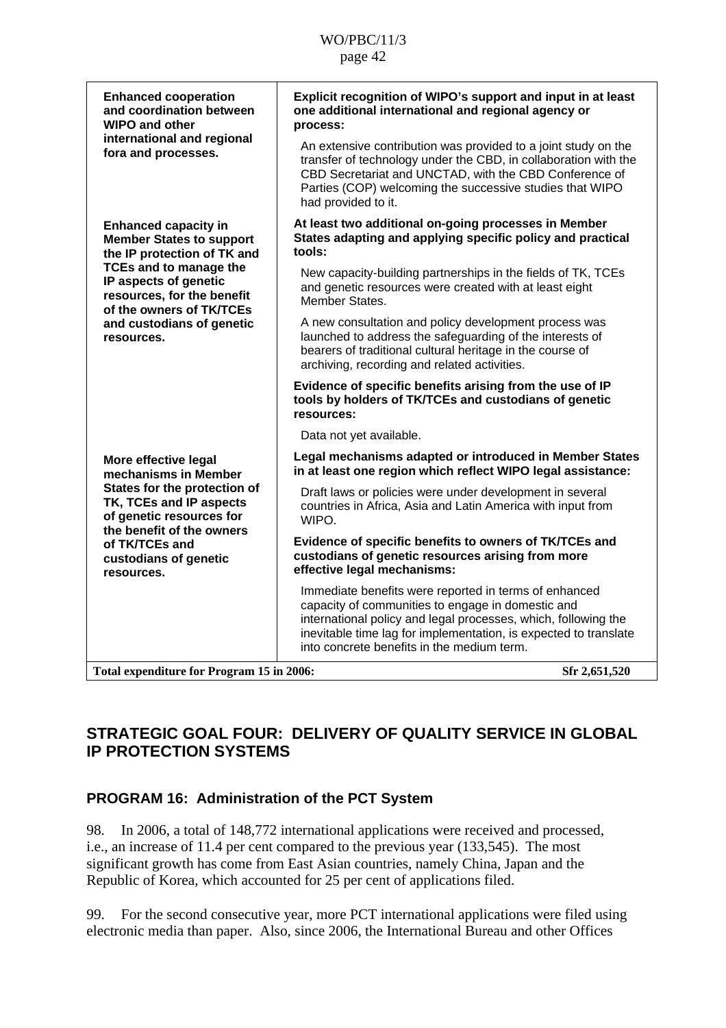| | |
|---|---|
| **Enhanced cooperation and coordination between WIPO and other international and regional fora and processes.** | **Explicit recognition of WIPO's support and input in at least one additional international and regional agency or process:**<br><br>An extensive contribution was provided to a joint study on the transfer of technology under the CBD, in collaboration with the CBD Secretariat and UNCTAD, with the CBD Conference of Parties (COP) welcoming the successive studies that WIPO had provided to it. |
| **Enhanced capacity in Member States to support the IP protection of TK and TCEs and to manage the IP aspects of genetic resources, for the benefit of the owners of TK/TCEs and custodians of genetic resources.** | **At least two additional on-going processes in Member States adapting and applying specific policy and practical tools:**<br><br>New capacity-building partnerships in the fields of TK, TCEs and genetic resources were created with at least eight Member States.<br><br>A new consultation and policy development process was launched to address the safeguarding of the interests of bearers of traditional cultural heritage in the course of archiving, recording and related activities.<br><br>**Evidence of specific benefits arising from the use of IP tools by holders of TK/TCEs and custodians of genetic resources:**<br><br>Data not yet available. |
| **More effective legal mechanisms in Member States for the protection of TK, TCEs and IP aspects of genetic resources for the benefit of the owners of TK/TCEs and custodians of genetic resources.** | **Legal mechanisms adapted or introduced in Member States in at least one region which reflect WIPO legal assistance:**<br><br>Draft laws or policies were under development in several countries in Africa, Asia and Latin America with input from WIPO.<br><br>**Evidence of specific benefits to owners of TK/TCEs and custodians of genetic resources arising from more effective legal mechanisms:**<br><br>Immediate benefits were reported in terms of enhanced capacity of communities to engage in domestic and international policy and legal processes, which, following the inevitable time lag for implementation, is expected to translate into concrete benefits in the medium term. |
| **Total expenditure for Program 15 in 2006:** | **Sfr 2,651,520** |

## STRATEGIC GOAL FOUR: DELIVERY OF QUALITY SERVICE IN GLOBAL IP PROTECTION SYSTEMS

### PROGRAM 16: Administration of the PCT System

98. In 2006, a total of 148,772 international applications were received and processed, i.e., an increase of 11.4 per cent compared to the previous year (133,545). The most significant growth has come from East Asian countries, namely China, Japan and the Republic of Korea, which accounted for 25 per cent of applications filed.

99. For the second consecutive year, more PCT international applications were filed using electronic media than paper. Also, since 2006, the International Bureau and other Offices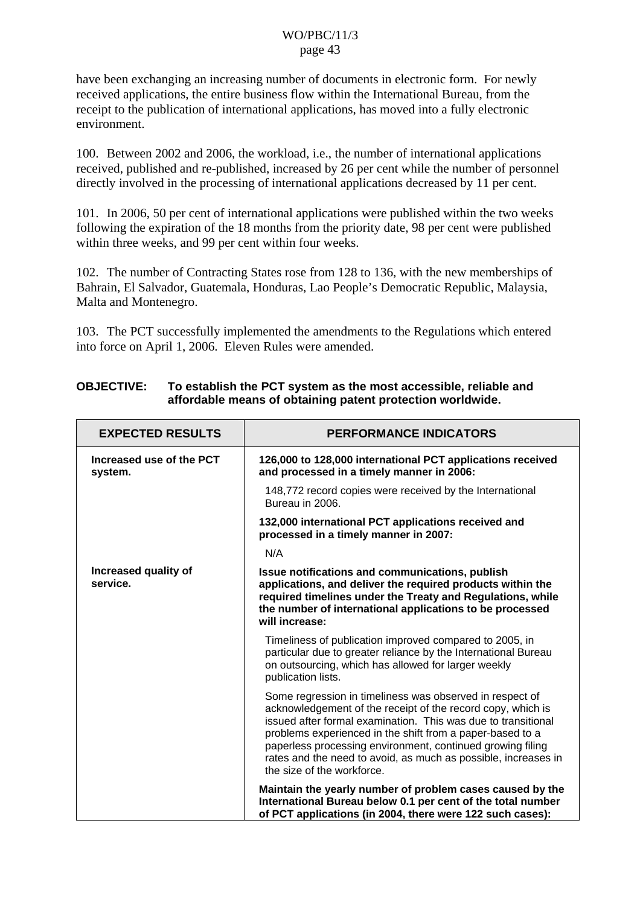have been exchanging an increasing number of documents in electronic form. For newly received applications, the entire business flow within the International Bureau, from the receipt to the publication of international applications, has moved into a fully electronic environment.

100. Between 2002 and 2006, the workload, i.e., the number of international applications received, published and re-published, increased by 26 per cent while the number of personnel directly involved in the processing of international applications decreased by 11 per cent.

101. In 2006, 50 per cent of international applications were published within the two weeks following the expiration of the 18 months from the priority date, 98 per cent were published within three weeks, and 99 per cent within four weeks.

102. The number of Contracting States rose from 128 to 136, with the new memberships of Bahrain, El Salvador, Guatemala, Honduras, Lao People's Democratic Republic, Malaysia, Malta and Montenegro.

103. The PCT successfully implemented the amendments to the Regulations which entered into force on April 1, 2006. Eleven Rules were amended.

**OBJECTIVE: To establish the PCT system as the most accessible, reliable and affordable means of obtaining patent protection worldwide.**

| EXPECTED RESULTS | PERFORMANCE INDICATORS |
|---|---|
| **Increased use of the PCT system.** | **126,000 to 128,000 international PCT applications received and processed in a timely manner in 2006:** |
| | 148,772 record copies were received by the International Bureau in 2006. |
| | **132,000 international PCT applications received and processed in a timely manner in 2007:** |
| | N/A |
| **Increased quality of service.** | **Issue notifications and communications, publish applications, and deliver the required products within the required timelines under the Treaty and Regulations, while the number of international applications to be processed will increase:** |
| | Timeliness of publication improved compared to 2005, in particular due to greater reliance by the International Bureau on outsourcing, which has allowed for larger weekly publication lists. |
| | Some regression in timeliness was observed in respect of acknowledgement of the receipt of the record copy, which is issued after formal examination. This was due to transitional problems experienced in the shift from a paper-based to a paperless processing environment, continued growing filing rates and the need to avoid, as much as possible, increases in the size of the workforce. |
| | **Maintain the yearly number of problem cases caused by the International Bureau below 0.1 per cent of the total number of PCT applications (in 2004, there were 122 such cases):** |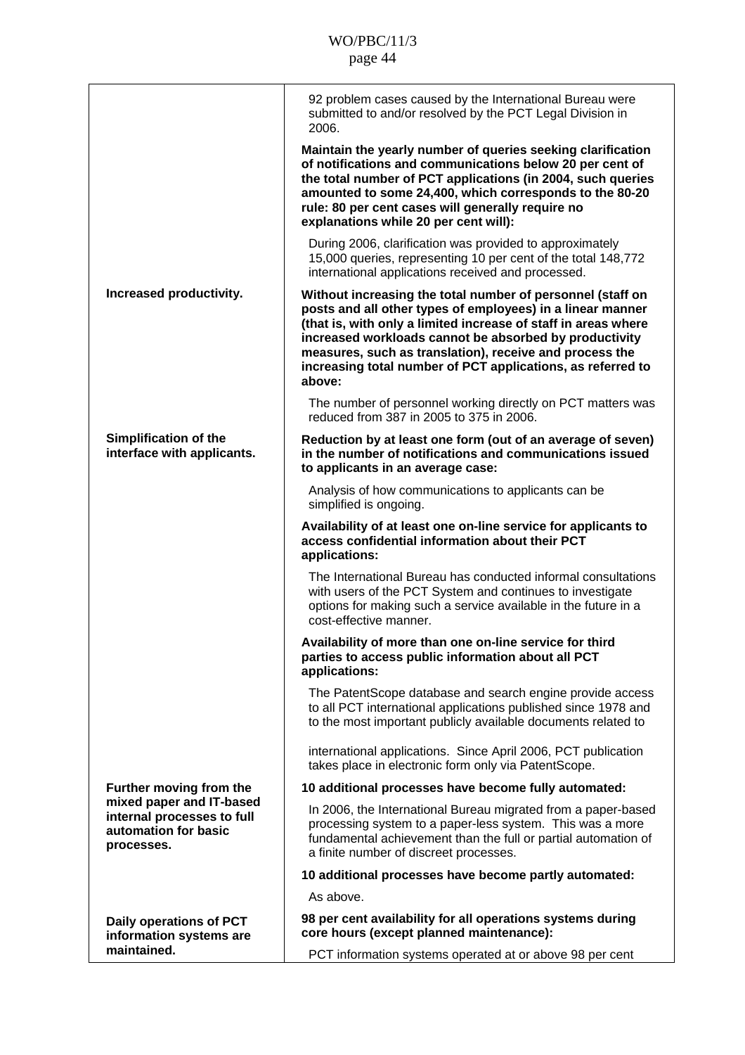| | |
|---|---|
| | 92 problem cases caused by the International Bureau were submitted to and/or resolved by the PCT Legal Division in 2006. |
| | **Maintain the yearly number of queries seeking clarification of notifications and communications below 20 per cent of the total number of PCT applications (in 2004, such queries amounted to some 24,400, which corresponds to the 80-20 rule: 80 per cent cases will generally require no explanations while 20 per cent will):** |
| | During 2006, clarification was provided to approximately 15,000 queries, representing 10 per cent of the total 148,772 international applications received and processed. |
| **Increased productivity.** | **Without increasing the total number of personnel (staff on posts and all other types of employees) in a linear manner (that is, with only a limited increase of staff in areas where increased workloads cannot be absorbed by productivity measures, such as translation), receive and process the increasing total number of PCT applications, as referred to above:** |
| | The number of personnel working directly on PCT matters was reduced from 387 in 2005 to 375 in 2006. |
| **Simplification of the interface with applicants.** | **Reduction by at least one form (out of an average of seven) in the number of notifications and communications issued to applicants in an average case:** |
| | Analysis of how communications to applicants can be simplified is ongoing. |
| | **Availability of at least one on-line service for applicants to access confidential information about their PCT applications:** |
| | The International Bureau has conducted informal consultations with users of the PCT System and continues to investigate options for making such a service available in the future in a cost-effective manner. |
| | **Availability of more than one on-line service for third parties to access public information about all PCT applications:** |
| | The PatentScope database and search engine provide access to all PCT international applications published since 1978 and to the most important publicly available documents related to international applications. Since April 2006, PCT publication takes place in electronic form only via PatentScope. |
| **Further moving from the mixed paper and IT-based internal processes to full automation for basic processes.** | **10 additional processes have become fully automated:** |
| | In 2006, the International Bureau migrated from a paper-based processing system to a paper-less system. This was a more fundamental achievement than the full or partial automation of a finite number of discreet processes. |
| | **10 additional processes have become partly automated:** |
| | As above. |
| **Daily operations of PCT information systems are maintained.** | **98 per cent availability for all operations systems during core hours (except planned maintenance):** |
| | PCT information systems operated at or above 98 per cent |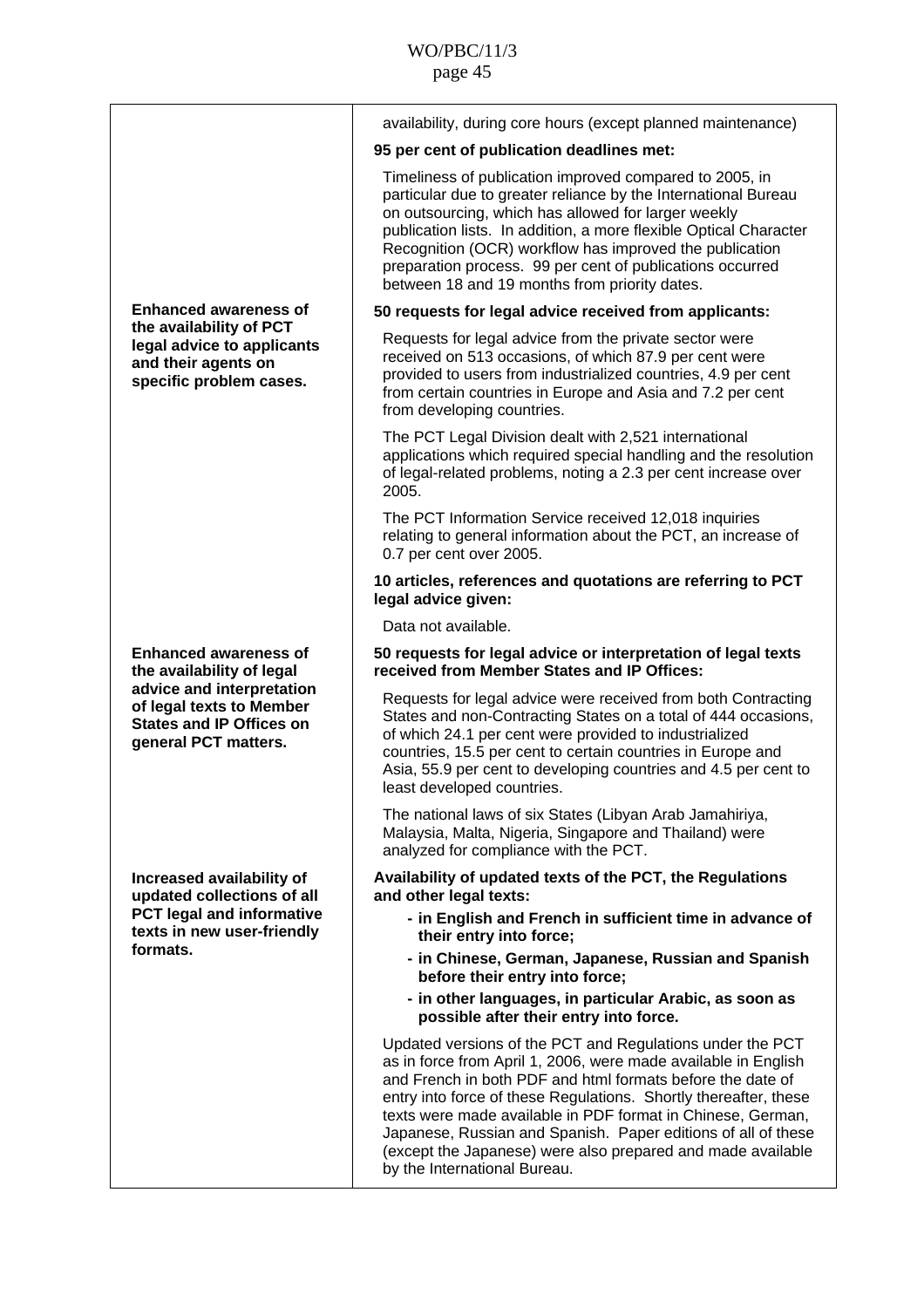| | |
|---|---|
| | availability, during core hours (except planned maintenance) |
| | **95 per cent of publication deadlines met:** |
| | Timeliness of publication improved compared to 2005, in particular due to greater reliance by the International Bureau on outsourcing, which has allowed for larger weekly publication lists. In addition, a more flexible Optical Character Recognition (OCR) workflow has improved the publication preparation process. 99 per cent of publications occurred between 18 and 19 months from priority dates. |
| **Enhanced awareness of the availability of PCT legal advice to applicants and their agents on specific problem cases.** | **50 requests for legal advice received from applicants:** |
| | Requests for legal advice from the private sector were received on 513 occasions, of which 87.9 per cent were provided to users from industrialized countries, 4.9 per cent from certain countries in Europe and Asia and 7.2 per cent from developing countries. |
| | The PCT Legal Division dealt with 2,521 international applications which required special handling and the resolution of legal-related problems, noting a 2.3 per cent increase over 2005. |
| | The PCT Information Service received 12,018 inquiries relating to general information about the PCT, an increase of 0.7 per cent over 2005. |
| | **10 articles, references and quotations are referring to PCT legal advice given:** |
| | Data not available. |
| **Enhanced awareness of the availability of legal advice and interpretation of legal texts to Member States and IP Offices on general PCT matters.** | **50 requests for legal advice or interpretation of legal texts received from Member States and IP Offices:** |
| | Requests for legal advice were received from both Contracting States and non-Contracting States on a total of 444 occasions, of which 24.1 per cent were provided to industrialized countries, 15.5 per cent to certain countries in Europe and Asia, 55.9 per cent to developing countries and 4.5 per cent to least developed countries. |
| | The national laws of six States (Libyan Arab Jamahiriya, Malaysia, Malta, Nigeria, Singapore and Thailand) were analyzed for compliance with the PCT. |
| **Increased availability of updated collections of all PCT legal and informative texts in new user-friendly formats.** | **Availability of updated texts of the PCT, the Regulations and other legal texts:**<br>**- in English and French in sufficient time in advance of their entry into force;**<br>**- in Chinese, German, Japanese, Russian and Spanish before their entry into force;**<br>**- in other languages, in particular Arabic, as soon as possible after their entry into force.** |
| | Updated versions of the PCT and Regulations under the PCT as in force from April 1, 2006, were made available in English and French in both PDF and html formats before the date of entry into force of these Regulations. Shortly thereafter, these texts were made available in PDF format in Chinese, German, Japanese, Russian and Spanish. Paper editions of all of these (except the Japanese) were also prepared and made available by the International Bureau. |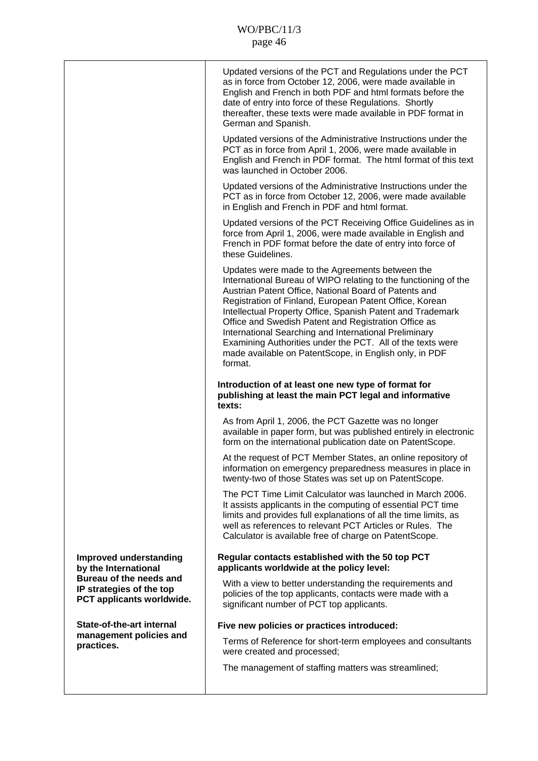| | |
|---|---|
| | Updated versions of the PCT and Regulations under the PCT as in force from October 12, 2006, were made available in English and French in both PDF and html formats before the date of entry into force of these Regulations. Shortly thereafter, these texts were made available in PDF format in German and Spanish.<br><br>Updated versions of the Administrative Instructions under the PCT as in force from April 1, 2006, were made available in English and French in PDF format. The html format of this text was launched in October 2006.<br><br>Updated versions of the Administrative Instructions under the PCT as in force from October 12, 2006, were made available in English and French in PDF and html format.<br><br>Updated versions of the PCT Receiving Office Guidelines as in force from April 1, 2006, were made available in English and French in PDF format before the date of entry into force of these Guidelines.<br><br>Updates were made to the Agreements between the International Bureau of WIPO relating to the functioning of the Austrian Patent Office, National Board of Patents and Registration of Finland, European Patent Office, Korean Intellectual Property Office, Spanish Patent and Trademark Office and Swedish Patent and Registration Office as International Searching and International Preliminary Examining Authorities under the PCT. All of the texts were made available on PatentScope, in English only, in PDF format.<br><br>**Introduction of at least one new type of format for publishing at least the main PCT legal and informative texts:**<br><br>As from April 1, 2006, the PCT Gazette was no longer available in paper form, but was published entirely in electronic form on the international publication date on PatentScope.<br><br>At the request of PCT Member States, an online repository of information on emergency preparedness measures in place in twenty-two of those States was set up on PatentScope.<br><br>The PCT Time Limit Calculator was launched in March 2006. It assists applicants in the computing of essential PCT time limits and provides full explanations of all the time limits, as well as references to relevant PCT Articles or Rules. The Calculator is available free of charge on PatentScope. |
| **Improved understanding by the International Bureau of the needs and IP strategies of the top PCT applicants worldwide.** | **Regular contacts established with the 50 top PCT applicants worldwide at the policy level:**<br><br>With a view to better understanding the requirements and policies of the top applicants, contacts were made with a significant number of PCT top applicants. |
| **State-of-the-art internal management policies and practices.** | **Five new policies or practices introduced:**<br><br>Terms of Reference for short-term employees and consultants were created and processed;<br><br>The management of staffing matters was streamlined; |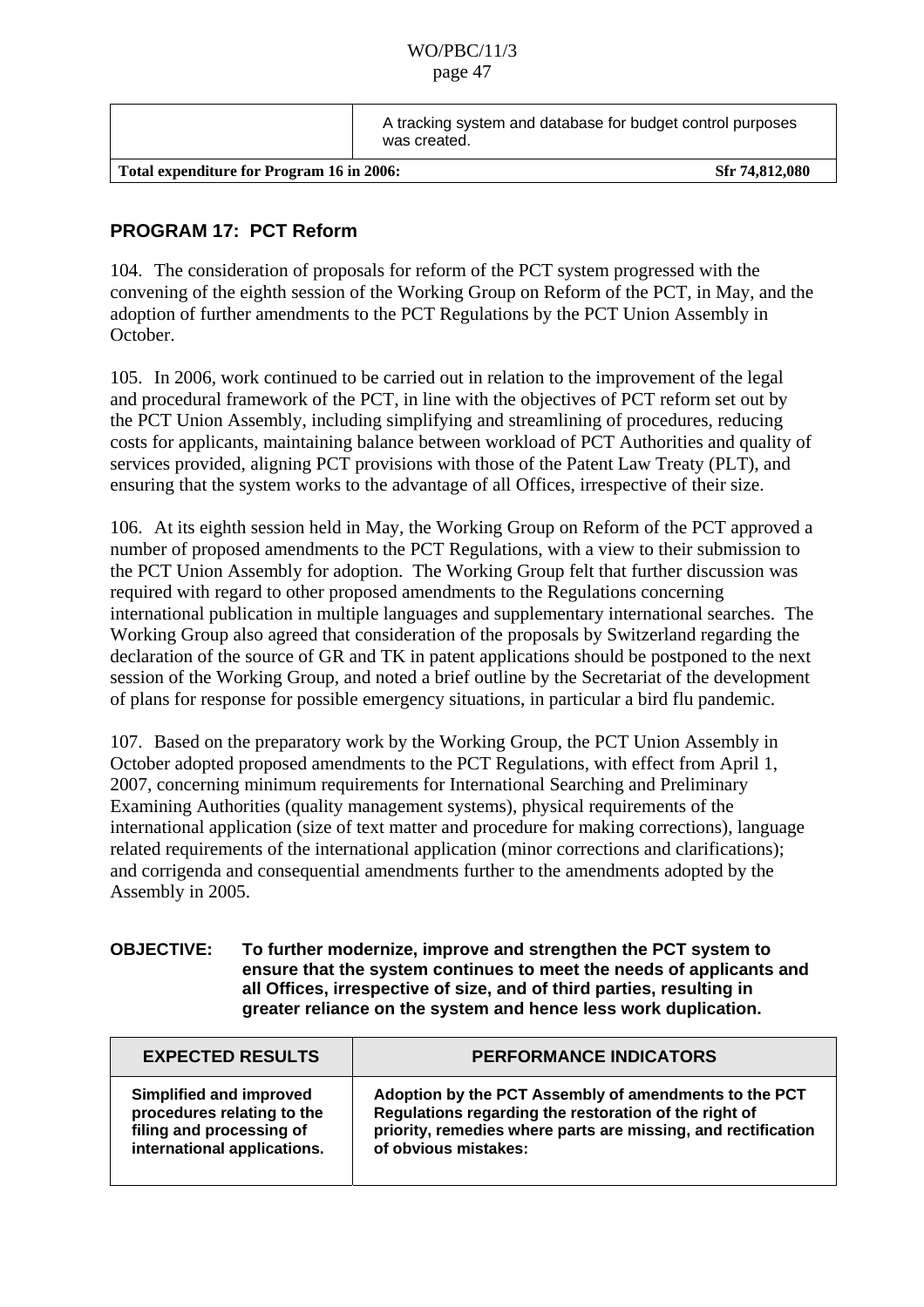| | |
|---|---|
| | A tracking system and database for budget control purposes was created. |
| **Total expenditure for Program 16 in 2006:** | **Sfr 74,812,080** |

## PROGRAM 17: PCT Reform

104. The consideration of proposals for reform of the PCT system progressed with the convening of the eighth session of the Working Group on Reform of the PCT, in May, and the adoption of further amendments to the PCT Regulations by the PCT Union Assembly in October.

105. In 2006, work continued to be carried out in relation to the improvement of the legal and procedural framework of the PCT, in line with the objectives of PCT reform set out by the PCT Union Assembly, including simplifying and streamlining of procedures, reducing costs for applicants, maintaining balance between workload of PCT Authorities and quality of services provided, aligning PCT provisions with those of the Patent Law Treaty (PLT), and ensuring that the system works to the advantage of all Offices, irrespective of their size.

106. At its eighth session held in May, the Working Group on Reform of the PCT approved a number of proposed amendments to the PCT Regulations, with a view to their submission to the PCT Union Assembly for adoption. The Working Group felt that further discussion was required with regard to other proposed amendments to the Regulations concerning international publication in multiple languages and supplementary international searches. The Working Group also agreed that consideration of the proposals by Switzerland regarding the declaration of the source of GR and TK in patent applications should be postponed to the next session of the Working Group, and noted a brief outline by the Secretariat of the development of plans for response for possible emergency situations, in particular a bird flu pandemic.

107. Based on the preparatory work by the Working Group, the PCT Union Assembly in October adopted proposed amendments to the PCT Regulations, with effect from April 1, 2007, concerning minimum requirements for International Searching and Preliminary Examining Authorities (quality management systems), physical requirements of the international application (size of text matter and procedure for making corrections), language related requirements of the international application (minor corrections and clarifications); and corrigenda and consequential amendments further to the amendments adopted by the Assembly in 2005.

**OBJECTIVE: To further modernize, improve and strengthen the PCT system to ensure that the system continues to meet the needs of applicants and all Offices, irrespective of size, and of third parties, resulting in greater reliance on the system and hence less work duplication.**

| EXPECTED RESULTS | PERFORMANCE INDICATORS |
|---|---|
| **Simplified and improved procedures relating to the filing and processing of international applications.** | **Adoption by the PCT Assembly of amendments to the PCT Regulations regarding the restoration of the right of priority, remedies where parts are missing, and rectification of obvious mistakes:** |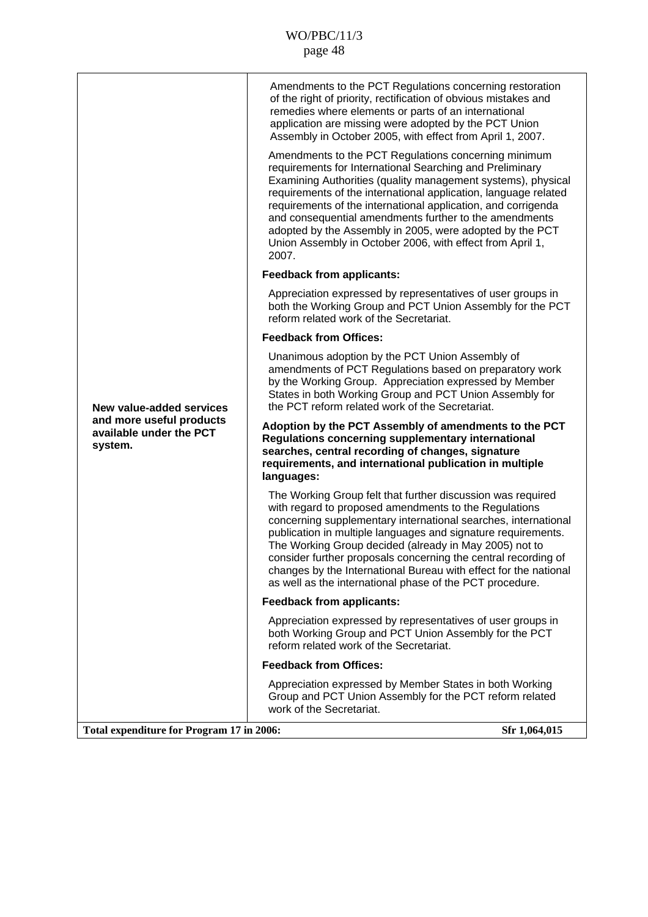| | |
|---|---|
| **New value-added services and more useful products available under the PCT system.** | Amendments to the PCT Regulations concerning restoration of the right of priority, rectification of obvious mistakes and remedies where elements or parts of an international application are missing were adopted by the PCT Union Assembly in October 2005, with effect from April 1, 2007.<br><br>Amendments to the PCT Regulations concerning minimum requirements for International Searching and Preliminary Examining Authorities (quality management systems), physical requirements of the international application, language related requirements of the international application, and corrigenda and consequential amendments further to the amendments adopted by the Assembly in 2005, were adopted by the PCT Union Assembly in October 2006, with effect from April 1, 2007.<br><br>**Feedback from applicants:**<br><br>Appreciation expressed by representatives of user groups in both the Working Group and PCT Union Assembly for the PCT reform related work of the Secretariat.<br><br>**Feedback from Offices:**<br><br>Unanimous adoption by the PCT Union Assembly of amendments of PCT Regulations based on preparatory work by the Working Group. Appreciation expressed by Member States in both Working Group and PCT Union Assembly for the PCT reform related work of the Secretariat.<br><br>**Adoption by the PCT Assembly of amendments to the PCT Regulations concerning supplementary international searches, central recording of changes, signature requirements, and international publication in multiple languages:**<br><br>The Working Group felt that further discussion was required with regard to proposed amendments to the Regulations concerning supplementary international searches, international publication in multiple languages and signature requirements. The Working Group decided (already in May 2005) not to consider further proposals concerning the central recording of changes by the International Bureau with effect for the national as well as the international phase of the PCT procedure.<br><br>**Feedback from applicants:**<br><br>Appreciation expressed by representatives of user groups in both Working Group and PCT Union Assembly for the PCT reform related work of the Secretariat.<br><br>**Feedback from Offices:**<br><br>Appreciation expressed by Member States in both Working Group and PCT Union Assembly for the PCT reform related work of the Secretariat. |
| **Total expenditure for Program 17 in 2006:** | **Sfr 1,064,015** |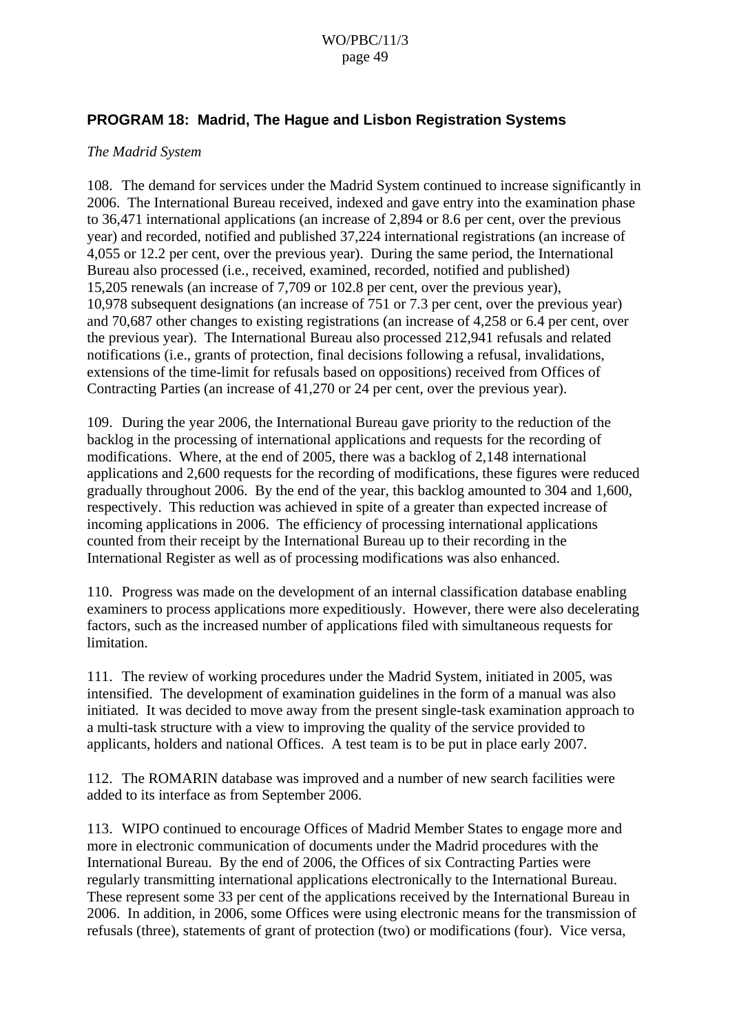## PROGRAM 18: Madrid, The Hague and Lisbon Registration Systems

*The Madrid System*

108. The demand for services under the Madrid System continued to increase significantly in 2006. The International Bureau received, indexed and gave entry into the examination phase to 36,471 international applications (an increase of 2,894 or 8.6 per cent, over the previous year) and recorded, notified and published 37,224 international registrations (an increase of 4,055 or 12.2 per cent, over the previous year). During the same period, the International Bureau also processed (i.e., received, examined, recorded, notified and published) 15,205 renewals (an increase of 7,709 or 102.8 per cent, over the previous year), 10,978 subsequent designations (an increase of 751 or 7.3 per cent, over the previous year) and 70,687 other changes to existing registrations (an increase of 4,258 or 6.4 per cent, over the previous year). The International Bureau also processed 212,941 refusals and related notifications (i.e., grants of protection, final decisions following a refusal, invalidations, extensions of the time-limit for refusals based on oppositions) received from Offices of Contracting Parties (an increase of 41,270 or 24 per cent, over the previous year).

109. During the year 2006, the International Bureau gave priority to the reduction of the backlog in the processing of international applications and requests for the recording of modifications. Where, at the end of 2005, there was a backlog of 2,148 international applications and 2,600 requests for the recording of modifications, these figures were reduced gradually throughout 2006. By the end of the year, this backlog amounted to 304 and 1,600, respectively. This reduction was achieved in spite of a greater than expected increase of incoming applications in 2006. The efficiency of processing international applications counted from their receipt by the International Bureau up to their recording in the International Register as well as of processing modifications was also enhanced.

110. Progress was made on the development of an internal classification database enabling examiners to process applications more expeditiously. However, there were also decelerating factors, such as the increased number of applications filed with simultaneous requests for limitation.

111. The review of working procedures under the Madrid System, initiated in 2005, was intensified. The development of examination guidelines in the form of a manual was also initiated. It was decided to move away from the present single-task examination approach to a multi-task structure with a view to improving the quality of the service provided to applicants, holders and national Offices. A test team is to be put in place early 2007.

112. The ROMARIN database was improved and a number of new search facilities were added to its interface as from September 2006.

113. WIPO continued to encourage Offices of Madrid Member States to engage more and more in electronic communication of documents under the Madrid procedures with the International Bureau. By the end of 2006, the Offices of six Contracting Parties were regularly transmitting international applications electronically to the International Bureau. These represent some 33 per cent of the applications received by the International Bureau in 2006. In addition, in 2006, some Offices were using electronic means for the transmission of refusals (three), statements of grant of protection (two) or modifications (four). Vice versa,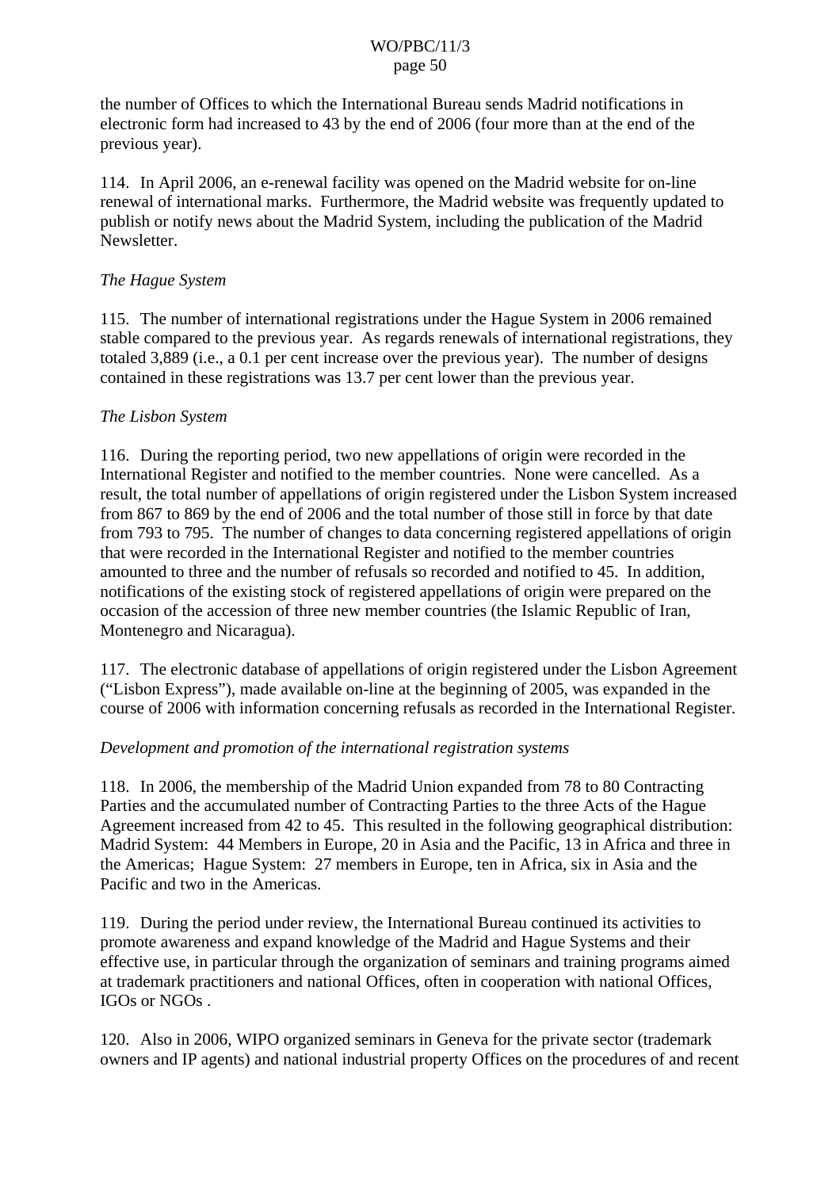the number of Offices to which the International Bureau sends Madrid notifications in electronic form had increased to 43 by the end of 2006 (four more than at the end of the previous year).

114. In April 2006, an e-renewal facility was opened on the Madrid website for on-line renewal of international marks. Furthermore, the Madrid website was frequently updated to publish or notify news about the Madrid System, including the publication of the Madrid Newsletter.

*The Hague System*

115. The number of international registrations under the Hague System in 2006 remained stable compared to the previous year. As regards renewals of international registrations, they totaled 3,889 (i.e., a 0.1 per cent increase over the previous year). The number of designs contained in these registrations was 13.7 per cent lower than the previous year.

*The Lisbon System*

116. During the reporting period, two new appellations of origin were recorded in the International Register and notified to the member countries. None were cancelled. As a result, the total number of appellations of origin registered under the Lisbon System increased from 867 to 869 by the end of 2006 and the total number of those still in force by that date from 793 to 795. The number of changes to data concerning registered appellations of origin that were recorded in the International Register and notified to the member countries amounted to three and the number of refusals so recorded and notified to 45. In addition, notifications of the existing stock of registered appellations of origin were prepared on the occasion of the accession of three new member countries (the Islamic Republic of Iran, Montenegro and Nicaragua).

117. The electronic database of appellations of origin registered under the Lisbon Agreement ("Lisbon Express"), made available on-line at the beginning of 2005, was expanded in the course of 2006 with information concerning refusals as recorded in the International Register.

*Development and promotion of the international registration systems*

118. In 2006, the membership of the Madrid Union expanded from 78 to 80 Contracting Parties and the accumulated number of Contracting Parties to the three Acts of the Hague Agreement increased from 42 to 45. This resulted in the following geographical distribution: Madrid System: 44 Members in Europe, 20 in Asia and the Pacific, 13 in Africa and three in the Americas; Hague System: 27 members in Europe, ten in Africa, six in Asia and the Pacific and two in the Americas.

119. During the period under review, the International Bureau continued its activities to promote awareness and expand knowledge of the Madrid and Hague Systems and their effective use, in particular through the organization of seminars and training programs aimed at trademark practitioners and national Offices, often in cooperation with national Offices, IGOs or NGOs .

120. Also in 2006, WIPO organized seminars in Geneva for the private sector (trademark owners and IP agents) and national industrial property Offices on the procedures of and recent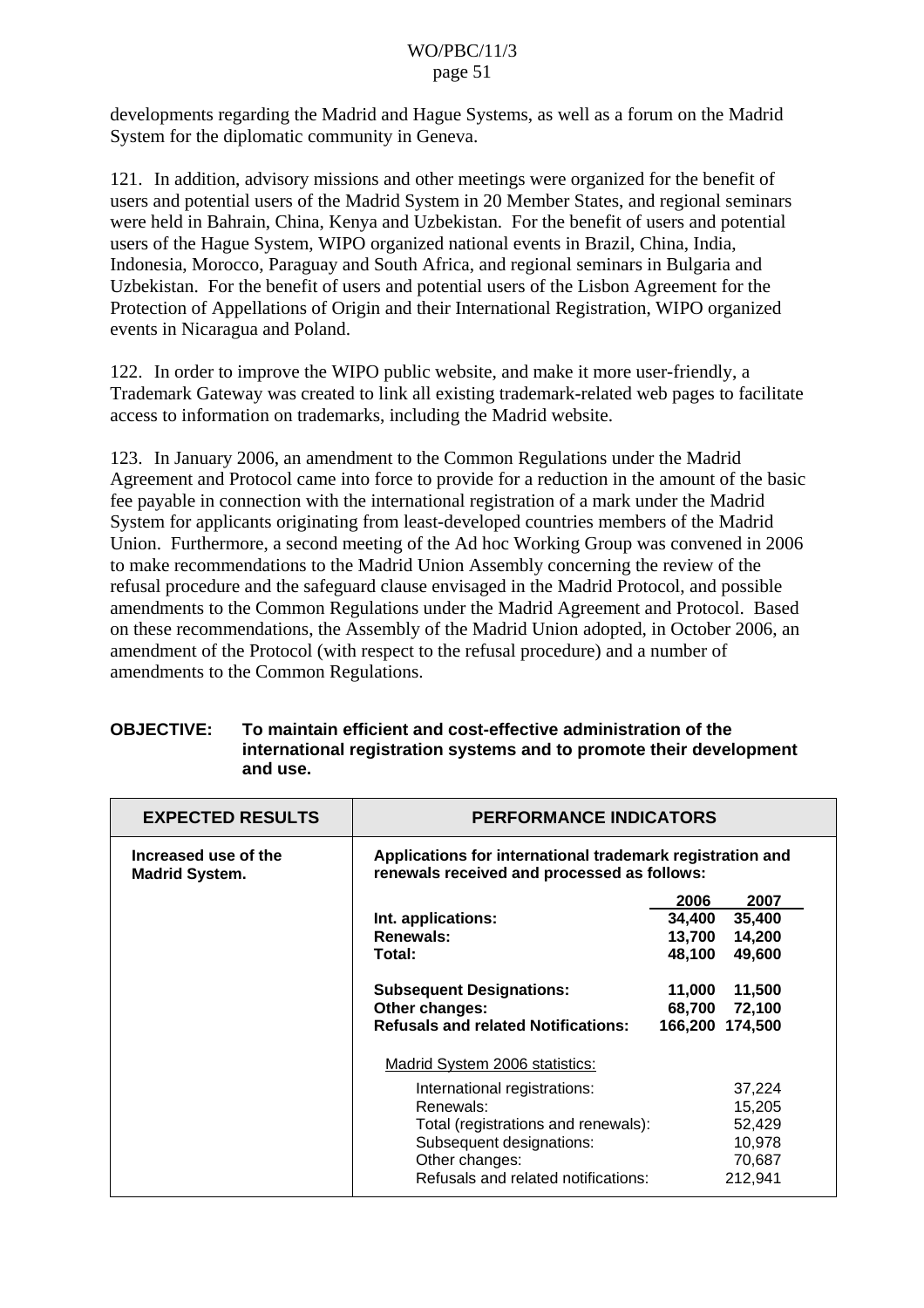developments regarding the Madrid and Hague Systems, as well as a forum on the Madrid System for the diplomatic community in Geneva.

121. In addition, advisory missions and other meetings were organized for the benefit of users and potential users of the Madrid System in 20 Member States, and regional seminars were held in Bahrain, China, Kenya and Uzbekistan. For the benefit of users and potential users of the Hague System, WIPO organized national events in Brazil, China, India, Indonesia, Morocco, Paraguay and South Africa, and regional seminars in Bulgaria and Uzbekistan. For the benefit of users and potential users of the Lisbon Agreement for the Protection of Appellations of Origin and their International Registration, WIPO organized events in Nicaragua and Poland.

122. In order to improve the WIPO public website, and make it more user-friendly, a Trademark Gateway was created to link all existing trademark-related web pages to facilitate access to information on trademarks, including the Madrid website.

123. In January 2006, an amendment to the Common Regulations under the Madrid Agreement and Protocol came into force to provide for a reduction in the amount of the basic fee payable in connection with the international registration of a mark under the Madrid System for applicants originating from least-developed countries members of the Madrid Union. Furthermore, a second meeting of the Ad hoc Working Group was convened in 2006 to make recommendations to the Madrid Union Assembly concerning the review of the refusal procedure and the safeguard clause envisaged in the Madrid Protocol, and possible amendments to the Common Regulations under the Madrid Agreement and Protocol. Based on these recommendations, the Assembly of the Madrid Union adopted, in October 2006, an amendment of the Protocol (with respect to the refusal procedure) and a number of amendments to the Common Regulations.

**OBJECTIVE: To maintain efficient and cost-effective administration of the international registration systems and to promote their development and use.**

| EXPECTED RESULTS | PERFORMANCE INDICATORS | | |
|---|---|---|---|
| **Increased use of the Madrid System.** | **Applications for international trademark registration and renewals received and processed as follows:** | | |
| | | **2006** | **2007** |
| | **Int. applications:** | **34,400** | **35,400** |
| | **Renewals:** | **13,700** | **14,200** |
| | **Total:** | **48,100** | **49,600** |
| | **Subsequent Designations:** | **11,000** | **11,500** |
| | **Other changes:** | **68,700** | **72,100** |
| | **Refusals and related Notifications:** | **166,200** | **174,500** |
| | Madrid System 2006 statistics: | | |
| | International registrations: | | 37,224 |
| | Renewals: | | 15,205 |
| | Total (registrations and renewals): | | 52,429 |
| | Subsequent designations: | | 10,978 |
| | Other changes: | | 70,687 |
| | Refusals and related notifications: | | 212,941 |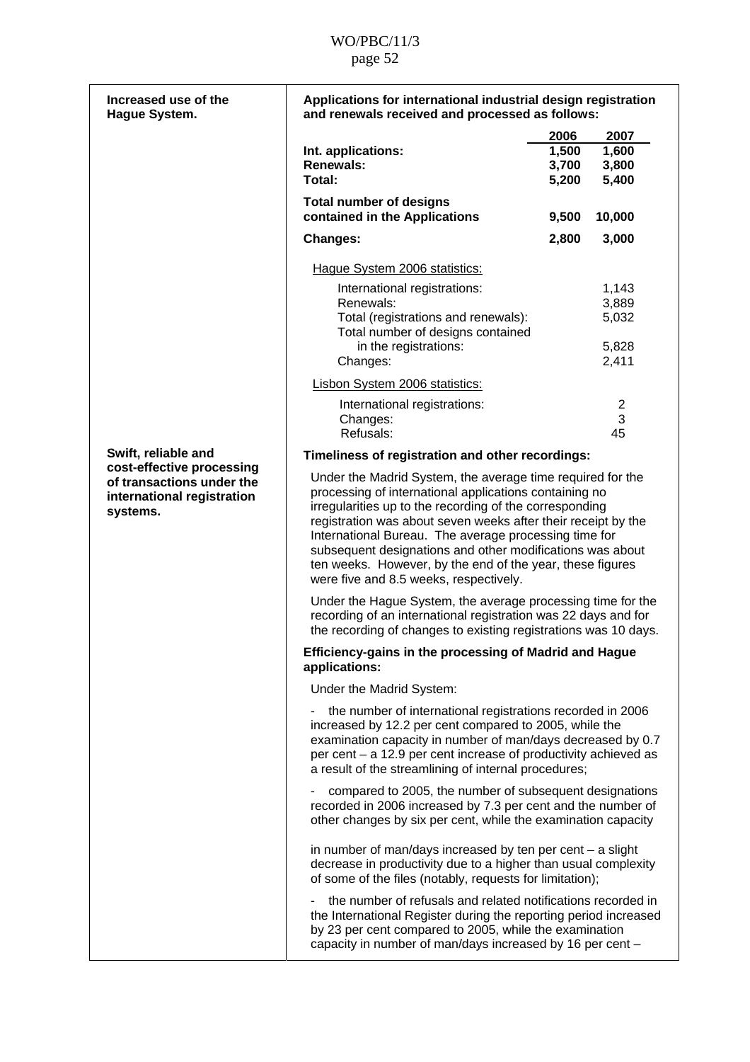| | |
|---|---|
| **Increased use of the Hague System.** | **Applications for international industrial design registration and renewals received and processed as follows:**<br><br>\| \| 2006 \| 2007 \|<br>Int. applications: 1,500 / 1,600<br>Renewals: 3,700 / 3,800<br>Total: 5,200 / 5,400<br>**Total number of designs contained in the Applications** 9,500 / 10,000<br>**Changes:** 2,800 / 3,000<br><br>Hague System 2006 statistics:<br>International registrations: 1,143<br>Renewals: 3,889<br>Total (registrations and renewals): 5,032<br>Total number of designs contained in the registrations: 5,828<br>Changes: 2,411<br><br>Lisbon System 2006 statistics:<br>International registrations: 2<br>Changes: 3<br>Refusals: 45 |
| **Swift, reliable and cost-effective processing of transactions under the international registration systems.** | **Timeliness of registration and other recordings:**<br><br>Under the Madrid System, the average time required for the processing of international applications containing no irregularities up to the recording of the corresponding registration was about seven weeks after their receipt by the International Bureau. The average processing time for subsequent designations and other modifications was about ten weeks. However, by the end of the year, these figures were five and 8.5 weeks, respectively.<br><br>Under the Hague System, the average processing time for the recording of an international registration was 22 days and for the recording of changes to existing registrations was 10 days.<br><br>**Efficiency-gains in the processing of Madrid and Hague applications:**<br><br>Under the Madrid System:<br><br>- the number of international registrations recorded in 2006 increased by 12.2 per cent compared to 2005, while the examination capacity in number of man/days decreased by 0.7 per cent – a 12.9 per cent increase of productivity achieved as a result of the streamlining of internal procedures;<br><br>- compared to 2005, the number of subsequent designations recorded in 2006 increased by 7.3 per cent and the number of other changes by six per cent, while the examination capacity in number of man/days increased by ten per cent – a slight decrease in productivity due to a higher than usual complexity of some of the files (notably, requests for limitation);<br><br>- the number of refusals and related notifications recorded in the International Register during the reporting period increased by 23 per cent compared to 2005, while the examination capacity in number of man/days increased by 16 per cent – |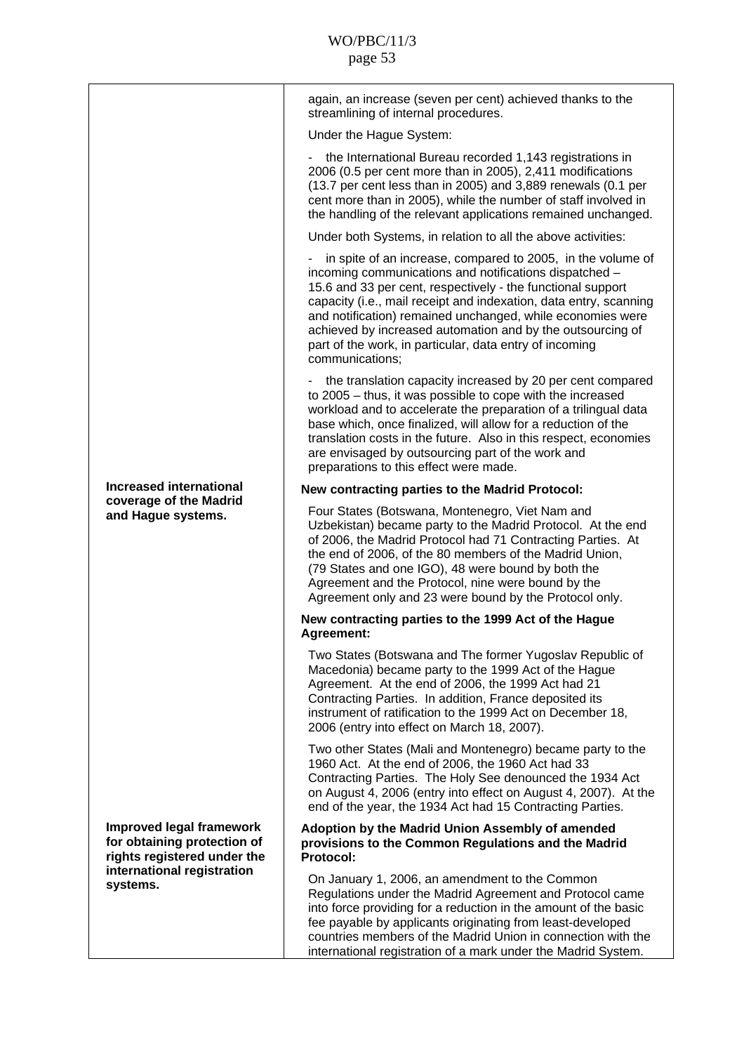| | |
|---|---|
| | again, an increase (seven per cent) achieved thanks to the streamlining of internal procedures.<br><br>Under the Hague System:<br><br>- the International Bureau recorded 1,143 registrations in 2006 (0.5 per cent more than in 2005), 2,411 modifications (13.7 per cent less than in 2005) and 3,889 renewals (0.1 per cent more than in 2005), while the number of staff involved in the handling of the relevant applications remained unchanged.<br><br>Under both Systems, in relation to all the above activities:<br><br>- in spite of an increase, compared to 2005, in the volume of incoming communications and notifications dispatched – 15.6 and 33 per cent, respectively - the functional support capacity (i.e., mail receipt and indexation, data entry, scanning and notification) remained unchanged, while economies were achieved by increased automation and by the outsourcing of part of the work, in particular, data entry of incoming communications;<br><br>- the translation capacity increased by 20 per cent compared to 2005 – thus, it was possible to cope with the increased workload and to accelerate the preparation of a trilingual data base which, once finalized, will allow for a reduction of the translation costs in the future. Also in this respect, economies are envisaged by outsourcing part of the work and preparations to this effect were made. |
| **Increased international coverage of the Madrid and Hague systems.** | **New contracting parties to the Madrid Protocol:**<br><br>Four States (Botswana, Montenegro, Viet Nam and Uzbekistan) became party to the Madrid Protocol. At the end of 2006, the Madrid Protocol had 71 Contracting Parties. At the end of 2006, of the 80 members of the Madrid Union, (79 States and one IGO), 48 were bound by both the Agreement and the Protocol, nine were bound by the Agreement only and 23 were bound by the Protocol only.<br><br>**New contracting parties to the 1999 Act of the Hague Agreement:**<br><br>Two States (Botswana and The former Yugoslav Republic of Macedonia) became party to the 1999 Act of the Hague Agreement. At the end of 2006, the 1999 Act had 21 Contracting Parties. In addition, France deposited its instrument of ratification to the 1999 Act on December 18, 2006 (entry into effect on March 18, 2007).<br><br>Two other States (Mali and Montenegro) became party to the 1960 Act. At the end of 2006, the 1960 Act had 33 Contracting Parties. The Holy See denounced the 1934 Act on August 4, 2006 (entry into effect on August 4, 2007). At the end of the year, the 1934 Act had 15 Contracting Parties. |
| **Improved legal framework for obtaining protection of rights registered under the international registration systems.** | **Adoption by the Madrid Union Assembly of amended provisions to the Common Regulations and the Madrid Protocol:**<br><br>On January 1, 2006, an amendment to the Common Regulations under the Madrid Agreement and Protocol came into force providing for a reduction in the amount of the basic fee payable by applicants originating from least-developed countries members of the Madrid Union in connection with the international registration of a mark under the Madrid System. |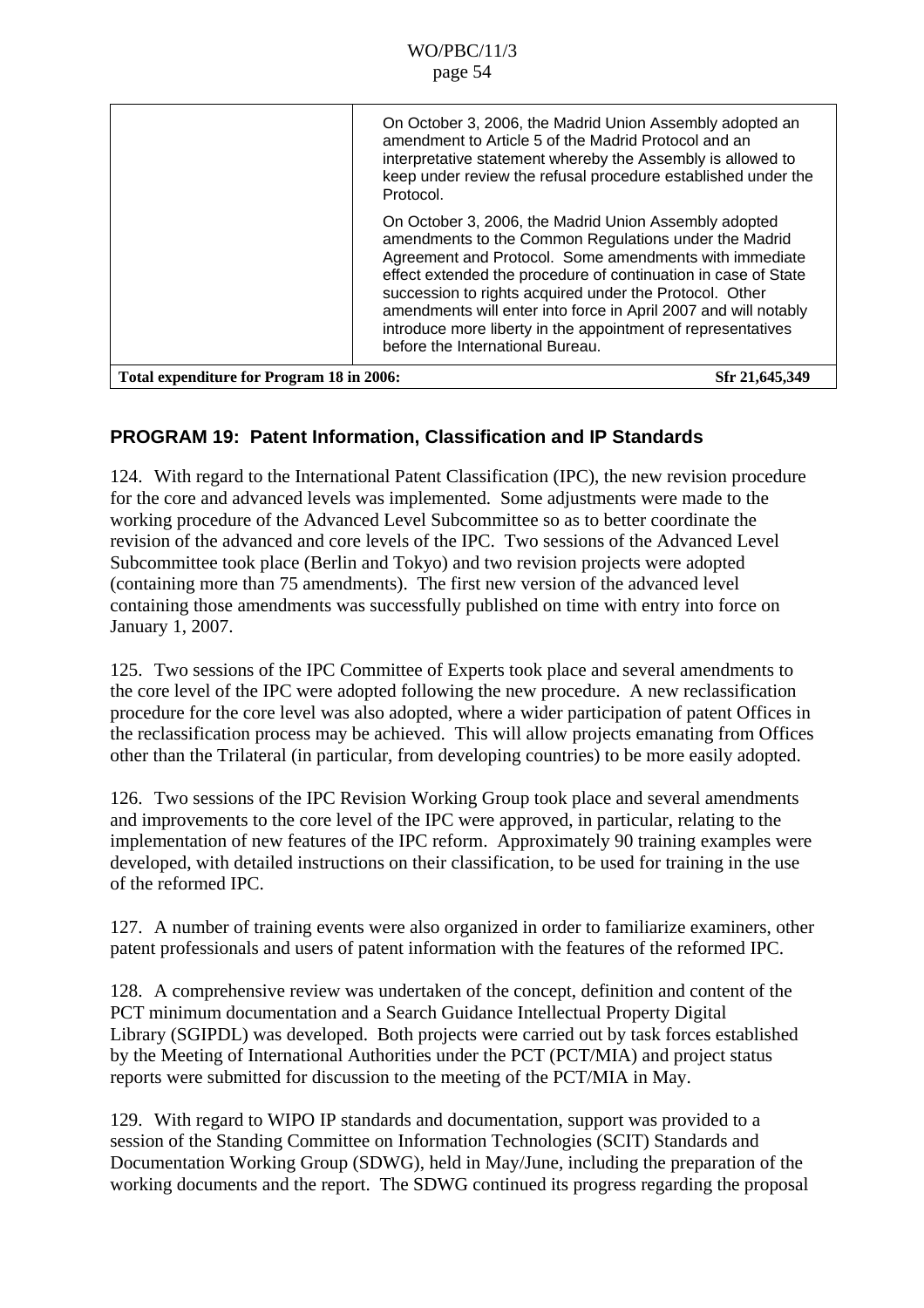| | |
|---|---|
| | On October 3, 2006, the Madrid Union Assembly adopted an amendment to Article 5 of the Madrid Protocol and an interpretative statement whereby the Assembly is allowed to keep under review the refusal procedure established under the Protocol.<br><br>On October 3, 2006, the Madrid Union Assembly adopted amendments to the Common Regulations under the Madrid Agreement and Protocol. Some amendments with immediate effect extended the procedure of continuation in case of State succession to rights acquired under the Protocol. Other amendments will enter into force in April 2007 and will notably introduce more liberty in the appointment of representatives before the International Bureau. |
| **Total expenditure for Program 18 in 2006:** | **Sfr 21,645,349** |

## PROGRAM 19: Patent Information, Classification and IP Standards

124. With regard to the International Patent Classification (IPC), the new revision procedure for the core and advanced levels was implemented. Some adjustments were made to the working procedure of the Advanced Level Subcommittee so as to better coordinate the revision of the advanced and core levels of the IPC. Two sessions of the Advanced Level Subcommittee took place (Berlin and Tokyo) and two revision projects were adopted (containing more than 75 amendments). The first new version of the advanced level containing those amendments was successfully published on time with entry into force on January 1, 2007.

125. Two sessions of the IPC Committee of Experts took place and several amendments to the core level of the IPC were adopted following the new procedure. A new reclassification procedure for the core level was also adopted, where a wider participation of patent Offices in the reclassification process may be achieved. This will allow projects emanating from Offices other than the Trilateral (in particular, from developing countries) to be more easily adopted.

126. Two sessions of the IPC Revision Working Group took place and several amendments and improvements to the core level of the IPC were approved, in particular, relating to the implementation of new features of the IPC reform. Approximately 90 training examples were developed, with detailed instructions on their classification, to be used for training in the use of the reformed IPC.

127. A number of training events were also organized in order to familiarize examiners, other patent professionals and users of patent information with the features of the reformed IPC.

128. A comprehensive review was undertaken of the concept, definition and content of the PCT minimum documentation and a Search Guidance Intellectual Property Digital Library (SGIPDL) was developed. Both projects were carried out by task forces established by the Meeting of International Authorities under the PCT (PCT/MIA) and project status reports were submitted for discussion to the meeting of the PCT/MIA in May.

129. With regard to WIPO IP standards and documentation, support was provided to a session of the Standing Committee on Information Technologies (SCIT) Standards and Documentation Working Group (SDWG), held in May/June, including the preparation of the working documents and the report. The SDWG continued its progress regarding the proposal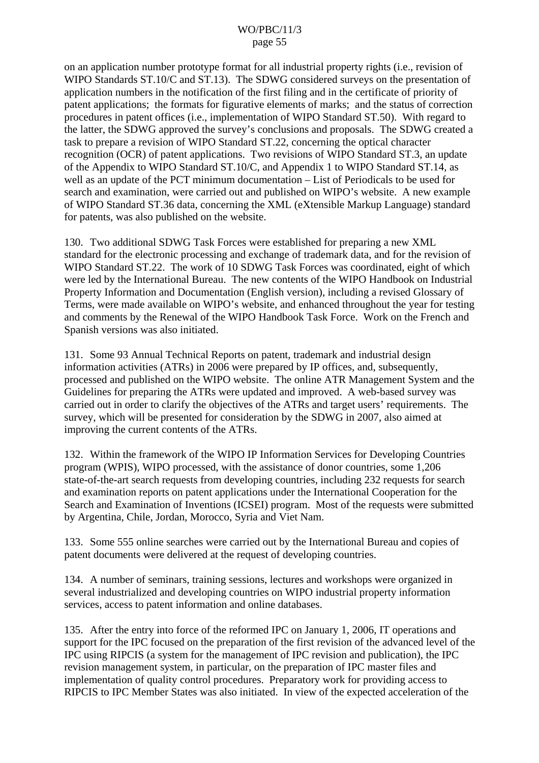on an application number prototype format for all industrial property rights (i.e., revision of WIPO Standards ST.10/C and ST.13). The SDWG considered surveys on the presentation of application numbers in the notification of the first filing and in the certificate of priority of patent applications; the formats for figurative elements of marks; and the status of correction procedures in patent offices (i.e., implementation of WIPO Standard ST.50). With regard to the latter, the SDWG approved the survey's conclusions and proposals. The SDWG created a task to prepare a revision of WIPO Standard ST.22, concerning the optical character recognition (OCR) of patent applications. Two revisions of WIPO Standard ST.3, an update of the Appendix to WIPO Standard ST.10/C, and Appendix 1 to WIPO Standard ST.14, as well as an update of the PCT minimum documentation – List of Periodicals to be used for search and examination, were carried out and published on WIPO's website. A new example of WIPO Standard ST.36 data, concerning the XML (eXtensible Markup Language) standard for patents, was also published on the website.

130. Two additional SDWG Task Forces were established for preparing a new XML standard for the electronic processing and exchange of trademark data, and for the revision of WIPO Standard ST.22. The work of 10 SDWG Task Forces was coordinated, eight of which were led by the International Bureau. The new contents of the WIPO Handbook on Industrial Property Information and Documentation (English version), including a revised Glossary of Terms, were made available on WIPO's website, and enhanced throughout the year for testing and comments by the Renewal of the WIPO Handbook Task Force. Work on the French and Spanish versions was also initiated.

131. Some 93 Annual Technical Reports on patent, trademark and industrial design information activities (ATRs) in 2006 were prepared by IP offices, and, subsequently, processed and published on the WIPO website. The online ATR Management System and the Guidelines for preparing the ATRs were updated and improved. A web-based survey was carried out in order to clarify the objectives of the ATRs and target users' requirements. The survey, which will be presented for consideration by the SDWG in 2007, also aimed at improving the current contents of the ATRs.

132. Within the framework of the WIPO IP Information Services for Developing Countries program (WPIS), WIPO processed, with the assistance of donor countries, some 1,206 state-of-the-art search requests from developing countries, including 232 requests for search and examination reports on patent applications under the International Cooperation for the Search and Examination of Inventions (ICSEI) program. Most of the requests were submitted by Argentina, Chile, Jordan, Morocco, Syria and Viet Nam.

133. Some 555 online searches were carried out by the International Bureau and copies of patent documents were delivered at the request of developing countries.

134. A number of seminars, training sessions, lectures and workshops were organized in several industrialized and developing countries on WIPO industrial property information services, access to patent information and online databases.

135. After the entry into force of the reformed IPC on January 1, 2006, IT operations and support for the IPC focused on the preparation of the first revision of the advanced level of the IPC using RIPCIS (a system for the management of IPC revision and publication), the IPC revision management system, in particular, on the preparation of IPC master files and implementation of quality control procedures. Preparatory work for providing access to RIPCIS to IPC Member States was also initiated. In view of the expected acceleration of the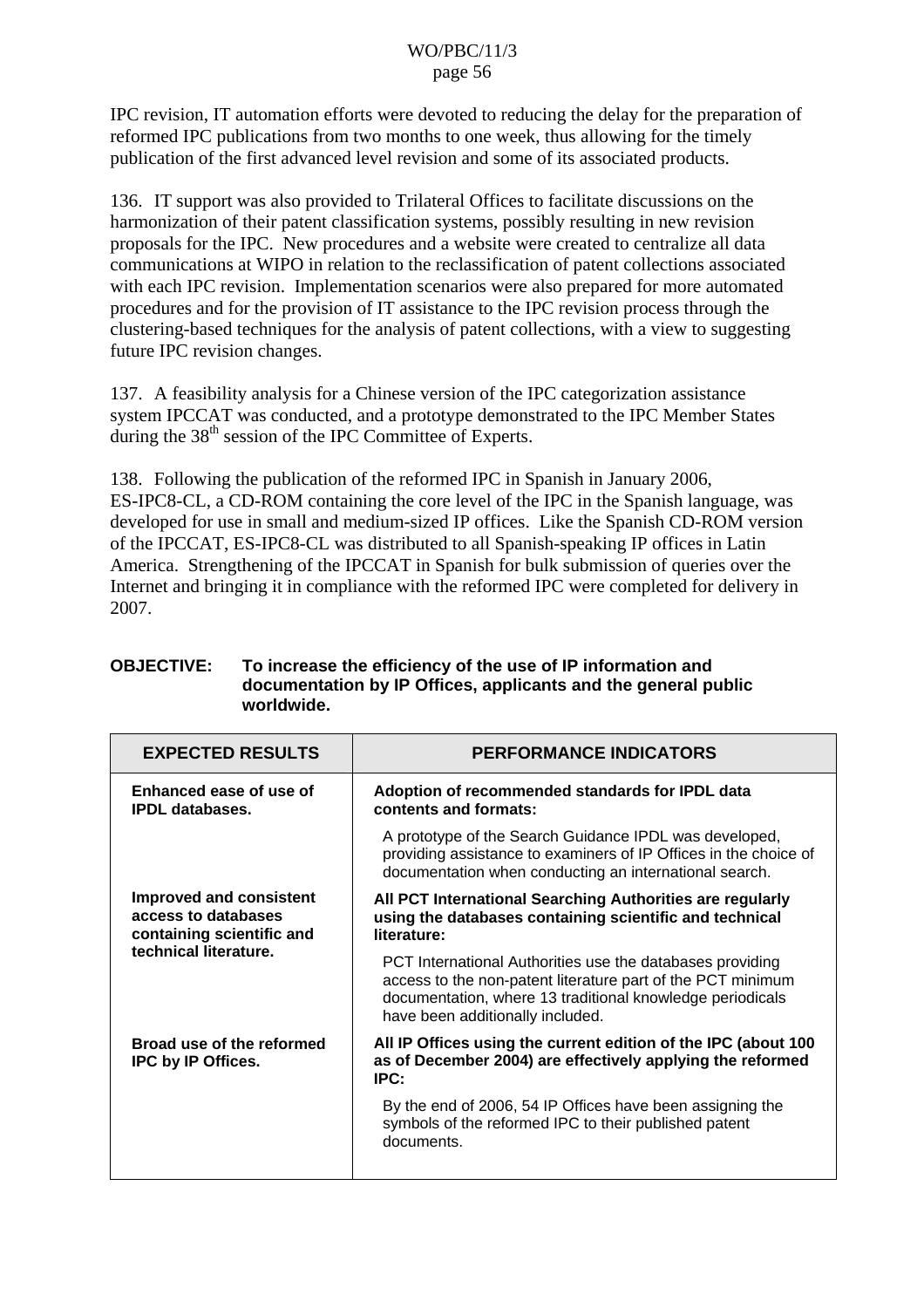IPC revision, IT automation efforts were devoted to reducing the delay for the preparation of reformed IPC publications from two months to one week, thus allowing for the timely publication of the first advanced level revision and some of its associated products.

136. IT support was also provided to Trilateral Offices to facilitate discussions on the harmonization of their patent classification systems, possibly resulting in new revision proposals for the IPC. New procedures and a website were created to centralize all data communications at WIPO in relation to the reclassification of patent collections associated with each IPC revision. Implementation scenarios were also prepared for more automated procedures and for the provision of IT assistance to the IPC revision process through the clustering-based techniques for the analysis of patent collections, with a view to suggesting future IPC revision changes.

137. A feasibility analysis for a Chinese version of the IPC categorization assistance system IPCCAT was conducted, and a prototype demonstrated to the IPC Member States during the 38th session of the IPC Committee of Experts.

138. Following the publication of the reformed IPC in Spanish in January 2006, ES-IPC8-CL, a CD-ROM containing the core level of the IPC in the Spanish language, was developed for use in small and medium-sized IP offices. Like the Spanish CD-ROM version of the IPCCAT, ES-IPC8-CL was distributed to all Spanish-speaking IP offices in Latin America. Strengthening of the IPCCAT in Spanish for bulk submission of queries over the Internet and bringing it in compliance with the reformed IPC were completed for delivery in 2007.

**OBJECTIVE: To increase the efficiency of the use of IP information and documentation by IP Offices, applicants and the general public worldwide.**

| EXPECTED RESULTS | PERFORMANCE INDICATORS |
|---|---|
| **Enhanced ease of use of IPDL databases.** | **Adoption of recommended standards for IPDL data contents and formats:** |
| | A prototype of the Search Guidance IPDL was developed, providing assistance to examiners of IP Offices in the choice of documentation when conducting an international search. |
| **Improved and consistent access to databases containing scientific and technical literature.** | **All PCT International Searching Authorities are regularly using the databases containing scientific and technical literature:** |
| | PCT International Authorities use the databases providing access to the non-patent literature part of the PCT minimum documentation, where 13 traditional knowledge periodicals have been additionally included. |
| **Broad use of the reformed IPC by IP Offices.** | **All IP Offices using the current edition of the IPC (about 100 as of December 2004) are effectively applying the reformed IPC:** |
| | By the end of 2006, 54 IP Offices have been assigning the symbols of the reformed IPC to their published patent documents. |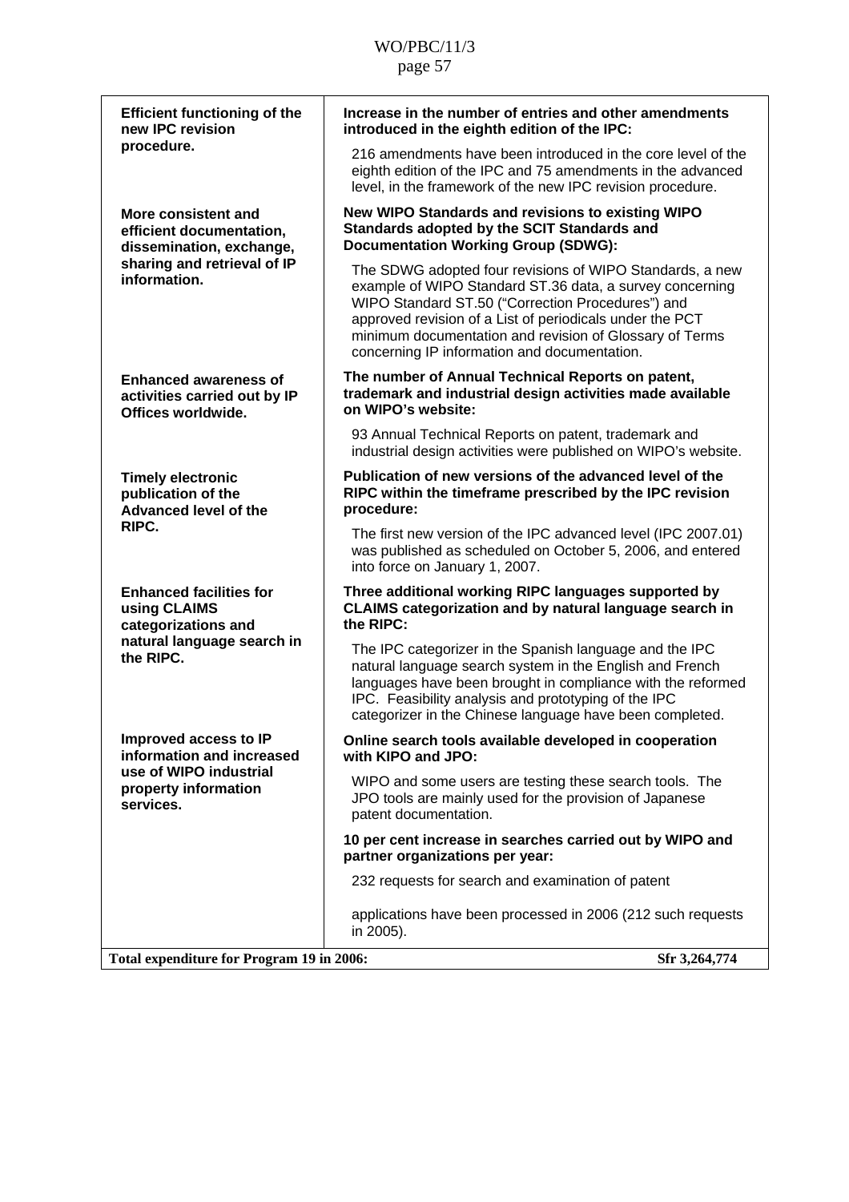| | |
|---|---|
| **Efficient functioning of the new IPC revision procedure.** | **Increase in the number of entries and other amendments introduced in the eighth edition of the IPC:** 216 amendments have been introduced in the core level of the eighth edition of the IPC and 75 amendments in the advanced level, in the framework of the new IPC revision procedure. |
| **More consistent and efficient documentation, dissemination, exchange, sharing and retrieval of IP information.** | **New WIPO Standards and revisions to existing WIPO Standards adopted by the SCIT Standards and Documentation Working Group (SDWG):** The SDWG adopted four revisions of WIPO Standards, a new example of WIPO Standard ST.36 data, a survey concerning WIPO Standard ST.50 ("Correction Procedures") and approved revision of a List of periodicals under the PCT minimum documentation and revision of Glossary of Terms concerning IP information and documentation. |
| **Enhanced awareness of activities carried out by IP Offices worldwide.** | **The number of Annual Technical Reports on patent, trademark and industrial design activities made available on WIPO's website:** 93 Annual Technical Reports on patent, trademark and industrial design activities were published on WIPO's website. |
| **Timely electronic publication of the Advanced level of the RIPC.** | **Publication of new versions of the advanced level of the RIPC within the timeframe prescribed by the IPC revision procedure:** The first new version of the IPC advanced level (IPC 2007.01) was published as scheduled on October 5, 2006, and entered into force on January 1, 2007. |
| **Enhanced facilities for using CLAIMS categorizations and natural language search in the RIPC.** | **Three additional working RIPC languages supported by CLAIMS categorization and by natural language search in the RIPC:** The IPC categorizer in the Spanish language and the IPC natural language search system in the English and French languages have been brought in compliance with the reformed IPC. Feasibility analysis and prototyping of the IPC categorizer in the Chinese language have been completed. |
| **Improved access to IP information and increased use of WIPO industrial property information services.** | **Online search tools available developed in cooperation with KIPO and JPO:** WIPO and some users are testing these search tools. The JPO tools are mainly used for the provision of Japanese patent documentation. |
| | **10 per cent increase in searches carried out by WIPO and partner organizations per year:** 232 requests for search and examination of patent applications have been processed in 2006 (212 such requests in 2005). |
| **Total expenditure for Program 19 in 2006:** | **Sfr 3,264,774** |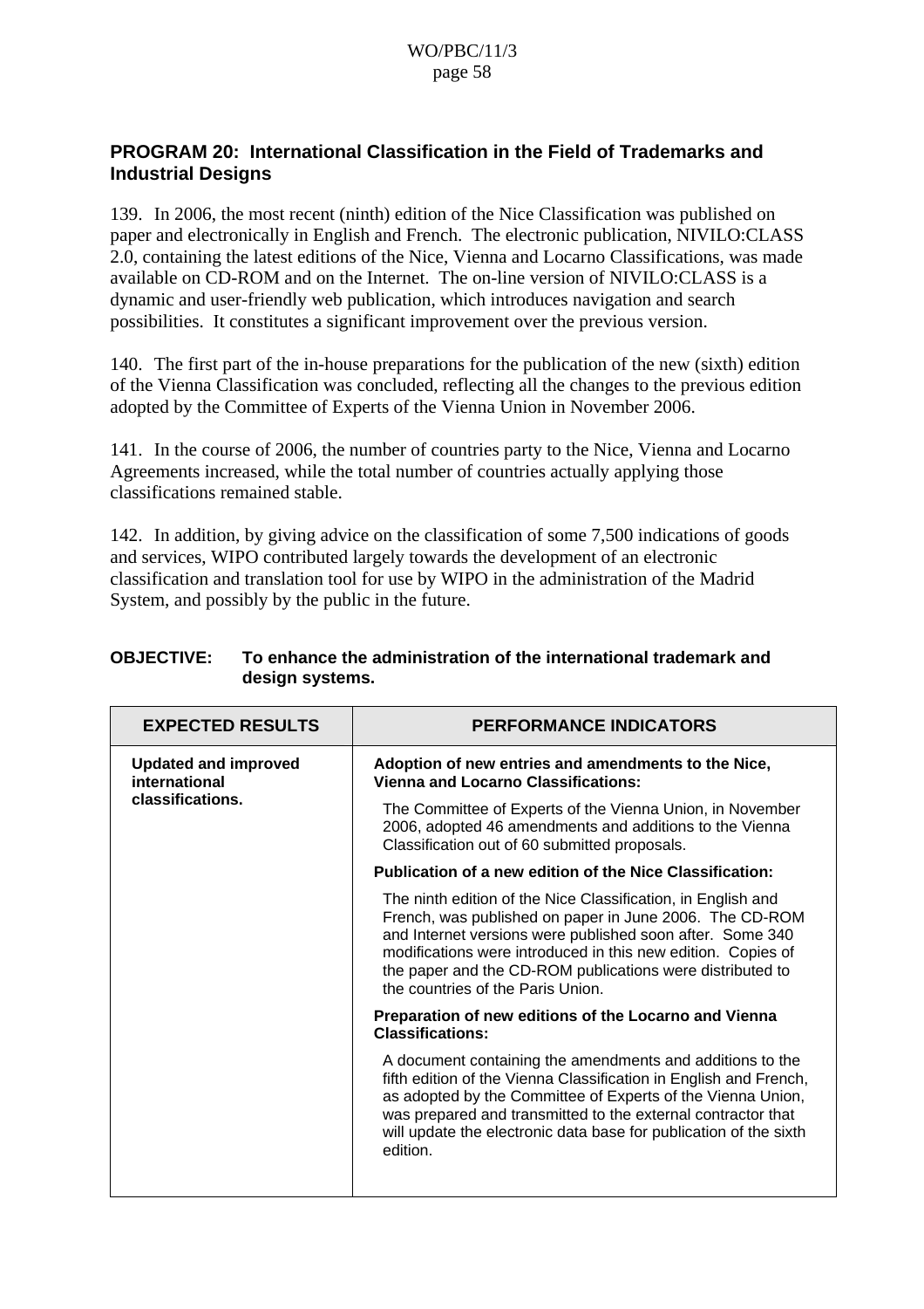## PROGRAM 20: International Classification in the Field of Trademarks and Industrial Designs

139. In 2006, the most recent (ninth) edition of the Nice Classification was published on paper and electronically in English and French. The electronic publication, NIVILO:CLASS 2.0, containing the latest editions of the Nice, Vienna and Locarno Classifications, was made available on CD-ROM and on the Internet. The on-line version of NIVILO:CLASS is a dynamic and user-friendly web publication, which introduces navigation and search possibilities. It constitutes a significant improvement over the previous version.

140. The first part of the in-house preparations for the publication of the new (sixth) edition of the Vienna Classification was concluded, reflecting all the changes to the previous edition adopted by the Committee of Experts of the Vienna Union in November 2006.

141. In the course of 2006, the number of countries party to the Nice, Vienna and Locarno Agreements increased, while the total number of countries actually applying those classifications remained stable.

142. In addition, by giving advice on the classification of some 7,500 indications of goods and services, WIPO contributed largely towards the development of an electronic classification and translation tool for use by WIPO in the administration of the Madrid System, and possibly by the public in the future.

**OBJECTIVE: To enhance the administration of the international trademark and design systems.**

| EXPECTED RESULTS | PERFORMANCE INDICATORS |
|---|---|
| **Updated and improved international classifications.** | **Adoption of new entries and amendments to the Nice, Vienna and Locarno Classifications:**<br><br>The Committee of Experts of the Vienna Union, in November 2006, adopted 46 amendments and additions to the Vienna Classification out of 60 submitted proposals.<br><br>**Publication of a new edition of the Nice Classification:**<br><br>The ninth edition of the Nice Classification, in English and French, was published on paper in June 2006. The CD-ROM and Internet versions were published soon after. Some 340 modifications were introduced in this new edition. Copies of the paper and the CD-ROM publications were distributed to the countries of the Paris Union.<br><br>**Preparation of new editions of the Locarno and Vienna Classifications:**<br><br>A document containing the amendments and additions to the fifth edition of the Vienna Classification in English and French, as adopted by the Committee of Experts of the Vienna Union, was prepared and transmitted to the external contractor that will update the electronic data base for publication of the sixth edition. |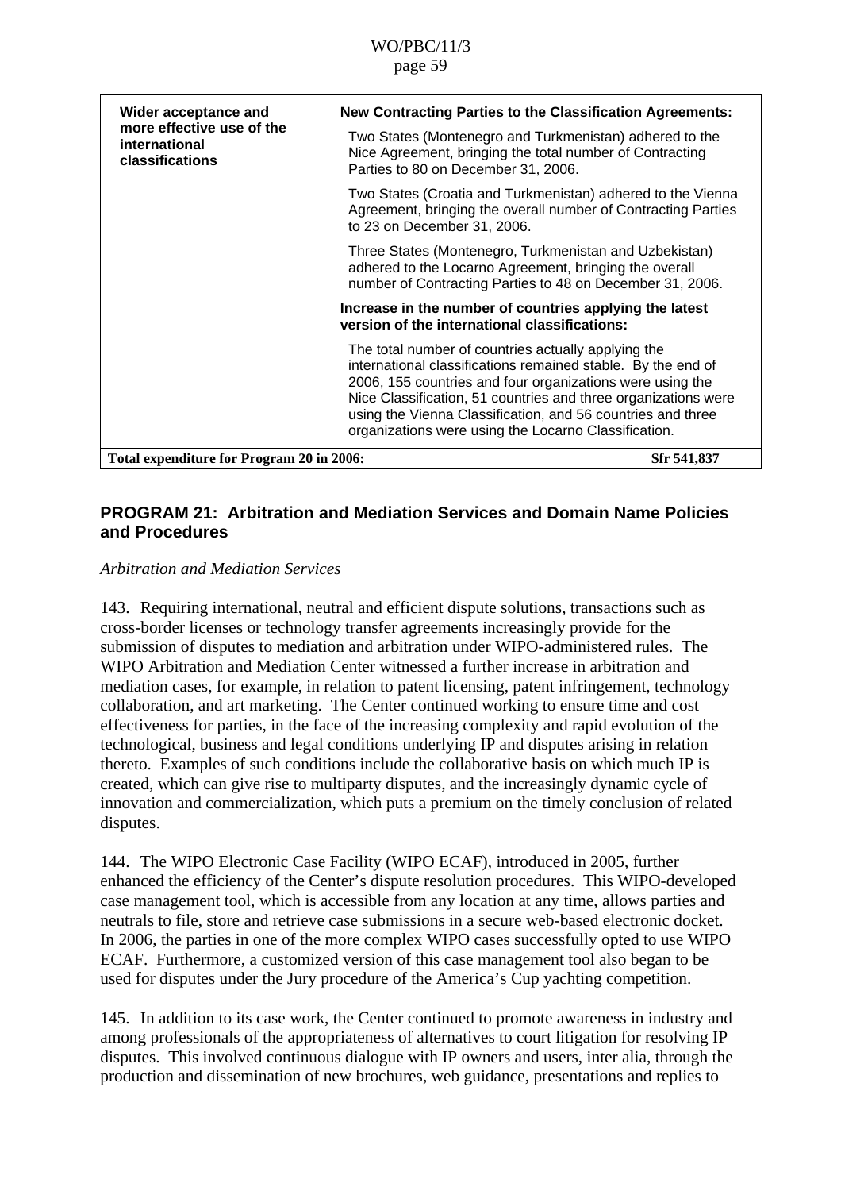| Wider acceptance and more effective use of the international classifications | **New Contracting Parties to the Classification Agreements:**<br><br>Two States (Montenegro and Turkmenistan) adhered to the Nice Agreement, bringing the total number of Contracting Parties to 80 on December 31, 2006.<br><br>Two States (Croatia and Turkmenistan) adhered to the Vienna Agreement, bringing the overall number of Contracting Parties to 23 on December 31, 2006.<br><br>Three States (Montenegro, Turkmenistan and Uzbekistan) adhered to the Locarno Agreement, bringing the overall number of Contracting Parties to 48 on December 31, 2006.<br><br>**Increase in the number of countries applying the latest version of the international classifications:**<br><br>The total number of countries actually applying the international classifications remained stable. By the end of 2006, 155 countries and four organizations were using the Nice Classification, 51 countries and three organizations were using the Vienna Classification, and 56 countries and three organizations were using the Locarno Classification. |
|---|---|
| **Total expenditure for Program 20 in 2006:** | **Sfr 541,837** |

## PROGRAM 21: Arbitration and Mediation Services and Domain Name Policies and Procedures

*Arbitration and Mediation Services*

143. Requiring international, neutral and efficient dispute solutions, transactions such as cross-border licenses or technology transfer agreements increasingly provide for the submission of disputes to mediation and arbitration under WIPO-administered rules. The WIPO Arbitration and Mediation Center witnessed a further increase in arbitration and mediation cases, for example, in relation to patent licensing, patent infringement, technology collaboration, and art marketing. The Center continued working to ensure time and cost effectiveness for parties, in the face of the increasing complexity and rapid evolution of the technological, business and legal conditions underlying IP and disputes arising in relation thereto. Examples of such conditions include the collaborative basis on which much IP is created, which can give rise to multiparty disputes, and the increasingly dynamic cycle of innovation and commercialization, which puts a premium on the timely conclusion of related disputes.

144. The WIPO Electronic Case Facility (WIPO ECAF), introduced in 2005, further enhanced the efficiency of the Center's dispute resolution procedures. This WIPO-developed case management tool, which is accessible from any location at any time, allows parties and neutrals to file, store and retrieve case submissions in a secure web-based electronic docket. In 2006, the parties in one of the more complex WIPO cases successfully opted to use WIPO ECAF. Furthermore, a customized version of this case management tool also began to be used for disputes under the Jury procedure of the America's Cup yachting competition.

145. In addition to its case work, the Center continued to promote awareness in industry and among professionals of the appropriateness of alternatives to court litigation for resolving IP disputes. This involved continuous dialogue with IP owners and users, inter alia, through the production and dissemination of new brochures, web guidance, presentations and replies to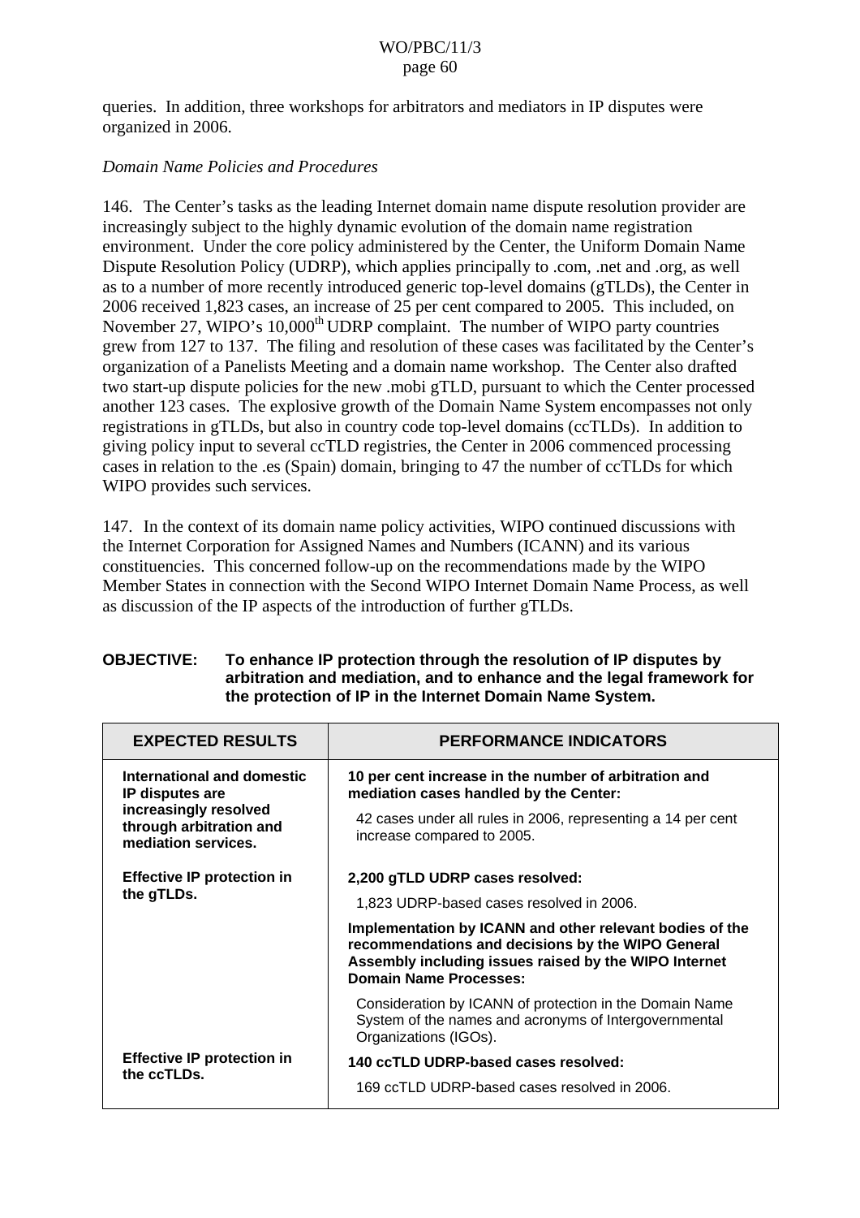queries. In addition, three workshops for arbitrators and mediators in IP disputes were organized in 2006.

*Domain Name Policies and Procedures*

146. The Center's tasks as the leading Internet domain name dispute resolution provider are increasingly subject to the highly dynamic evolution of the domain name registration environment. Under the core policy administered by the Center, the Uniform Domain Name Dispute Resolution Policy (UDRP), which applies principally to .com, .net and .org, as well as to a number of more recently introduced generic top-level domains (gTLDs), the Center in 2006 received 1,823 cases, an increase of 25 per cent compared to 2005. This included, on November 27, WIPO's 10,000th UDRP complaint. The number of WIPO party countries grew from 127 to 137. The filing and resolution of these cases was facilitated by the Center's organization of a Panelists Meeting and a domain name workshop. The Center also drafted two start-up dispute policies for the new .mobi gTLD, pursuant to which the Center processed another 123 cases. The explosive growth of the Domain Name System encompasses not only registrations in gTLDs, but also in country code top-level domains (ccTLDs). In addition to giving policy input to several ccTLD registries, the Center in 2006 commenced processing cases in relation to the .es (Spain) domain, bringing to 47 the number of ccTLDs for which WIPO provides such services.

147. In the context of its domain name policy activities, WIPO continued discussions with the Internet Corporation for Assigned Names and Numbers (ICANN) and its various constituencies. This concerned follow-up on the recommendations made by the WIPO Member States in connection with the Second WIPO Internet Domain Name Process, as well as discussion of the IP aspects of the introduction of further gTLDs.

**OBJECTIVE: To enhance IP protection through the resolution of IP disputes by arbitration and mediation, and to enhance and the legal framework for the protection of IP in the Internet Domain Name System.**

| EXPECTED RESULTS | PERFORMANCE INDICATORS |
|---|---|
| **International and domestic IP disputes are increasingly resolved through arbitration and mediation services.** | **10 per cent increase in the number of arbitration and mediation cases handled by the Center:**<br>42 cases under all rules in 2006, representing a 14 per cent increase compared to 2005. |
| **Effective IP protection in the gTLDs.** | **2,200 gTLD UDRP cases resolved:**<br>1,823 UDRP-based cases resolved in 2006.<br>**Implementation by ICANN and other relevant bodies of the recommendations and decisions by the WIPO General Assembly including issues raised by the WIPO Internet Domain Name Processes:**<br>Consideration by ICANN of protection in the Domain Name System of the names and acronyms of Intergovernmental Organizations (IGOs). |
| **Effective IP protection in the ccTLDs.** | **140 ccTLD UDRP-based cases resolved:**<br>169 ccTLD UDRP-based cases resolved in 2006. |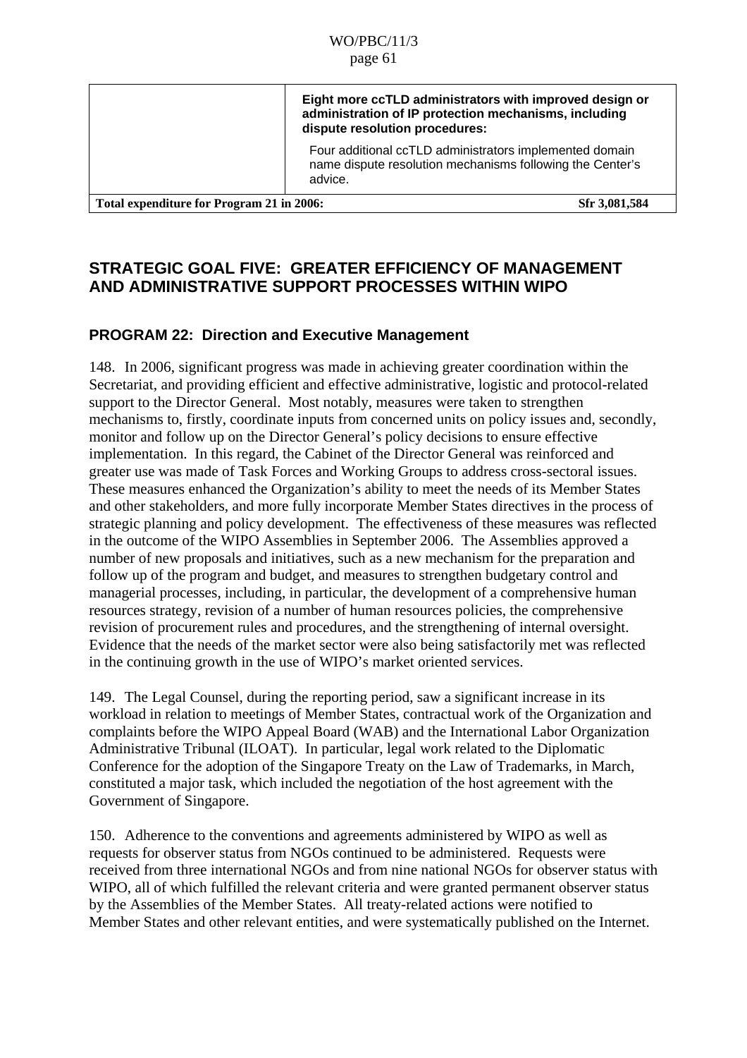| | **Eight more ccTLD administrators with improved design or administration of IP protection mechanisms, including dispute resolution procedures:** Four additional ccTLD administrators implemented domain name dispute resolution mechanisms following the Center's advice. |
|---|---|
| **Total expenditure for Program 21 in 2006:** | **Sfr 3,081,584** |

## STRATEGIC GOAL FIVE: GREATER EFFICIENCY OF MANAGEMENT AND ADMINISTRATIVE SUPPORT PROCESSES WITHIN WIPO

### PROGRAM 22: Direction and Executive Management

148. In 2006, significant progress was made in achieving greater coordination within the Secretariat, and providing efficient and effective administrative, logistic and protocol-related support to the Director General. Most notably, measures were taken to strengthen mechanisms to, firstly, coordinate inputs from concerned units on policy issues and, secondly, monitor and follow up on the Director General's policy decisions to ensure effective implementation. In this regard, the Cabinet of the Director General was reinforced and greater use was made of Task Forces and Working Groups to address cross-sectoral issues. These measures enhanced the Organization's ability to meet the needs of its Member States and other stakeholders, and more fully incorporate Member States directives in the process of strategic planning and policy development. The effectiveness of these measures was reflected in the outcome of the WIPO Assemblies in September 2006. The Assemblies approved a number of new proposals and initiatives, such as a new mechanism for the preparation and follow up of the program and budget, and measures to strengthen budgetary control and managerial processes, including, in particular, the development of a comprehensive human resources strategy, revision of a number of human resources policies, the comprehensive revision of procurement rules and procedures, and the strengthening of internal oversight. Evidence that the needs of the market sector were also being satisfactorily met was reflected in the continuing growth in the use of WIPO's market oriented services.

149. The Legal Counsel, during the reporting period, saw a significant increase in its workload in relation to meetings of Member States, contractual work of the Organization and complaints before the WIPO Appeal Board (WAB) and the International Labor Organization Administrative Tribunal (ILOAT). In particular, legal work related to the Diplomatic Conference for the adoption of the Singapore Treaty on the Law of Trademarks, in March, constituted a major task, which included the negotiation of the host agreement with the Government of Singapore.

150. Adherence to the conventions and agreements administered by WIPO as well as requests for observer status from NGOs continued to be administered. Requests were received from three international NGOs and from nine national NGOs for observer status with WIPO, all of which fulfilled the relevant criteria and were granted permanent observer status by the Assemblies of the Member States. All treaty-related actions were notified to Member States and other relevant entities, and were systematically published on the Internet.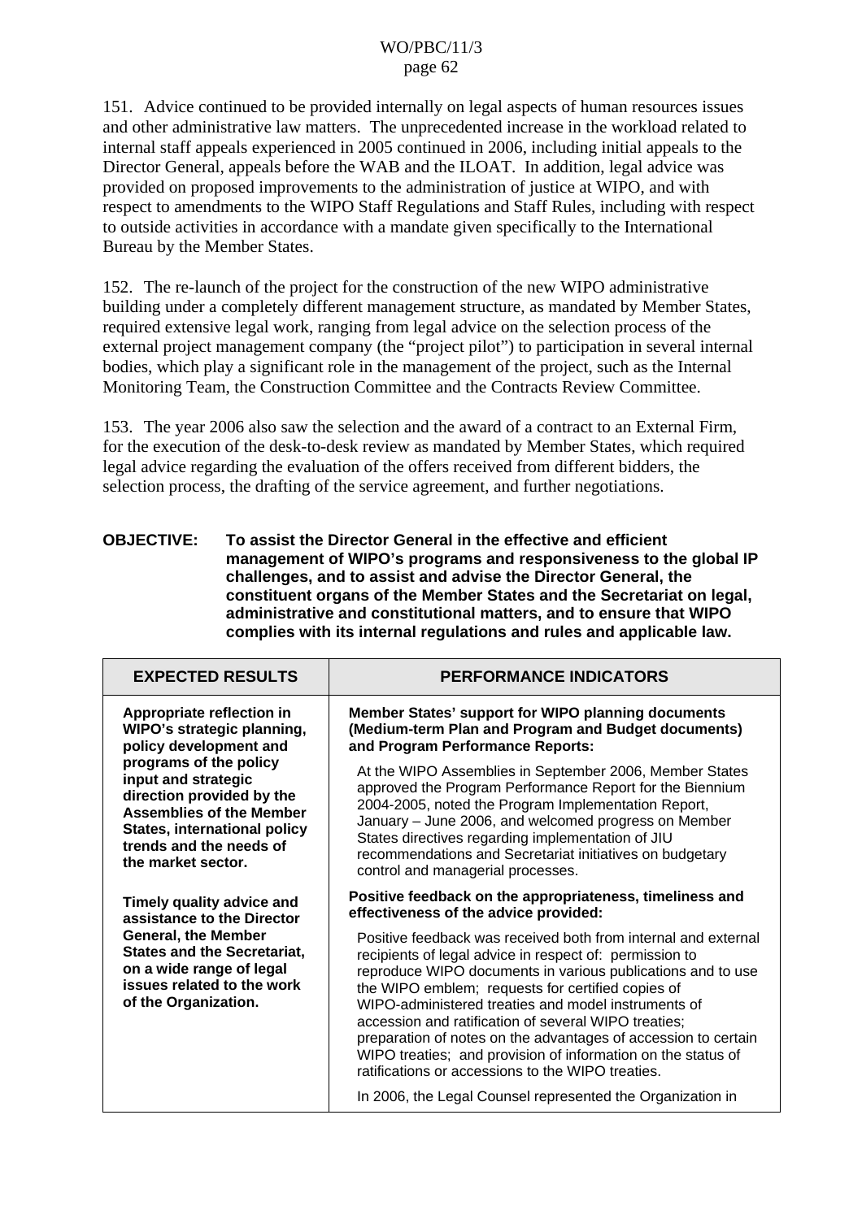151. Advice continued to be provided internally on legal aspects of human resources issues and other administrative law matters. The unprecedented increase in the workload related to internal staff appeals experienced in 2005 continued in 2006, including initial appeals to the Director General, appeals before the WAB and the ILOAT. In addition, legal advice was provided on proposed improvements to the administration of justice at WIPO, and with respect to amendments to the WIPO Staff Regulations and Staff Rules, including with respect to outside activities in accordance with a mandate given specifically to the International Bureau by the Member States.

152. The re-launch of the project for the construction of the new WIPO administrative building under a completely different management structure, as mandated by Member States, required extensive legal work, ranging from legal advice on the selection process of the external project management company (the "project pilot") to participation in several internal bodies, which play a significant role in the management of the project, such as the Internal Monitoring Team, the Construction Committee and the Contracts Review Committee.

153. The year 2006 also saw the selection and the award of a contract to an External Firm, for the execution of the desk-to-desk review as mandated by Member States, which required legal advice regarding the evaluation of the offers received from different bidders, the selection process, the drafting of the service agreement, and further negotiations.

**OBJECTIVE: To assist the Director General in the effective and efficient management of WIPO's programs and responsiveness to the global IP challenges, and to assist and advise the Director General, the constituent organs of the Member States and the Secretariat on legal, administrative and constitutional matters, and to ensure that WIPO complies with its internal regulations and rules and applicable law.**

| EXPECTED RESULTS | PERFORMANCE INDICATORS |
|---|---|
| **Appropriate reflection in WIPO's strategic planning, policy development and programs of the policy input and strategic direction provided by the Assemblies of the Member States, international policy trends and the needs of the market sector.** | **Member States' support for WIPO planning documents (Medium-term Plan and Program and Budget documents) and Program Performance Reports:**<br><br>At the WIPO Assemblies in September 2006, Member States approved the Program Performance Report for the Biennium 2004-2005, noted the Program Implementation Report, January – June 2006, and welcomed progress on Member States directives regarding implementation of JIU recommendations and Secretariat initiatives on budgetary control and managerial processes. |
| **Timely quality advice and assistance to the Director General, the Member States and the Secretariat, on a wide range of legal issues related to the work of the Organization.** | **Positive feedback on the appropriateness, timeliness and effectiveness of the advice provided:**<br><br>Positive feedback was received both from internal and external recipients of legal advice in respect of: permission to reproduce WIPO documents in various publications and to use the WIPO emblem; requests for certified copies of WIPO-administered treaties and model instruments of accession and ratification of several WIPO treaties; preparation of notes on the advantages of accession to certain WIPO treaties; and provision of information on the status of ratifications or accessions to the WIPO treaties.<br><br>In 2006, the Legal Counsel represented the Organization in |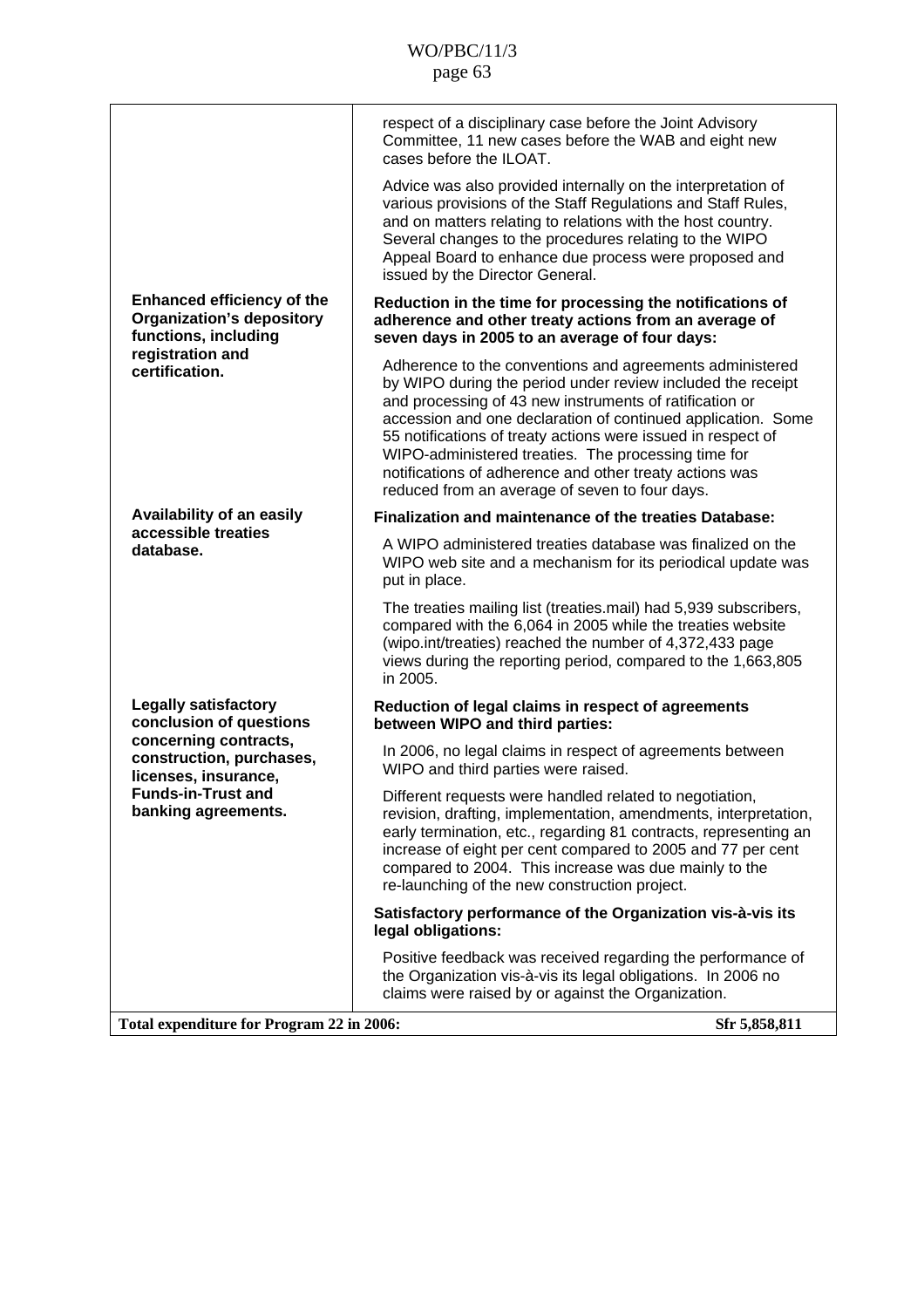| | |
|---|---|
| | respect of a disciplinary case before the Joint Advisory Committee, 11 new cases before the WAB and eight new cases before the ILOAT.<br><br>Advice was also provided internally on the interpretation of various provisions of the Staff Regulations and Staff Rules, and on matters relating to relations with the host country. Several changes to the procedures relating to the WIPO Appeal Board to enhance due process were proposed and issued by the Director General. |
| **Enhanced efficiency of the Organization's depository functions, including registration and certification.** | **Reduction in the time for processing the notifications of adherence and other treaty actions from an average of seven days in 2005 to an average of four days:**<br><br>Adherence to the conventions and agreements administered by WIPO during the period under review included the receipt and processing of 43 new instruments of ratification or accession and one declaration of continued application. Some 55 notifications of treaty actions were issued in respect of WIPO-administered treaties. The processing time for notifications of adherence and other treaty actions was reduced from an average of seven to four days. |
| **Availability of an easily accessible treaties database.** | **Finalization and maintenance of the treaties Database:**<br><br>A WIPO administered treaties database was finalized on the WIPO web site and a mechanism for its periodical update was put in place.<br><br>The treaties mailing list (treaties.mail) had 5,939 subscribers, compared with the 6,064 in 2005 while the treaties website (wipo.int/treaties) reached the number of 4,372,433 page views during the reporting period, compared to the 1,663,805 in 2005. |
| **Legally satisfactory conclusion of questions concerning contracts, construction, purchases, licenses, insurance, Funds-in-Trust and banking agreements.** | **Reduction of legal claims in respect of agreements between WIPO and third parties:**<br><br>In 2006, no legal claims in respect of agreements between WIPO and third parties were raised.<br><br>Different requests were handled related to negotiation, revision, drafting, implementation, amendments, interpretation, early termination, etc., regarding 81 contracts, representing an increase of eight per cent compared to 2005 and 77 per cent compared to 2004. This increase was due mainly to the re-launching of the new construction project.<br><br>**Satisfactory performance of the Organization vis-à-vis its legal obligations:**<br><br>Positive feedback was received regarding the performance of the Organization vis-à-vis its legal obligations. In 2006 no claims were raised by or against the Organization. |
| **Total expenditure for Program 22 in 2006:** | **Sfr 5,858,811** |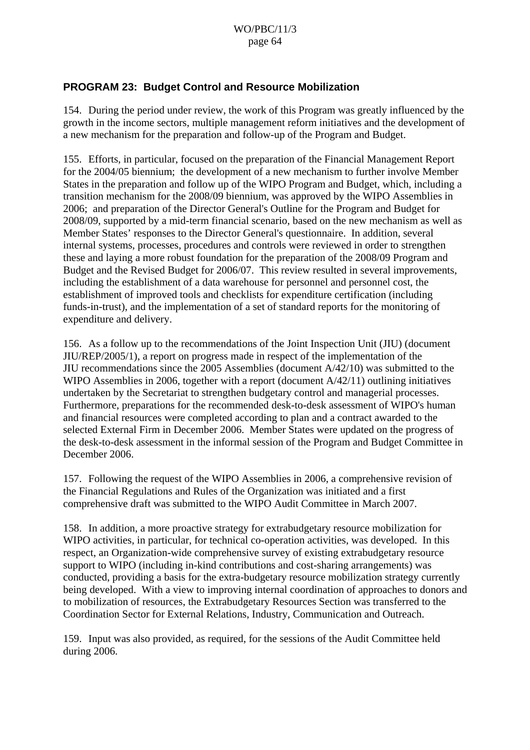## PROGRAM 23: Budget Control and Resource Mobilization

154. During the period under review, the work of this Program was greatly influenced by the growth in the income sectors, multiple management reform initiatives and the development of a new mechanism for the preparation and follow-up of the Program and Budget.

155. Efforts, in particular, focused on the preparation of the Financial Management Report for the 2004/05 biennium; the development of a new mechanism to further involve Member States in the preparation and follow up of the WIPO Program and Budget, which, including a transition mechanism for the 2008/09 biennium, was approved by the WIPO Assemblies in 2006; and preparation of the Director General's Outline for the Program and Budget for 2008/09, supported by a mid-term financial scenario, based on the new mechanism as well as Member States' responses to the Director General's questionnaire. In addition, several internal systems, processes, procedures and controls were reviewed in order to strengthen these and laying a more robust foundation for the preparation of the 2008/09 Program and Budget and the Revised Budget for 2006/07. This review resulted in several improvements, including the establishment of a data warehouse for personnel and personnel cost, the establishment of improved tools and checklists for expenditure certification (including funds-in-trust), and the implementation of a set of standard reports for the monitoring of expenditure and delivery.

156. As a follow up to the recommendations of the Joint Inspection Unit (JIU) (document JIU/REP/2005/1), a report on progress made in respect of the implementation of the JIU recommendations since the 2005 Assemblies (document A/42/10) was submitted to the WIPO Assemblies in 2006, together with a report (document A/42/11) outlining initiatives undertaken by the Secretariat to strengthen budgetary control and managerial processes. Furthermore, preparations for the recommended desk-to-desk assessment of WIPO's human and financial resources were completed according to plan and a contract awarded to the selected External Firm in December 2006. Member States were updated on the progress of the desk-to-desk assessment in the informal session of the Program and Budget Committee in December 2006.

157. Following the request of the WIPO Assemblies in 2006, a comprehensive revision of the Financial Regulations and Rules of the Organization was initiated and a first comprehensive draft was submitted to the WIPO Audit Committee in March 2007.

158. In addition, a more proactive strategy for extrabudgetary resource mobilization for WIPO activities, in particular, for technical co-operation activities, was developed. In this respect, an Organization-wide comprehensive survey of existing extrabudgetary resource support to WIPO (including in-kind contributions and cost-sharing arrangements) was conducted, providing a basis for the extra-budgetary resource mobilization strategy currently being developed. With a view to improving internal coordination of approaches to donors and to mobilization of resources, the Extrabudgetary Resources Section was transferred to the Coordination Sector for External Relations, Industry, Communication and Outreach.

159. Input was also provided, as required, for the sessions of the Audit Committee held during 2006.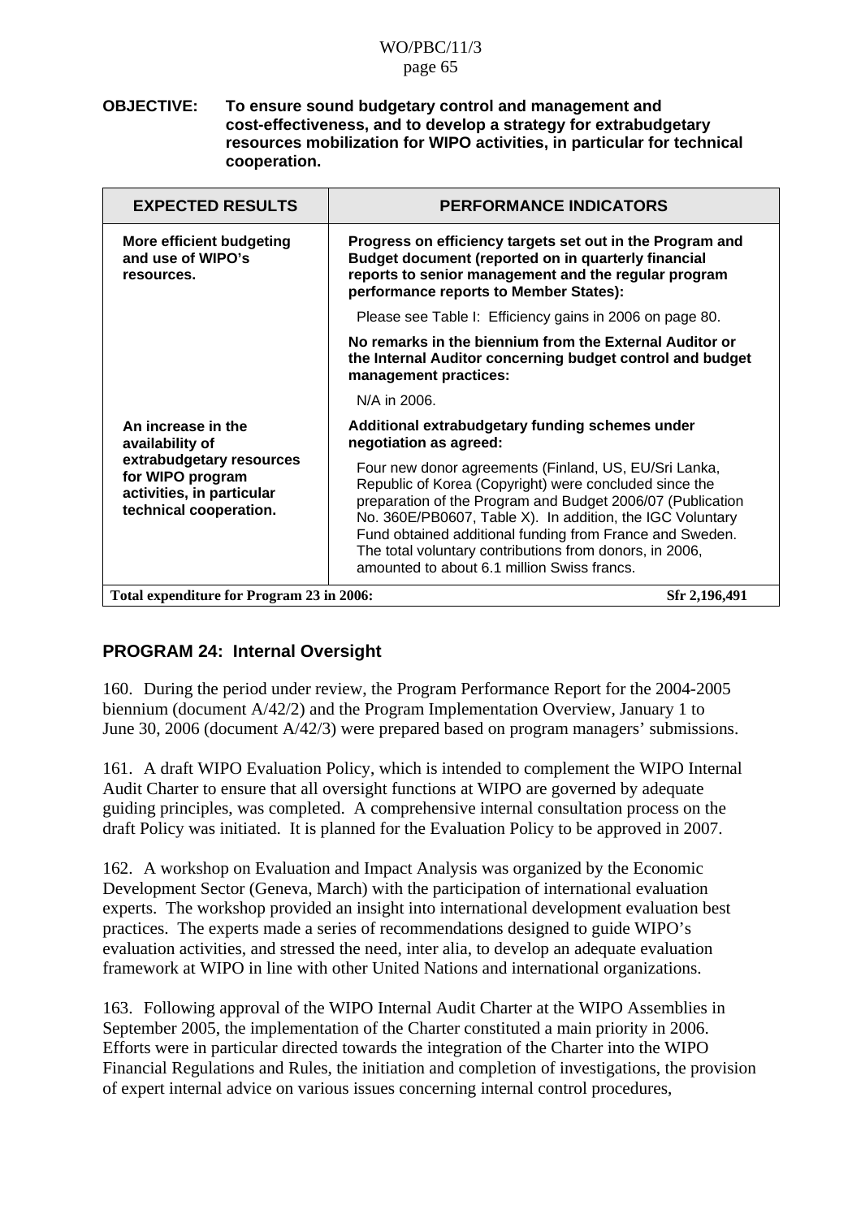**OBJECTIVE: To ensure sound budgetary control and management and cost-effectiveness, and to develop a strategy for extrabudgetary resources mobilization for WIPO activities, in particular for technical cooperation.**

| EXPECTED RESULTS | PERFORMANCE INDICATORS |
|---|---|
| **More efficient budgeting and use of WIPO's resources.** | **Progress on efficiency targets set out in the Program and Budget document (reported on in quarterly financial reports to senior management and the regular program performance reports to Member States):** |
| | Please see Table I: Efficiency gains in 2006 on page 80. |
| | **No remarks in the biennium from the External Auditor or the Internal Auditor concerning budget control and budget management practices:** |
| | N/A in 2006. |
| **An increase in the availability of extrabudgetary resources for WIPO program activities, in particular technical cooperation.** | **Additional extrabudgetary funding schemes under negotiation as agreed:** |
| | Four new donor agreements (Finland, US, EU/Sri Lanka, Republic of Korea (Copyright) were concluded since the preparation of the Program and Budget 2006/07 (Publication No. 360E/PB0607, Table X). In addition, the IGC Voluntary Fund obtained additional funding from France and Sweden. The total voluntary contributions from donors, in 2006, amounted to about 6.1 million Swiss francs. |
| **Total expenditure for Program 23 in 2006:** | **Sfr 2,196,491** |

## PROGRAM 24: Internal Oversight

160. During the period under review, the Program Performance Report for the 2004-2005 biennium (document A/42/2) and the Program Implementation Overview, January 1 to June 30, 2006 (document A/42/3) were prepared based on program managers' submissions.

161. A draft WIPO Evaluation Policy, which is intended to complement the WIPO Internal Audit Charter to ensure that all oversight functions at WIPO are governed by adequate guiding principles, was completed. A comprehensive internal consultation process on the draft Policy was initiated. It is planned for the Evaluation Policy to be approved in 2007.

162. A workshop on Evaluation and Impact Analysis was organized by the Economic Development Sector (Geneva, March) with the participation of international evaluation experts. The workshop provided an insight into international development evaluation best practices. The experts made a series of recommendations designed to guide WIPO's evaluation activities, and stressed the need, inter alia, to develop an adequate evaluation framework at WIPO in line with other United Nations and international organizations.

163. Following approval of the WIPO Internal Audit Charter at the WIPO Assemblies in September 2005, the implementation of the Charter constituted a main priority in 2006. Efforts were in particular directed towards the integration of the Charter into the WIPO Financial Regulations and Rules, the initiation and completion of investigations, the provision of expert internal advice on various issues concerning internal control procedures,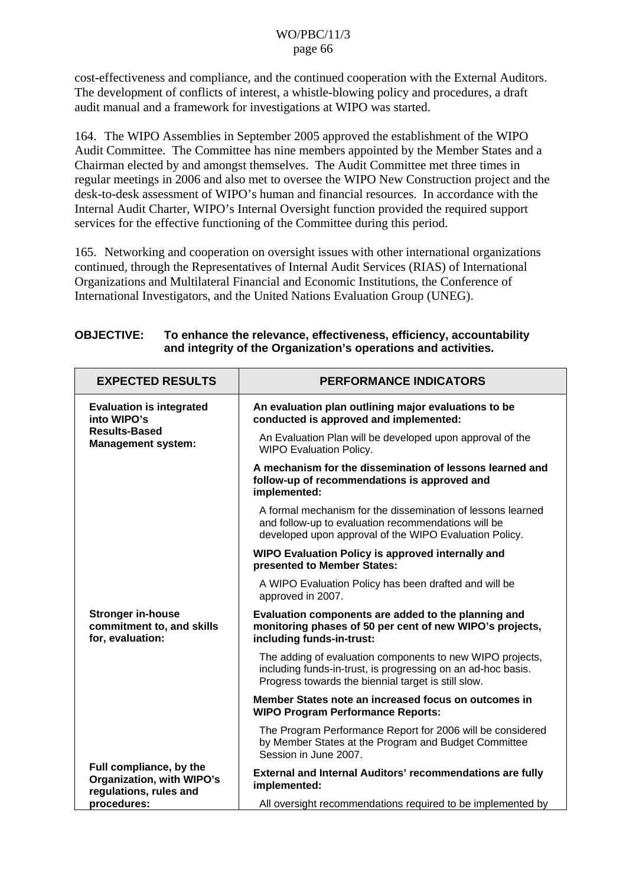cost-effectiveness and compliance, and the continued cooperation with the External Auditors. The development of conflicts of interest, a whistle-blowing policy and procedures, a draft audit manual and a framework for investigations at WIPO was started.

164. The WIPO Assemblies in September 2005 approved the establishment of the WIPO Audit Committee. The Committee has nine members appointed by the Member States and a Chairman elected by and amongst themselves. The Audit Committee met three times in regular meetings in 2006 and also met to oversee the WIPO New Construction project and the desk-to-desk assessment of WIPO's human and financial resources. In accordance with the Internal Audit Charter, WIPO's Internal Oversight function provided the required support services for the effective functioning of the Committee during this period.

165. Networking and cooperation on oversight issues with other international organizations continued, through the Representatives of Internal Audit Services (RIAS) of International Organizations and Multilateral Financial and Economic Institutions, the Conference of International Investigators, and the United Nations Evaluation Group (UNEG).

**OBJECTIVE: To enhance the relevance, effectiveness, efficiency, accountability and integrity of the Organization's operations and activities.**

| EXPECTED RESULTS | PERFORMANCE INDICATORS |
|---|---|
| **Evaluation is integrated into WIPO's Results-Based Management system:** | **An evaluation plan outlining major evaluations to be conducted is approved and implemented:** |
| | An Evaluation Plan will be developed upon approval of the WIPO Evaluation Policy. |
| | **A mechanism for the dissemination of lessons learned and follow-up of recommendations is approved and implemented:** |
| | A formal mechanism for the dissemination of lessons learned and follow-up to evaluation recommendations will be developed upon approval of the WIPO Evaluation Policy. |
| | **WIPO Evaluation Policy is approved internally and presented to Member States:** |
| | A WIPO Evaluation Policy has been drafted and will be approved in 2007. |
| **Stronger in-house commitment to, and skills for, evaluation:** | **Evaluation components are added to the planning and monitoring phases of 50 per cent of new WIPO's projects, including funds-in-trust:** |
| | The adding of evaluation components to new WIPO projects, including funds-in-trust, is progressing on an ad-hoc basis. Progress towards the biennial target is still slow. |
| | **Member States note an increased focus on outcomes in WIPO Program Performance Reports:** |
| | The Program Performance Report for 2006 will be considered by Member States at the Program and Budget Committee Session in June 2007. |
| **Full compliance, by the Organization, with WIPO's regulations, rules and procedures:** | **External and Internal Auditors' recommendations are fully implemented:** |
| | All oversight recommendations required to be implemented by |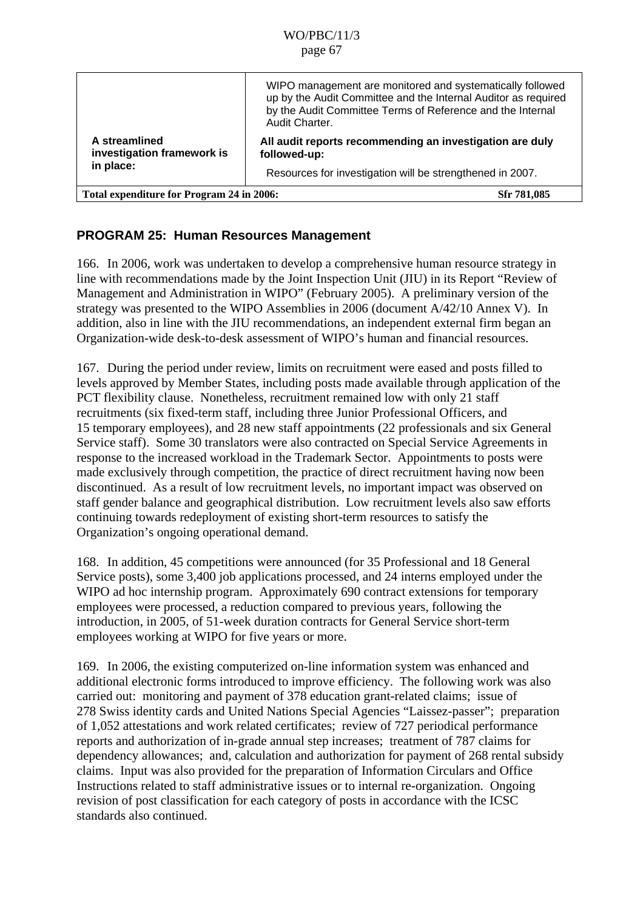| | |
|---|---|
| | WIPO management are monitored and systematically followed up by the Audit Committee and the Internal Auditor as required by the Audit Committee Terms of Reference and the Internal Audit Charter. |
| **A streamlined investigation framework is in place:** | **All audit reports recommending an investigation are duly followed-up:** Resources for investigation will be strengthened in 2007. |
| **Total expenditure for Program 24 in 2006:** | **Sfr 781,085** |

## PROGRAM 25: Human Resources Management

166. In 2006, work was undertaken to develop a comprehensive human resource strategy in line with recommendations made by the Joint Inspection Unit (JIU) in its Report "Review of Management and Administration in WIPO" (February 2005). A preliminary version of the strategy was presented to the WIPO Assemblies in 2006 (document A/42/10 Annex V). In addition, also in line with the JIU recommendations, an independent external firm began an Organization-wide desk-to-desk assessment of WIPO's human and financial resources.

167. During the period under review, limits on recruitment were eased and posts filled to levels approved by Member States, including posts made available through application of the PCT flexibility clause. Nonetheless, recruitment remained low with only 21 staff recruitments (six fixed-term staff, including three Junior Professional Officers, and 15 temporary employees), and 28 new staff appointments (22 professionals and six General Service staff). Some 30 translators were also contracted on Special Service Agreements in response to the increased workload in the Trademark Sector. Appointments to posts were made exclusively through competition, the practice of direct recruitment having now been discontinued. As a result of low recruitment levels, no important impact was observed on staff gender balance and geographical distribution. Low recruitment levels also saw efforts continuing towards redeployment of existing short-term resources to satisfy the Organization's ongoing operational demand.

168. In addition, 45 competitions were announced (for 35 Professional and 18 General Service posts), some 3,400 job applications processed, and 24 interns employed under the WIPO ad hoc internship program. Approximately 690 contract extensions for temporary employees were processed, a reduction compared to previous years, following the introduction, in 2005, of 51-week duration contracts for General Service short-term employees working at WIPO for five years or more.

169. In 2006, the existing computerized on-line information system was enhanced and additional electronic forms introduced to improve efficiency. The following work was also carried out: monitoring and payment of 378 education grant-related claims; issue of 278 Swiss identity cards and United Nations Special Agencies "Laissez-passer"; preparation of 1,052 attestations and work related certificates; review of 727 periodical performance reports and authorization of in-grade annual step increases; treatment of 787 claims for dependency allowances; and, calculation and authorization for payment of 268 rental subsidy claims. Input was also provided for the preparation of Information Circulars and Office Instructions related to staff administrative issues or to internal re-organization. Ongoing revision of post classification for each category of posts in accordance with the ICSC standards also continued.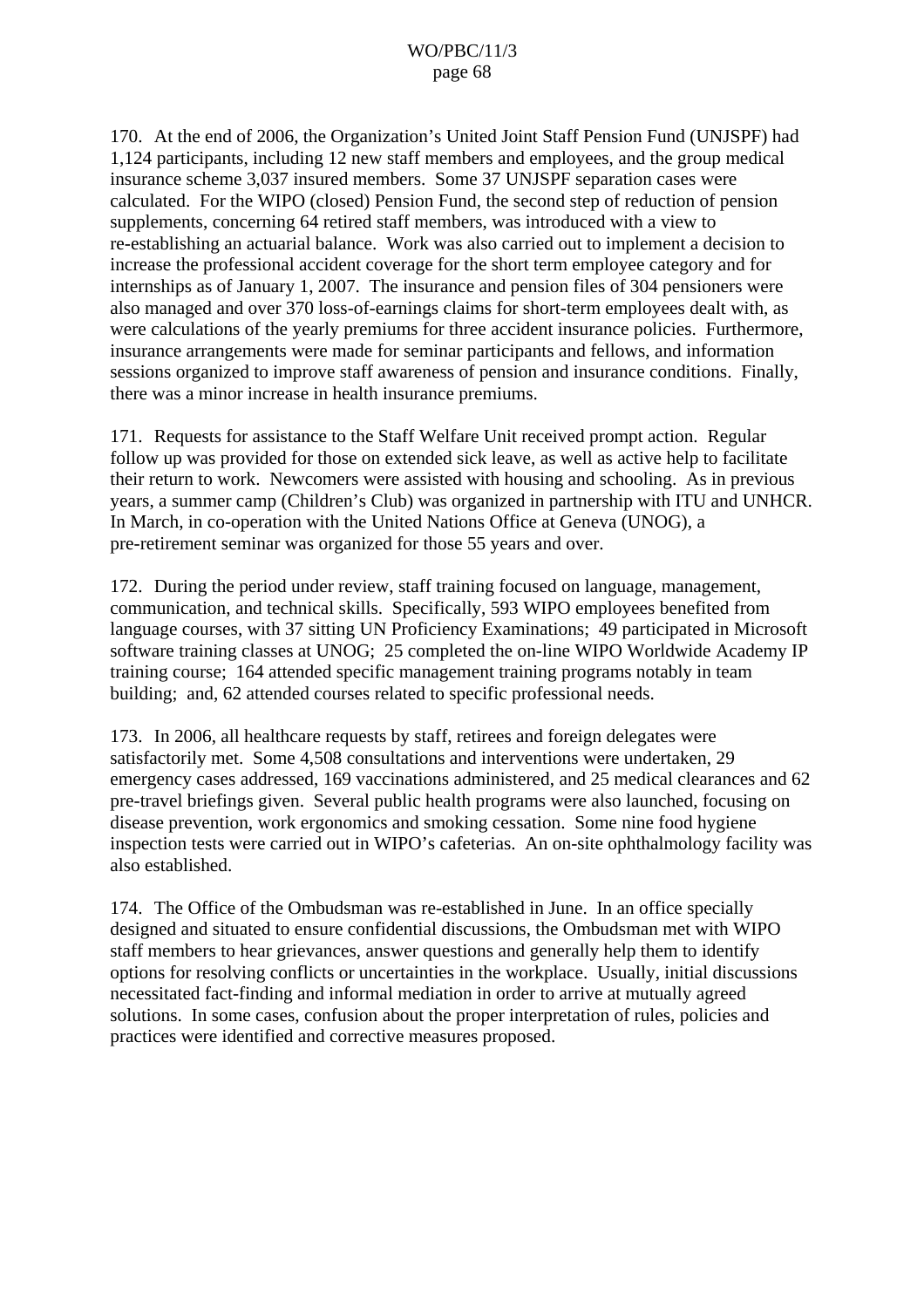170. At the end of 2006, the Organization's United Joint Staff Pension Fund (UNJSPF) had 1,124 participants, including 12 new staff members and employees, and the group medical insurance scheme 3,037 insured members. Some 37 UNJSPF separation cases were calculated. For the WIPO (closed) Pension Fund, the second step of reduction of pension supplements, concerning 64 retired staff members, was introduced with a view to re-establishing an actuarial balance. Work was also carried out to implement a decision to increase the professional accident coverage for the short term employee category and for internships as of January 1, 2007. The insurance and pension files of 304 pensioners were also managed and over 370 loss-of-earnings claims for short-term employees dealt with, as were calculations of the yearly premiums for three accident insurance policies. Furthermore, insurance arrangements were made for seminar participants and fellows, and information sessions organized to improve staff awareness of pension and insurance conditions. Finally, there was a minor increase in health insurance premiums.

171. Requests for assistance to the Staff Welfare Unit received prompt action. Regular follow up was provided for those on extended sick leave, as well as active help to facilitate their return to work. Newcomers were assisted with housing and schooling. As in previous years, a summer camp (Children's Club) was organized in partnership with ITU and UNHCR. In March, in co-operation with the United Nations Office at Geneva (UNOG), a pre-retirement seminar was organized for those 55 years and over.

172. During the period under review, staff training focused on language, management, communication, and technical skills. Specifically, 593 WIPO employees benefited from language courses, with 37 sitting UN Proficiency Examinations; 49 participated in Microsoft software training classes at UNOG; 25 completed the on-line WIPO Worldwide Academy IP training course; 164 attended specific management training programs notably in team building; and, 62 attended courses related to specific professional needs.

173. In 2006, all healthcare requests by staff, retirees and foreign delegates were satisfactorily met. Some 4,508 consultations and interventions were undertaken, 29 emergency cases addressed, 169 vaccinations administered, and 25 medical clearances and 62 pre-travel briefings given. Several public health programs were also launched, focusing on disease prevention, work ergonomics and smoking cessation. Some nine food hygiene inspection tests were carried out in WIPO's cafeterias. An on-site ophthalmology facility was also established.

174. The Office of the Ombudsman was re-established in June. In an office specially designed and situated to ensure confidential discussions, the Ombudsman met with WIPO staff members to hear grievances, answer questions and generally help them to identify options for resolving conflicts or uncertainties in the workplace. Usually, initial discussions necessitated fact-finding and informal mediation in order to arrive at mutually agreed solutions. In some cases, confusion about the proper interpretation of rules, policies and practices were identified and corrective measures proposed.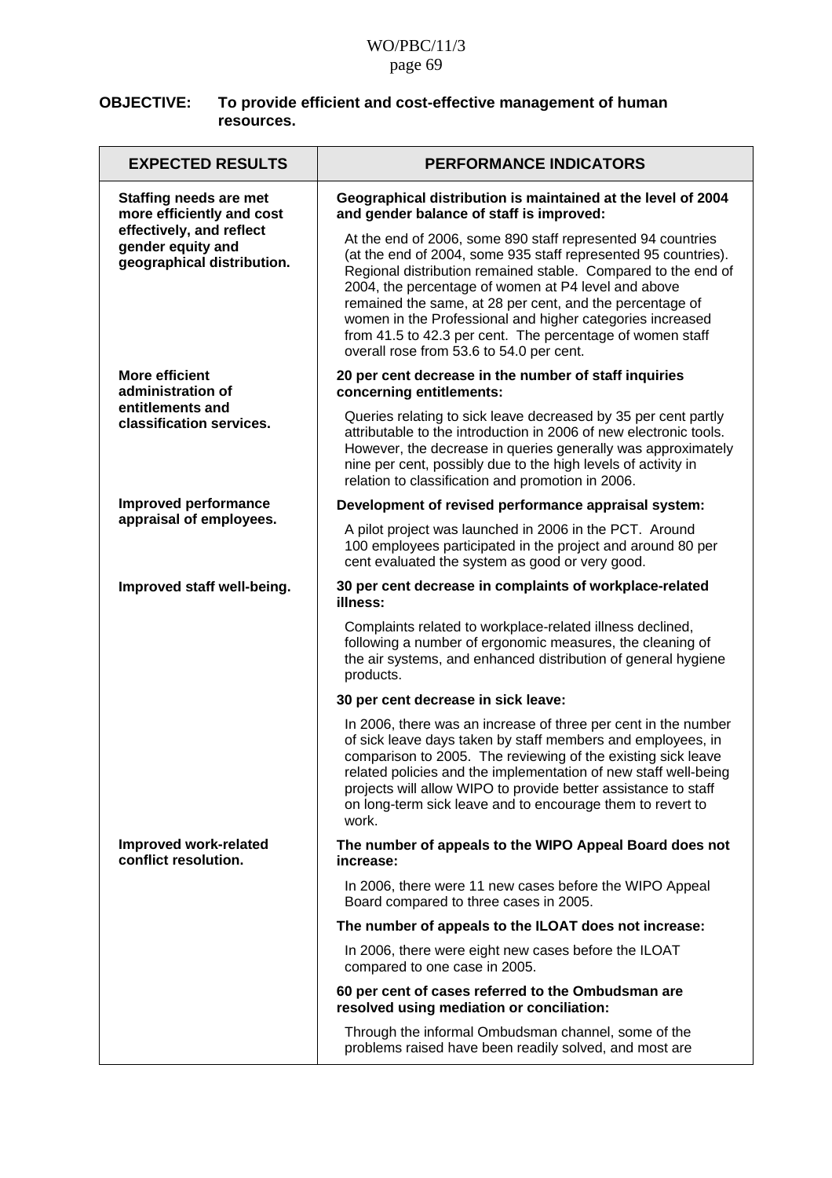**OBJECTIVE: To provide efficient and cost-effective management of human resources.**

| EXPECTED RESULTS | PERFORMANCE INDICATORS |
|---|---|
| **Staffing needs are met more efficiently and cost effectively, and reflect gender equity and geographical distribution.** | **Geographical distribution is maintained at the level of 2004 and gender balance of staff is improved:**<br><br>At the end of 2006, some 890 staff represented 94 countries (at the end of 2004, some 935 staff represented 95 countries). Regional distribution remained stable. Compared to the end of 2004, the percentage of women at P4 level and above remained the same, at 28 per cent, and the percentage of women in the Professional and higher categories increased from 41.5 to 42.3 per cent. The percentage of women staff overall rose from 53.6 to 54.0 per cent. |
| **More efficient administration of entitlements and classification services.** | **20 per cent decrease in the number of staff inquiries concerning entitlements:**<br><br>Queries relating to sick leave decreased by 35 per cent partly attributable to the introduction in 2006 of new electronic tools. However, the decrease in queries generally was approximately nine per cent, possibly due to the high levels of activity in relation to classification and promotion in 2006. |
| **Improved performance appraisal of employees.** | **Development of revised performance appraisal system:**<br><br>A pilot project was launched in 2006 in the PCT. Around 100 employees participated in the project and around 80 per cent evaluated the system as good or very good. |
| **Improved staff well-being.** | **30 per cent decrease in complaints of workplace-related illness:**<br><br>Complaints related to workplace-related illness declined, following a number of ergonomic measures, the cleaning of the air systems, and enhanced distribution of general hygiene products. |
| | **30 per cent decrease in sick leave:**<br><br>In 2006, there was an increase of three per cent in the number of sick leave days taken by staff members and employees, in comparison to 2005. The reviewing of the existing sick leave related policies and the implementation of new staff well-being projects will allow WIPO to provide better assistance to staff on long-term sick leave and to encourage them to revert to work. |
| **Improved work-related conflict resolution.** | **The number of appeals to the WIPO Appeal Board does not increase:**<br><br>In 2006, there were 11 new cases before the WIPO Appeal Board compared to three cases in 2005. |
| | **The number of appeals to the ILOAT does not increase:**<br><br>In 2006, there were eight new cases before the ILOAT compared to one case in 2005. |
| | **60 per cent of cases referred to the Ombudsman are resolved using mediation or conciliation:**<br><br>Through the informal Ombudsman channel, some of the problems raised have been readily solved, and most are |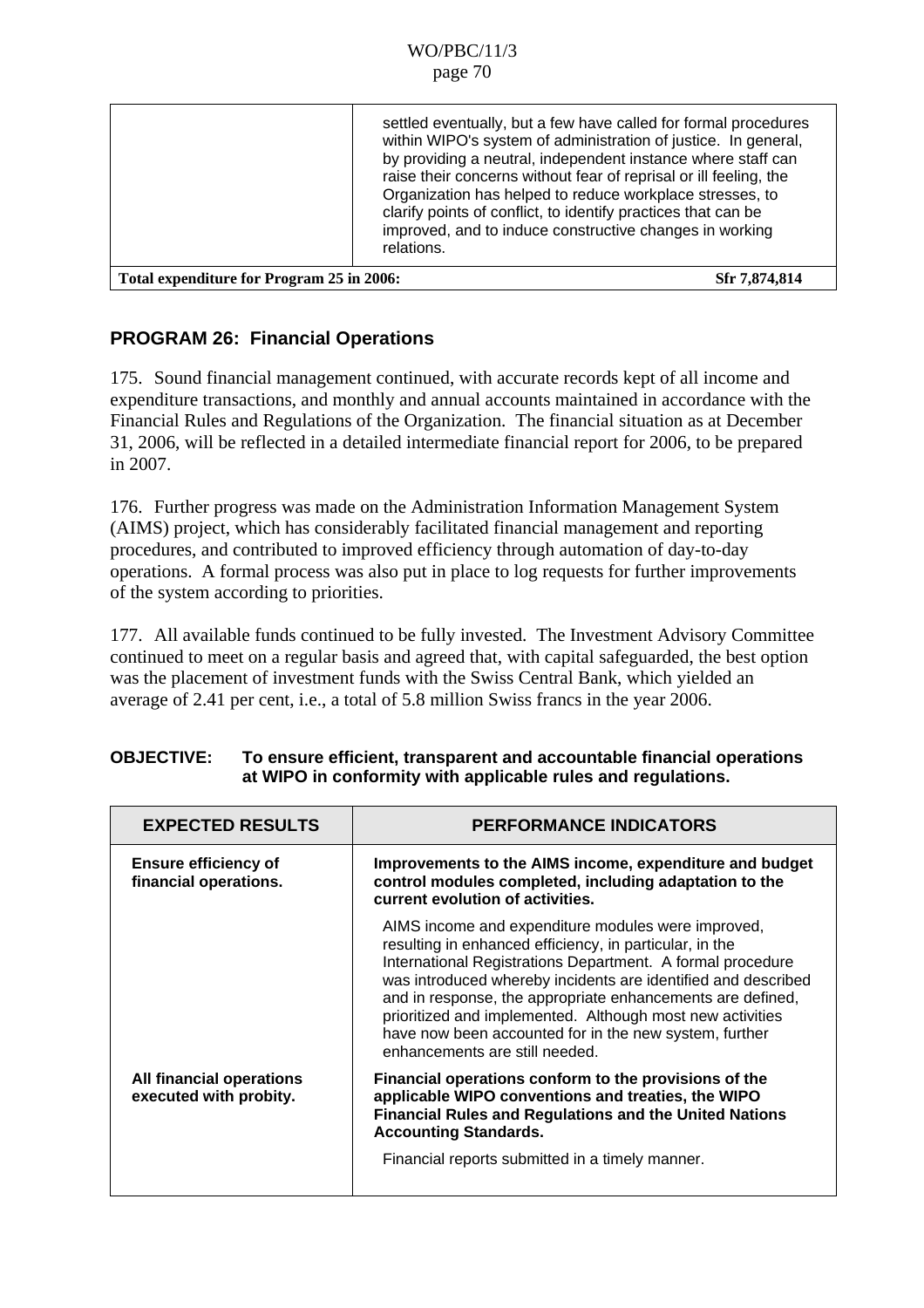| | settled eventually, but a few have called for formal procedures within WIPO's system of administration of justice. In general, by providing a neutral, independent instance where staff can raise their concerns without fear of reprisal or ill feeling, the Organization has helped to reduce workplace stresses, to clarify points of conflict, to identify practices that can be improved, and to induce constructive changes in working relations. |
|---|---|
| **Total expenditure for Program 25 in 2006:** | **Sfr 7,874,814** |

## PROGRAM 26: Financial Operations

175. Sound financial management continued, with accurate records kept of all income and expenditure transactions, and monthly and annual accounts maintained in accordance with the Financial Rules and Regulations of the Organization. The financial situation as at December 31, 2006, will be reflected in a detailed intermediate financial report for 2006, to be prepared in 2007.

176. Further progress was made on the Administration Information Management System (AIMS) project, which has considerably facilitated financial management and reporting procedures, and contributed to improved efficiency through automation of day-to-day operations. A formal process was also put in place to log requests for further improvements of the system according to priorities.

177. All available funds continued to be fully invested. The Investment Advisory Committee continued to meet on a regular basis and agreed that, with capital safeguarded, the best option was the placement of investment funds with the Swiss Central Bank, which yielded an average of 2.41 per cent, i.e., a total of 5.8 million Swiss francs in the year 2006.

**OBJECTIVE: To ensure efficient, transparent and accountable financial operations at WIPO in conformity with applicable rules and regulations.**

| EXPECTED RESULTS | PERFORMANCE INDICATORS |
|---|---|
| **Ensure efficiency of financial operations.** | **Improvements to the AIMS income, expenditure and budget control modules completed, including adaptation to the current evolution of activities.** |
| | AIMS income and expenditure modules were improved, resulting in enhanced efficiency, in particular, in the International Registrations Department. A formal procedure was introduced whereby incidents are identified and described and in response, the appropriate enhancements are defined, prioritized and implemented. Although most new activities have now been accounted for in the new system, further enhancements are still needed. |
| **All financial operations executed with probity.** | **Financial operations conform to the provisions of the applicable WIPO conventions and treaties, the WIPO Financial Rules and Regulations and the United Nations Accounting Standards.** |
| | Financial reports submitted in a timely manner. |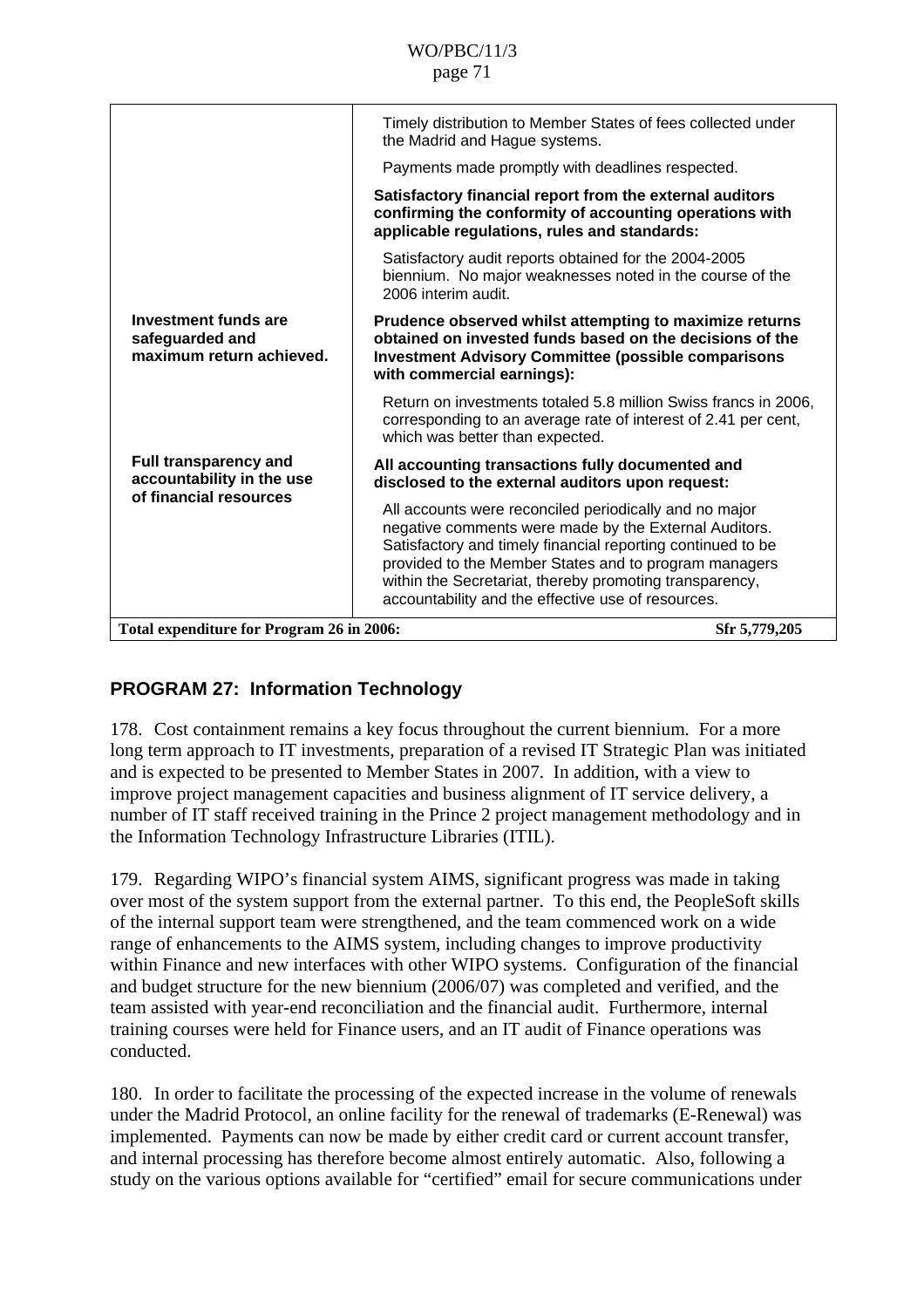| | |
|---|---|
| | Timely distribution to Member States of fees collected under the Madrid and Hague systems. |
| | Payments made promptly with deadlines respected. |
| | **Satisfactory financial report from the external auditors confirming the conformity of accounting operations with applicable regulations, rules and standards:** |
| | Satisfactory audit reports obtained for the 2004-2005 biennium. No major weaknesses noted in the course of the 2006 interim audit. |
| **Investment funds are safeguarded and maximum return achieved.** | **Prudence observed whilst attempting to maximize returns obtained on invested funds based on the decisions of the Investment Advisory Committee (possible comparisons with commercial earnings):** |
| | Return on investments totaled 5.8 million Swiss francs in 2006, corresponding to an average rate of interest of 2.41 per cent, which was better than expected. |
| **Full transparency and accountability in the use of financial resources** | **All accounting transactions fully documented and disclosed to the external auditors upon request:** |
| | All accounts were reconciled periodically and no major negative comments were made by the External Auditors. Satisfactory and timely financial reporting continued to be provided to the Member States and to program managers within the Secretariat, thereby promoting transparency, accountability and the effective use of resources. |
| **Total expenditure for Program 26 in 2006:** | **Sfr 5,779,205** |

## PROGRAM 27: Information Technology

178. Cost containment remains a key focus throughout the current biennium. For a more long term approach to IT investments, preparation of a revised IT Strategic Plan was initiated and is expected to be presented to Member States in 2007. In addition, with a view to improve project management capacities and business alignment of IT service delivery, a number of IT staff received training in the Prince 2 project management methodology and in the Information Technology Infrastructure Libraries (ITIL).

179. Regarding WIPO's financial system AIMS, significant progress was made in taking over most of the system support from the external partner. To this end, the PeopleSoft skills of the internal support team were strengthened, and the team commenced work on a wide range of enhancements to the AIMS system, including changes to improve productivity within Finance and new interfaces with other WIPO systems. Configuration of the financial and budget structure for the new biennium (2006/07) was completed and verified, and the team assisted with year-end reconciliation and the financial audit. Furthermore, internal training courses were held for Finance users, and an IT audit of Finance operations was conducted.

180. In order to facilitate the processing of the expected increase in the volume of renewals under the Madrid Protocol, an online facility for the renewal of trademarks (E-Renewal) was implemented. Payments can now be made by either credit card or current account transfer, and internal processing has therefore become almost entirely automatic. Also, following a study on the various options available for "certified" email for secure communications under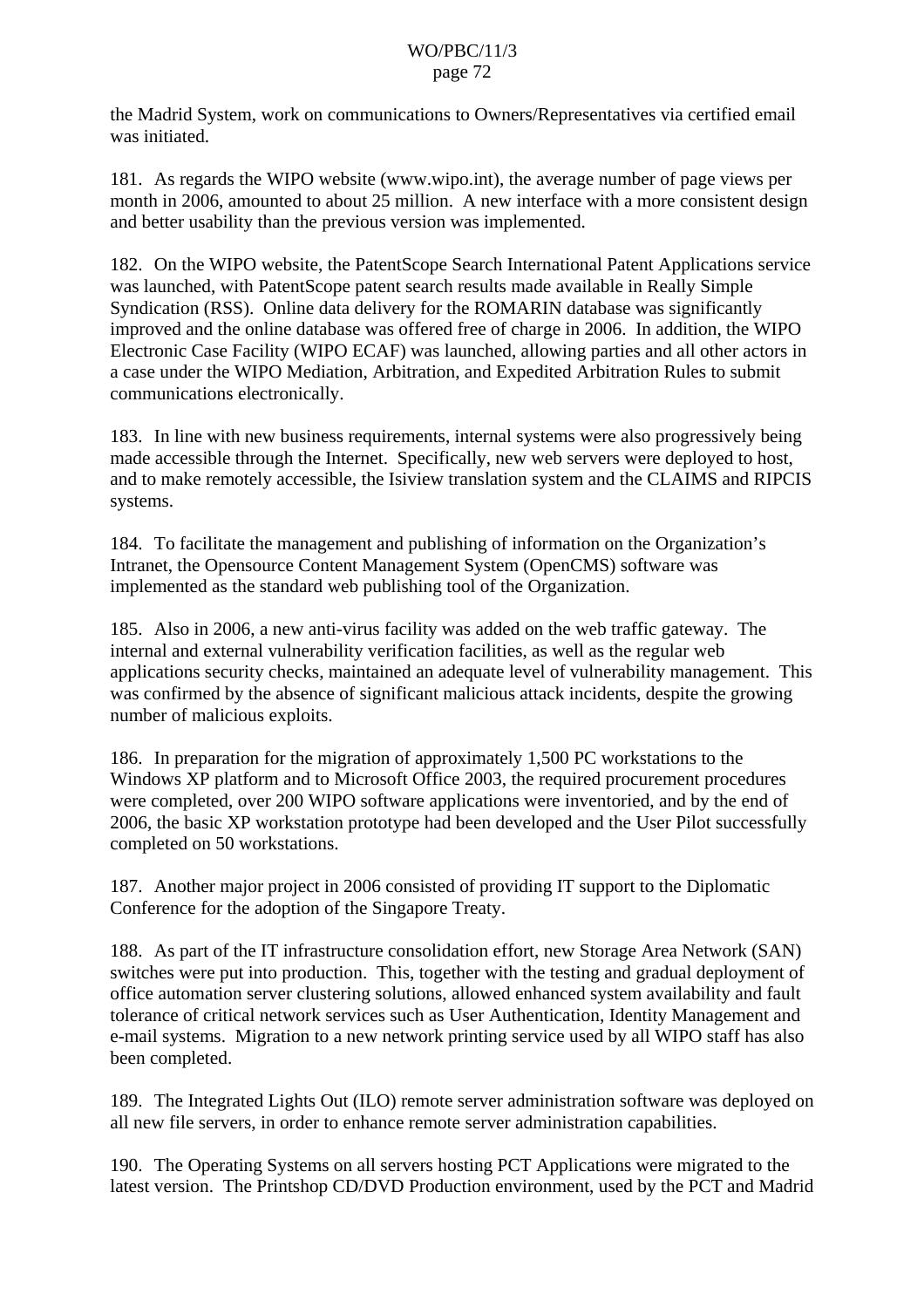the Madrid System, work on communications to Owners/Representatives via certified email was initiated.

181. As regards the WIPO website (www.wipo.int), the average number of page views per month in 2006, amounted to about 25 million. A new interface with a more consistent design and better usability than the previous version was implemented.

182. On the WIPO website, the PatentScope Search International Patent Applications service was launched, with PatentScope patent search results made available in Really Simple Syndication (RSS). Online data delivery for the ROMARIN database was significantly improved and the online database was offered free of charge in 2006. In addition, the WIPO Electronic Case Facility (WIPO ECAF) was launched, allowing parties and all other actors in a case under the WIPO Mediation, Arbitration, and Expedited Arbitration Rules to submit communications electronically.

183. In line with new business requirements, internal systems were also progressively being made accessible through the Internet. Specifically, new web servers were deployed to host, and to make remotely accessible, the Isiview translation system and the CLAIMS and RIPCIS systems.

184. To facilitate the management and publishing of information on the Organization's Intranet, the Opensource Content Management System (OpenCMS) software was implemented as the standard web publishing tool of the Organization.

185. Also in 2006, a new anti-virus facility was added on the web traffic gateway. The internal and external vulnerability verification facilities, as well as the regular web applications security checks, maintained an adequate level of vulnerability management. This was confirmed by the absence of significant malicious attack incidents, despite the growing number of malicious exploits.

186. In preparation for the migration of approximately 1,500 PC workstations to the Windows XP platform and to Microsoft Office 2003, the required procurement procedures were completed, over 200 WIPO software applications were inventoried, and by the end of 2006, the basic XP workstation prototype had been developed and the User Pilot successfully completed on 50 workstations.

187. Another major project in 2006 consisted of providing IT support to the Diplomatic Conference for the adoption of the Singapore Treaty.

188. As part of the IT infrastructure consolidation effort, new Storage Area Network (SAN) switches were put into production. This, together with the testing and gradual deployment of office automation server clustering solutions, allowed enhanced system availability and fault tolerance of critical network services such as User Authentication, Identity Management and e-mail systems. Migration to a new network printing service used by all WIPO staff has also been completed.

189. The Integrated Lights Out (ILO) remote server administration software was deployed on all new file servers, in order to enhance remote server administration capabilities.

190. The Operating Systems on all servers hosting PCT Applications were migrated to the latest version. The Printshop CD/DVD Production environment, used by the PCT and Madrid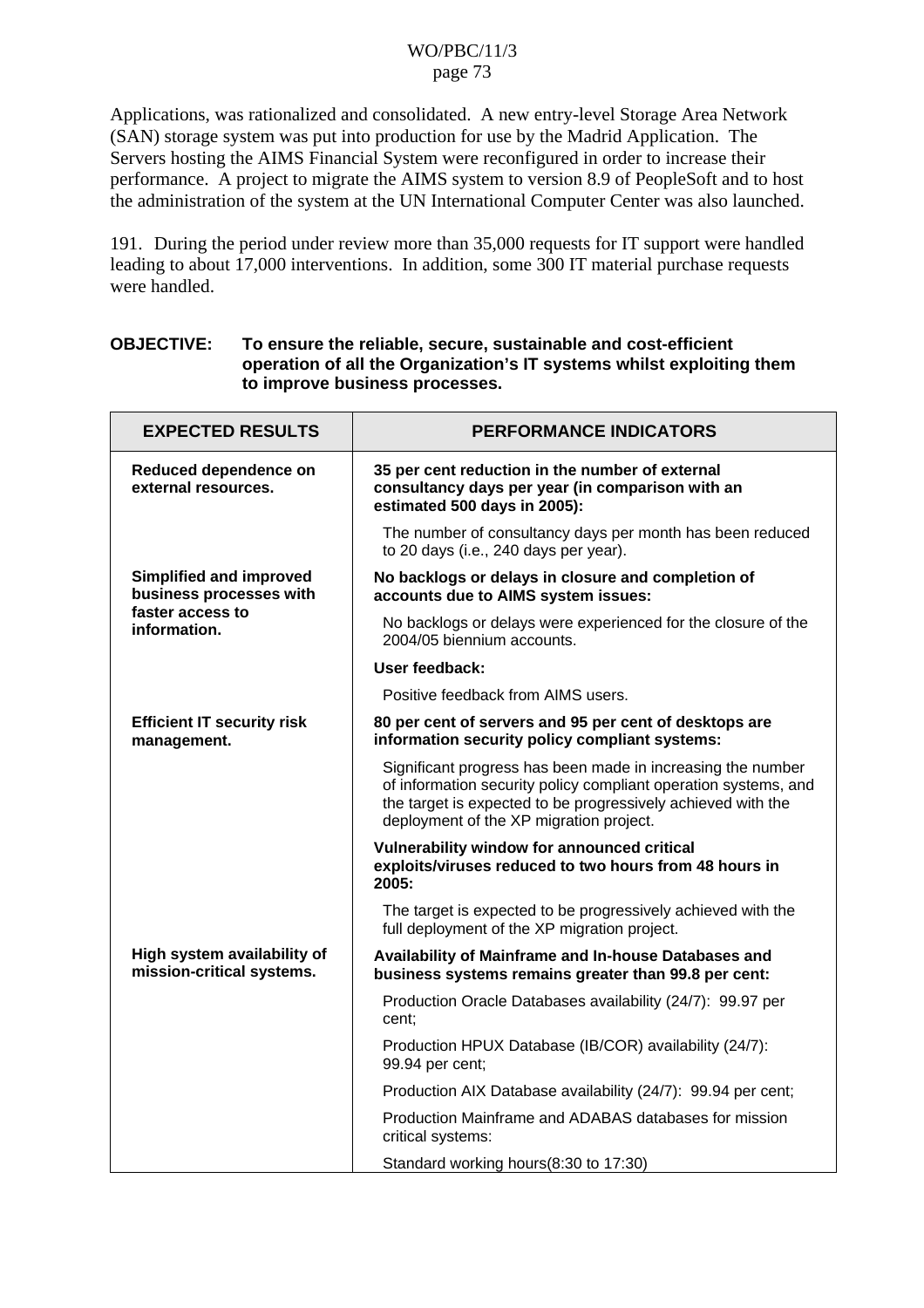Applications, was rationalized and consolidated. A new entry-level Storage Area Network (SAN) storage system was put into production for use by the Madrid Application. The Servers hosting the AIMS Financial System were reconfigured in order to increase their performance. A project to migrate the AIMS system to version 8.9 of PeopleSoft and to host the administration of the system at the UN International Computer Center was also launched.

191. During the period under review more than 35,000 requests for IT support were handled leading to about 17,000 interventions. In addition, some 300 IT material purchase requests were handled.

**OBJECTIVE: To ensure the reliable, secure, sustainable and cost-efficient operation of all the Organization's IT systems whilst exploiting them to improve business processes.**

| EXPECTED RESULTS | PERFORMANCE INDICATORS |
|---|---|
| **Reduced dependence on external resources.** | **35 per cent reduction in the number of external consultancy days per year (in comparison with an estimated 500 days in 2005):** |
| | The number of consultancy days per month has been reduced to 20 days (i.e., 240 days per year). |
| **Simplified and improved business processes with faster access to information.** | **No backlogs or delays in closure and completion of accounts due to AIMS system issues:** |
| | No backlogs or delays were experienced for the closure of the 2004/05 biennium accounts. |
| | **User feedback:** |
| | Positive feedback from AIMS users. |
| **Efficient IT security risk management.** | **80 per cent of servers and 95 per cent of desktops are information security policy compliant systems:** |
| | Significant progress has been made in increasing the number of information security policy compliant operation systems, and the target is expected to be progressively achieved with the deployment of the XP migration project. |
| | **Vulnerability window for announced critical exploits/viruses reduced to two hours from 48 hours in 2005:** |
| | The target is expected to be progressively achieved with the full deployment of the XP migration project. |
| **High system availability of mission-critical systems.** | **Availability of Mainframe and In-house Databases and business systems remains greater than 99.8 per cent:** |
| | Production Oracle Databases availability (24/7): 99.97 per cent; |
| | Production HPUX Database (IB/COR) availability (24/7): 99.94 per cent; |
| | Production AIX Database availability (24/7): 99.94 per cent; |
| | Production Mainframe and ADABAS databases for mission critical systems: |
| | Standard working hours(8:30 to 17:30) |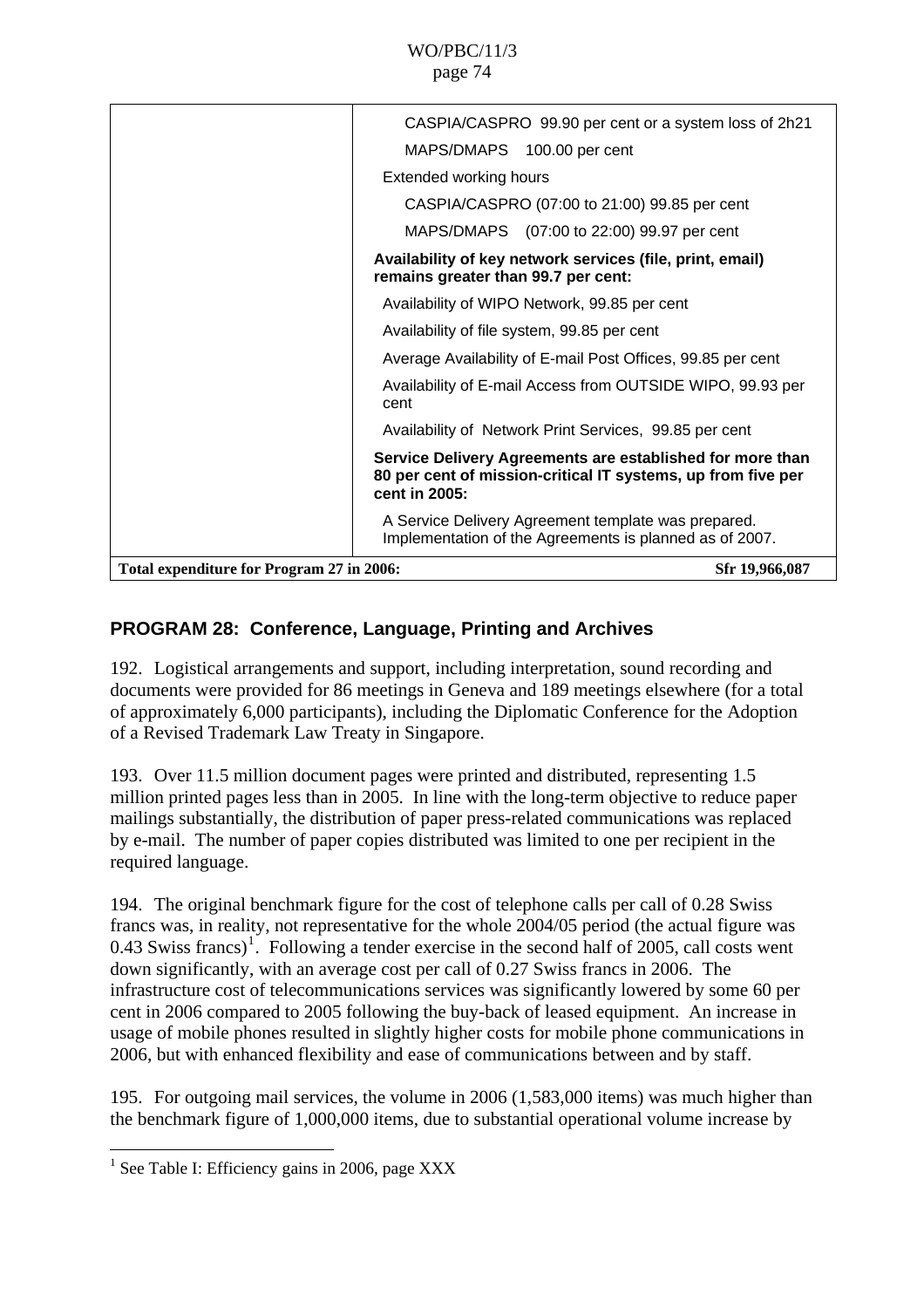| | |
|---|---|
| | CASPIA/CASPRO 99.90 per cent or a system loss of 2h21 |
| | MAPS/DMAPS 100.00 per cent |
| | Extended working hours |
| | CASPIA/CASPRO (07:00 to 21:00) 99.85 per cent |
| | MAPS/DMAPS (07:00 to 22:00) 99.97 per cent |
| | **Availability of key network services (file, print, email) remains greater than 99.7 per cent:** |
| | Availability of WIPO Network, 99.85 per cent |
| | Availability of file system, 99.85 per cent |
| | Average Availability of E-mail Post Offices, 99.85 per cent |
| | Availability of E-mail Access from OUTSIDE WIPO, 99.93 per cent |
| | Availability of Network Print Services, 99.85 per cent |
| | **Service Delivery Agreements are established for more than 80 per cent of mission-critical IT systems, up from five per cent in 2005:** |
| | A Service Delivery Agreement template was prepared. Implementation of the Agreements is planned as of 2007. |
| **Total expenditure for Program 27 in 2006:** | **Sfr 19,966,087** |

## PROGRAM 28: Conference, Language, Printing and Archives

192. Logistical arrangements and support, including interpretation, sound recording and documents were provided for 86 meetings in Geneva and 189 meetings elsewhere (for a total of approximately 6,000 participants), including the Diplomatic Conference for the Adoption of a Revised Trademark Law Treaty in Singapore.

193. Over 11.5 million document pages were printed and distributed, representing 1.5 million printed pages less than in 2005. In line with the long-term objective to reduce paper mailings substantially, the distribution of paper press-related communications was replaced by e-mail. The number of paper copies distributed was limited to one per recipient in the required language.

194. The original benchmark figure for the cost of telephone calls per call of 0.28 Swiss francs was, in reality, not representative for the whole 2004/05 period (the actual figure was 0.43 Swiss francs)[1]. Following a tender exercise in the second half of 2005, call costs went down significantly, with an average cost per call of 0.27 Swiss francs in 2006. The infrastructure cost of telecommunications services was significantly lowered by some 60 per cent in 2006 compared to 2005 following the buy-back of leased equipment. An increase in usage of mobile phones resulted in slightly higher costs for mobile phone communications in 2006, but with enhanced flexibility and ease of communications between and by staff.

195. For outgoing mail services, the volume in 2006 (1,583,000 items) was much higher than the benchmark figure of 1,000,000 items, due to substantial operational volume increase by

[1] See Table I: Efficiency gains in 2006, page XXX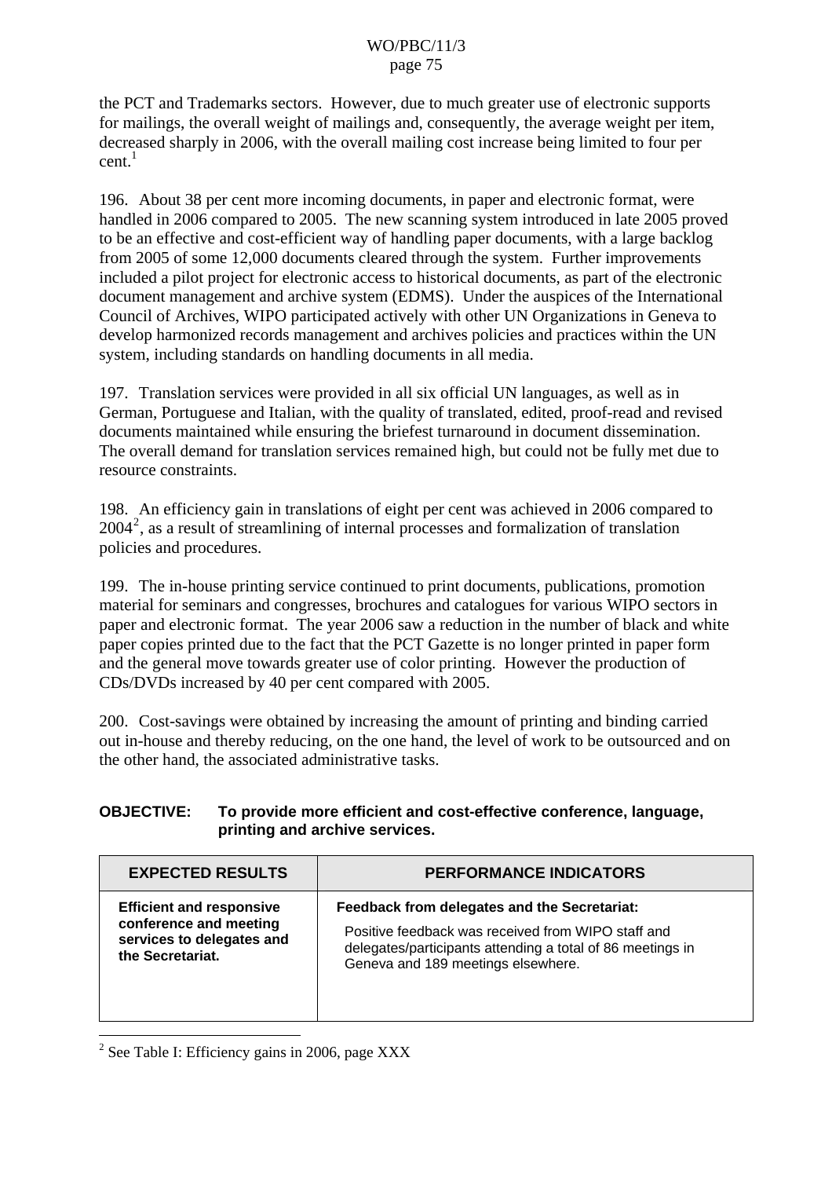the PCT and Trademarks sectors. However, due to much greater use of electronic supports for mailings, the overall weight of mailings and, consequently, the average weight per item, decreased sharply in 2006, with the overall mailing cost increase being limited to four per cent.[1]

196. About 38 per cent more incoming documents, in paper and electronic format, were handled in 2006 compared to 2005. The new scanning system introduced in late 2005 proved to be an effective and cost-efficient way of handling paper documents, with a large backlog from 2005 of some 12,000 documents cleared through the system. Further improvements included a pilot project for electronic access to historical documents, as part of the electronic document management and archive system (EDMS). Under the auspices of the International Council of Archives, WIPO participated actively with other UN Organizations in Geneva to develop harmonized records management and archives policies and practices within the UN system, including standards on handling documents in all media.

197. Translation services were provided in all six official UN languages, as well as in German, Portuguese and Italian, with the quality of translated, edited, proof-read and revised documents maintained while ensuring the briefest turnaround in document dissemination. The overall demand for translation services remained high, but could not be fully met due to resource constraints.

198. An efficiency gain in translations of eight per cent was achieved in 2006 compared to 2004[2], as a result of streamlining of internal processes and formalization of translation policies and procedures.

199. The in-house printing service continued to print documents, publications, promotion material for seminars and congresses, brochures and catalogues for various WIPO sectors in paper and electronic format. The year 2006 saw a reduction in the number of black and white paper copies printed due to the fact that the PCT Gazette is no longer printed in paper form and the general move towards greater use of color printing. However the production of CDs/DVDs increased by 40 per cent compared with 2005.

200. Cost-savings were obtained by increasing the amount of printing and binding carried out in-house and thereby reducing, on the one hand, the level of work to be outsourced and on the other hand, the associated administrative tasks.

**OBJECTIVE: To provide more efficient and cost-effective conference, language, printing and archive services.**

| EXPECTED RESULTS | PERFORMANCE INDICATORS |
|---|---|
| **Efficient and responsive conference and meeting services to delegates and the Secretariat.** | **Feedback from delegates and the Secretariat:** Positive feedback was received from WIPO staff and delegates/participants attending a total of 86 meetings in Geneva and 189 meetings elsewhere. |

[2] See Table I: Efficiency gains in 2006, page XXX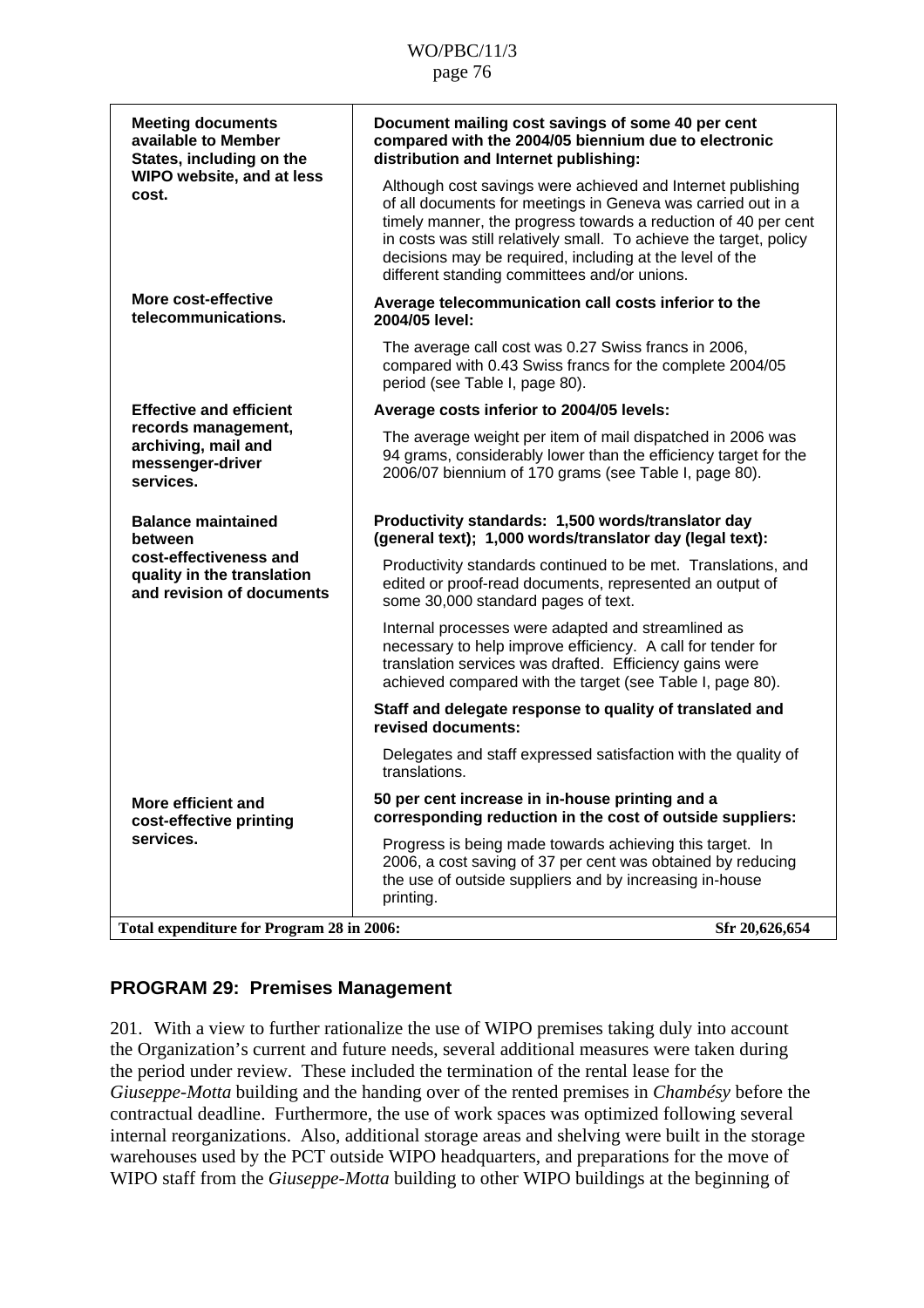| | |
|---|---|
| **Meeting documents available to Member States, including on the WIPO website, and at less cost.** | **Document mailing cost savings of some 40 per cent compared with the 2004/05 biennium due to electronic distribution and Internet publishing:**<br><br>Although cost savings were achieved and Internet publishing of all documents for meetings in Geneva was carried out in a timely manner, the progress towards a reduction of 40 per cent in costs was still relatively small. To achieve the target, policy decisions may be required, including at the level of the different standing committees and/or unions. |
| **More cost-effective telecommunications.** | **Average telecommunication call costs inferior to the 2004/05 level:**<br><br>The average call cost was 0.27 Swiss francs in 2006, compared with 0.43 Swiss francs for the complete 2004/05 period (see Table I, page 80). |
| **Effective and efficient records management, archiving, mail and messenger-driver services.** | **Average costs inferior to 2004/05 levels:**<br><br>The average weight per item of mail dispatched in 2006 was 94 grams, considerably lower than the efficiency target for the 2006/07 biennium of 170 grams (see Table I, page 80). |
| **Balance maintained between cost-effectiveness and quality in the translation and revision of documents** | **Productivity standards: 1,500 words/translator day (general text); 1,000 words/translator day (legal text):**<br><br>Productivity standards continued to be met. Translations, and edited or proof-read documents, represented an output of some 30,000 standard pages of text.<br><br>Internal processes were adapted and streamlined as necessary to help improve efficiency. A call for tender for translation services was drafted. Efficiency gains were achieved compared with the target (see Table I, page 80).<br><br>**Staff and delegate response to quality of translated and revised documents:**<br><br>Delegates and staff expressed satisfaction with the quality of translations. |
| **More efficient and cost-effective printing services.** | **50 per cent increase in in-house printing and a corresponding reduction in the cost of outside suppliers:**<br><br>Progress is being made towards achieving this target. In 2006, a cost saving of 37 per cent was obtained by reducing the use of outside suppliers and by increasing in-house printing. |
| **Total expenditure for Program 28 in 2006:** | **Sfr 20,626,654** |

## PROGRAM 29: Premises Management

201. With a view to further rationalize the use of WIPO premises taking duly into account the Organization's current and future needs, several additional measures were taken during the period under review. These included the termination of the rental lease for the *Giuseppe-Motta* building and the handing over of the rented premises in *Chambésy* before the contractual deadline. Furthermore, the use of work spaces was optimized following several internal reorganizations. Also, additional storage areas and shelving were built in the storage warehouses used by the PCT outside WIPO headquarters, and preparations for the move of WIPO staff from the *Giuseppe-Motta* building to other WIPO buildings at the beginning of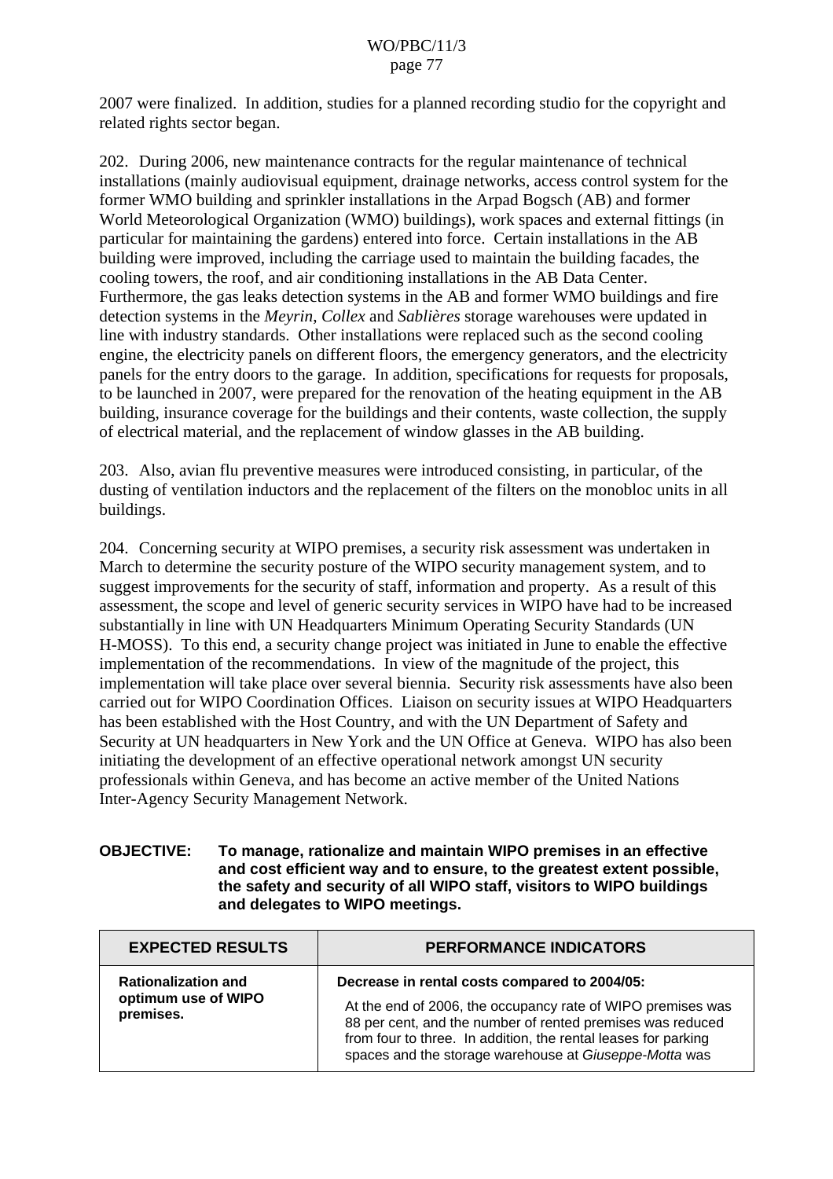2007 were finalized. In addition, studies for a planned recording studio for the copyright and related rights sector began.

202. During 2006, new maintenance contracts for the regular maintenance of technical installations (mainly audiovisual equipment, drainage networks, access control system for the former WMO building and sprinkler installations in the Arpad Bogsch (AB) and former World Meteorological Organization (WMO) buildings), work spaces and external fittings (in particular for maintaining the gardens) entered into force. Certain installations in the AB building were improved, including the carriage used to maintain the building facades, the cooling towers, the roof, and air conditioning installations in the AB Data Center. Furthermore, the gas leaks detection systems in the AB and former WMO buildings and fire detection systems in the *Meyrin*, *Collex* and *Sablières* storage warehouses were updated in line with industry standards. Other installations were replaced such as the second cooling engine, the electricity panels on different floors, the emergency generators, and the electricity panels for the entry doors to the garage. In addition, specifications for requests for proposals, to be launched in 2007, were prepared for the renovation of the heating equipment in the AB building, insurance coverage for the buildings and their contents, waste collection, the supply of electrical material, and the replacement of window glasses in the AB building.

203. Also, avian flu preventive measures were introduced consisting, in particular, of the dusting of ventilation inductors and the replacement of the filters on the monobloc units in all buildings.

204. Concerning security at WIPO premises, a security risk assessment was undertaken in March to determine the security posture of the WIPO security management system, and to suggest improvements for the security of staff, information and property. As a result of this assessment, the scope and level of generic security services in WIPO have had to be increased substantially in line with UN Headquarters Minimum Operating Security Standards (UN H-MOSS). To this end, a security change project was initiated in June to enable the effective implementation of the recommendations. In view of the magnitude of the project, this implementation will take place over several biennia. Security risk assessments have also been carried out for WIPO Coordination Offices. Liaison on security issues at WIPO Headquarters has been established with the Host Country, and with the UN Department of Safety and Security at UN headquarters in New York and the UN Office at Geneva. WIPO has also been initiating the development of an effective operational network amongst UN security professionals within Geneva, and has become an active member of the United Nations Inter-Agency Security Management Network.

**OBJECTIVE: To manage, rationalize and maintain WIPO premises in an effective and cost efficient way and to ensure, to the greatest extent possible, the safety and security of all WIPO staff, visitors to WIPO buildings and delegates to WIPO meetings.**

| EXPECTED RESULTS | PERFORMANCE INDICATORS |
|---|---|
| **Rationalization and optimum use of WIPO premises.** | **Decrease in rental costs compared to 2004/05:** At the end of 2006, the occupancy rate of WIPO premises was 88 per cent, and the number of rented premises was reduced from four to three. In addition, the rental leases for parking spaces and the storage warehouse at *Giuseppe-Motta* was |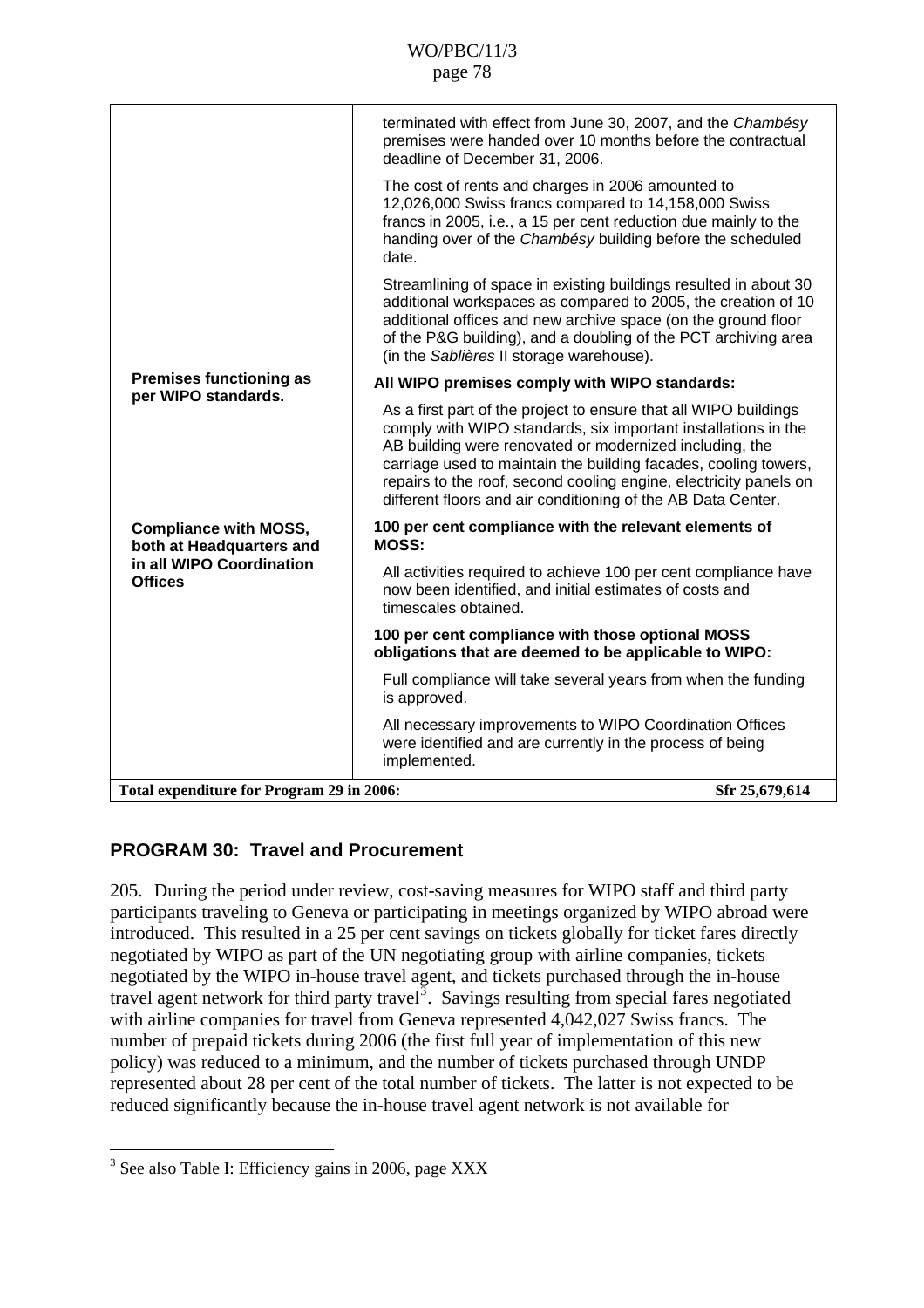| | |
|---|---|
| | terminated with effect from June 30, 2007, and the *Chambésy* premises were handed over 10 months before the contractual deadline of December 31, 2006.<br><br>The cost of rents and charges in 2006 amounted to 12,026,000 Swiss francs compared to 14,158,000 Swiss francs in 2005, i.e., a 15 per cent reduction due mainly to the handing over of the *Chambésy* building before the scheduled date.<br><br>Streamlining of space in existing buildings resulted in about 30 additional workspaces as compared to 2005, the creation of 10 additional offices and new archive space (on the ground floor of the P&G building), and a doubling of the PCT archiving area (in the *Sablières* II storage warehouse). |
| **Premises functioning as per WIPO standards.** | **All WIPO premises comply with WIPO standards:**<br><br>As a first part of the project to ensure that all WIPO buildings comply with WIPO standards, six important installations in the AB building were renovated or modernized including, the carriage used to maintain the building facades, cooling towers, repairs to the roof, second cooling engine, electricity panels on different floors and air conditioning of the AB Data Center. |
| **Compliance with MOSS, both at Headquarters and in all WIPO Coordination Offices** | **100 per cent compliance with the relevant elements of MOSS:**<br><br>All activities required to achieve 100 per cent compliance have now been identified, and initial estimates of costs and timescales obtained.<br><br>**100 per cent compliance with those optional MOSS obligations that are deemed to be applicable to WIPO:**<br><br>Full compliance will take several years from when the funding is approved.<br><br>All necessary improvements to WIPO Coordination Offices were identified and are currently in the process of being implemented. |
| **Total expenditure for Program 29 in 2006:** | **Sfr 25,679,614** |

## PROGRAM 30: Travel and Procurement

205. During the period under review, cost-saving measures for WIPO staff and third party participants traveling to Geneva or participating in meetings organized by WIPO abroad were introduced. This resulted in a 25 per cent savings on tickets globally for ticket fares directly negotiated by WIPO as part of the UN negotiating group with airline companies, tickets negotiated by the WIPO in-house travel agent, and tickets purchased through the in-house travel agent network for third party travel[3]. Savings resulting from special fares negotiated with airline companies for travel from Geneva represented 4,042,027 Swiss francs. The number of prepaid tickets during 2006 (the first full year of implementation of this new policy) was reduced to a minimum, and the number of tickets purchased through UNDP represented about 28 per cent of the total number of tickets. The latter is not expected to be reduced significantly because the in-house travel agent network is not available for

[3] See also Table I: Efficiency gains in 2006, page XXX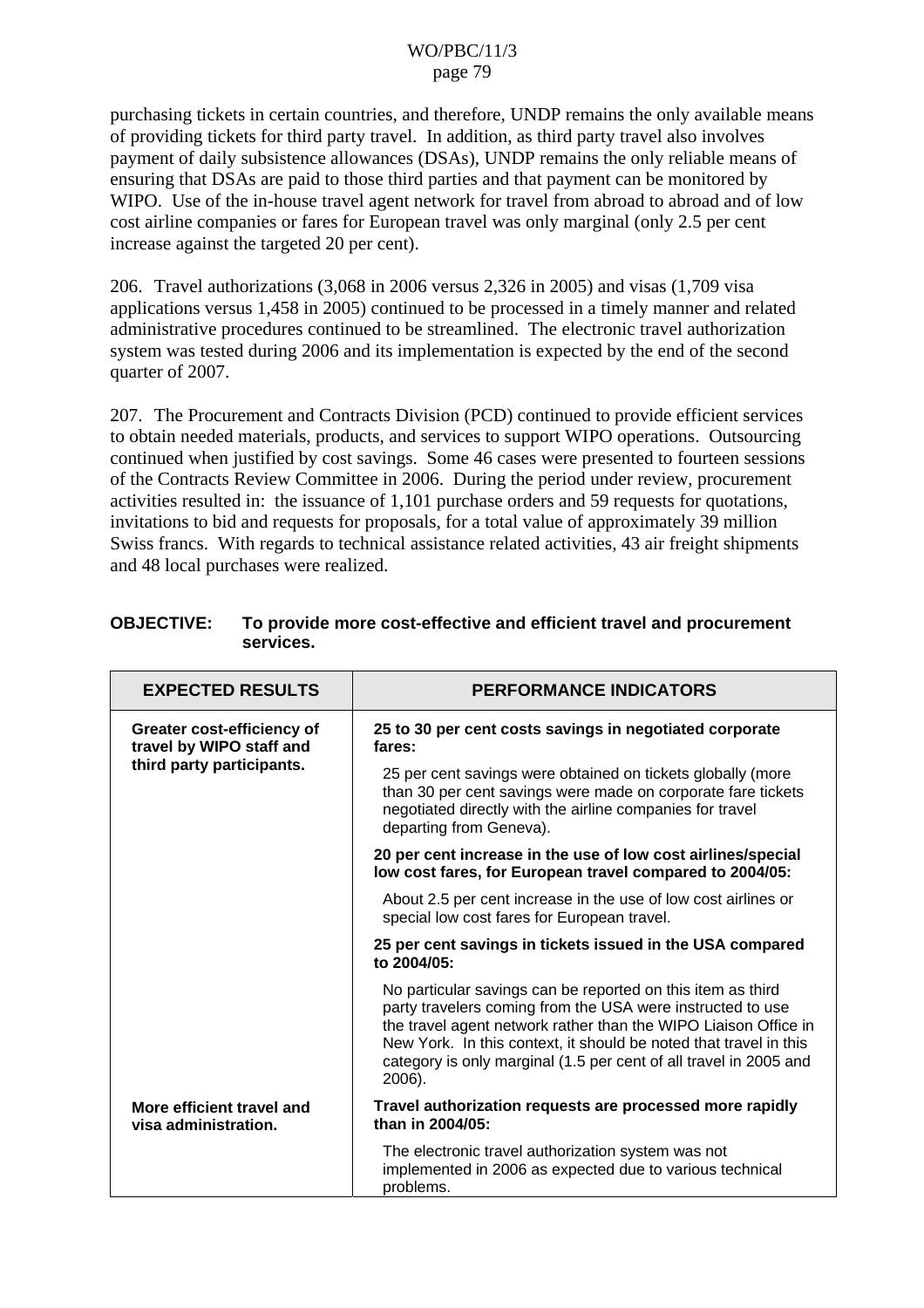purchasing tickets in certain countries, and therefore, UNDP remains the only available means of providing tickets for third party travel. In addition, as third party travel also involves payment of daily subsistence allowances (DSAs), UNDP remains the only reliable means of ensuring that DSAs are paid to those third parties and that payment can be monitored by WIPO. Use of the in-house travel agent network for travel from abroad to abroad and of low cost airline companies or fares for European travel was only marginal (only 2.5 per cent increase against the targeted 20 per cent).

206. Travel authorizations (3,068 in 2006 versus 2,326 in 2005) and visas (1,709 visa applications versus 1,458 in 2005) continued to be processed in a timely manner and related administrative procedures continued to be streamlined. The electronic travel authorization system was tested during 2006 and its implementation is expected by the end of the second quarter of 2007.

207. The Procurement and Contracts Division (PCD) continued to provide efficient services to obtain needed materials, products, and services to support WIPO operations. Outsourcing continued when justified by cost savings. Some 46 cases were presented to fourteen sessions of the Contracts Review Committee in 2006. During the period under review, procurement activities resulted in: the issuance of 1,101 purchase orders and 59 requests for quotations, invitations to bid and requests for proposals, for a total value of approximately 39 million Swiss francs. With regards to technical assistance related activities, 43 air freight shipments and 48 local purchases were realized.

**OBJECTIVE: To provide more cost-effective and efficient travel and procurement services.**

| EXPECTED RESULTS | PERFORMANCE INDICATORS |
|---|---|
| **Greater cost-efficiency of travel by WIPO staff and third party participants.** | **25 to 30 per cent costs savings in negotiated corporate fares:** |
| | 25 per cent savings were obtained on tickets globally (more than 30 per cent savings were made on corporate fare tickets negotiated directly with the airline companies for travel departing from Geneva). |
| | **20 per cent increase in the use of low cost airlines/special low cost fares, for European travel compared to 2004/05:** |
| | About 2.5 per cent increase in the use of low cost airlines or special low cost fares for European travel. |
| | **25 per cent savings in tickets issued in the USA compared to 2004/05:** |
| | No particular savings can be reported on this item as third party travelers coming from the USA were instructed to use the travel agent network rather than the WIPO Liaison Office in New York. In this context, it should be noted that travel in this category is only marginal (1.5 per cent of all travel in 2005 and 2006). |
| **More efficient travel and visa administration.** | **Travel authorization requests are processed more rapidly than in 2004/05:** |
| | The electronic travel authorization system was not implemented in 2006 as expected due to various technical problems. |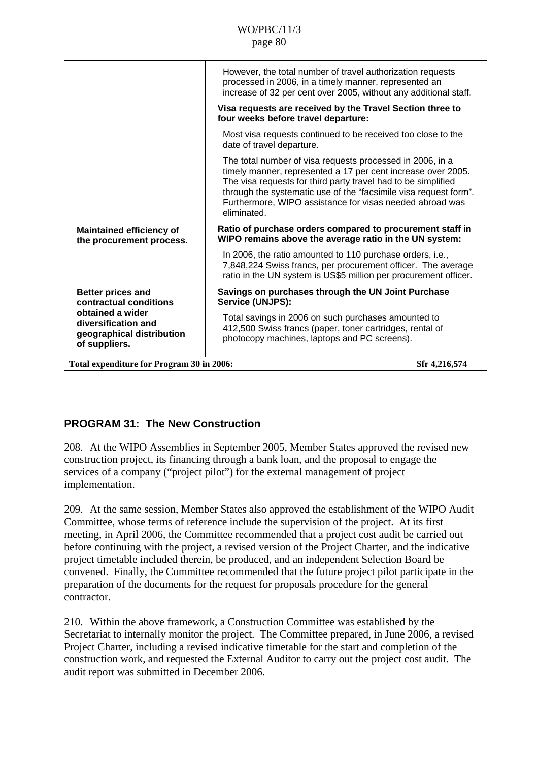| | |
|---|---|
| | However, the total number of travel authorization requests processed in 2006, in a timely manner, represented an increase of 32 per cent over 2005, without any additional staff. |
| | **Visa requests are received by the Travel Section three to four weeks before travel departure:** |
| | Most visa requests continued to be received too close to the date of travel departure. |
| | The total number of visa requests processed in 2006, in a timely manner, represented a 17 per cent increase over 2005. The visa requests for third party travel had to be simplified through the systematic use of the "facsimile visa request form". Furthermore, WIPO assistance for visas needed abroad was eliminated. |
| **Maintained efficiency of the procurement process.** | **Ratio of purchase orders compared to procurement staff in WIPO remains above the average ratio in the UN system:** |
| | In 2006, the ratio amounted to 110 purchase orders, i.e., 7,848,224 Swiss francs, per procurement officer. The average ratio in the UN system is US$5 million per procurement officer. |
| **Better prices and contractual conditions obtained a wider diversification and geographical distribution of suppliers.** | **Savings on purchases through the UN Joint Purchase Service (UNJPS):** |
| | Total savings in 2006 on such purchases amounted to 412,500 Swiss francs (paper, toner cartridges, rental of photocopy machines, laptops and PC screens). |
| **Total expenditure for Program 30 in 2006:** | **Sfr 4,216,574** |

## PROGRAM 31: The New Construction

208. At the WIPO Assemblies in September 2005, Member States approved the revised new construction project, its financing through a bank loan, and the proposal to engage the services of a company ("project pilot") for the external management of project implementation.

209. At the same session, Member States also approved the establishment of the WIPO Audit Committee, whose terms of reference include the supervision of the project. At its first meeting, in April 2006, the Committee recommended that a project cost audit be carried out before continuing with the project, a revised version of the Project Charter, and the indicative project timetable included therein, be produced, and an independent Selection Board be convened. Finally, the Committee recommended that the future project pilot participate in the preparation of the documents for the request for proposals procedure for the general contractor.

210. Within the above framework, a Construction Committee was established by the Secretariat to internally monitor the project. The Committee prepared, in June 2006, a revised Project Charter, including a revised indicative timetable for the start and completion of the construction work, and requested the External Auditor to carry out the project cost audit. The audit report was submitted in December 2006.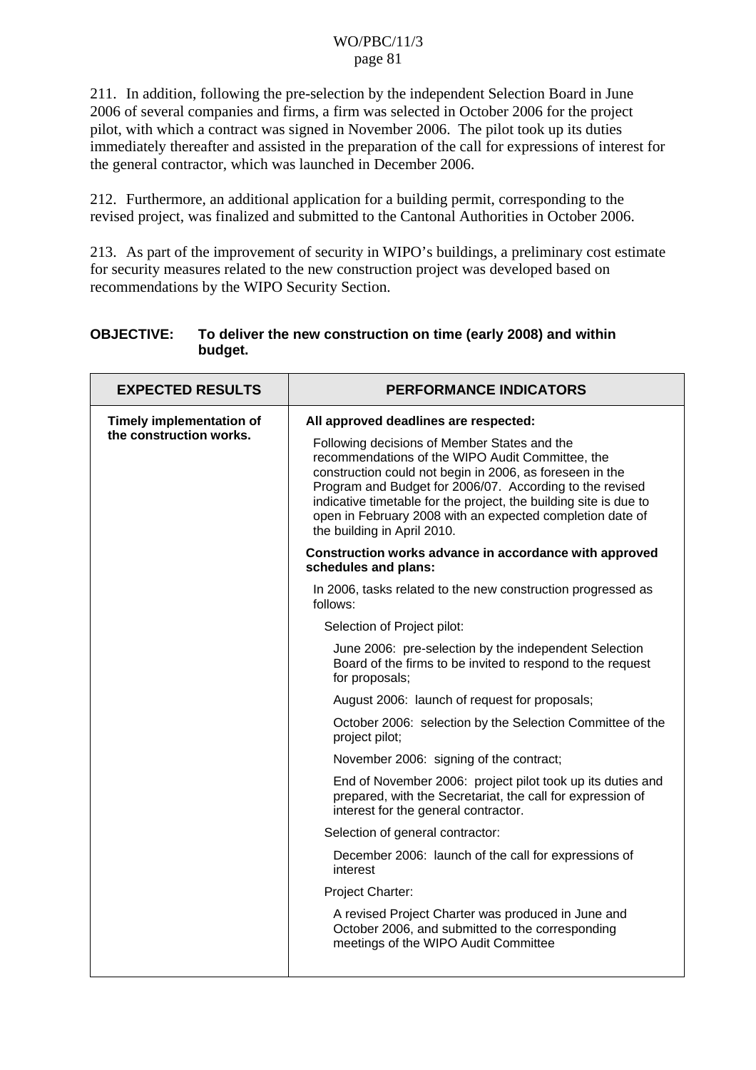211. In addition, following the pre-selection by the independent Selection Board in June 2006 of several companies and firms, a firm was selected in October 2006 for the project pilot, with which a contract was signed in November 2006. The pilot took up its duties immediately thereafter and assisted in the preparation of the call for expressions of interest for the general contractor, which was launched in December 2006.

212. Furthermore, an additional application for a building permit, corresponding to the revised project, was finalized and submitted to the Cantonal Authorities in October 2006.

213. As part of the improvement of security in WIPO's buildings, a preliminary cost estimate for security measures related to the new construction project was developed based on recommendations by the WIPO Security Section.

**OBJECTIVE: To deliver the new construction on time (early 2008) and within budget.**

| EXPECTED RESULTS | PERFORMANCE INDICATORS |
|---|---|
| **Timely implementation of the construction works.** | **All approved deadlines are respected:**<br><br>Following decisions of Member States and the recommendations of the WIPO Audit Committee, the construction could not begin in 2006, as foreseen in the Program and Budget for 2006/07. According to the revised indicative timetable for the project, the building site is due to open in February 2008 with an expected completion date of the building in April 2010.<br><br>**Construction works advance in accordance with approved schedules and plans:**<br><br>In 2006, tasks related to the new construction progressed as follows:<br><br>Selection of Project pilot:<br><br>June 2006: pre-selection by the independent Selection Board of the firms to be invited to respond to the request for proposals;<br><br>August 2006: launch of request for proposals;<br><br>October 2006: selection by the Selection Committee of the project pilot;<br><br>November 2006: signing of the contract;<br><br>End of November 2006: project pilot took up its duties and prepared, with the Secretariat, the call for expression of interest for the general contractor.<br><br>Selection of general contractor:<br><br>December 2006: launch of the call for expressions of interest<br><br>Project Charter:<br><br>A revised Project Charter was produced in June and October 2006, and submitted to the corresponding meetings of the WIPO Audit Committee |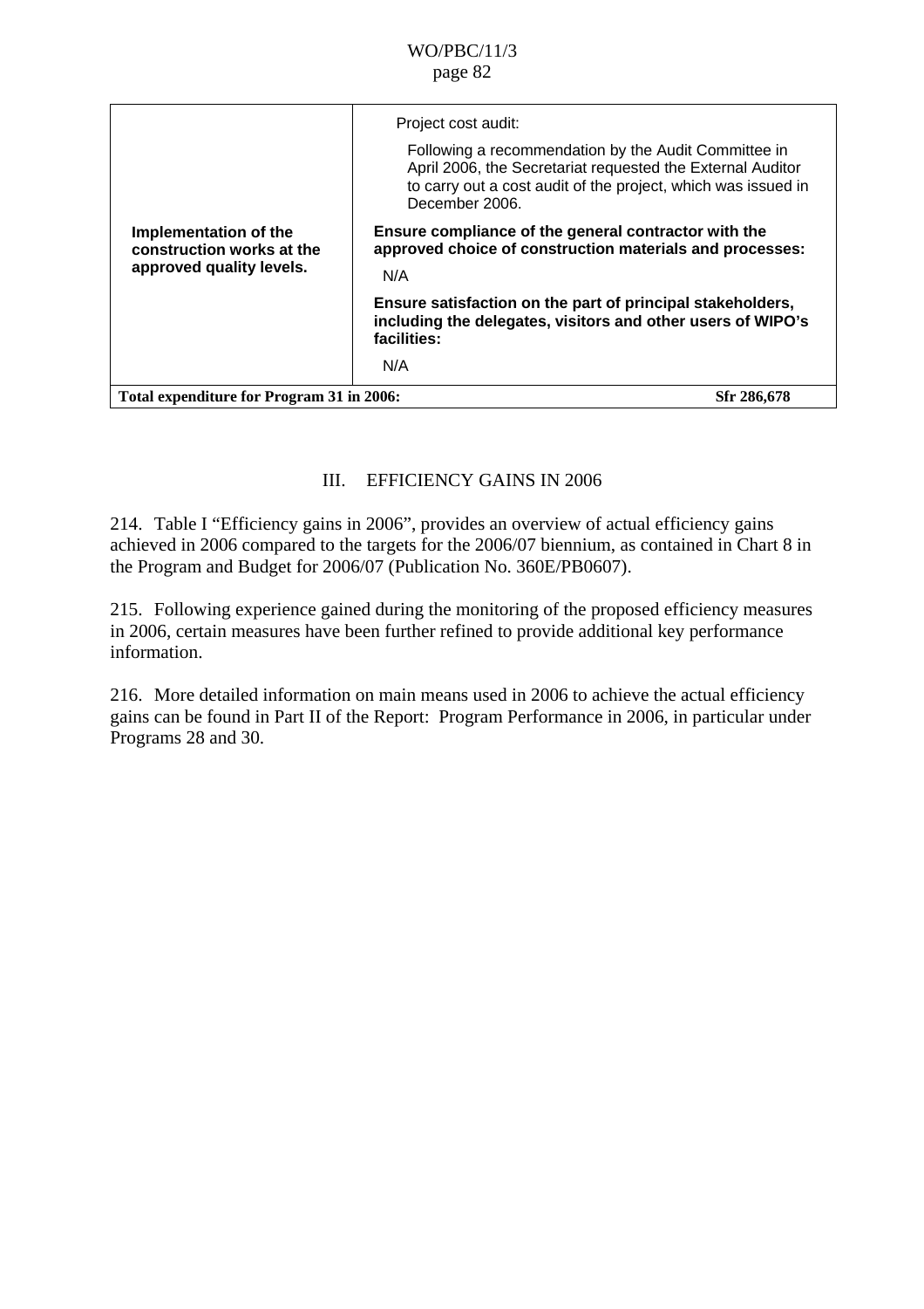| | |
|---|---|
| | Project cost audit:<br><br>Following a recommendation by the Audit Committee in April 2006, the Secretariat requested the External Auditor to carry out a cost audit of the project, which was issued in December 2006. |
| **Implementation of the construction works at the approved quality levels.** | **Ensure compliance of the general contractor with the approved choice of construction materials and processes:**<br><br>N/A<br><br>**Ensure satisfaction on the part of principal stakeholders, including the delegates, visitors and other users of WIPO's facilities:**<br><br>N/A |
| **Total expenditure for Program 31 in 2006:** | **Sfr 286,678** |

## III. EFFICIENCY GAINS IN 2006

214. Table I "Efficiency gains in 2006", provides an overview of actual efficiency gains achieved in 2006 compared to the targets for the 2006/07 biennium, as contained in Chart 8 in the Program and Budget for 2006/07 (Publication No. 360E/PB0607).

215. Following experience gained during the monitoring of the proposed efficiency measures in 2006, certain measures have been further refined to provide additional key performance information.

216. More detailed information on main means used in 2006 to achieve the actual efficiency gains can be found in Part II of the Report: Program Performance in 2006, in particular under Programs 28 and 30.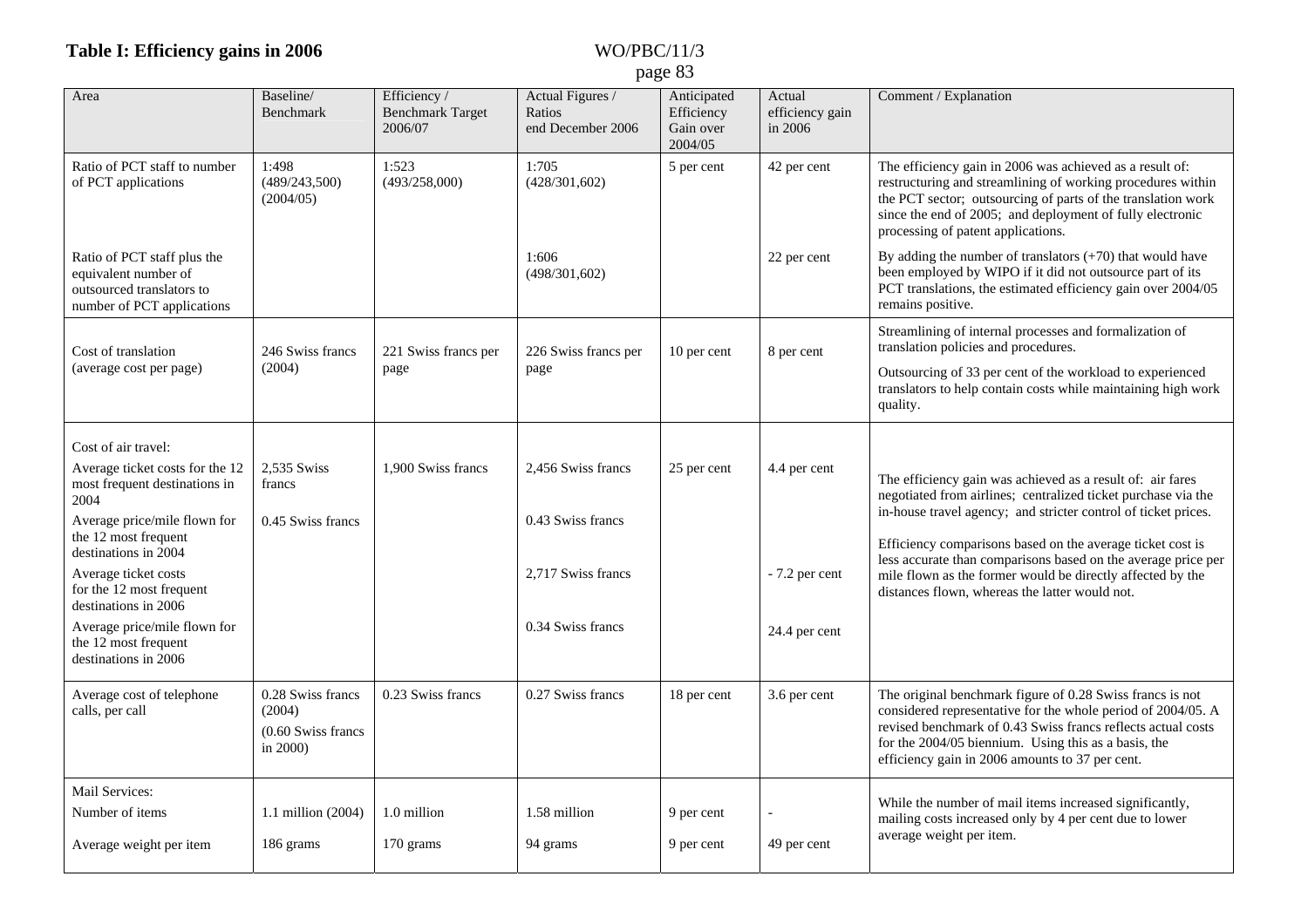**Table I: Efficiency gains in 2006**

| Area | Baseline/ Benchmark | Efficiency / Benchmark Target 2006/07 | Actual Figures / Ratios end December 2006 | Anticipated Efficiency Gain over 2004/05 | Actual efficiency gain in 2006 | Comment / Explanation |
|---|---|---|---|---|---|---|
| Ratio of PCT staff to number of PCT applications | 1:498 (489/243,500) (2004/05) | 1:523 (493/258,000) | 1:705 (428/301,602) | 5 per cent | 42 per cent | The efficiency gain in 2006 was achieved as a result of: restructuring and streamlining of working procedures within the PCT sector; outsourcing of parts of the translation work since the end of 2005; and deployment of fully electronic processing of patent applications. |
| Ratio of PCT staff plus the equivalent number of outsourced translators to number of PCT applications | | | 1:606 (498/301,602) | | 22 per cent | By adding the number of translators (+70) that would have been employed by WIPO if it did not outsource part of its PCT translations, the estimated efficiency gain over 2004/05 remains positive. |
| Cost of translation (average cost per page) | 246 Swiss francs (2004) | 221 Swiss francs per page | 226 Swiss francs per page | 10 per cent | 8 per cent | Streamlining of internal processes and formalization of translation policies and procedures. Outsourcing of 33 per cent of the workload to experienced translators to help contain costs while maintaining high work quality. |
| Cost of air travel: | | | | | | |
| Average ticket costs for the 12 most frequent destinations in 2004 | 2,535 Swiss francs | 1,900 Swiss francs | 2,456 Swiss francs | 25 per cent | 4.4 per cent | The efficiency gain was achieved as a result of: air fares negotiated from airlines; centralized ticket purchase via the in-house travel agency; and stricter control of ticket prices. |
| Average price/mile flown for the 12 most frequent destinations in 2004 | 0.45 Swiss francs | | 0.43 Swiss francs | | | Efficiency comparisons based on the average ticket cost is less accurate than comparisons based on the average price per mile flown as the former would be directly affected by the distances flown, whereas the latter would not. |
| Average ticket costs for the 12 most frequent destinations in 2006 | | | 2,717 Swiss francs | | - 7.2 per cent | |
| Average price/mile flown for the 12 most frequent destinations in 2006 | | | 0.34 Swiss francs | | 24.4 per cent | |
| Average cost of telephone calls, per call | 0.28 Swiss francs (2004) (0.60 Swiss francs in 2000) | 0.23 Swiss francs | 0.27 Swiss francs | 18 per cent | 3.6 per cent | The original benchmark figure of 0.28 Swiss francs is not considered representative for the whole period of 2004/05. A revised benchmark of 0.43 Swiss francs reflects actual costs for the 2004/05 biennium. Using this as a basis, the efficiency gain in 2006 amounts to 37 per cent. |
| Mail Services: | | | | | | |
| Number of items | 1.1 million (2004) | 1.0 million | 1.58 million | 9 per cent | - | While the number of mail items increased significantly, mailing costs increased only by 4 per cent due to lower average weight per item. |
| Average weight per item | 186 grams | 170 grams | 94 grams | 9 per cent | 49 per cent | |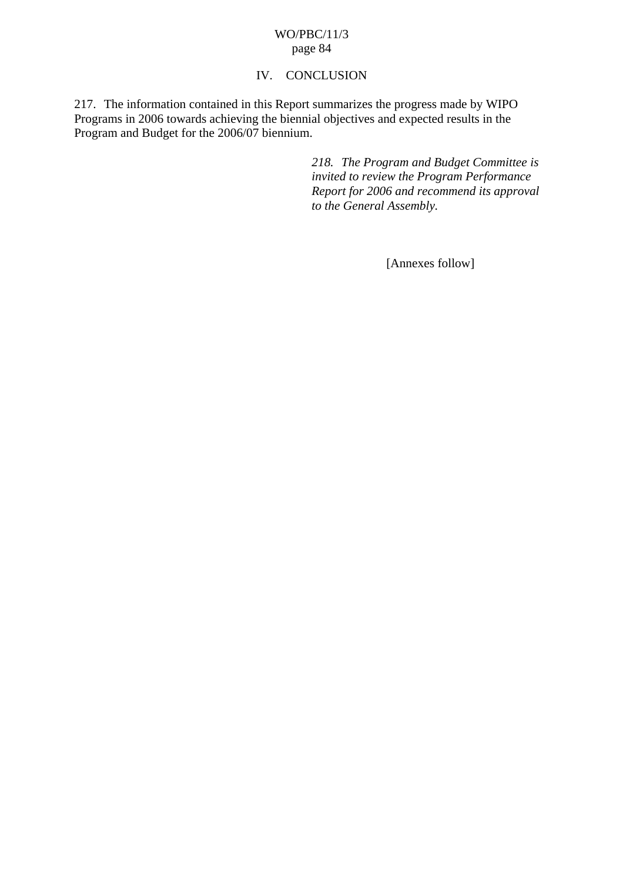## IV. CONCLUSION

217. The information contained in this Report summarizes the progress made by WIPO Programs in 2006 towards achieving the biennial objectives and expected results in the Program and Budget for the 2006/07 biennium.

*218. The Program and Budget Committee is invited to review the Program Performance Report for 2006 and recommend its approval to the General Assembly.*

[Annexes follow]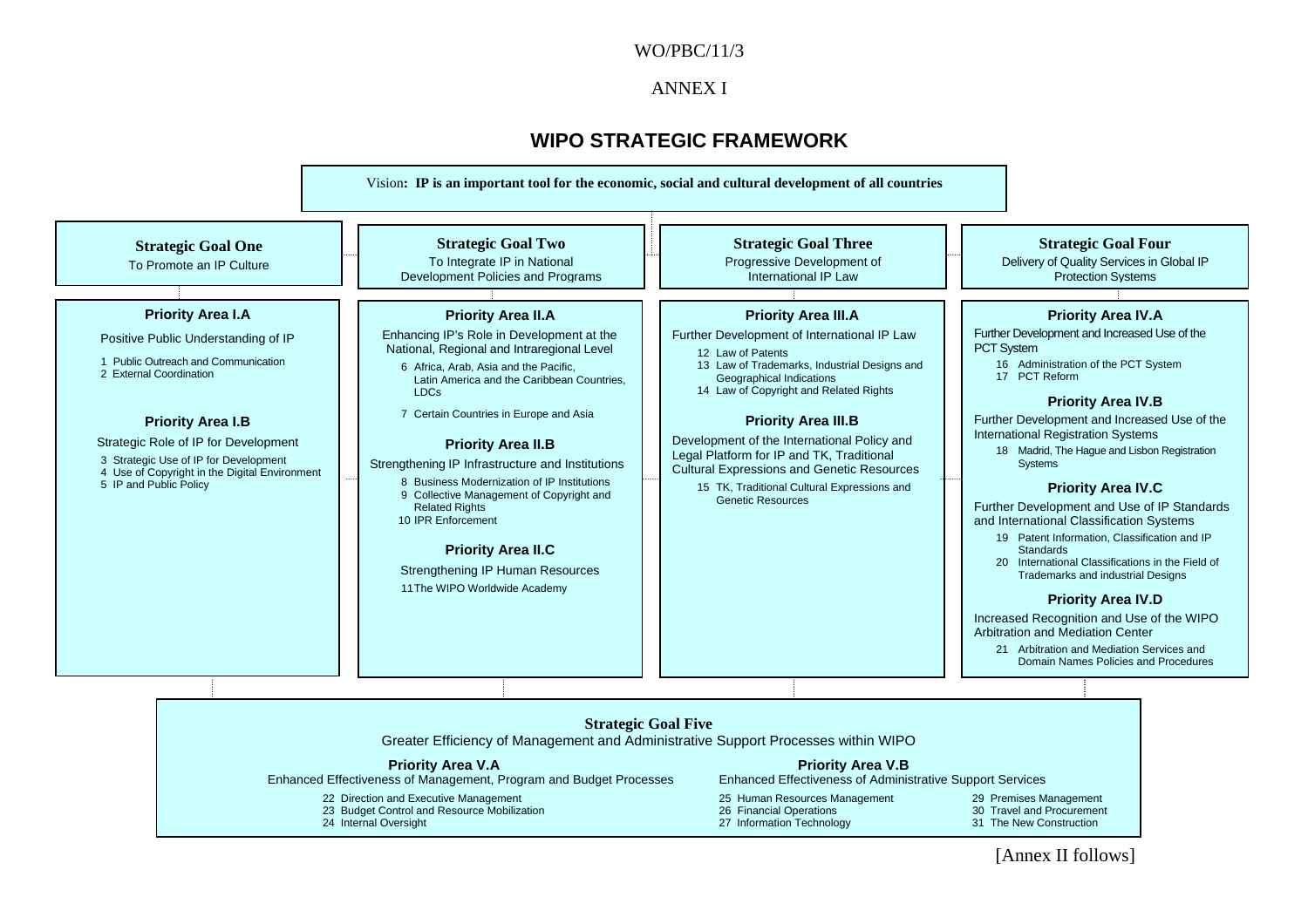WO/PBC/11/3

ANNEX I

# WIPO STRATEGIC FRAMEWORK

Vision**: IP is an important tool for the economic, social and cultural development of all countries**

## Strategic Goal One
To Promote an IP Culture

### Priority Area I.A
Positive Public Understanding of IP

1 Public Outreach and Communication
2 External Coordination

### Priority Area I.B
Strategic Role of IP for Development

3 Strategic Use of IP for Development
4 Use of Copyright in the Digital Environment
5 IP and Public Policy

## Strategic Goal Two
To Integrate IP in National Development Policies and Programs

### Priority Area II.A
Enhancing IP's Role in Development at the National, Regional and Intraregional Level

6 Africa, Arab, Asia and the Pacific, Latin America and the Caribbean Countries, LDCs
7 Certain Countries in Europe and Asia

### Priority Area II.B
Strengthening IP Infrastructure and Institutions

8 Business Modernization of IP Institutions
9 Collective Management of Copyright and Related Rights
10 IPR Enforcement

### Priority Area II.C
Strengthening IP Human Resources

11 The WIPO Worldwide Academy

## Strategic Goal Three
Progressive Development of International IP Law

### Priority Area III.A
Further Development of International IP Law

12 Law of Patents
13 Law of Trademarks, Industrial Designs and Geographical Indications
14 Law of Copyright and Related Rights

### Priority Area III.B
Development of the International Policy and Legal Platform for IP and TK, Traditional Cultural Expressions and Genetic Resources

15 TK, Traditional Cultural Expressions and Genetic Resources

## Strategic Goal Four
Delivery of Quality Services in Global IP Protection Systems

### Priority Area IV.A
Further Development and Increased Use of the PCT System

16 Administration of the PCT System
17 PCT Reform

### Priority Area IV.B
Further Development and Increased Use of the International Registration Systems

18 Madrid, The Hague and Lisbon Registration Systems

### Priority Area IV.C
Further Development and Use of IP Standards and International Classification Systems

19 Patent Information, Classification and IP Standards
20 International Classifications in the Field of Trademarks and industrial Designs

### Priority Area IV.D
Increased Recognition and Use of the WIPO Arbitration and Mediation Center

21 Arbitration and Mediation Services and Domain Names Policies and Procedures

## Strategic Goal Five
Greater Efficiency of Management and Administrative Support Processes within WIPO

### Priority Area V.A
Enhanced Effectiveness of Management, Program and Budget Processes

22 Direction and Executive Management
23 Budget Control and Resource Mobilization
24 Internal Oversight

### Priority Area V.B
Enhanced Effectiveness of Administrative Support Services

25 Human Resources Management
26 Financial Operations
27 Information Technology
29 Premises Management
30 Travel and Procurement
31 The New Construction

[Annex II follows]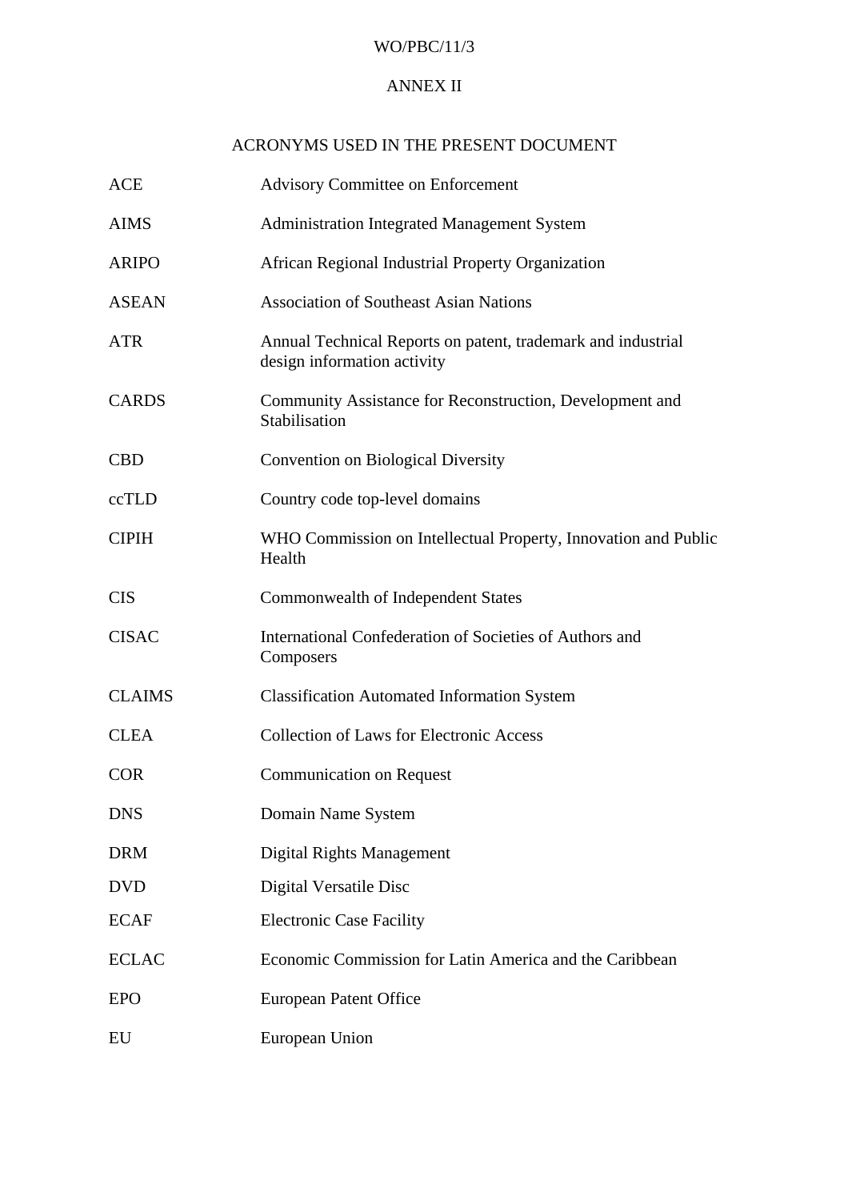ANNEX II

## ACRONYMS USED IN THE PRESENT DOCUMENT

| | |
|---|---|
| ACE | Advisory Committee on Enforcement |
| AIMS | Administration Integrated Management System |
| ARIPO | African Regional Industrial Property Organization |
| ASEAN | Association of Southeast Asian Nations |
| ATR | Annual Technical Reports on patent, trademark and industrial design information activity |
| CARDS | Community Assistance for Reconstruction, Development and Stabilisation |
| CBD | Convention on Biological Diversity |
| ccTLD | Country code top-level domains |
| CIPIH | WHO Commission on Intellectual Property, Innovation and Public Health |
| CIS | Commonwealth of Independent States |
| CISAC | International Confederation of Societies of Authors and Composers |
| CLAIMS | Classification Automated Information System |
| CLEA | Collection of Laws for Electronic Access |
| COR | Communication on Request |
| DNS | Domain Name System |
| DRM | Digital Rights Management |
| DVD | Digital Versatile Disc |
| ECAF | Electronic Case Facility |
| ECLAC | Economic Commission for Latin America and the Caribbean |
| EPO | European Patent Office |
| EU | European Union |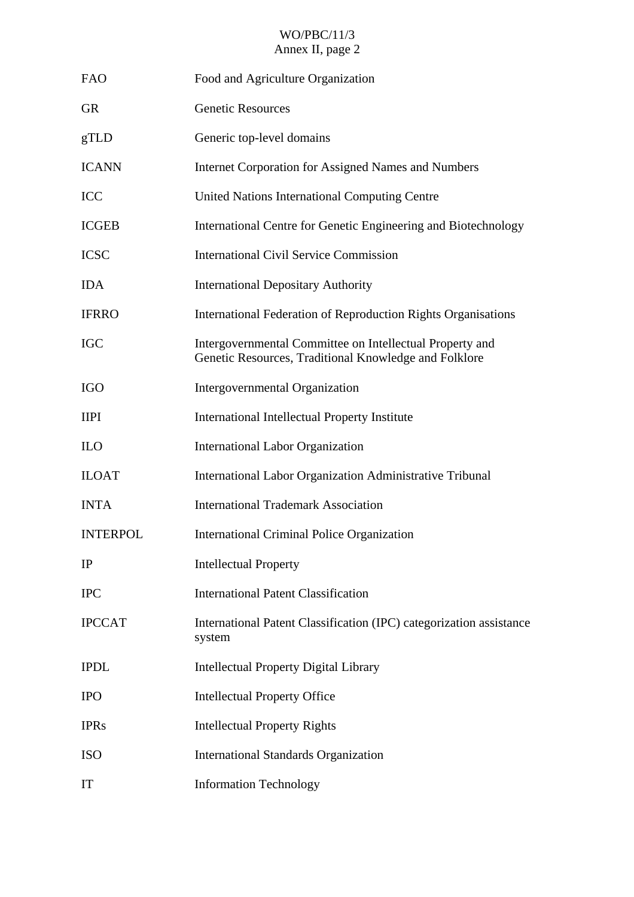| | |
|---|---|
| FAO | Food and Agriculture Organization |
| GR | Genetic Resources |
| gTLD | Generic top-level domains |
| ICANN | Internet Corporation for Assigned Names and Numbers |
| ICC | United Nations International Computing Centre |
| ICGEB | International Centre for Genetic Engineering and Biotechnology |
| ICSC | International Civil Service Commission |
| IDA | International Depositary Authority |
| IFRRO | International Federation of Reproduction Rights Organisations |
| IGC | Intergovernmental Committee on Intellectual Property and Genetic Resources, Traditional Knowledge and Folklore |
| IGO | Intergovernmental Organization |
| IIPI | International Intellectual Property Institute |
| ILO | International Labor Organization |
| ILOAT | International Labor Organization Administrative Tribunal |
| INTA | International Trademark Association |
| INTERPOL | International Criminal Police Organization |
| IP | Intellectual Property |
| IPC | International Patent Classification |
| IPCCAT | International Patent Classification (IPC) categorization assistance system |
| IPDL | Intellectual Property Digital Library |
| IPO | Intellectual Property Office |
| IPRs | Intellectual Property Rights |
| ISO | International Standards Organization |
| IT | Information Technology |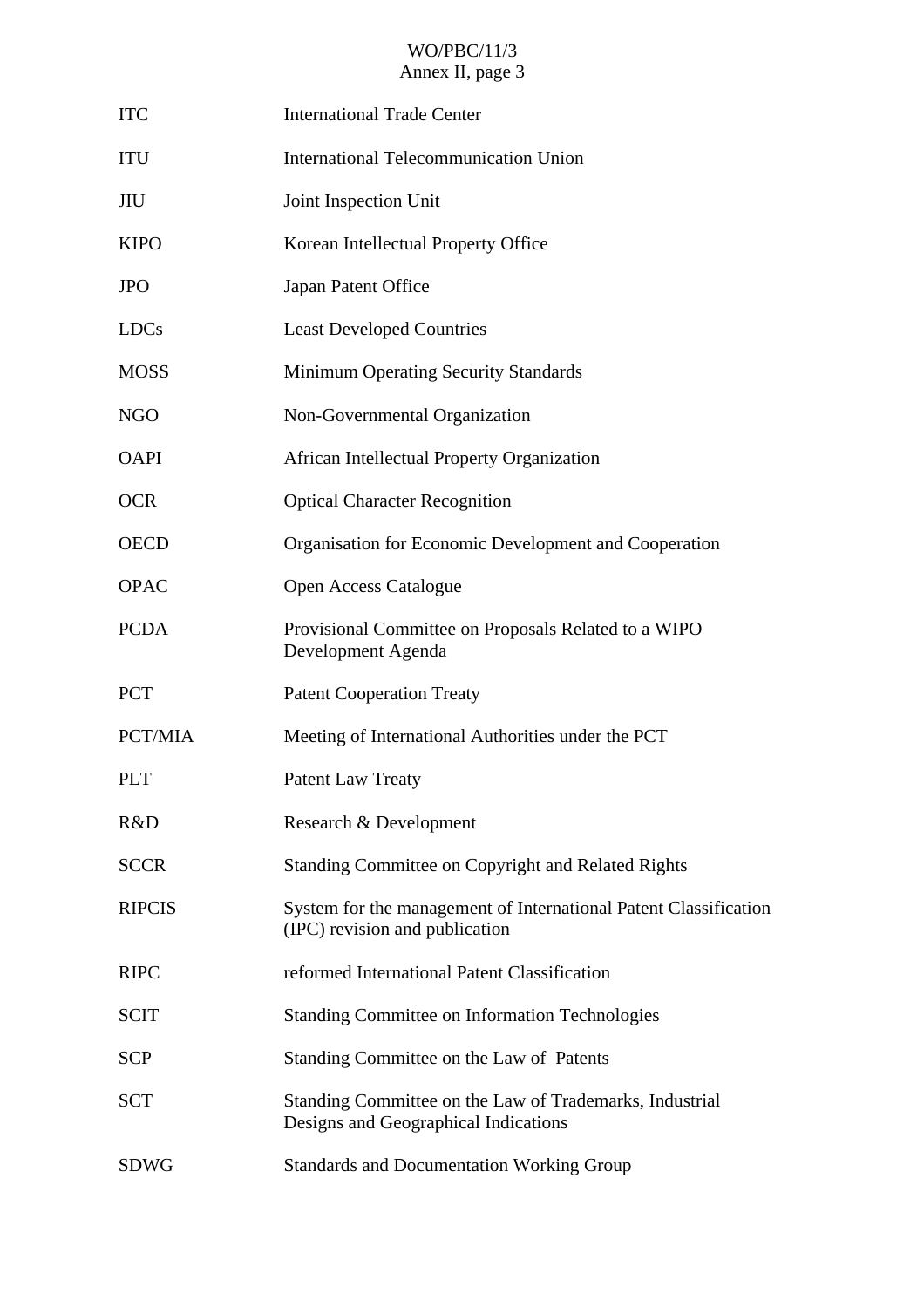| | |
|---|---|
| ITC | International Trade Center |
| ITU | International Telecommunication Union |
| JIU | Joint Inspection Unit |
| KIPO | Korean Intellectual Property Office |
| JPO | Japan Patent Office |
| LDCs | Least Developed Countries |
| MOSS | Minimum Operating Security Standards |
| NGO | Non-Governmental Organization |
| OAPI | African Intellectual Property Organization |
| OCR | Optical Character Recognition |
| OECD | Organisation for Economic Development and Cooperation |
| OPAC | Open Access Catalogue |
| PCDA | Provisional Committee on Proposals Related to a WIPO Development Agenda |
| PCT | Patent Cooperation Treaty |
| PCT/MIA | Meeting of International Authorities under the PCT |
| PLT | Patent Law Treaty |
| R&D | Research & Development |
| SCCR | Standing Committee on Copyright and Related Rights |
| RIPCIS | System for the management of International Patent Classification (IPC) revision and publication |
| RIPC | reformed International Patent Classification |
| SCIT | Standing Committee on Information Technologies |
| SCP | Standing Committee on the Law of Patents |
| SCT | Standing Committee on the Law of Trademarks, Industrial Designs and Geographical Indications |
| SDWG | Standards and Documentation Working Group |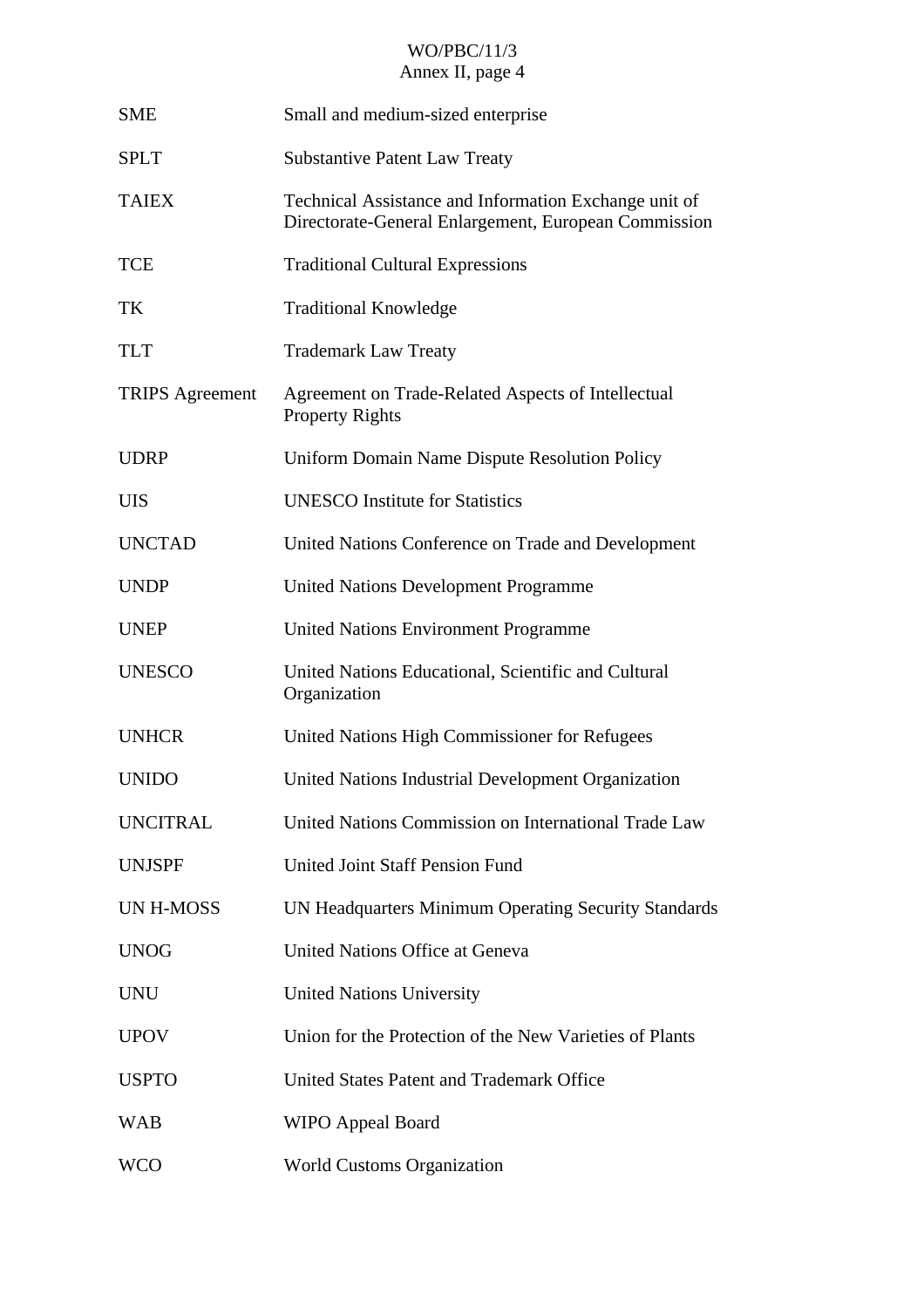| | |
|---|---|
| SME | Small and medium-sized enterprise |
| SPLT | Substantive Patent Law Treaty |
| TAIEX | Technical Assistance and Information Exchange unit of Directorate-General Enlargement, European Commission |
| TCE | Traditional Cultural Expressions |
| TK | Traditional Knowledge |
| TLT | Trademark Law Treaty |
| TRIPS Agreement | Agreement on Trade-Related Aspects of Intellectual Property Rights |
| UDRP | Uniform Domain Name Dispute Resolution Policy |
| UIS | UNESCO Institute for Statistics |
| UNCTAD | United Nations Conference on Trade and Development |
| UNDP | United Nations Development Programme |
| UNEP | United Nations Environment Programme |
| UNESCO | United Nations Educational, Scientific and Cultural Organization |
| UNHCR | United Nations High Commissioner for Refugees |
| UNIDO | United Nations Industrial Development Organization |
| UNCITRAL | United Nations Commission on International Trade Law |
| UNJSPF | United Joint Staff Pension Fund |
| UN H-MOSS | UN Headquarters Minimum Operating Security Standards |
| UNOG | United Nations Office at Geneva |
| UNU | United Nations University |
| UPOV | Union for the Protection of the New Varieties of Plants |
| USPTO | United States Patent and Trademark Office |
| WAB | WIPO Appeal Board |
| WCO | World Customs Organization |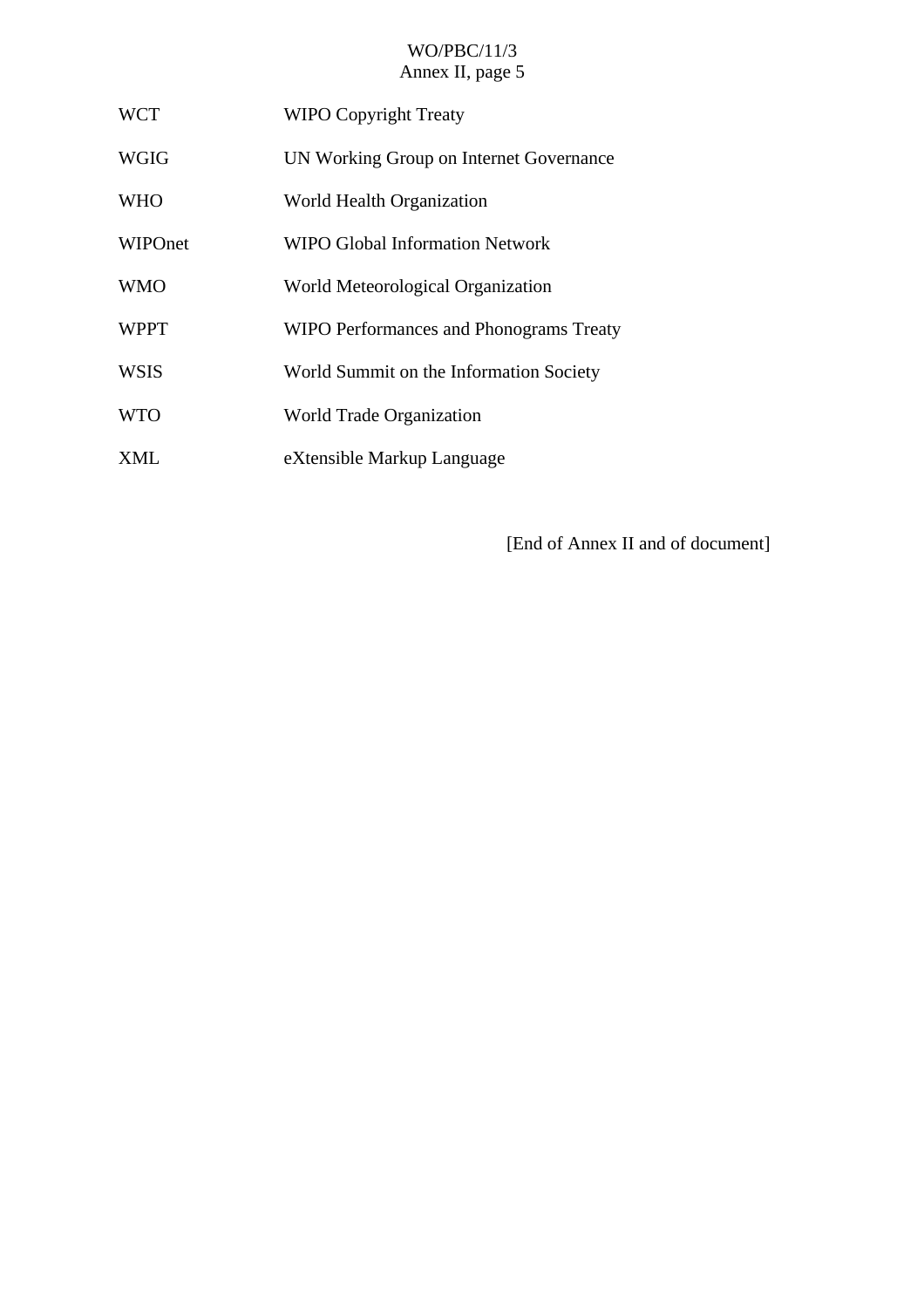| | |
|---|---|
| WCT | WIPO Copyright Treaty |
| WGIG | UN Working Group on Internet Governance |
| WHO | World Health Organization |
| WIPOnet | WIPO Global Information Network |
| WMO | World Meteorological Organization |
| WPPT | WIPO Performances and Phonograms Treaty |
| WSIS | World Summit on the Information Society |
| WTO | World Trade Organization |
| XML | eXtensible Markup Language |

[End of Annex II and of document]